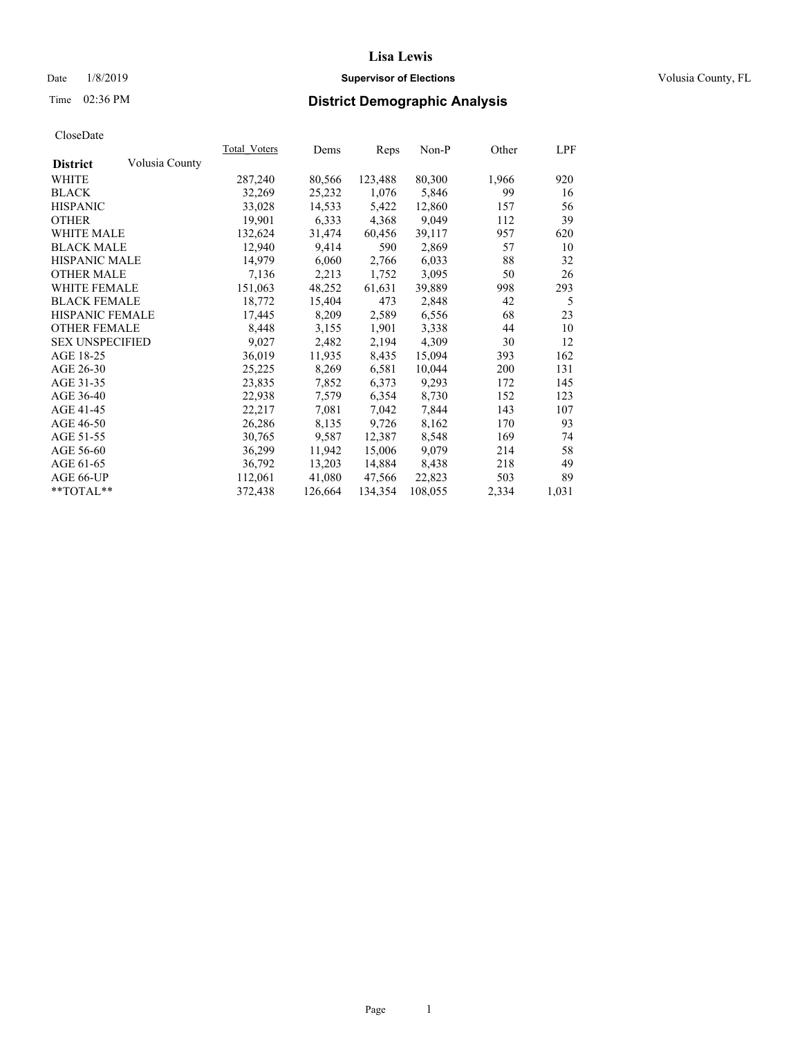# Lisa Lewis

Date 1/8/2019 **Supervisor of Elections** Volusia County, FL

Time 02:36 PM **District Demographic Analysis**

CloseDate

| District | Volusia County | Total_Voters | Dems | Reps | Non-P | Other | LPF |
|---|---|---|---|---|---|---|---|
| WHITE | | 287,240 | 80,566 | 123,488 | 80,300 | 1,966 | 920 |
| BLACK | | 32,269 | 25,232 | 1,076 | 5,846 | 99 | 16 |
| HISPANIC | | 33,028 | 14,533 | 5,422 | 12,860 | 157 | 56 |
| OTHER | | 19,901 | 6,333 | 4,368 | 9,049 | 112 | 39 |
| WHITE MALE | | 132,624 | 31,474 | 60,456 | 39,117 | 957 | 620 |
| BLACK MALE | | 12,940 | 9,414 | 590 | 2,869 | 57 | 10 |
| HISPANIC MALE | | 14,979 | 6,060 | 2,766 | 6,033 | 88 | 32 |
| OTHER MALE | | 7,136 | 2,213 | 1,752 | 3,095 | 50 | 26 |
| WHITE FEMALE | | 151,063 | 48,252 | 61,631 | 39,889 | 998 | 293 |
| BLACK FEMALE | | 18,772 | 15,404 | 473 | 2,848 | 42 | 5 |
| HISPANIC FEMALE | | 17,445 | 8,209 | 2,589 | 6,556 | 68 | 23 |
| OTHER FEMALE | | 8,448 | 3,155 | 1,901 | 3,338 | 44 | 10 |
| SEX UNSPECIFIED | | 9,027 | 2,482 | 2,194 | 4,309 | 30 | 12 |
| AGE 18-25 | | 36,019 | 11,935 | 8,435 | 15,094 | 393 | 162 |
| AGE 26-30 | | 25,225 | 8,269 | 6,581 | 10,044 | 200 | 131 |
| AGE 31-35 | | 23,835 | 7,852 | 6,373 | 9,293 | 172 | 145 |
| AGE 36-40 | | 22,938 | 7,579 | 6,354 | 8,730 | 152 | 123 |
| AGE 41-45 | | 22,217 | 7,081 | 7,042 | 7,844 | 143 | 107 |
| AGE 46-50 | | 26,286 | 8,135 | 9,726 | 8,162 | 170 | 93 |
| AGE 51-55 | | 30,765 | 9,587 | 12,387 | 8,548 | 169 | 74 |
| AGE 56-60 | | 36,299 | 11,942 | 15,006 | 9,079 | 214 | 58 |
| AGE 61-65 | | 36,792 | 13,203 | 14,884 | 8,438 | 218 | 49 |
| AGE 66-UP | | 112,061 | 41,080 | 47,566 | 22,823 | 503 | 89 |
| **TOTAL** | | 372,438 | 126,664 | 134,354 | 108,055 | 2,334 | 1,031 |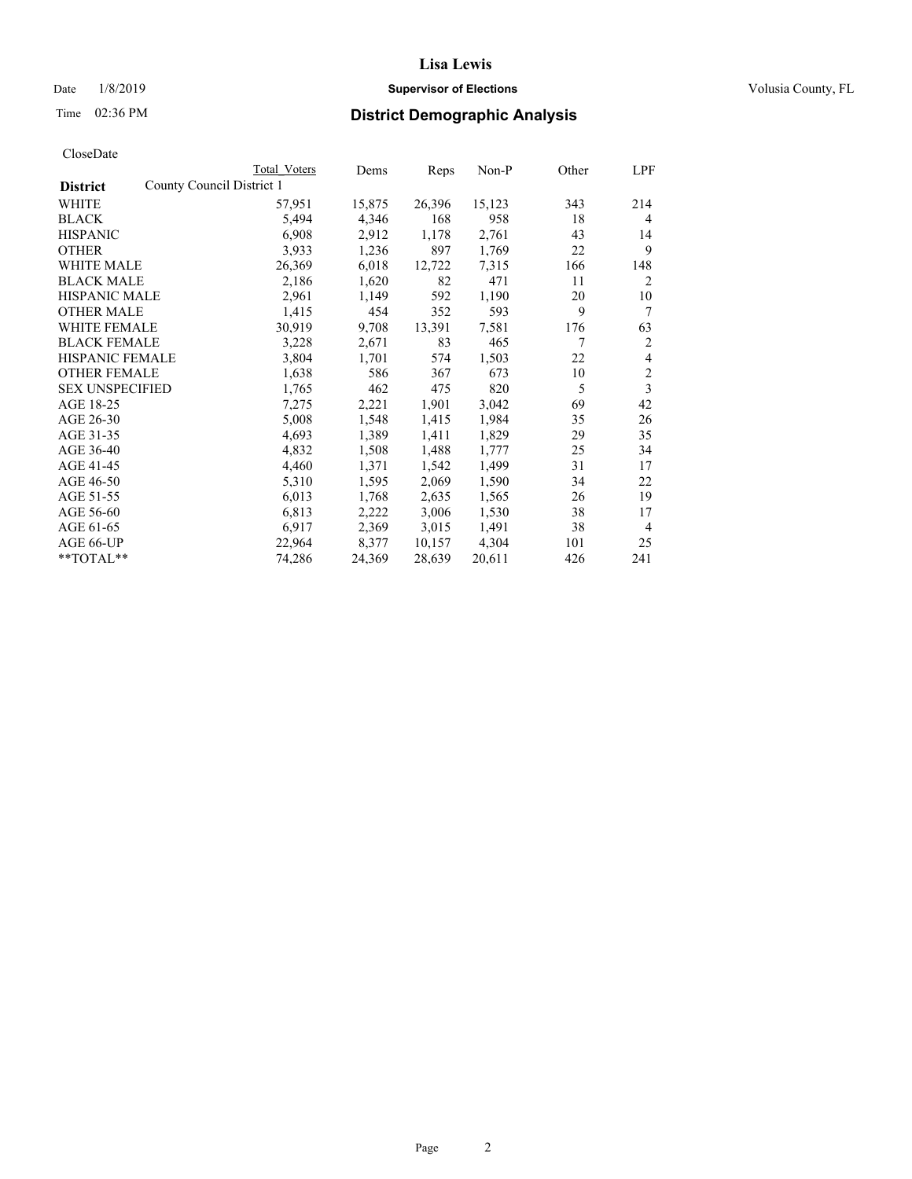Lisa Lewis

Date 1/8/2019 **Supervisor of Elections** Volusia County, FL

Time 02:36 PM **District Demographic Analysis**

CloseDate

| District | Total Voters | Dems | Reps | Non-P | Other | LPF |
|---|---|---|---|---|---|---|
| County Council District 1 | | | | | | |
| WHITE | 57,951 | 15,875 | 26,396 | 15,123 | 343 | 214 |
| BLACK | 5,494 | 4,346 | 168 | 958 | 18 | 4 |
| HISPANIC | 6,908 | 2,912 | 1,178 | 2,761 | 43 | 14 |
| OTHER | 3,933 | 1,236 | 897 | 1,769 | 22 | 9 |
| WHITE MALE | 26,369 | 6,018 | 12,722 | 7,315 | 166 | 148 |
| BLACK MALE | 2,186 | 1,620 | 82 | 471 | 11 | 2 |
| HISPANIC MALE | 2,961 | 1,149 | 592 | 1,190 | 20 | 10 |
| OTHER MALE | 1,415 | 454 | 352 | 593 | 9 | 7 |
| WHITE FEMALE | 30,919 | 9,708 | 13,391 | 7,581 | 176 | 63 |
| BLACK FEMALE | 3,228 | 2,671 | 83 | 465 | 7 | 2 |
| HISPANIC FEMALE | 3,804 | 1,701 | 574 | 1,503 | 22 | 4 |
| OTHER FEMALE | 1,638 | 586 | 367 | 673 | 10 | 2 |
| SEX UNSPECIFIED | 1,765 | 462 | 475 | 820 | 5 | 3 |
| AGE 18-25 | 7,275 | 2,221 | 1,901 | 3,042 | 69 | 42 |
| AGE 26-30 | 5,008 | 1,548 | 1,415 | 1,984 | 35 | 26 |
| AGE 31-35 | 4,693 | 1,389 | 1,411 | 1,829 | 29 | 35 |
| AGE 36-40 | 4,832 | 1,508 | 1,488 | 1,777 | 25 | 34 |
| AGE 41-45 | 4,460 | 1,371 | 1,542 | 1,499 | 31 | 17 |
| AGE 46-50 | 5,310 | 1,595 | 2,069 | 1,590 | 34 | 22 |
| AGE 51-55 | 6,013 | 1,768 | 2,635 | 1,565 | 26 | 19 |
| AGE 56-60 | 6,813 | 2,222 | 3,006 | 1,530 | 38 | 17 |
| AGE 61-65 | 6,917 | 2,369 | 3,015 | 1,491 | 38 | 4 |
| AGE 66-UP | 22,964 | 8,377 | 10,157 | 4,304 | 101 | 25 |
| **TOTAL** | 74,286 | 24,369 | 28,639 | 20,611 | 426 | 241 |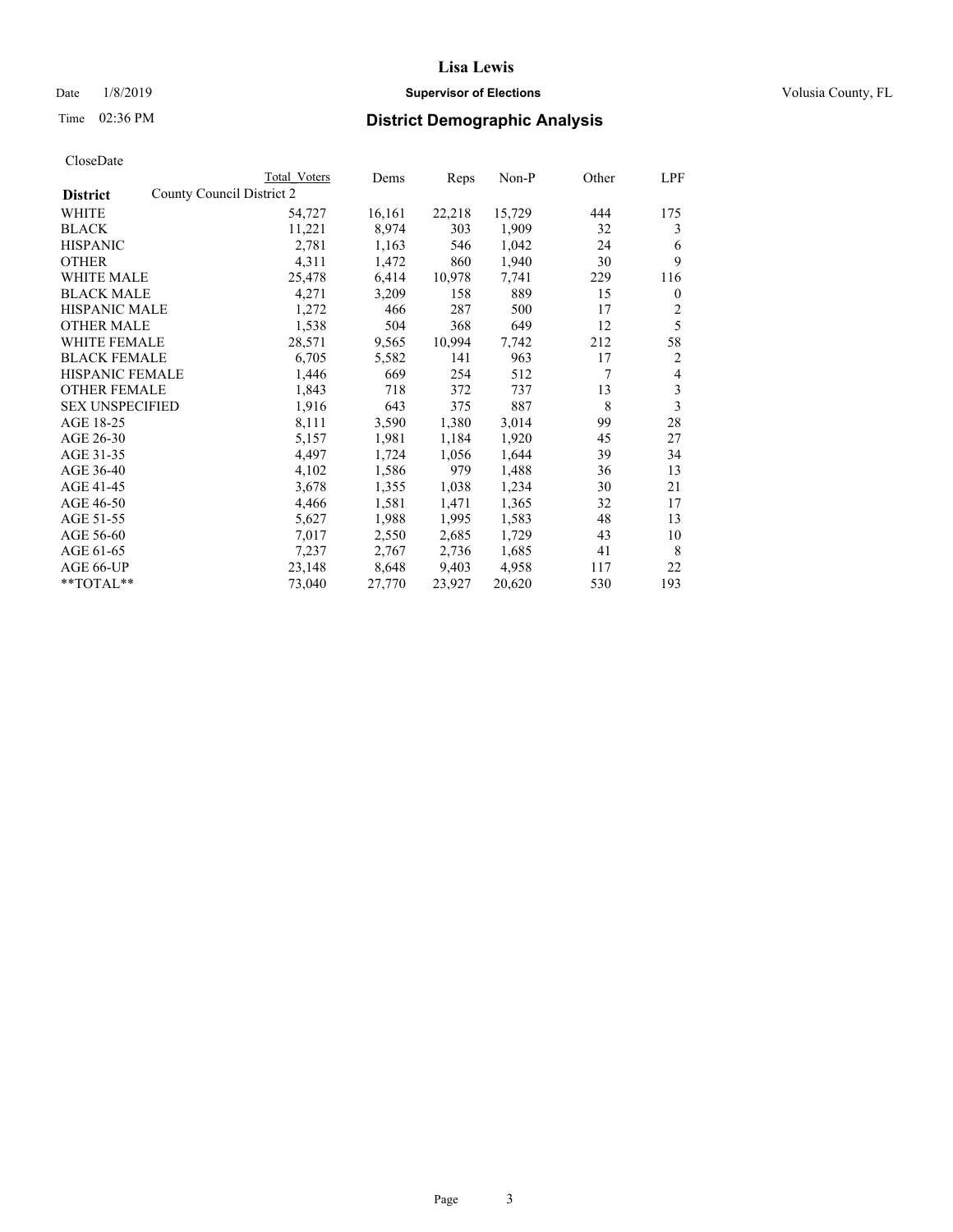# Lisa Lewis

Date 1/8/2019 **Supervisor of Elections** Volusia County, FL

Time 02:36 PM **District Demographic Analysis**

CloseDate

| | Total Voters | Dems | Reps | Non-P | Other | LPF |
|---|---|---|---|---|---|---|
| **District** County Council District 2 | | | | | | |
| WHITE | 54,727 | 16,161 | 22,218 | 15,729 | 444 | 175 |
| BLACK | 11,221 | 8,974 | 303 | 1,909 | 32 | 3 |
| HISPANIC | 2,781 | 1,163 | 546 | 1,042 | 24 | 6 |
| OTHER | 4,311 | 1,472 | 860 | 1,940 | 30 | 9 |
| WHITE MALE | 25,478 | 6,414 | 10,978 | 7,741 | 229 | 116 |
| BLACK MALE | 4,271 | 3,209 | 158 | 889 | 15 | 0 |
| HISPANIC MALE | 1,272 | 466 | 287 | 500 | 17 | 2 |
| OTHER MALE | 1,538 | 504 | 368 | 649 | 12 | 5 |
| WHITE FEMALE | 28,571 | 9,565 | 10,994 | 7,742 | 212 | 58 |
| BLACK FEMALE | 6,705 | 5,582 | 141 | 963 | 17 | 2 |
| HISPANIC FEMALE | 1,446 | 669 | 254 | 512 | 7 | 4 |
| OTHER FEMALE | 1,843 | 718 | 372 | 737 | 13 | 3 |
| SEX UNSPECIFIED | 1,916 | 643 | 375 | 887 | 8 | 3 |
| AGE 18-25 | 8,111 | 3,590 | 1,380 | 3,014 | 99 | 28 |
| AGE 26-30 | 5,157 | 1,981 | 1,184 | 1,920 | 45 | 27 |
| AGE 31-35 | 4,497 | 1,724 | 1,056 | 1,644 | 39 | 34 |
| AGE 36-40 | 4,102 | 1,586 | 979 | 1,488 | 36 | 13 |
| AGE 41-45 | 3,678 | 1,355 | 1,038 | 1,234 | 30 | 21 |
| AGE 46-50 | 4,466 | 1,581 | 1,471 | 1,365 | 32 | 17 |
| AGE 51-55 | 5,627 | 1,988 | 1,995 | 1,583 | 48 | 13 |
| AGE 56-60 | 7,017 | 2,550 | 2,685 | 1,729 | 43 | 10 |
| AGE 61-65 | 7,237 | 2,767 | 2,736 | 1,685 | 41 | 8 |
| AGE 66-UP | 23,148 | 8,648 | 9,403 | 4,958 | 117 | 22 |
| **TOTAL** | 73,040 | 27,770 | 23,927 | 20,620 | 530 | 193 |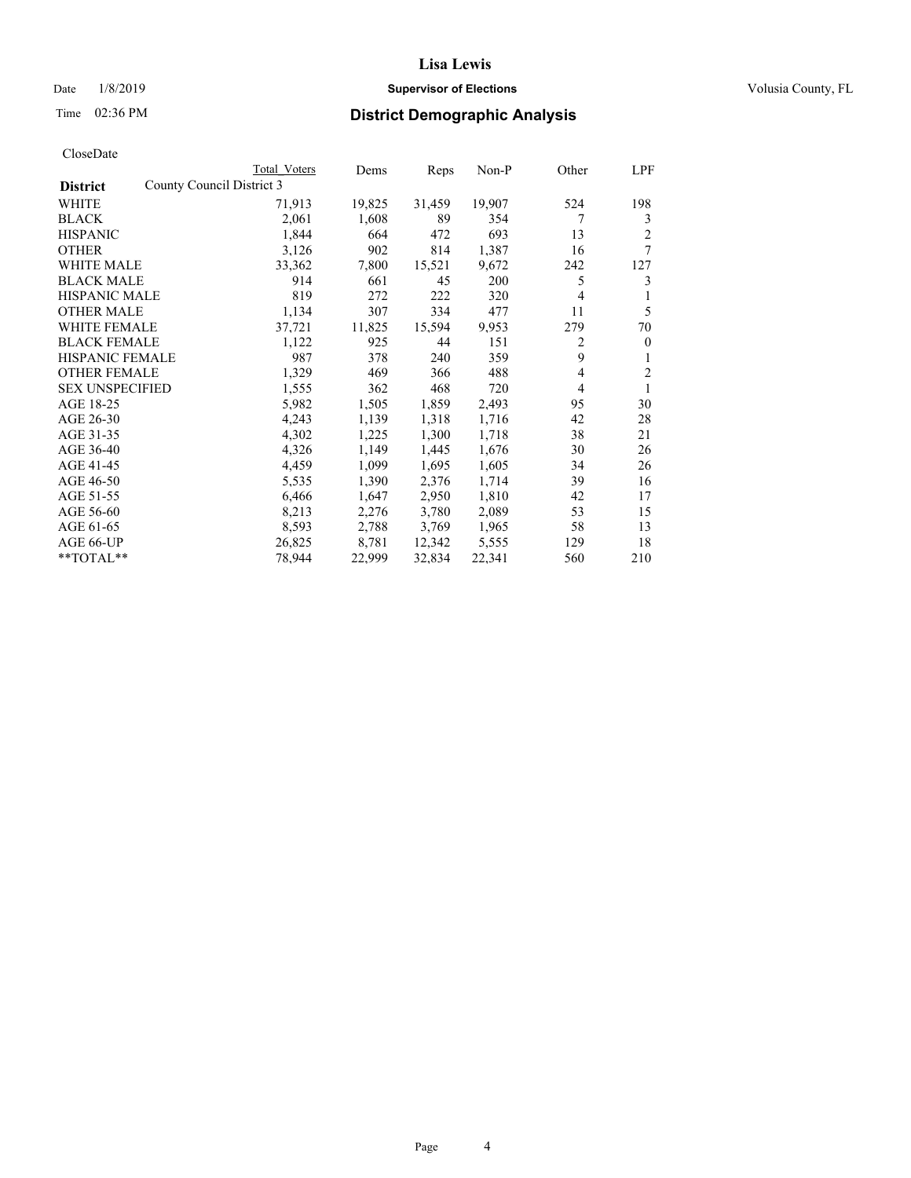# Lisa Lewis

Date 1/8/2019 **Supervisor of Elections** Volusia County, FL

Time 02:36 PM **District Demographic Analysis**

CloseDate

| District | Total Voters | Dems | Reps | Non-P | Other | LPF |
|---|---|---|---|---|---|---|
| County Council District 3 | | | | | | |
| WHITE | 71,913 | 19,825 | 31,459 | 19,907 | 524 | 198 |
| BLACK | 2,061 | 1,608 | 89 | 354 | 7 | 3 |
| HISPANIC | 1,844 | 664 | 472 | 693 | 13 | 2 |
| OTHER | 3,126 | 902 | 814 | 1,387 | 16 | 7 |
| WHITE MALE | 33,362 | 7,800 | 15,521 | 9,672 | 242 | 127 |
| BLACK MALE | 914 | 661 | 45 | 200 | 5 | 3 |
| HISPANIC MALE | 819 | 272 | 222 | 320 | 4 | 1 |
| OTHER MALE | 1,134 | 307 | 334 | 477 | 11 | 5 |
| WHITE FEMALE | 37,721 | 11,825 | 15,594 | 9,953 | 279 | 70 |
| BLACK FEMALE | 1,122 | 925 | 44 | 151 | 2 | 0 |
| HISPANIC FEMALE | 987 | 378 | 240 | 359 | 9 | 1 |
| OTHER FEMALE | 1,329 | 469 | 366 | 488 | 4 | 2 |
| SEX UNSPECIFIED | 1,555 | 362 | 468 | 720 | 4 | 1 |
| AGE 18-25 | 5,982 | 1,505 | 1,859 | 2,493 | 95 | 30 |
| AGE 26-30 | 4,243 | 1,139 | 1,318 | 1,716 | 42 | 28 |
| AGE 31-35 | 4,302 | 1,225 | 1,300 | 1,718 | 38 | 21 |
| AGE 36-40 | 4,326 | 1,149 | 1,445 | 1,676 | 30 | 26 |
| AGE 41-45 | 4,459 | 1,099 | 1,695 | 1,605 | 34 | 26 |
| AGE 46-50 | 5,535 | 1,390 | 2,376 | 1,714 | 39 | 16 |
| AGE 51-55 | 6,466 | 1,647 | 2,950 | 1,810 | 42 | 17 |
| AGE 56-60 | 8,213 | 2,276 | 3,780 | 2,089 | 53 | 15 |
| AGE 61-65 | 8,593 | 2,788 | 3,769 | 1,965 | 58 | 13 |
| AGE 66-UP | 26,825 | 8,781 | 12,342 | 5,555 | 129 | 18 |
| **TOTAL** | 78,944 | 22,999 | 32,834 | 22,341 | 560 | 210 |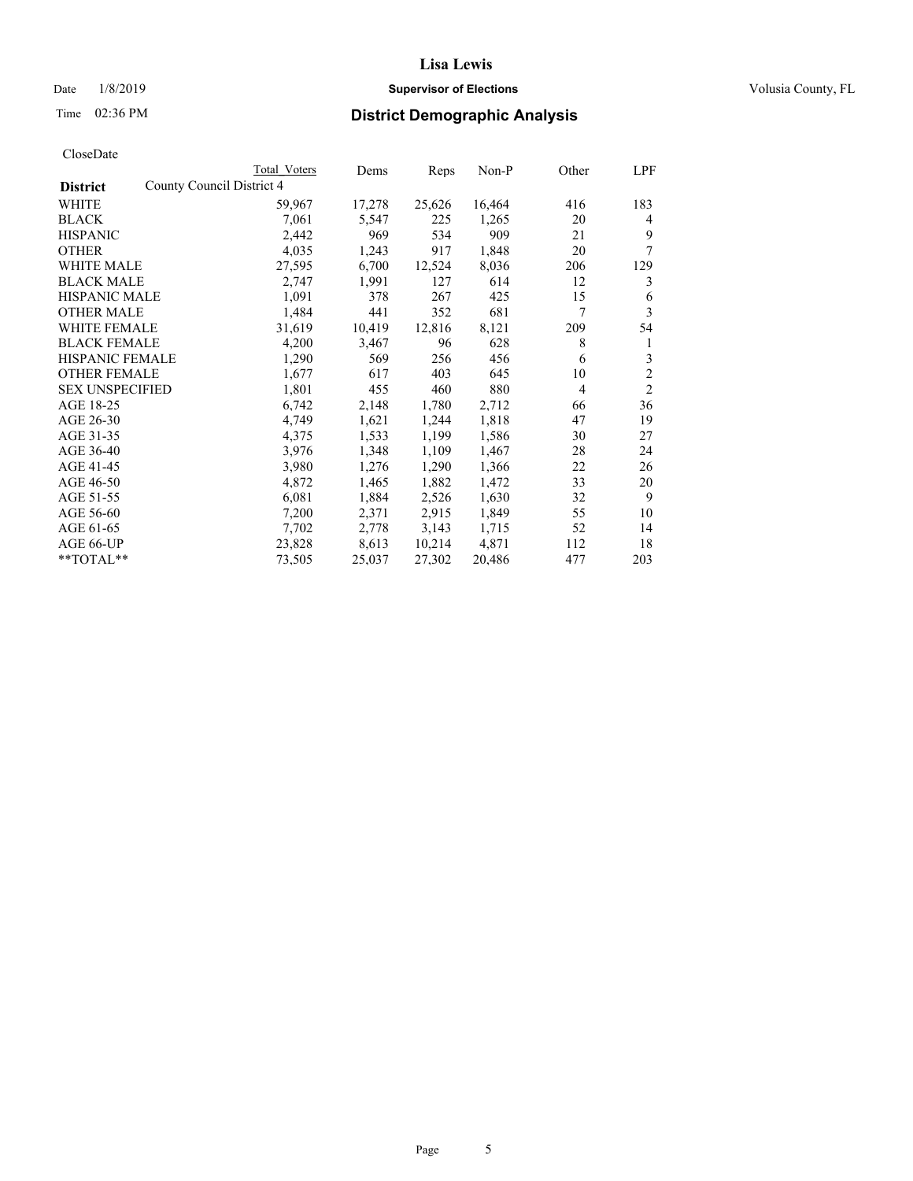# Lisa Lewis

Date 1/8/2019 **Supervisor of Elections** Volusia County, FL

Time 02:36 PM **District Demographic Analysis**

CloseDate

| District | County Council District 4 | Total Voters | Dems | Reps | Non-P | Other | LPF |
|---|---|---|---|---|---|---|---|
| WHITE | | 59,967 | 17,278 | 25,626 | 16,464 | 416 | 183 |
| BLACK | | 7,061 | 5,547 | 225 | 1,265 | 20 | 4 |
| HISPANIC | | 2,442 | 969 | 534 | 909 | 21 | 9 |
| OTHER | | 4,035 | 1,243 | 917 | 1,848 | 20 | 7 |
| WHITE MALE | | 27,595 | 6,700 | 12,524 | 8,036 | 206 | 129 |
| BLACK MALE | | 2,747 | 1,991 | 127 | 614 | 12 | 3 |
| HISPANIC MALE | | 1,091 | 378 | 267 | 425 | 15 | 6 |
| OTHER MALE | | 1,484 | 441 | 352 | 681 | 7 | 3 |
| WHITE FEMALE | | 31,619 | 10,419 | 12,816 | 8,121 | 209 | 54 |
| BLACK FEMALE | | 4,200 | 3,467 | 96 | 628 | 8 | 1 |
| HISPANIC FEMALE | | 1,290 | 569 | 256 | 456 | 6 | 3 |
| OTHER FEMALE | | 1,677 | 617 | 403 | 645 | 10 | 2 |
| SEX UNSPECIFIED | | 1,801 | 455 | 460 | 880 | 4 | 2 |
| AGE 18-25 | | 6,742 | 2,148 | 1,780 | 2,712 | 66 | 36 |
| AGE 26-30 | | 4,749 | 1,621 | 1,244 | 1,818 | 47 | 19 |
| AGE 31-35 | | 4,375 | 1,533 | 1,199 | 1,586 | 30 | 27 |
| AGE 36-40 | | 3,976 | 1,348 | 1,109 | 1,467 | 28 | 24 |
| AGE 41-45 | | 3,980 | 1,276 | 1,290 | 1,366 | 22 | 26 |
| AGE 46-50 | | 4,872 | 1,465 | 1,882 | 1,472 | 33 | 20 |
| AGE 51-55 | | 6,081 | 1,884 | 2,526 | 1,630 | 32 | 9 |
| AGE 56-60 | | 7,200 | 2,371 | 2,915 | 1,849 | 55 | 10 |
| AGE 61-65 | | 7,702 | 2,778 | 3,143 | 1,715 | 52 | 14 |
| AGE 66-UP | | 23,828 | 8,613 | 10,214 | 4,871 | 112 | 18 |
| **TOTAL** | | 73,505 | 25,037 | 27,302 | 20,486 | 477 | 203 |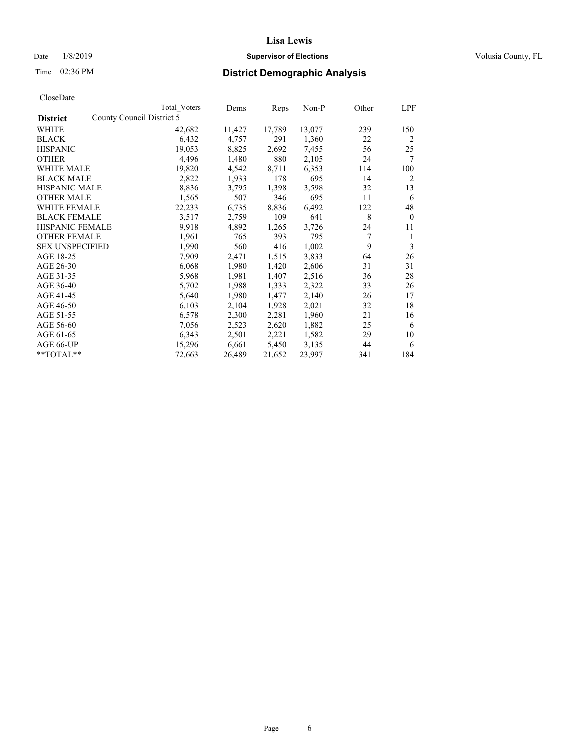# Lisa Lewis

Date 1/8/2019 **Supervisor of Elections** Volusia County, FL

Time 02:36 PM **District Demographic Analysis**

CloseDate

| District | Total Voters | Dems | Reps | Non-P | Other | LPF |
|---|---|---|---|---|---|---|
| County Council District 5 | | | | | | |
| WHITE | 42,682 | 11,427 | 17,789 | 13,077 | 239 | 150 |
| BLACK | 6,432 | 4,757 | 291 | 1,360 | 22 | 2 |
| HISPANIC | 19,053 | 8,825 | 2,692 | 7,455 | 56 | 25 |
| OTHER | 4,496 | 1,480 | 880 | 2,105 | 24 | 7 |
| WHITE MALE | 19,820 | 4,542 | 8,711 | 6,353 | 114 | 100 |
| BLACK MALE | 2,822 | 1,933 | 178 | 695 | 14 | 2 |
| HISPANIC MALE | 8,836 | 3,795 | 1,398 | 3,598 | 32 | 13 |
| OTHER MALE | 1,565 | 507 | 346 | 695 | 11 | 6 |
| WHITE FEMALE | 22,233 | 6,735 | 8,836 | 6,492 | 122 | 48 |
| BLACK FEMALE | 3,517 | 2,759 | 109 | 641 | 8 | 0 |
| HISPANIC FEMALE | 9,918 | 4,892 | 1,265 | 3,726 | 24 | 11 |
| OTHER FEMALE | 1,961 | 765 | 393 | 795 | 7 | 1 |
| SEX UNSPECIFIED | 1,990 | 560 | 416 | 1,002 | 9 | 3 |
| AGE 18-25 | 7,909 | 2,471 | 1,515 | 3,833 | 64 | 26 |
| AGE 26-30 | 6,068 | 1,980 | 1,420 | 2,606 | 31 | 31 |
| AGE 31-35 | 5,968 | 1,981 | 1,407 | 2,516 | 36 | 28 |
| AGE 36-40 | 5,702 | 1,988 | 1,333 | 2,322 | 33 | 26 |
| AGE 41-45 | 5,640 | 1,980 | 1,477 | 2,140 | 26 | 17 |
| AGE 46-50 | 6,103 | 2,104 | 1,928 | 2,021 | 32 | 18 |
| AGE 51-55 | 6,578 | 2,300 | 2,281 | 1,960 | 21 | 16 |
| AGE 56-60 | 7,056 | 2,523 | 2,620 | 1,882 | 25 | 6 |
| AGE 61-65 | 6,343 | 2,501 | 2,221 | 1,582 | 29 | 10 |
| AGE 66-UP | 15,296 | 6,661 | 5,450 | 3,135 | 44 | 6 |
| **TOTAL** | 72,663 | 26,489 | 21,652 | 23,997 | 341 | 184 |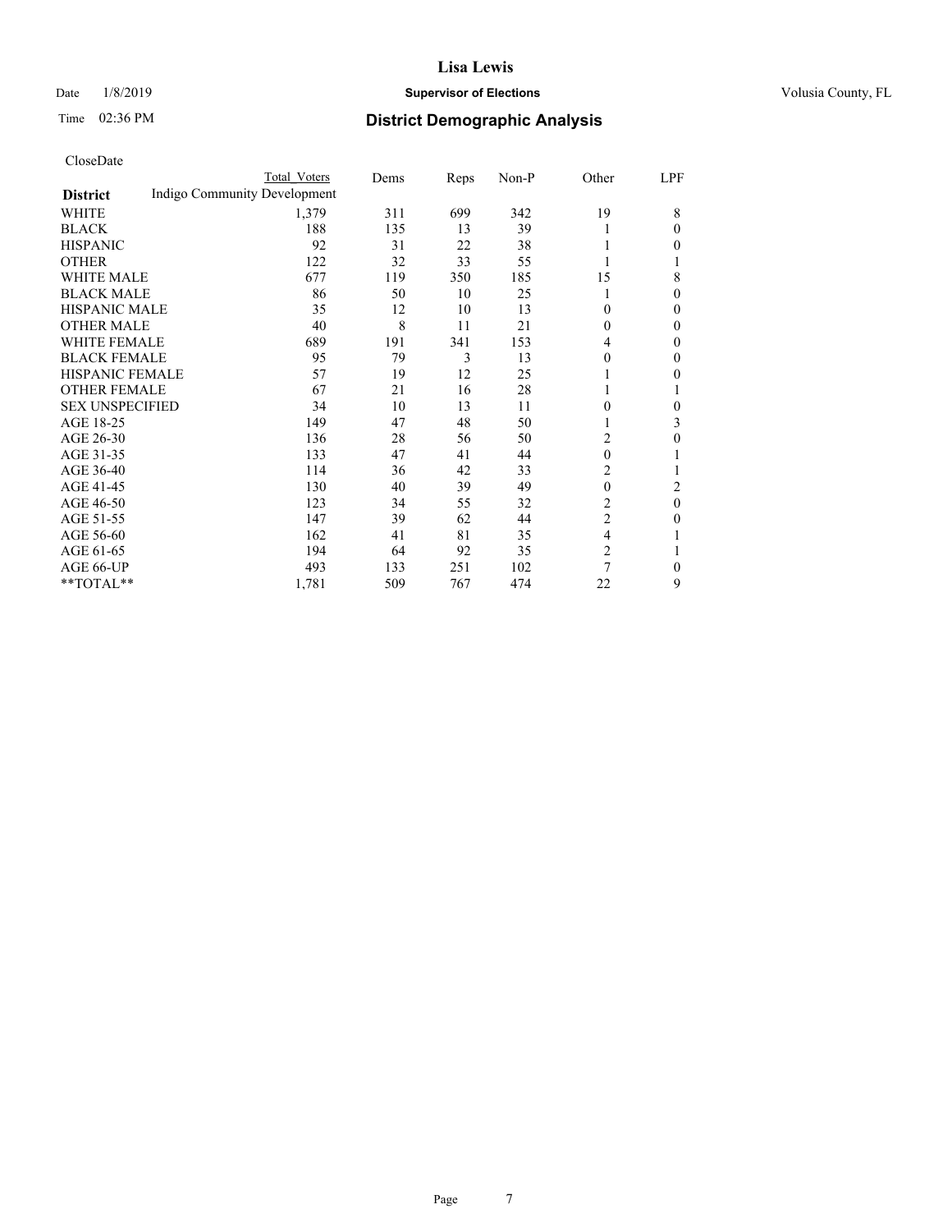# Lisa Lewis

Date 1/8/2019 **Supervisor of Elections** Volusia County, FL

Time 02:36 PM **District Demographic Analysis**

CloseDate

| District | Total Voters | Dems | Reps | Non-P | Other | LPF |
|---|---|---|---|---|---|---|
| Indigo Community Development | | | | | | |
| WHITE | 1,379 | 311 | 699 | 342 | 19 | 8 |
| BLACK | 188 | 135 | 13 | 39 | 1 | 0 |
| HISPANIC | 92 | 31 | 22 | 38 | 1 | 0 |
| OTHER | 122 | 32 | 33 | 55 | 1 | 1 |
| WHITE MALE | 677 | 119 | 350 | 185 | 15 | 8 |
| BLACK MALE | 86 | 50 | 10 | 25 | 1 | 0 |
| HISPANIC MALE | 35 | 12 | 10 | 13 | 0 | 0 |
| OTHER MALE | 40 | 8 | 11 | 21 | 0 | 0 |
| WHITE FEMALE | 689 | 191 | 341 | 153 | 4 | 0 |
| BLACK FEMALE | 95 | 79 | 3 | 13 | 0 | 0 |
| HISPANIC FEMALE | 57 | 19 | 12 | 25 | 1 | 0 |
| OTHER FEMALE | 67 | 21 | 16 | 28 | 1 | 1 |
| SEX UNSPECIFIED | 34 | 10 | 13 | 11 | 0 | 0 |
| AGE 18-25 | 149 | 47 | 48 | 50 | 1 | 3 |
| AGE 26-30 | 136 | 28 | 56 | 50 | 2 | 0 |
| AGE 31-35 | 133 | 47 | 41 | 44 | 0 | 1 |
| AGE 36-40 | 114 | 36 | 42 | 33 | 2 | 1 |
| AGE 41-45 | 130 | 40 | 39 | 49 | 0 | 2 |
| AGE 46-50 | 123 | 34 | 55 | 32 | 2 | 0 |
| AGE 51-55 | 147 | 39 | 62 | 44 | 2 | 0 |
| AGE 56-60 | 162 | 41 | 81 | 35 | 4 | 1 |
| AGE 61-65 | 194 | 64 | 92 | 35 | 2 | 1 |
| AGE 66-UP | 493 | 133 | 251 | 102 | 7 | 0 |
| **TOTAL** | 1,781 | 509 | 767 | 474 | 22 | 9 |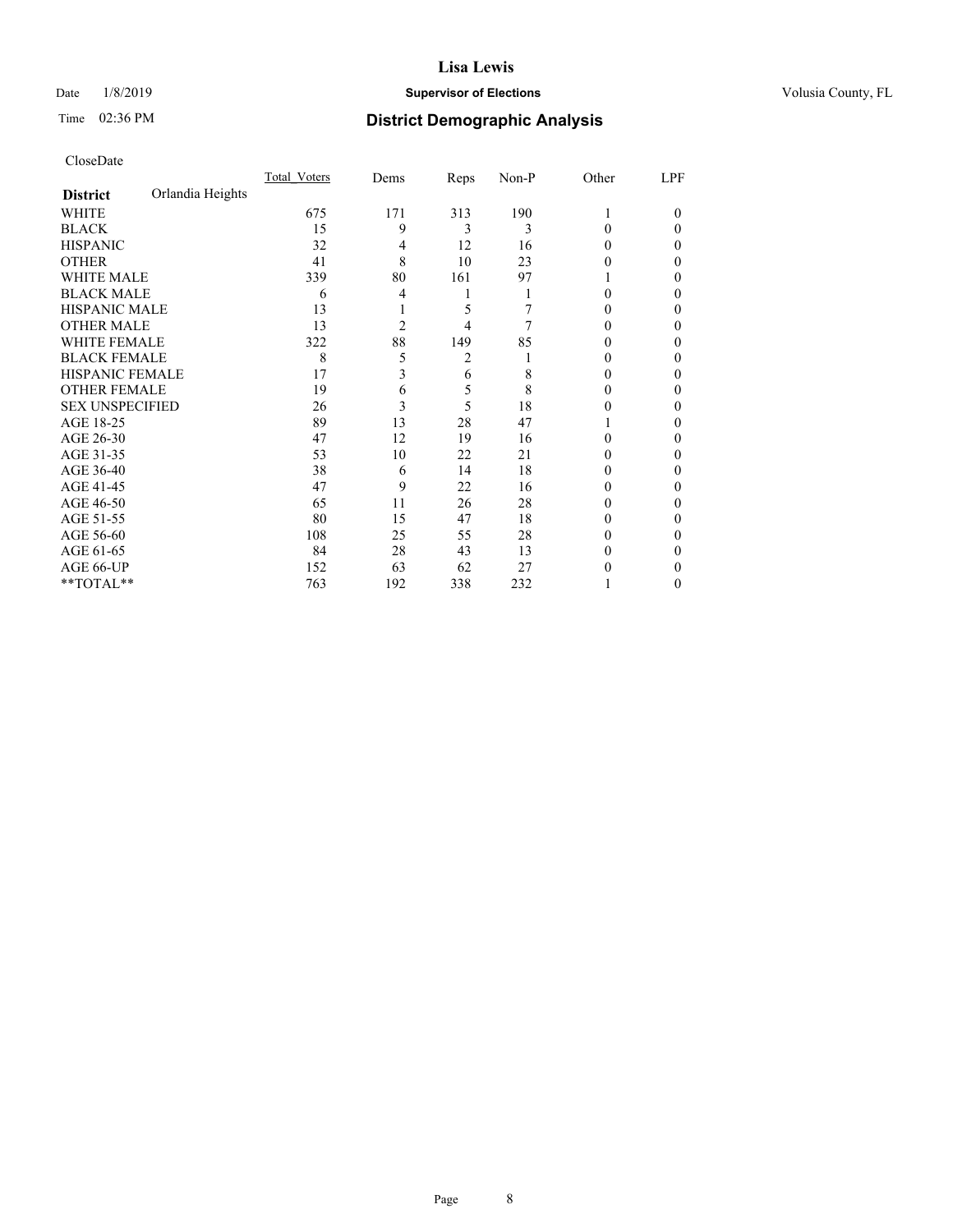# Lisa Lewis

Date 1/8/2019 **Supervisor of Elections** Volusia County, FL

Time 02:36 PM **District Demographic Analysis**

CloseDate

| **District** Orlandia Heights | Total_Voters | Dems | Reps | Non-P | Other | LPF |
|---|---|---|---|---|---|---|
| WHITE | 675 | 171 | 313 | 190 | 1 | 0 |
| BLACK | 15 | 9 | 3 | 3 | 0 | 0 |
| HISPANIC | 32 | 4 | 12 | 16 | 0 | 0 |
| OTHER | 41 | 8 | 10 | 23 | 0 | 0 |
| WHITE MALE | 339 | 80 | 161 | 97 | 1 | 0 |
| BLACK MALE | 6 | 4 | 1 | 1 | 0 | 0 |
| HISPANIC MALE | 13 | 1 | 5 | 7 | 0 | 0 |
| OTHER MALE | 13 | 2 | 4 | 7 | 0 | 0 |
| WHITE FEMALE | 322 | 88 | 149 | 85 | 0 | 0 |
| BLACK FEMALE | 8 | 5 | 2 | 1 | 0 | 0 |
| HISPANIC FEMALE | 17 | 3 | 6 | 8 | 0 | 0 |
| OTHER FEMALE | 19 | 6 | 5 | 8 | 0 | 0 |
| SEX UNSPECIFIED | 26 | 3 | 5 | 18 | 0 | 0 |
| AGE 18-25 | 89 | 13 | 28 | 47 | 1 | 0 |
| AGE 26-30 | 47 | 12 | 19 | 16 | 0 | 0 |
| AGE 31-35 | 53 | 10 | 22 | 21 | 0 | 0 |
| AGE 36-40 | 38 | 6 | 14 | 18 | 0 | 0 |
| AGE 41-45 | 47 | 9 | 22 | 16 | 0 | 0 |
| AGE 46-50 | 65 | 11 | 26 | 28 | 0 | 0 |
| AGE 51-55 | 80 | 15 | 47 | 18 | 0 | 0 |
| AGE 56-60 | 108 | 25 | 55 | 28 | 0 | 0 |
| AGE 61-65 | 84 | 28 | 43 | 13 | 0 | 0 |
| AGE 66-UP | 152 | 63 | 62 | 27 | 0 | 0 |
| **TOTAL** | 763 | 192 | 338 | 232 | 1 | 0 |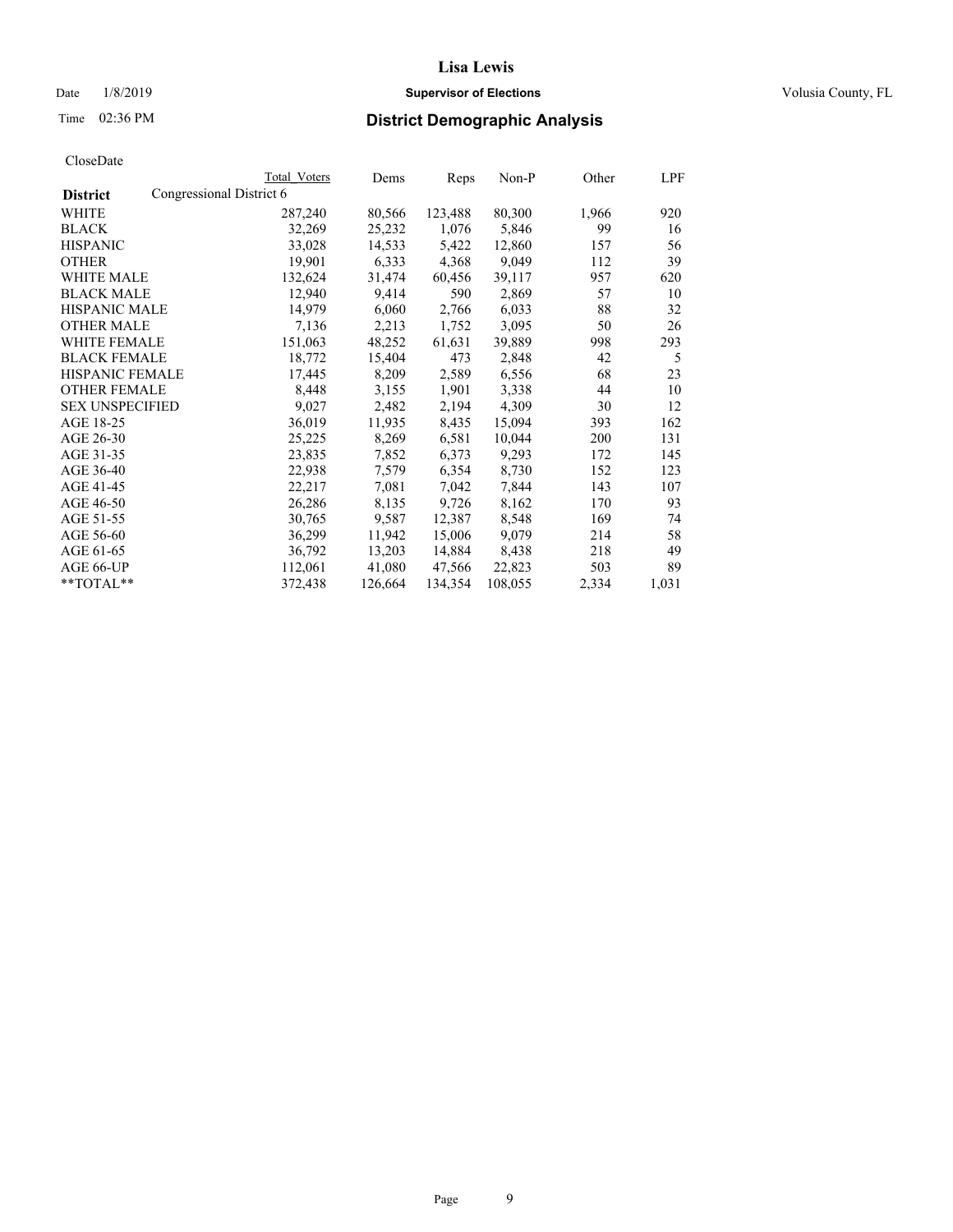# Lisa Lewis

Date 1/8/2019 **Supervisor of Elections** Volusia County, FL

Time 02:36 PM **District Demographic Analysis**

CloseDate

| | Total Voters | Dems | Reps | Non-P | Other | LPF |
|---|---|---|---|---|---|---|
| **District** Congressional District 6 | | | | | | |
| WHITE | 287,240 | 80,566 | 123,488 | 80,300 | 1,966 | 920 |
| BLACK | 32,269 | 25,232 | 1,076 | 5,846 | 99 | 16 |
| HISPANIC | 33,028 | 14,533 | 5,422 | 12,860 | 157 | 56 |
| OTHER | 19,901 | 6,333 | 4,368 | 9,049 | 112 | 39 |
| WHITE MALE | 132,624 | 31,474 | 60,456 | 39,117 | 957 | 620 |
| BLACK MALE | 12,940 | 9,414 | 590 | 2,869 | 57 | 10 |
| HISPANIC MALE | 14,979 | 6,060 | 2,766 | 6,033 | 88 | 32 |
| OTHER MALE | 7,136 | 2,213 | 1,752 | 3,095 | 50 | 26 |
| WHITE FEMALE | 151,063 | 48,252 | 61,631 | 39,889 | 998 | 293 |
| BLACK FEMALE | 18,772 | 15,404 | 473 | 2,848 | 42 | 5 |
| HISPANIC FEMALE | 17,445 | 8,209 | 2,589 | 6,556 | 68 | 23 |
| OTHER FEMALE | 8,448 | 3,155 | 1,901 | 3,338 | 44 | 10 |
| SEX UNSPECIFIED | 9,027 | 2,482 | 2,194 | 4,309 | 30 | 12 |
| AGE 18-25 | 36,019 | 11,935 | 8,435 | 15,094 | 393 | 162 |
| AGE 26-30 | 25,225 | 8,269 | 6,581 | 10,044 | 200 | 131 |
| AGE 31-35 | 23,835 | 7,852 | 6,373 | 9,293 | 172 | 145 |
| AGE 36-40 | 22,938 | 7,579 | 6,354 | 8,730 | 152 | 123 |
| AGE 41-45 | 22,217 | 7,081 | 7,042 | 7,844 | 143 | 107 |
| AGE 46-50 | 26,286 | 8,135 | 9,726 | 8,162 | 170 | 93 |
| AGE 51-55 | 30,765 | 9,587 | 12,387 | 8,548 | 169 | 74 |
| AGE 56-60 | 36,299 | 11,942 | 15,006 | 9,079 | 214 | 58 |
| AGE 61-65 | 36,792 | 13,203 | 14,884 | 8,438 | 218 | 49 |
| AGE 66-UP | 112,061 | 41,080 | 47,566 | 22,823 | 503 | 89 |
| **TOTAL** | 372,438 | 126,664 | 134,354 | 108,055 | 2,334 | 1,031 |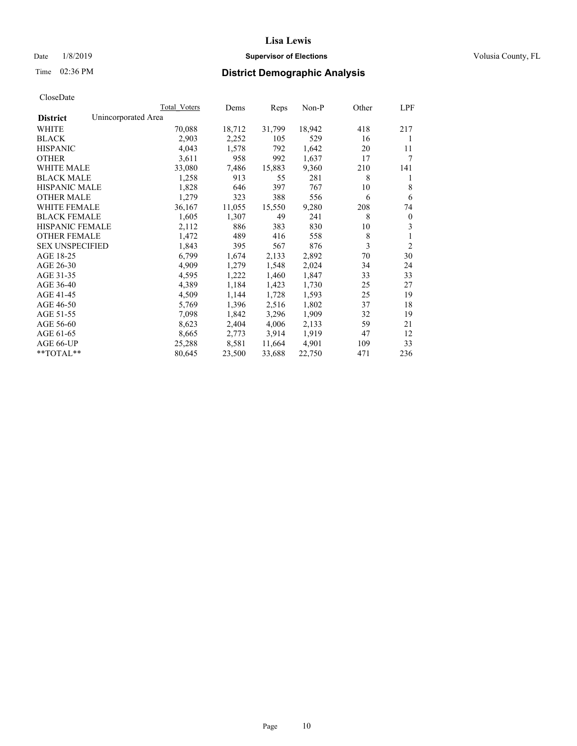# Lisa Lewis

Date 1/8/2019 **Supervisor of Elections** Volusia County, FL

Time 02:36 PM **District Demographic Analysis**

CloseDate

| | Total Voters | Dems | Reps | Non-P | Other | LPF |
|---|---|---|---|---|---|---|
| **District** Unincorporated Area | | | | | | |
| WHITE | 70,088 | 18,712 | 31,799 | 18,942 | 418 | 217 |
| BLACK | 2,903 | 2,252 | 105 | 529 | 16 | 1 |
| HISPANIC | 4,043 | 1,578 | 792 | 1,642 | 20 | 11 |
| OTHER | 3,611 | 958 | 992 | 1,637 | 17 | 7 |
| WHITE MALE | 33,080 | 7,486 | 15,883 | 9,360 | 210 | 141 |
| BLACK MALE | 1,258 | 913 | 55 | 281 | 8 | 1 |
| HISPANIC MALE | 1,828 | 646 | 397 | 767 | 10 | 8 |
| OTHER MALE | 1,279 | 323 | 388 | 556 | 6 | 6 |
| WHITE FEMALE | 36,167 | 11,055 | 15,550 | 9,280 | 208 | 74 |
| BLACK FEMALE | 1,605 | 1,307 | 49 | 241 | 8 | 0 |
| HISPANIC FEMALE | 2,112 | 886 | 383 | 830 | 10 | 3 |
| OTHER FEMALE | 1,472 | 489 | 416 | 558 | 8 | 1 |
| SEX UNSPECIFIED | 1,843 | 395 | 567 | 876 | 3 | 2 |
| AGE 18-25 | 6,799 | 1,674 | 2,133 | 2,892 | 70 | 30 |
| AGE 26-30 | 4,909 | 1,279 | 1,548 | 2,024 | 34 | 24 |
| AGE 31-35 | 4,595 | 1,222 | 1,460 | 1,847 | 33 | 33 |
| AGE 36-40 | 4,389 | 1,184 | 1,423 | 1,730 | 25 | 27 |
| AGE 41-45 | 4,509 | 1,144 | 1,728 | 1,593 | 25 | 19 |
| AGE 46-50 | 5,769 | 1,396 | 2,516 | 1,802 | 37 | 18 |
| AGE 51-55 | 7,098 | 1,842 | 3,296 | 1,909 | 32 | 19 |
| AGE 56-60 | 8,623 | 2,404 | 4,006 | 2,133 | 59 | 21 |
| AGE 61-65 | 8,665 | 2,773 | 3,914 | 1,919 | 47 | 12 |
| AGE 66-UP | 25,288 | 8,581 | 11,664 | 4,901 | 109 | 33 |
| **TOTAL** | 80,645 | 23,500 | 33,688 | 22,750 | 471 | 236 |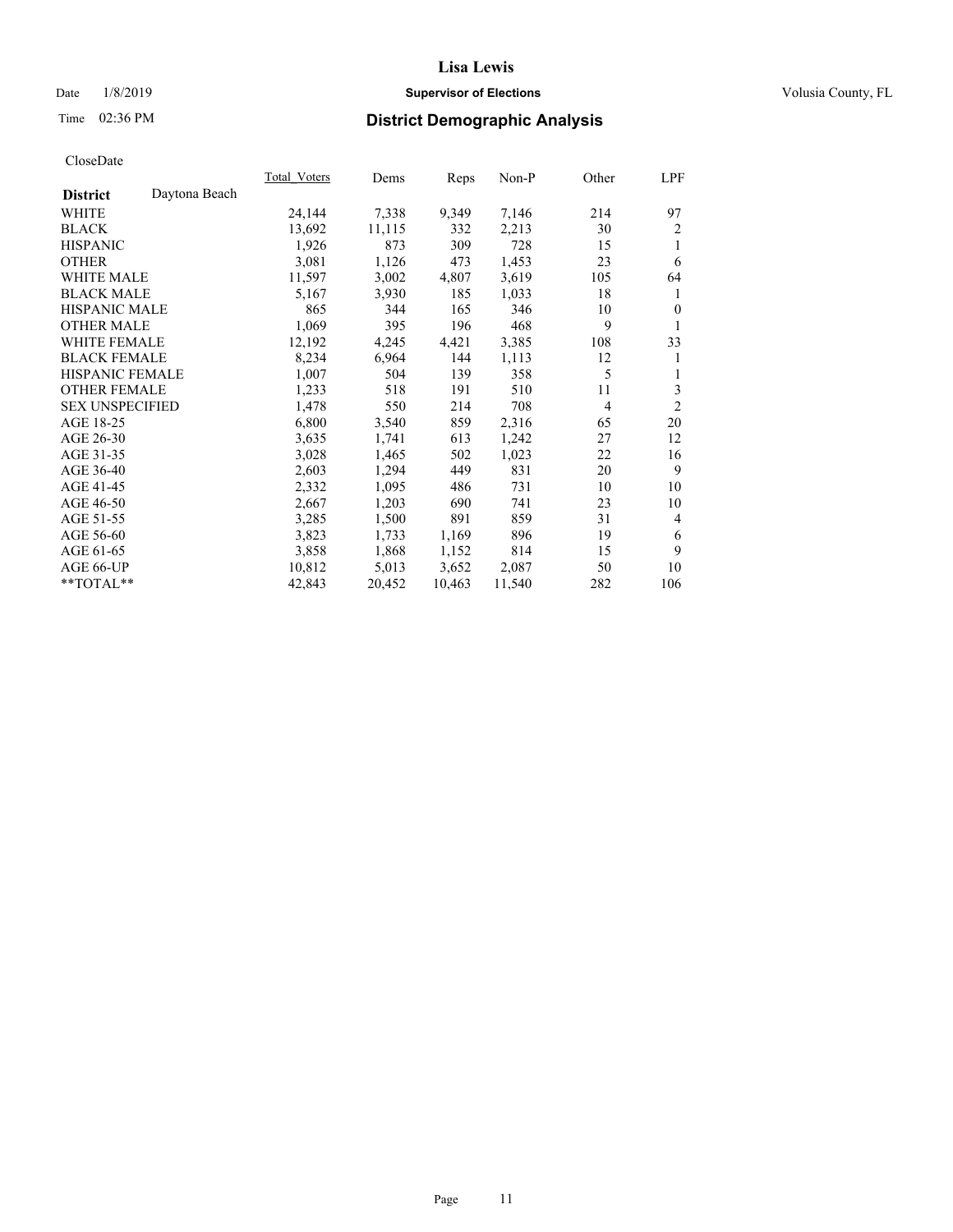# Lisa Lewis

Date 1/8/2019 **Supervisor of Elections** Volusia County, FL

Time 02:36 PM **District Demographic Analysis**

CloseDate

| **District** Daytona Beach | Total_Voters | Dems | Reps | Non-P | Other | LPF |
|---|---|---|---|---|---|---|
| WHITE | 24,144 | 7,338 | 9,349 | 7,146 | 214 | 97 |
| BLACK | 13,692 | 11,115 | 332 | 2,213 | 30 | 2 |
| HISPANIC | 1,926 | 873 | 309 | 728 | 15 | 1 |
| OTHER | 3,081 | 1,126 | 473 | 1,453 | 23 | 6 |
| WHITE MALE | 11,597 | 3,002 | 4,807 | 3,619 | 105 | 64 |
| BLACK MALE | 5,167 | 3,930 | 185 | 1,033 | 18 | 1 |
| HISPANIC MALE | 865 | 344 | 165 | 346 | 10 | 0 |
| OTHER MALE | 1,069 | 395 | 196 | 468 | 9 | 1 |
| WHITE FEMALE | 12,192 | 4,245 | 4,421 | 3,385 | 108 | 33 |
| BLACK FEMALE | 8,234 | 6,964 | 144 | 1,113 | 12 | 1 |
| HISPANIC FEMALE | 1,007 | 504 | 139 | 358 | 5 | 1 |
| OTHER FEMALE | 1,233 | 518 | 191 | 510 | 11 | 3 |
| SEX UNSPECIFIED | 1,478 | 550 | 214 | 708 | 4 | 2 |
| AGE 18-25 | 6,800 | 3,540 | 859 | 2,316 | 65 | 20 |
| AGE 26-30 | 3,635 | 1,741 | 613 | 1,242 | 27 | 12 |
| AGE 31-35 | 3,028 | 1,465 | 502 | 1,023 | 22 | 16 |
| AGE 36-40 | 2,603 | 1,294 | 449 | 831 | 20 | 9 |
| AGE 41-45 | 2,332 | 1,095 | 486 | 731 | 10 | 10 |
| AGE 46-50 | 2,667 | 1,203 | 690 | 741 | 23 | 10 |
| AGE 51-55 | 3,285 | 1,500 | 891 | 859 | 31 | 4 |
| AGE 56-60 | 3,823 | 1,733 | 1,169 | 896 | 19 | 6 |
| AGE 61-65 | 3,858 | 1,868 | 1,152 | 814 | 15 | 9 |
| AGE 66-UP | 10,812 | 5,013 | 3,652 | 2,087 | 50 | 10 |
| **TOTAL** | 42,843 | 20,452 | 10,463 | 11,540 | 282 | 106 |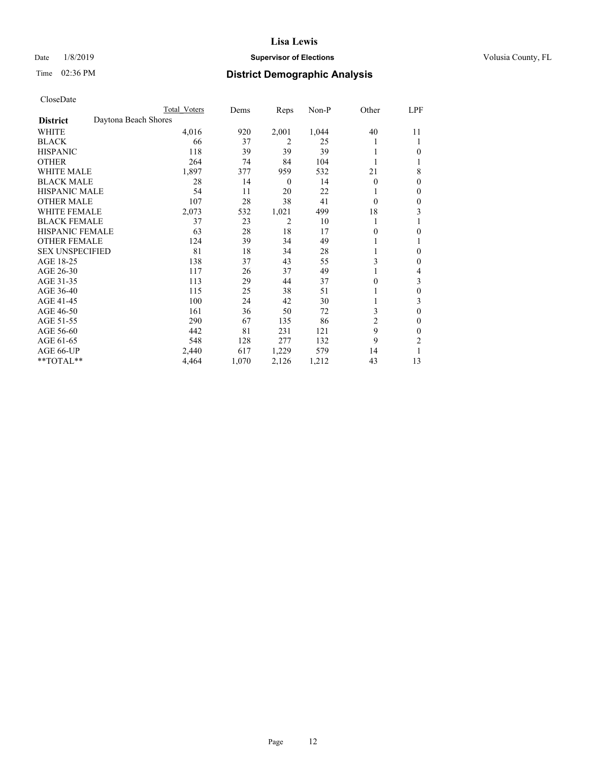# Lisa Lewis

Date 1/8/2019 **Supervisor of Elections** Volusia County, FL

Time 02:36 PM **District Demographic Analysis**

CloseDate

| District | Daytona Beach Shores | Total Voters | Dems | Reps | Non-P | Other | LPF |
|---|---|---|---|---|---|---|---|
| WHITE | | 4,016 | 920 | 2,001 | 1,044 | 40 | 11 |
| BLACK | | 66 | 37 | 2 | 25 | 1 | 1 |
| HISPANIC | | 118 | 39 | 39 | 39 | 1 | 0 |
| OTHER | | 264 | 74 | 84 | 104 | 1 | 1 |
| WHITE MALE | | 1,897 | 377 | 959 | 532 | 21 | 8 |
| BLACK MALE | | 28 | 14 | 0 | 14 | 0 | 0 |
| HISPANIC MALE | | 54 | 11 | 20 | 22 | 1 | 0 |
| OTHER MALE | | 107 | 28 | 38 | 41 | 0 | 0 |
| WHITE FEMALE | | 2,073 | 532 | 1,021 | 499 | 18 | 3 |
| BLACK FEMALE | | 37 | 23 | 2 | 10 | 1 | 1 |
| HISPANIC FEMALE | | 63 | 28 | 18 | 17 | 0 | 0 |
| OTHER FEMALE | | 124 | 39 | 34 | 49 | 1 | 1 |
| SEX UNSPECIFIED | | 81 | 18 | 34 | 28 | 1 | 0 |
| AGE 18-25 | | 138 | 37 | 43 | 55 | 3 | 0 |
| AGE 26-30 | | 117 | 26 | 37 | 49 | 1 | 4 |
| AGE 31-35 | | 113 | 29 | 44 | 37 | 0 | 3 |
| AGE 36-40 | | 115 | 25 | 38 | 51 | 1 | 0 |
| AGE 41-45 | | 100 | 24 | 42 | 30 | 1 | 3 |
| AGE 46-50 | | 161 | 36 | 50 | 72 | 3 | 0 |
| AGE 51-55 | | 290 | 67 | 135 | 86 | 2 | 0 |
| AGE 56-60 | | 442 | 81 | 231 | 121 | 9 | 0 |
| AGE 61-65 | | 548 | 128 | 277 | 132 | 9 | 2 |
| AGE 66-UP | | 2,440 | 617 | 1,229 | 579 | 14 | 1 |
| **TOTAL** | | 4,464 | 1,070 | 2,126 | 1,212 | 43 | 13 |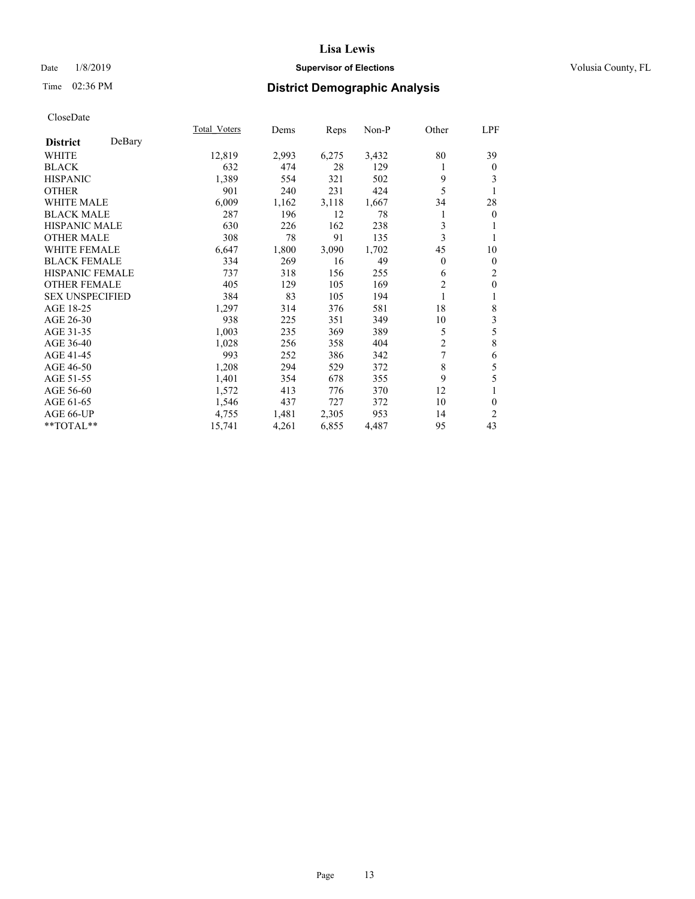# Lisa Lewis

**Supervisor of Elections**

Date 1/8/2019 — Volusia County, FL

Time 02:36 PM

## District Demographic Analysis

CloseDate

| District DeBary | Total_Voters | Dems | Reps | Non-P | Other | LPF |
|---|---|---|---|---|---|---|
| WHITE | 12,819 | 2,993 | 6,275 | 3,432 | 80 | 39 |
| BLACK | 632 | 474 | 28 | 129 | 1 | 0 |
| HISPANIC | 1,389 | 554 | 321 | 502 | 9 | 3 |
| OTHER | 901 | 240 | 231 | 424 | 5 | 1 |
| WHITE MALE | 6,009 | 1,162 | 3,118 | 1,667 | 34 | 28 |
| BLACK MALE | 287 | 196 | 12 | 78 | 1 | 0 |
| HISPANIC MALE | 630 | 226 | 162 | 238 | 3 | 1 |
| OTHER MALE | 308 | 78 | 91 | 135 | 3 | 1 |
| WHITE FEMALE | 6,647 | 1,800 | 3,090 | 1,702 | 45 | 10 |
| BLACK FEMALE | 334 | 269 | 16 | 49 | 0 | 0 |
| HISPANIC FEMALE | 737 | 318 | 156 | 255 | 6 | 2 |
| OTHER FEMALE | 405 | 129 | 105 | 169 | 2 | 0 |
| SEX UNSPECIFIED | 384 | 83 | 105 | 194 | 1 | 1 |
| AGE 18-25 | 1,297 | 314 | 376 | 581 | 18 | 8 |
| AGE 26-30 | 938 | 225 | 351 | 349 | 10 | 3 |
| AGE 31-35 | 1,003 | 235 | 369 | 389 | 5 | 5 |
| AGE 36-40 | 1,028 | 256 | 358 | 404 | 2 | 8 |
| AGE 41-45 | 993 | 252 | 386 | 342 | 7 | 6 |
| AGE 46-50 | 1,208 | 294 | 529 | 372 | 8 | 5 |
| AGE 51-55 | 1,401 | 354 | 678 | 355 | 9 | 5 |
| AGE 56-60 | 1,572 | 413 | 776 | 370 | 12 | 1 |
| AGE 61-65 | 1,546 | 437 | 727 | 372 | 10 | 0 |
| AGE 66-UP | 4,755 | 1,481 | 2,305 | 953 | 14 | 2 |
| **TOTAL** | 15,741 | 4,261 | 6,855 | 4,487 | 95 | 43 |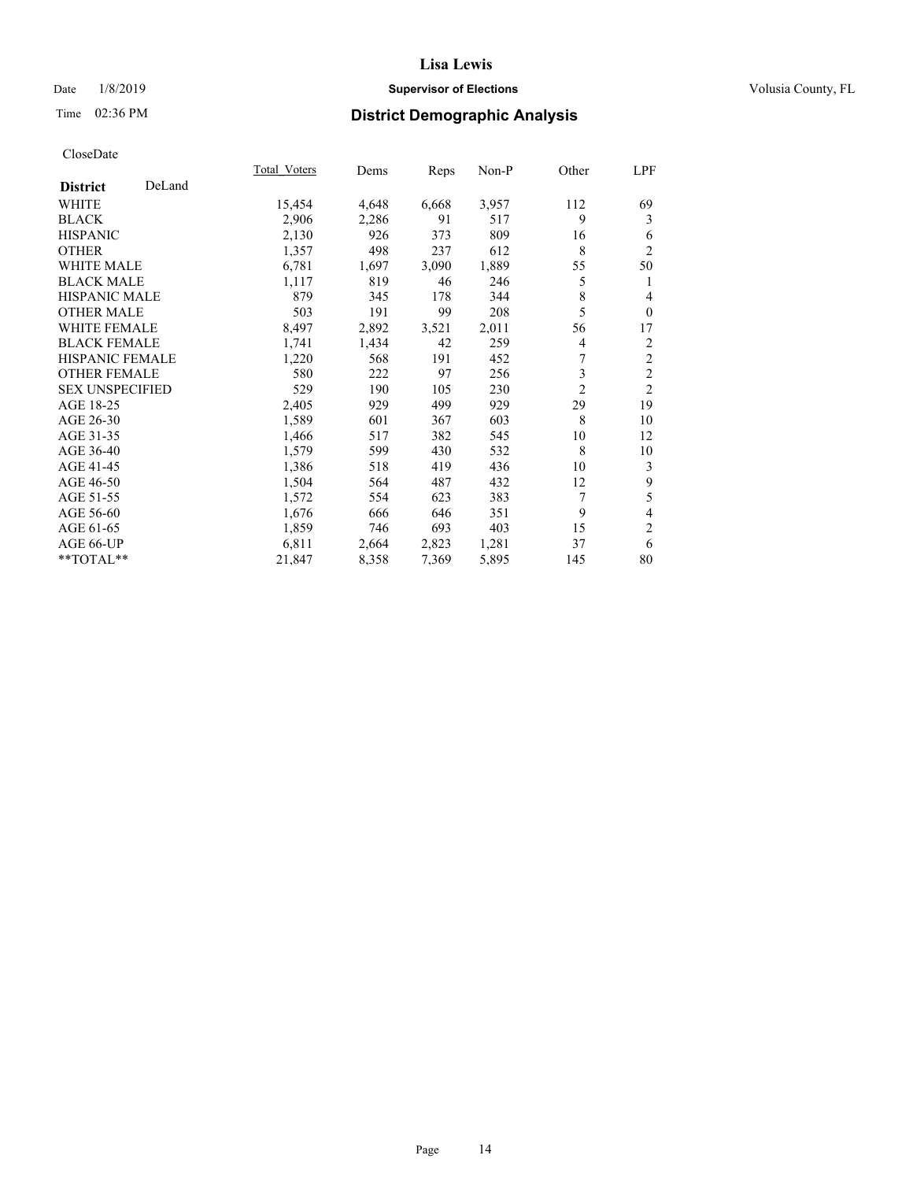# Lisa Lewis

Date 1/8/2019 **Supervisor of Elections** Volusia County, FL

Time 02:36 PM **District Demographic Analysis**

CloseDate

| District DeLand | Total_Voters | Dems | Reps | Non-P | Other | LPF |
|---|---|---|---|---|---|---|
| WHITE | 15,454 | 4,648 | 6,668 | 3,957 | 112 | 69 |
| BLACK | 2,906 | 2,286 | 91 | 517 | 9 | 3 |
| HISPANIC | 2,130 | 926 | 373 | 809 | 16 | 6 |
| OTHER | 1,357 | 498 | 237 | 612 | 8 | 2 |
| WHITE MALE | 6,781 | 1,697 | 3,090 | 1,889 | 55 | 50 |
| BLACK MALE | 1,117 | 819 | 46 | 246 | 5 | 1 |
| HISPANIC MALE | 879 | 345 | 178 | 344 | 8 | 4 |
| OTHER MALE | 503 | 191 | 99 | 208 | 5 | 0 |
| WHITE FEMALE | 8,497 | 2,892 | 3,521 | 2,011 | 56 | 17 |
| BLACK FEMALE | 1,741 | 1,434 | 42 | 259 | 4 | 2 |
| HISPANIC FEMALE | 1,220 | 568 | 191 | 452 | 7 | 2 |
| OTHER FEMALE | 580 | 222 | 97 | 256 | 3 | 2 |
| SEX UNSPECIFIED | 529 | 190 | 105 | 230 | 2 | 2 |
| AGE 18-25 | 2,405 | 929 | 499 | 929 | 29 | 19 |
| AGE 26-30 | 1,589 | 601 | 367 | 603 | 8 | 10 |
| AGE 31-35 | 1,466 | 517 | 382 | 545 | 10 | 12 |
| AGE 36-40 | 1,579 | 599 | 430 | 532 | 8 | 10 |
| AGE 41-45 | 1,386 | 518 | 419 | 436 | 10 | 3 |
| AGE 46-50 | 1,504 | 564 | 487 | 432 | 12 | 9 |
| AGE 51-55 | 1,572 | 554 | 623 | 383 | 7 | 5 |
| AGE 56-60 | 1,676 | 666 | 646 | 351 | 9 | 4 |
| AGE 61-65 | 1,859 | 746 | 693 | 403 | 15 | 2 |
| AGE 66-UP | 6,811 | 2,664 | 2,823 | 1,281 | 37 | 6 |
| **TOTAL** | 21,847 | 8,358 | 7,369 | 5,895 | 145 | 80 |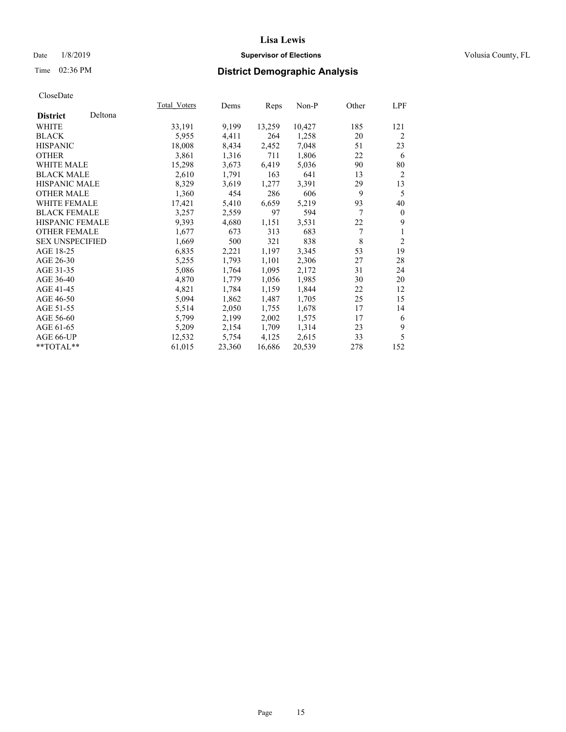# Lisa Lewis

Date 1/8/2019 **Supervisor of Elections** Volusia County, FL

Time 02:36 PM **District Demographic Analysis**

CloseDate

| | Total_Voters | Dems | Reps | Non-P | Other | LPF |
|---|---|---|---|---|---|---|
| **District** Deltona | | | | | | |
| WHITE | 33,191 | 9,199 | 13,259 | 10,427 | 185 | 121 |
| BLACK | 5,955 | 4,411 | 264 | 1,258 | 20 | 2 |
| HISPANIC | 18,008 | 8,434 | 2,452 | 7,048 | 51 | 23 |
| OTHER | 3,861 | 1,316 | 711 | 1,806 | 22 | 6 |
| WHITE MALE | 15,298 | 3,673 | 6,419 | 5,036 | 90 | 80 |
| BLACK MALE | 2,610 | 1,791 | 163 | 641 | 13 | 2 |
| HISPANIC MALE | 8,329 | 3,619 | 1,277 | 3,391 | 29 | 13 |
| OTHER MALE | 1,360 | 454 | 286 | 606 | 9 | 5 |
| WHITE FEMALE | 17,421 | 5,410 | 6,659 | 5,219 | 93 | 40 |
| BLACK FEMALE | 3,257 | 2,559 | 97 | 594 | 7 | 0 |
| HISPANIC FEMALE | 9,393 | 4,680 | 1,151 | 3,531 | 22 | 9 |
| OTHER FEMALE | 1,677 | 673 | 313 | 683 | 7 | 1 |
| SEX UNSPECIFIED | 1,669 | 500 | 321 | 838 | 8 | 2 |
| AGE 18-25 | 6,835 | 2,221 | 1,197 | 3,345 | 53 | 19 |
| AGE 26-30 | 5,255 | 1,793 | 1,101 | 2,306 | 27 | 28 |
| AGE 31-35 | 5,086 | 1,764 | 1,095 | 2,172 | 31 | 24 |
| AGE 36-40 | 4,870 | 1,779 | 1,056 | 1,985 | 30 | 20 |
| AGE 41-45 | 4,821 | 1,784 | 1,159 | 1,844 | 22 | 12 |
| AGE 46-50 | 5,094 | 1,862 | 1,487 | 1,705 | 25 | 15 |
| AGE 51-55 | 5,514 | 2,050 | 1,755 | 1,678 | 17 | 14 |
| AGE 56-60 | 5,799 | 2,199 | 2,002 | 1,575 | 17 | 6 |
| AGE 61-65 | 5,209 | 2,154 | 1,709 | 1,314 | 23 | 9 |
| AGE 66-UP | 12,532 | 5,754 | 4,125 | 2,615 | 33 | 5 |
| **TOTAL** | 61,015 | 23,360 | 16,686 | 20,539 | 278 | 152 |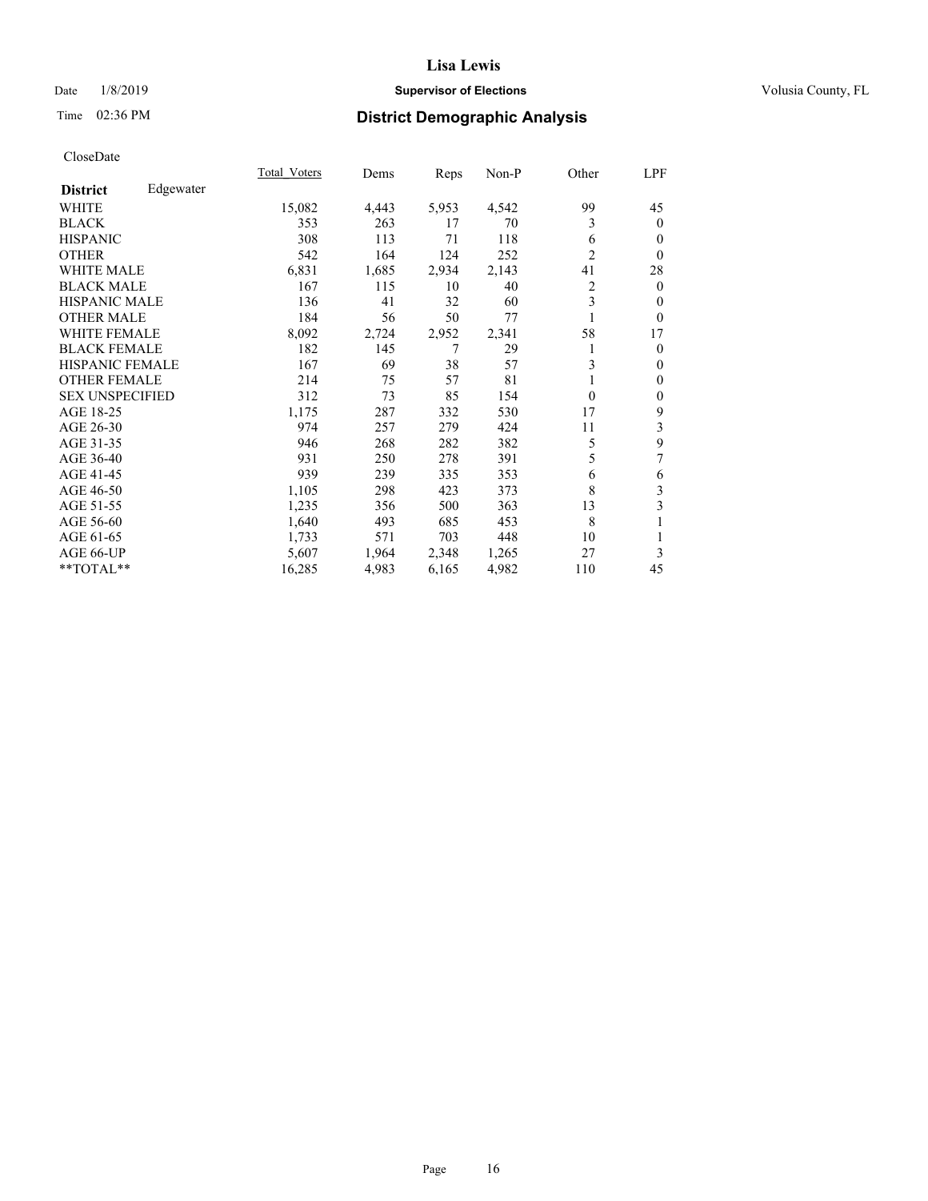# Lisa Lewis

Date 1/8/2019 **Supervisor of Elections** Volusia County, FL

Time 02:36 PM **District Demographic Analysis**

CloseDate

| | Total_Voters | Dems | Reps | Non-P | Other | LPF |
|---|---|---|---|---|---|---|
| **District** Edgewater | | | | | | |
| WHITE | 15,082 | 4,443 | 5,953 | 4,542 | 99 | 45 |
| BLACK | 353 | 263 | 17 | 70 | 3 | 0 |
| HISPANIC | 308 | 113 | 71 | 118 | 6 | 0 |
| OTHER | 542 | 164 | 124 | 252 | 2 | 0 |
| WHITE MALE | 6,831 | 1,685 | 2,934 | 2,143 | 41 | 28 |
| BLACK MALE | 167 | 115 | 10 | 40 | 2 | 0 |
| HISPANIC MALE | 136 | 41 | 32 | 60 | 3 | 0 |
| OTHER MALE | 184 | 56 | 50 | 77 | 1 | 0 |
| WHITE FEMALE | 8,092 | 2,724 | 2,952 | 2,341 | 58 | 17 |
| BLACK FEMALE | 182 | 145 | 7 | 29 | 1 | 0 |
| HISPANIC FEMALE | 167 | 69 | 38 | 57 | 3 | 0 |
| OTHER FEMALE | 214 | 75 | 57 | 81 | 1 | 0 |
| SEX UNSPECIFIED | 312 | 73 | 85 | 154 | 0 | 0 |
| AGE 18-25 | 1,175 | 287 | 332 | 530 | 17 | 9 |
| AGE 26-30 | 974 | 257 | 279 | 424 | 11 | 3 |
| AGE 31-35 | 946 | 268 | 282 | 382 | 5 | 9 |
| AGE 36-40 | 931 | 250 | 278 | 391 | 5 | 7 |
| AGE 41-45 | 939 | 239 | 335 | 353 | 6 | 6 |
| AGE 46-50 | 1,105 | 298 | 423 | 373 | 8 | 3 |
| AGE 51-55 | 1,235 | 356 | 500 | 363 | 13 | 3 |
| AGE 56-60 | 1,640 | 493 | 685 | 453 | 8 | 1 |
| AGE 61-65 | 1,733 | 571 | 703 | 448 | 10 | 1 |
| AGE 66-UP | 5,607 | 1,964 | 2,348 | 1,265 | 27 | 3 |
| **TOTAL** | 16,285 | 4,983 | 6,165 | 4,982 | 110 | 45 |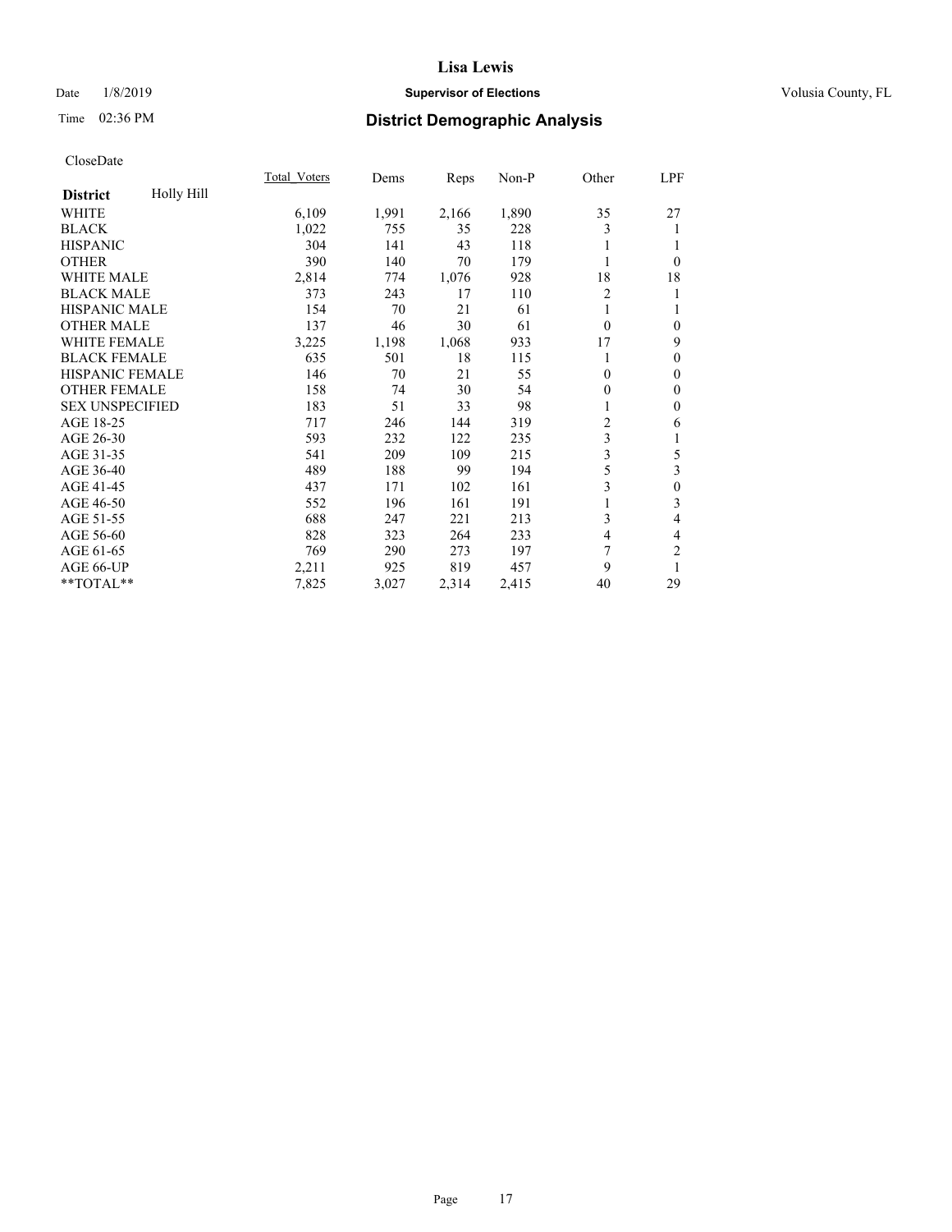# Lisa Lewis

Date 1/8/2019 **Supervisor of Elections** Volusia County, FL

Time 02:36 PM **District Demographic Analysis**

CloseDate

| **District** Holly Hill | Total_Voters | Dems | Reps | Non-P | Other | LPF |
|---|---|---|---|---|---|---|
| WHITE | 6,109 | 1,991 | 2,166 | 1,890 | 35 | 27 |
| BLACK | 1,022 | 755 | 35 | 228 | 3 | 1 |
| HISPANIC | 304 | 141 | 43 | 118 | 1 | 1 |
| OTHER | 390 | 140 | 70 | 179 | 1 | 0 |
| WHITE MALE | 2,814 | 774 | 1,076 | 928 | 18 | 18 |
| BLACK MALE | 373 | 243 | 17 | 110 | 2 | 1 |
| HISPANIC MALE | 154 | 70 | 21 | 61 | 1 | 1 |
| OTHER MALE | 137 | 46 | 30 | 61 | 0 | 0 |
| WHITE FEMALE | 3,225 | 1,198 | 1,068 | 933 | 17 | 9 |
| BLACK FEMALE | 635 | 501 | 18 | 115 | 1 | 0 |
| HISPANIC FEMALE | 146 | 70 | 21 | 55 | 0 | 0 |
| OTHER FEMALE | 158 | 74 | 30 | 54 | 0 | 0 |
| SEX UNSPECIFIED | 183 | 51 | 33 | 98 | 1 | 0 |
| AGE 18-25 | 717 | 246 | 144 | 319 | 2 | 6 |
| AGE 26-30 | 593 | 232 | 122 | 235 | 3 | 1 |
| AGE 31-35 | 541 | 209 | 109 | 215 | 3 | 5 |
| AGE 36-40 | 489 | 188 | 99 | 194 | 5 | 3 |
| AGE 41-45 | 437 | 171 | 102 | 161 | 3 | 0 |
| AGE 46-50 | 552 | 196 | 161 | 191 | 1 | 3 |
| AGE 51-55 | 688 | 247 | 221 | 213 | 3 | 4 |
| AGE 56-60 | 828 | 323 | 264 | 233 | 4 | 4 |
| AGE 61-65 | 769 | 290 | 273 | 197 | 7 | 2 |
| AGE 66-UP | 2,211 | 925 | 819 | 457 | 9 | 1 |
| **TOTAL** | 7,825 | 3,027 | 2,314 | 2,415 | 40 | 29 |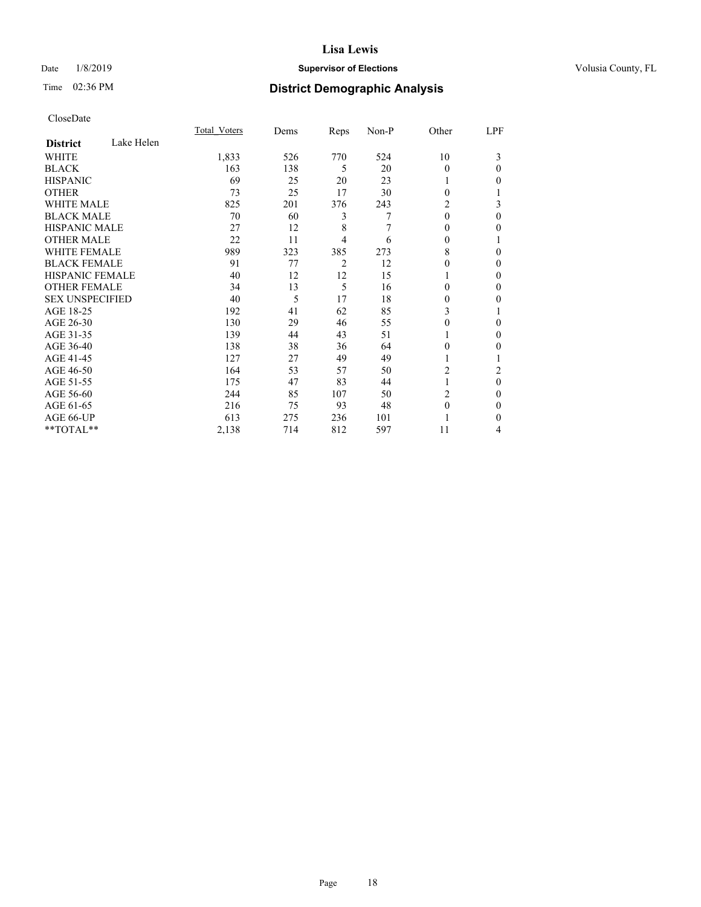# Lisa Lewis

Date 1/8/2019 **Supervisor of Elections** Volusia County, FL

Time 02:36 PM **District Demographic Analysis**

CloseDate

| **District** Lake Helen | Total_Voters | Dems | Reps | Non-P | Other | LPF |
|---|---|---|---|---|---|---|
| WHITE | 1,833 | 526 | 770 | 524 | 10 | 3 |
| BLACK | 163 | 138 | 5 | 20 | 0 | 0 |
| HISPANIC | 69 | 25 | 20 | 23 | 1 | 0 |
| OTHER | 73 | 25 | 17 | 30 | 0 | 1 |
| WHITE MALE | 825 | 201 | 376 | 243 | 2 | 3 |
| BLACK MALE | 70 | 60 | 3 | 7 | 0 | 0 |
| HISPANIC MALE | 27 | 12 | 8 | 7 | 0 | 0 |
| OTHER MALE | 22 | 11 | 4 | 6 | 0 | 1 |
| WHITE FEMALE | 989 | 323 | 385 | 273 | 8 | 0 |
| BLACK FEMALE | 91 | 77 | 2 | 12 | 0 | 0 |
| HISPANIC FEMALE | 40 | 12 | 12 | 15 | 1 | 0 |
| OTHER FEMALE | 34 | 13 | 5 | 16 | 0 | 0 |
| SEX UNSPECIFIED | 40 | 5 | 17 | 18 | 0 | 0 |
| AGE 18-25 | 192 | 41 | 62 | 85 | 3 | 1 |
| AGE 26-30 | 130 | 29 | 46 | 55 | 0 | 0 |
| AGE 31-35 | 139 | 44 | 43 | 51 | 1 | 0 |
| AGE 36-40 | 138 | 38 | 36 | 64 | 0 | 0 |
| AGE 41-45 | 127 | 27 | 49 | 49 | 1 | 1 |
| AGE 46-50 | 164 | 53 | 57 | 50 | 2 | 2 |
| AGE 51-55 | 175 | 47 | 83 | 44 | 1 | 0 |
| AGE 56-60 | 244 | 85 | 107 | 50 | 2 | 0 |
| AGE 61-65 | 216 | 75 | 93 | 48 | 0 | 0 |
| AGE 66-UP | 613 | 275 | 236 | 101 | 1 | 0 |
| **TOTAL** | 2,138 | 714 | 812 | 597 | 11 | 4 |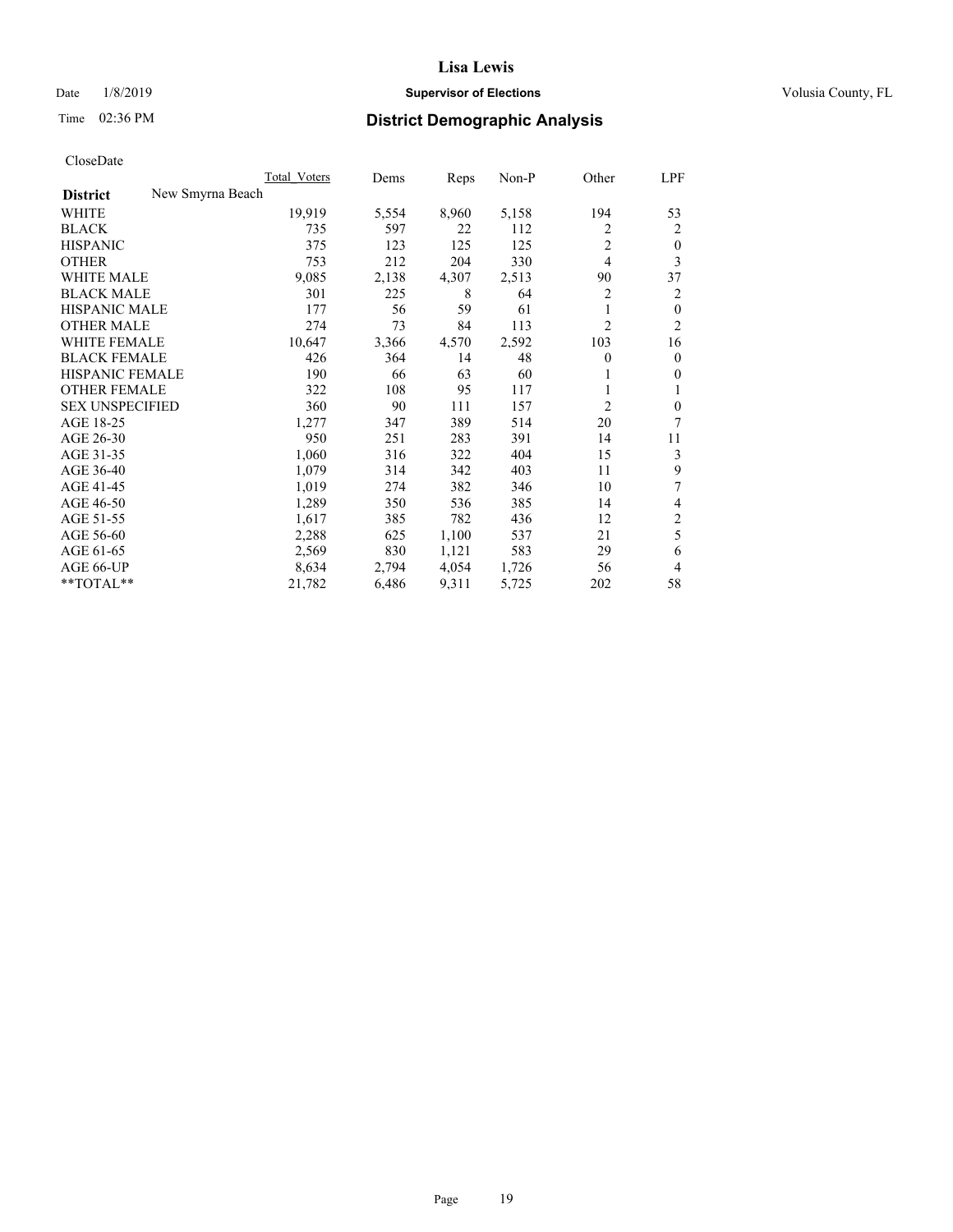# Lisa Lewis

Date 1/8/2019 **Supervisor of Elections** Volusia County, FL

Time 02:36 PM **District Demographic Analysis**

CloseDate

| District | New Smyrna Beach | Total_Voters | Dems | Reps | Non-P | Other | LPF |
|---|---|---|---|---|---|---|---|
| WHITE | | 19,919 | 5,554 | 8,960 | 5,158 | 194 | 53 |
| BLACK | | 735 | 597 | 22 | 112 | 2 | 2 |
| HISPANIC | | 375 | 123 | 125 | 125 | 2 | 0 |
| OTHER | | 753 | 212 | 204 | 330 | 4 | 3 |
| WHITE MALE | | 9,085 | 2,138 | 4,307 | 2,513 | 90 | 37 |
| BLACK MALE | | 301 | 225 | 8 | 64 | 2 | 2 |
| HISPANIC MALE | | 177 | 56 | 59 | 61 | 1 | 0 |
| OTHER MALE | | 274 | 73 | 84 | 113 | 2 | 2 |
| WHITE FEMALE | | 10,647 | 3,366 | 4,570 | 2,592 | 103 | 16 |
| BLACK FEMALE | | 426 | 364 | 14 | 48 | 0 | 0 |
| HISPANIC FEMALE | | 190 | 66 | 63 | 60 | 1 | 0 |
| OTHER FEMALE | | 322 | 108 | 95 | 117 | 1 | 1 |
| SEX UNSPECIFIED | | 360 | 90 | 111 | 157 | 2 | 0 |
| AGE 18-25 | | 1,277 | 347 | 389 | 514 | 20 | 7 |
| AGE 26-30 | | 950 | 251 | 283 | 391 | 14 | 11 |
| AGE 31-35 | | 1,060 | 316 | 322 | 404 | 15 | 3 |
| AGE 36-40 | | 1,079 | 314 | 342 | 403 | 11 | 9 |
| AGE 41-45 | | 1,019 | 274 | 382 | 346 | 10 | 7 |
| AGE 46-50 | | 1,289 | 350 | 536 | 385 | 14 | 4 |
| AGE 51-55 | | 1,617 | 385 | 782 | 436 | 12 | 2 |
| AGE 56-60 | | 2,288 | 625 | 1,100 | 537 | 21 | 5 |
| AGE 61-65 | | 2,569 | 830 | 1,121 | 583 | 29 | 6 |
| AGE 66-UP | | 8,634 | 2,794 | 4,054 | 1,726 | 56 | 4 |
| **TOTAL** | | 21,782 | 6,486 | 9,311 | 5,725 | 202 | 58 |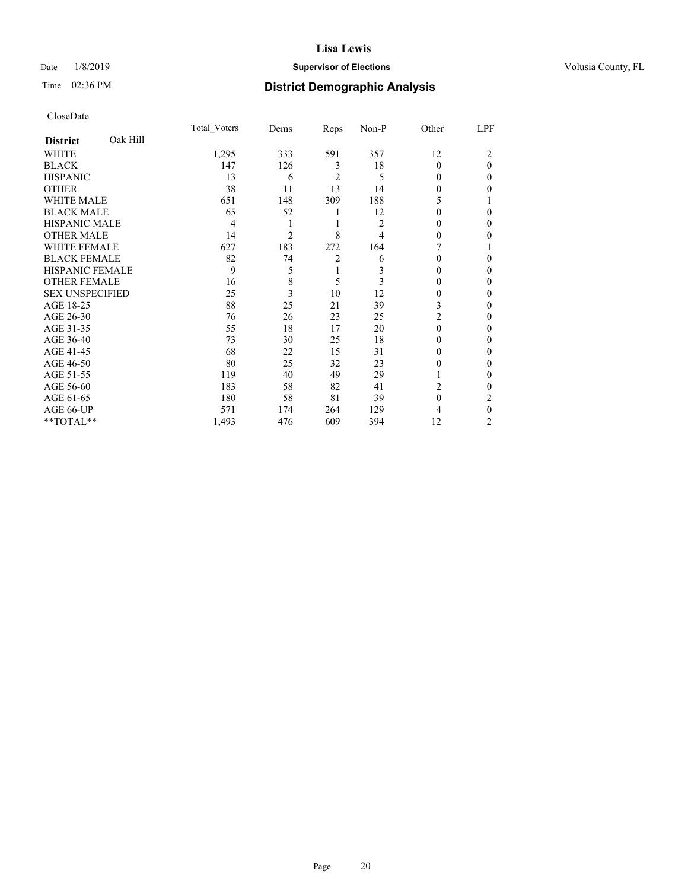# Lisa Lewis

Date 1/8/2019 **Supervisor of Elections** Volusia County, FL

Time 02:36 PM **District Demographic Analysis**

CloseDate

| **District** Oak Hill | Total_Voters | Dems | Reps | Non-P | Other | LPF |
|---|---|---|---|---|---|---|
| WHITE | 1,295 | 333 | 591 | 357 | 12 | 2 |
| BLACK | 147 | 126 | 3 | 18 | 0 | 0 |
| HISPANIC | 13 | 6 | 2 | 5 | 0 | 0 |
| OTHER | 38 | 11 | 13 | 14 | 0 | 0 |
| WHITE MALE | 651 | 148 | 309 | 188 | 5 | 1 |
| BLACK MALE | 65 | 52 | 1 | 12 | 0 | 0 |
| HISPANIC MALE | 4 | 1 | 1 | 2 | 0 | 0 |
| OTHER MALE | 14 | 2 | 8 | 4 | 0 | 0 |
| WHITE FEMALE | 627 | 183 | 272 | 164 | 7 | 1 |
| BLACK FEMALE | 82 | 74 | 2 | 6 | 0 | 0 |
| HISPANIC FEMALE | 9 | 5 | 1 | 3 | 0 | 0 |
| OTHER FEMALE | 16 | 8 | 5 | 3 | 0 | 0 |
| SEX UNSPECIFIED | 25 | 3 | 10 | 12 | 0 | 0 |
| AGE 18-25 | 88 | 25 | 21 | 39 | 3 | 0 |
| AGE 26-30 | 76 | 26 | 23 | 25 | 2 | 0 |
| AGE 31-35 | 55 | 18 | 17 | 20 | 0 | 0 |
| AGE 36-40 | 73 | 30 | 25 | 18 | 0 | 0 |
| AGE 41-45 | 68 | 22 | 15 | 31 | 0 | 0 |
| AGE 46-50 | 80 | 25 | 32 | 23 | 0 | 0 |
| AGE 51-55 | 119 | 40 | 49 | 29 | 1 | 0 |
| AGE 56-60 | 183 | 58 | 82 | 41 | 2 | 0 |
| AGE 61-65 | 180 | 58 | 81 | 39 | 0 | 2 |
| AGE 66-UP | 571 | 174 | 264 | 129 | 4 | 0 |
| **TOTAL** | 1,493 | 476 | 609 | 394 | 12 | 2 |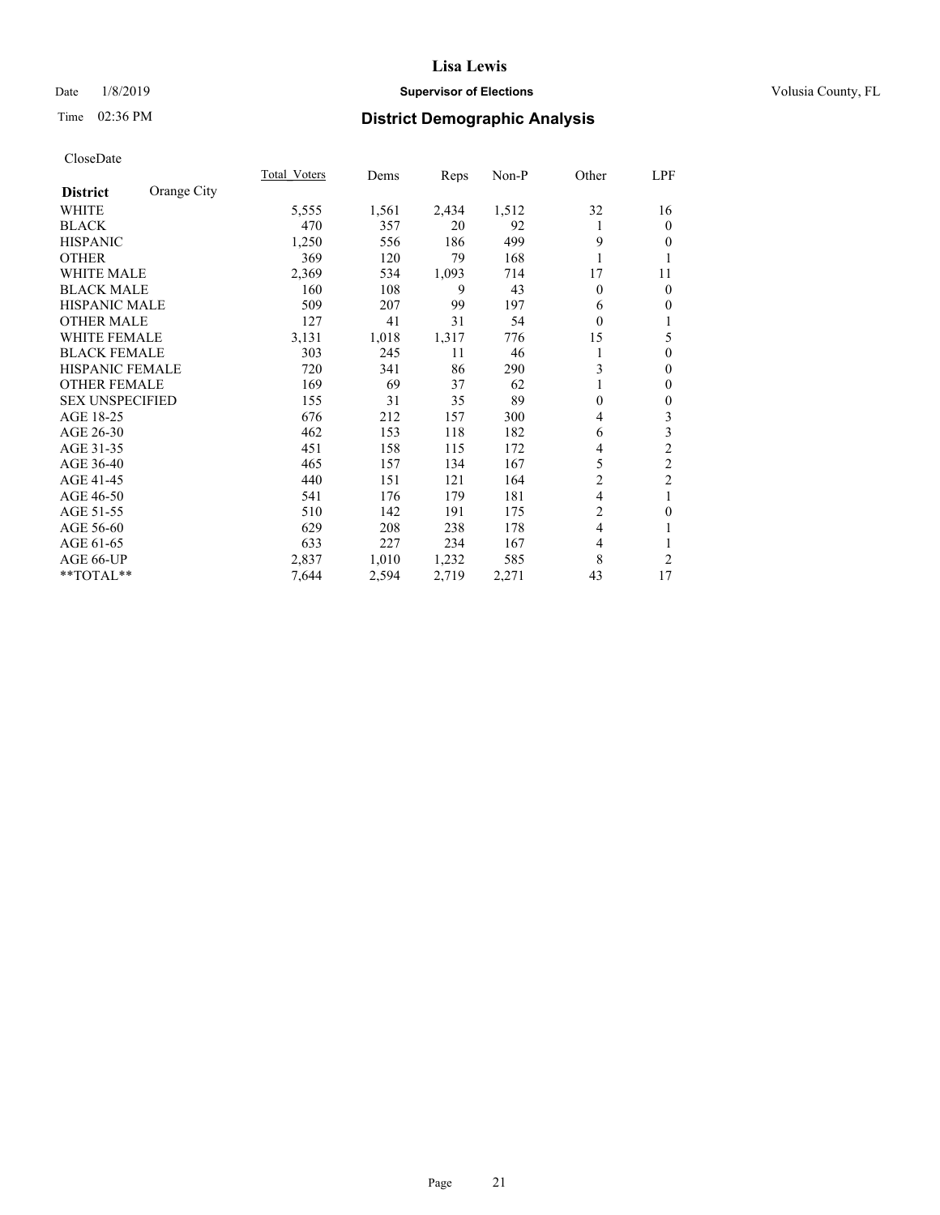# Lisa Lewis

Date 1/8/2019 **Supervisor of Elections** Volusia County, FL

Time 02:36 PM **District Demographic Analysis**

CloseDate

| District | Orange City | Total_Voters | Dems | Reps | Non-P | Other | LPF |
|---|---|---|---|---|---|---|---|
| WHITE | | 5,555 | 1,561 | 2,434 | 1,512 | 32 | 16 |
| BLACK | | 470 | 357 | 20 | 92 | 1 | 0 |
| HISPANIC | | 1,250 | 556 | 186 | 499 | 9 | 0 |
| OTHER | | 369 | 120 | 79 | 168 | 1 | 1 |
| WHITE MALE | | 2,369 | 534 | 1,093 | 714 | 17 | 11 |
| BLACK MALE | | 160 | 108 | 9 | 43 | 0 | 0 |
| HISPANIC MALE | | 509 | 207 | 99 | 197 | 6 | 0 |
| OTHER MALE | | 127 | 41 | 31 | 54 | 0 | 1 |
| WHITE FEMALE | | 3,131 | 1,018 | 1,317 | 776 | 15 | 5 |
| BLACK FEMALE | | 303 | 245 | 11 | 46 | 1 | 0 |
| HISPANIC FEMALE | | 720 | 341 | 86 | 290 | 3 | 0 |
| OTHER FEMALE | | 169 | 69 | 37 | 62 | 1 | 0 |
| SEX UNSPECIFIED | | 155 | 31 | 35 | 89 | 0 | 0 |
| AGE 18-25 | | 676 | 212 | 157 | 300 | 4 | 3 |
| AGE 26-30 | | 462 | 153 | 118 | 182 | 6 | 3 |
| AGE 31-35 | | 451 | 158 | 115 | 172 | 4 | 2 |
| AGE 36-40 | | 465 | 157 | 134 | 167 | 5 | 2 |
| AGE 41-45 | | 440 | 151 | 121 | 164 | 2 | 2 |
| AGE 46-50 | | 541 | 176 | 179 | 181 | 4 | 1 |
| AGE 51-55 | | 510 | 142 | 191 | 175 | 2 | 0 |
| AGE 56-60 | | 629 | 208 | 238 | 178 | 4 | 1 |
| AGE 61-65 | | 633 | 227 | 234 | 167 | 4 | 1 |
| AGE 66-UP | | 2,837 | 1,010 | 1,232 | 585 | 8 | 2 |
| **TOTAL** | | 7,644 | 2,594 | 2,719 | 2,271 | 43 | 17 |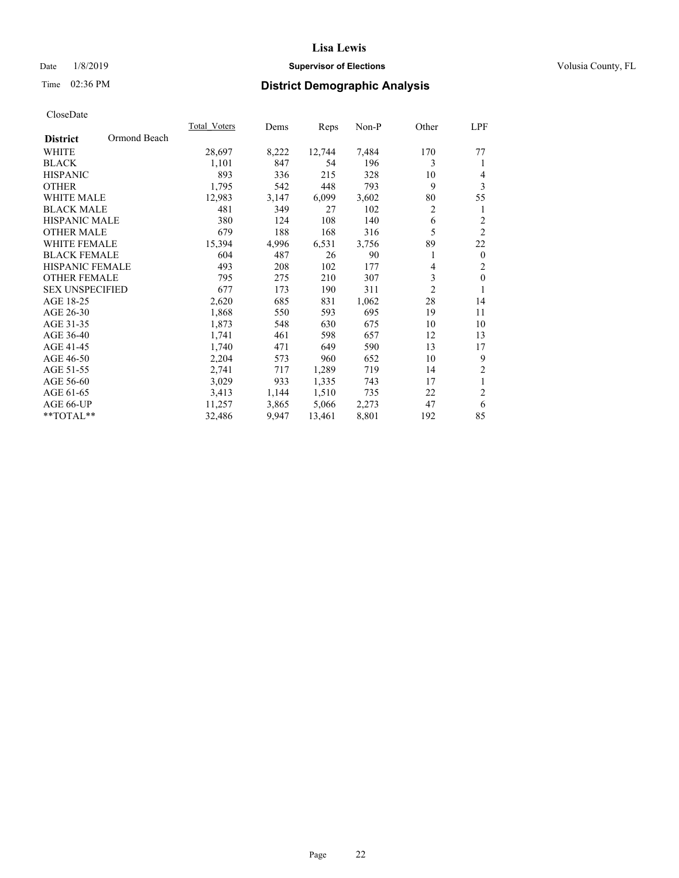# Lisa Lewis

Date 1/8/2019 **Supervisor of Elections** Volusia County, FL

Time 02:36 PM **District Demographic Analysis**

CloseDate

| District | Ormond Beach | Total_Voters | Dems | Reps | Non-P | Other | LPF |
|---|---|---|---|---|---|---|---|
| WHITE | | 28,697 | 8,222 | 12,744 | 7,484 | 170 | 77 |
| BLACK | | 1,101 | 847 | 54 | 196 | 3 | 1 |
| HISPANIC | | 893 | 336 | 215 | 328 | 10 | 4 |
| OTHER | | 1,795 | 542 | 448 | 793 | 9 | 3 |
| WHITE MALE | | 12,983 | 3,147 | 6,099 | 3,602 | 80 | 55 |
| BLACK MALE | | 481 | 349 | 27 | 102 | 2 | 1 |
| HISPANIC MALE | | 380 | 124 | 108 | 140 | 6 | 2 |
| OTHER MALE | | 679 | 188 | 168 | 316 | 5 | 2 |
| WHITE FEMALE | | 15,394 | 4,996 | 6,531 | 3,756 | 89 | 22 |
| BLACK FEMALE | | 604 | 487 | 26 | 90 | 1 | 0 |
| HISPANIC FEMALE | | 493 | 208 | 102 | 177 | 4 | 2 |
| OTHER FEMALE | | 795 | 275 | 210 | 307 | 3 | 0 |
| SEX UNSPECIFIED | | 677 | 173 | 190 | 311 | 2 | 1 |
| AGE 18-25 | | 2,620 | 685 | 831 | 1,062 | 28 | 14 |
| AGE 26-30 | | 1,868 | 550 | 593 | 695 | 19 | 11 |
| AGE 31-35 | | 1,873 | 548 | 630 | 675 | 10 | 10 |
| AGE 36-40 | | 1,741 | 461 | 598 | 657 | 12 | 13 |
| AGE 41-45 | | 1,740 | 471 | 649 | 590 | 13 | 17 |
| AGE 46-50 | | 2,204 | 573 | 960 | 652 | 10 | 9 |
| AGE 51-55 | | 2,741 | 717 | 1,289 | 719 | 14 | 2 |
| AGE 56-60 | | 3,029 | 933 | 1,335 | 743 | 17 | 1 |
| AGE 61-65 | | 3,413 | 1,144 | 1,510 | 735 | 22 | 2 |
| AGE 66-UP | | 11,257 | 3,865 | 5,066 | 2,273 | 47 | 6 |
| **TOTAL** | | 32,486 | 9,947 | 13,461 | 8,801 | 192 | 85 |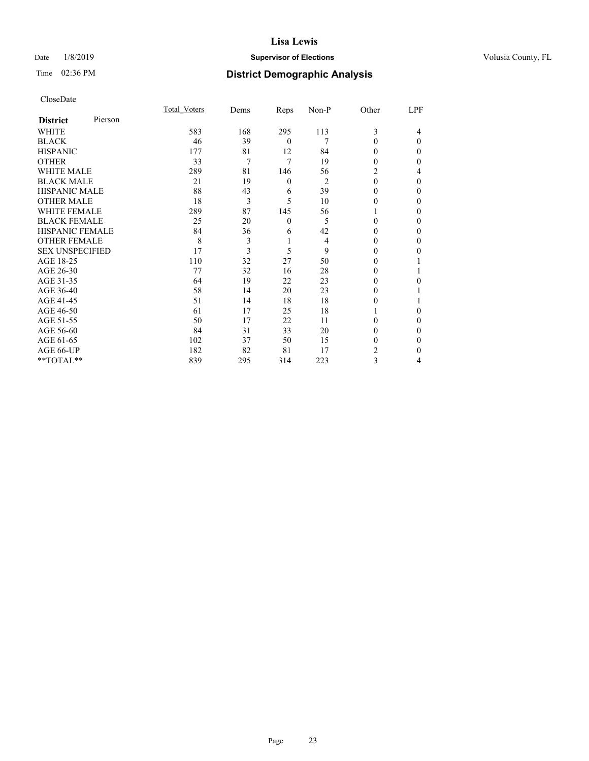**Lisa Lewis**

Date 1/8/2019 **Supervisor of Elections** Volusia County, FL

Time 02:36 PM **District Demographic Analysis**

CloseDate

| **District** Pierson | Total_Voters | Dems | Reps | Non-P | Other | LPF |
|---|---|---|---|---|---|---|
| WHITE | 583 | 168 | 295 | 113 | 3 | 4 |
| BLACK | 46 | 39 | 0 | 7 | 0 | 0 |
| HISPANIC | 177 | 81 | 12 | 84 | 0 | 0 |
| OTHER | 33 | 7 | 7 | 19 | 0 | 0 |
| WHITE MALE | 289 | 81 | 146 | 56 | 2 | 4 |
| BLACK MALE | 21 | 19 | 0 | 2 | 0 | 0 |
| HISPANIC MALE | 88 | 43 | 6 | 39 | 0 | 0 |
| OTHER MALE | 18 | 3 | 5 | 10 | 0 | 0 |
| WHITE FEMALE | 289 | 87 | 145 | 56 | 1 | 0 |
| BLACK FEMALE | 25 | 20 | 0 | 5 | 0 | 0 |
| HISPANIC FEMALE | 84 | 36 | 6 | 42 | 0 | 0 |
| OTHER FEMALE | 8 | 3 | 1 | 4 | 0 | 0 |
| SEX UNSPECIFIED | 17 | 3 | 5 | 9 | 0 | 0 |
| AGE 18-25 | 110 | 32 | 27 | 50 | 0 | 1 |
| AGE 26-30 | 77 | 32 | 16 | 28 | 0 | 1 |
| AGE 31-35 | 64 | 19 | 22 | 23 | 0 | 0 |
| AGE 36-40 | 58 | 14 | 20 | 23 | 0 | 1 |
| AGE 41-45 | 51 | 14 | 18 | 18 | 0 | 1 |
| AGE 46-50 | 61 | 17 | 25 | 18 | 1 | 0 |
| AGE 51-55 | 50 | 17 | 22 | 11 | 0 | 0 |
| AGE 56-60 | 84 | 31 | 33 | 20 | 0 | 0 |
| AGE 61-65 | 102 | 37 | 50 | 15 | 0 | 0 |
| AGE 66-UP | 182 | 82 | 81 | 17 | 2 | 0 |
| **TOTAL** | 839 | 295 | 314 | 223 | 3 | 4 |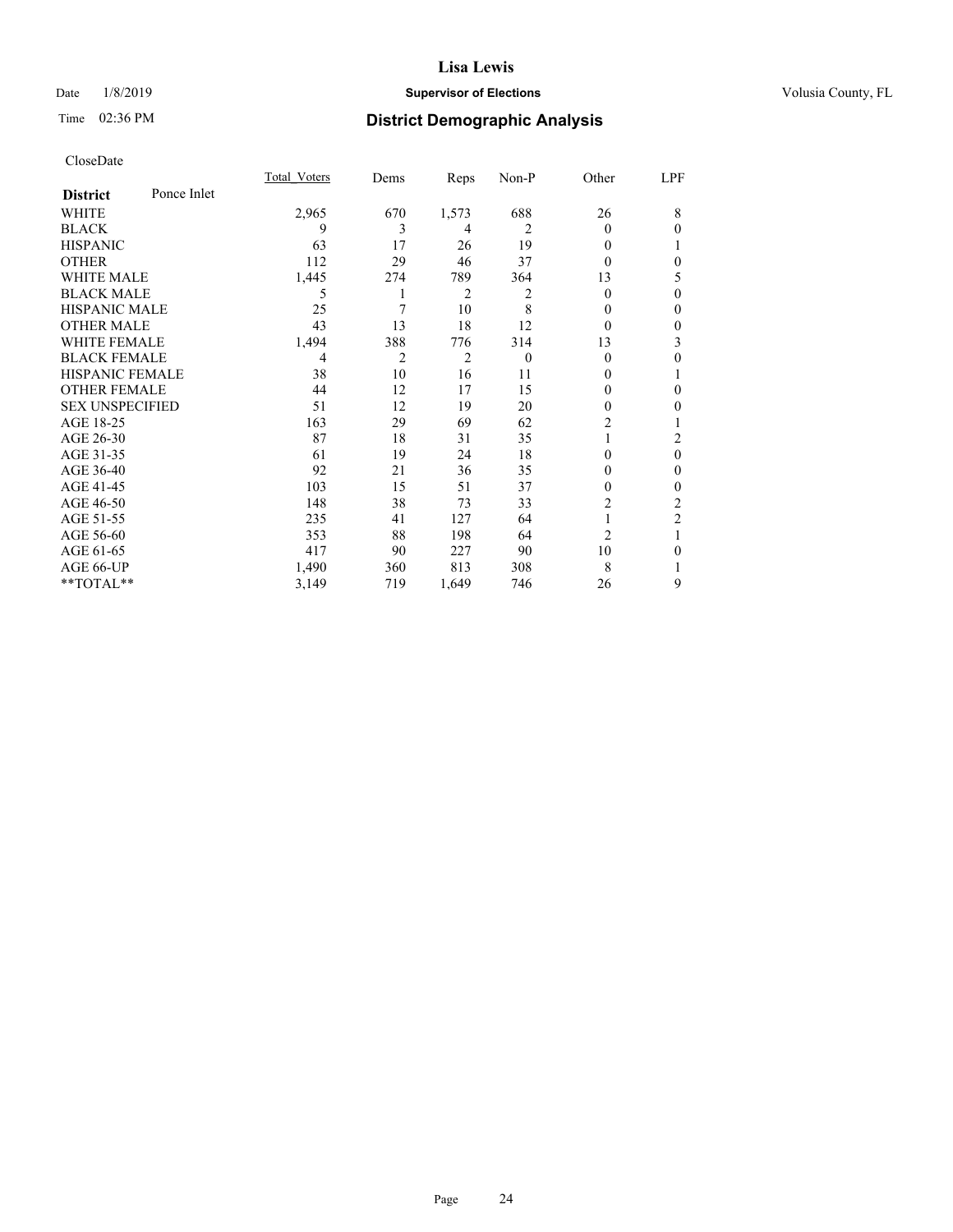# Lisa Lewis

Date 1/8/2019 **Supervisor of Elections** Volusia County, FL

Time 02:36 PM **District Demographic Analysis**

CloseDate

| District: Ponce Inlet | Total_Voters | Dems | Reps | Non-P | Other | LPF |
|---|---|---|---|---|---|---|
| WHITE | 2,965 | 670 | 1,573 | 688 | 26 | 8 |
| BLACK | 9 | 3 | 4 | 2 | 0 | 0 |
| HISPANIC | 63 | 17 | 26 | 19 | 0 | 1 |
| OTHER | 112 | 29 | 46 | 37 | 0 | 0 |
| WHITE MALE | 1,445 | 274 | 789 | 364 | 13 | 5 |
| BLACK MALE | 5 | 1 | 2 | 2 | 0 | 0 |
| HISPANIC MALE | 25 | 7 | 10 | 8 | 0 | 0 |
| OTHER MALE | 43 | 13 | 18 | 12 | 0 | 0 |
| WHITE FEMALE | 1,494 | 388 | 776 | 314 | 13 | 3 |
| BLACK FEMALE | 4 | 2 | 2 | 0 | 0 | 0 |
| HISPANIC FEMALE | 38 | 10 | 16 | 11 | 0 | 1 |
| OTHER FEMALE | 44 | 12 | 17 | 15 | 0 | 0 |
| SEX UNSPECIFIED | 51 | 12 | 19 | 20 | 0 | 0 |
| AGE 18-25 | 163 | 29 | 69 | 62 | 2 | 1 |
| AGE 26-30 | 87 | 18 | 31 | 35 | 1 | 2 |
| AGE 31-35 | 61 | 19 | 24 | 18 | 0 | 0 |
| AGE 36-40 | 92 | 21 | 36 | 35 | 0 | 0 |
| AGE 41-45 | 103 | 15 | 51 | 37 | 0 | 0 |
| AGE 46-50 | 148 | 38 | 73 | 33 | 2 | 2 |
| AGE 51-55 | 235 | 41 | 127 | 64 | 1 | 2 |
| AGE 56-60 | 353 | 88 | 198 | 64 | 2 | 1 |
| AGE 61-65 | 417 | 90 | 227 | 90 | 10 | 0 |
| AGE 66-UP | 1,490 | 360 | 813 | 308 | 8 | 1 |
| **TOTAL** | 3,149 | 719 | 1,649 | 746 | 26 | 9 |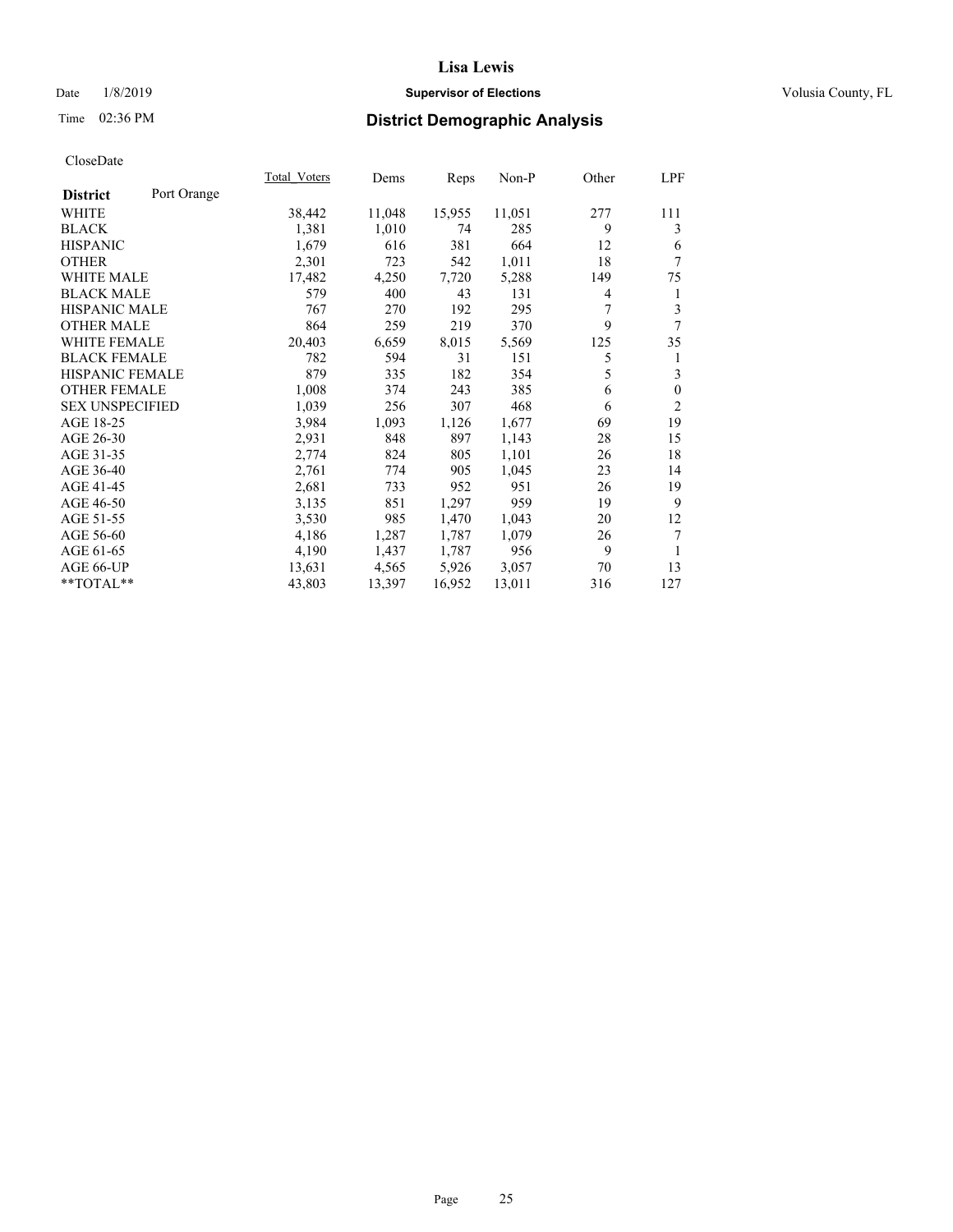# Lisa Lewis

Date 1/8/2019 **Supervisor of Elections** Volusia County, FL

Time 02:36 PM **District Demographic Analysis**

CloseDate

| District | Port Orange | Total_Voters | Dems | Reps | Non-P | Other | LPF |
|---|---|---|---|---|---|---|---|
| WHITE | | 38,442 | 11,048 | 15,955 | 11,051 | 277 | 111 |
| BLACK | | 1,381 | 1,010 | 74 | 285 | 9 | 3 |
| HISPANIC | | 1,679 | 616 | 381 | 664 | 12 | 6 |
| OTHER | | 2,301 | 723 | 542 | 1,011 | 18 | 7 |
| WHITE MALE | | 17,482 | 4,250 | 7,720 | 5,288 | 149 | 75 |
| BLACK MALE | | 579 | 400 | 43 | 131 | 4 | 1 |
| HISPANIC MALE | | 767 | 270 | 192 | 295 | 7 | 3 |
| OTHER MALE | | 864 | 259 | 219 | 370 | 9 | 7 |
| WHITE FEMALE | | 20,403 | 6,659 | 8,015 | 5,569 | 125 | 35 |
| BLACK FEMALE | | 782 | 594 | 31 | 151 | 5 | 1 |
| HISPANIC FEMALE | | 879 | 335 | 182 | 354 | 5 | 3 |
| OTHER FEMALE | | 1,008 | 374 | 243 | 385 | 6 | 0 |
| SEX UNSPECIFIED | | 1,039 | 256 | 307 | 468 | 6 | 2 |
| AGE 18-25 | | 3,984 | 1,093 | 1,126 | 1,677 | 69 | 19 |
| AGE 26-30 | | 2,931 | 848 | 897 | 1,143 | 28 | 15 |
| AGE 31-35 | | 2,774 | 824 | 805 | 1,101 | 26 | 18 |
| AGE 36-40 | | 2,761 | 774 | 905 | 1,045 | 23 | 14 |
| AGE 41-45 | | 2,681 | 733 | 952 | 951 | 26 | 19 |
| AGE 46-50 | | 3,135 | 851 | 1,297 | 959 | 19 | 9 |
| AGE 51-55 | | 3,530 | 985 | 1,470 | 1,043 | 20 | 12 |
| AGE 56-60 | | 4,186 | 1,287 | 1,787 | 1,079 | 26 | 7 |
| AGE 61-65 | | 4,190 | 1,437 | 1,787 | 956 | 9 | 1 |
| AGE 66-UP | | 13,631 | 4,565 | 5,926 | 3,057 | 70 | 13 |
| **TOTAL** | | 43,803 | 13,397 | 16,952 | 13,011 | 316 | 127 |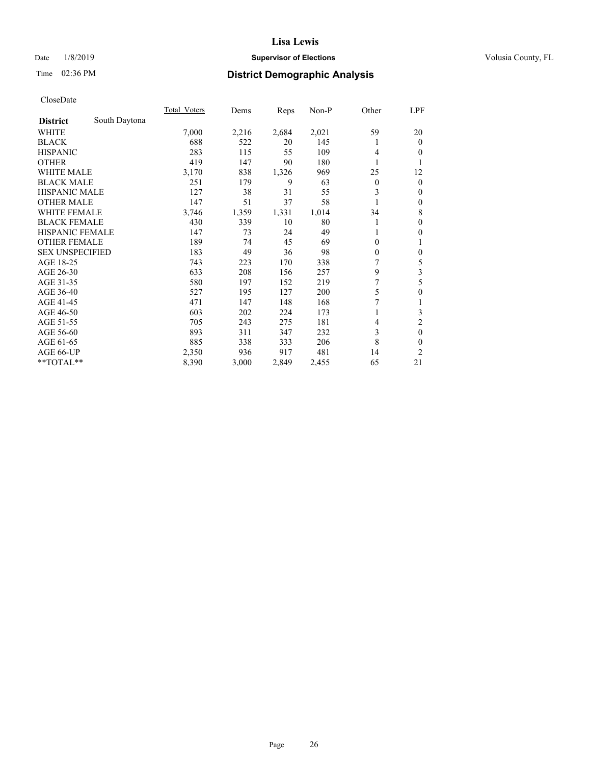Lisa Lewis

Date 1/8/2019 **Supervisor of Elections** Volusia County, FL

Time 02:36 PM **District Demographic Analysis**

CloseDate

| District | South Daytona | Total_Voters | Dems | Reps | Non-P | Other | LPF |
|---|---|---|---|---|---|---|---|
| WHITE | | 7,000 | 2,216 | 2,684 | 2,021 | 59 | 20 |
| BLACK | | 688 | 522 | 20 | 145 | 1 | 0 |
| HISPANIC | | 283 | 115 | 55 | 109 | 4 | 0 |
| OTHER | | 419 | 147 | 90 | 180 | 1 | 1 |
| WHITE MALE | | 3,170 | 838 | 1,326 | 969 | 25 | 12 |
| BLACK MALE | | 251 | 179 | 9 | 63 | 0 | 0 |
| HISPANIC MALE | | 127 | 38 | 31 | 55 | 3 | 0 |
| OTHER MALE | | 147 | 51 | 37 | 58 | 1 | 0 |
| WHITE FEMALE | | 3,746 | 1,359 | 1,331 | 1,014 | 34 | 8 |
| BLACK FEMALE | | 430 | 339 | 10 | 80 | 1 | 0 |
| HISPANIC FEMALE | | 147 | 73 | 24 | 49 | 1 | 0 |
| OTHER FEMALE | | 189 | 74 | 45 | 69 | 0 | 1 |
| SEX UNSPECIFIED | | 183 | 49 | 36 | 98 | 0 | 0 |
| AGE 18-25 | | 743 | 223 | 170 | 338 | 7 | 5 |
| AGE 26-30 | | 633 | 208 | 156 | 257 | 9 | 3 |
| AGE 31-35 | | 580 | 197 | 152 | 219 | 7 | 5 |
| AGE 36-40 | | 527 | 195 | 127 | 200 | 5 | 0 |
| AGE 41-45 | | 471 | 147 | 148 | 168 | 7 | 1 |
| AGE 46-50 | | 603 | 202 | 224 | 173 | 1 | 3 |
| AGE 51-55 | | 705 | 243 | 275 | 181 | 4 | 2 |
| AGE 56-60 | | 893 | 311 | 347 | 232 | 3 | 0 |
| AGE 61-65 | | 885 | 338 | 333 | 206 | 8 | 0 |
| AGE 66-UP | | 2,350 | 936 | 917 | 481 | 14 | 2 |
| **TOTAL** | | 8,390 | 3,000 | 2,849 | 2,455 | 65 | 21 |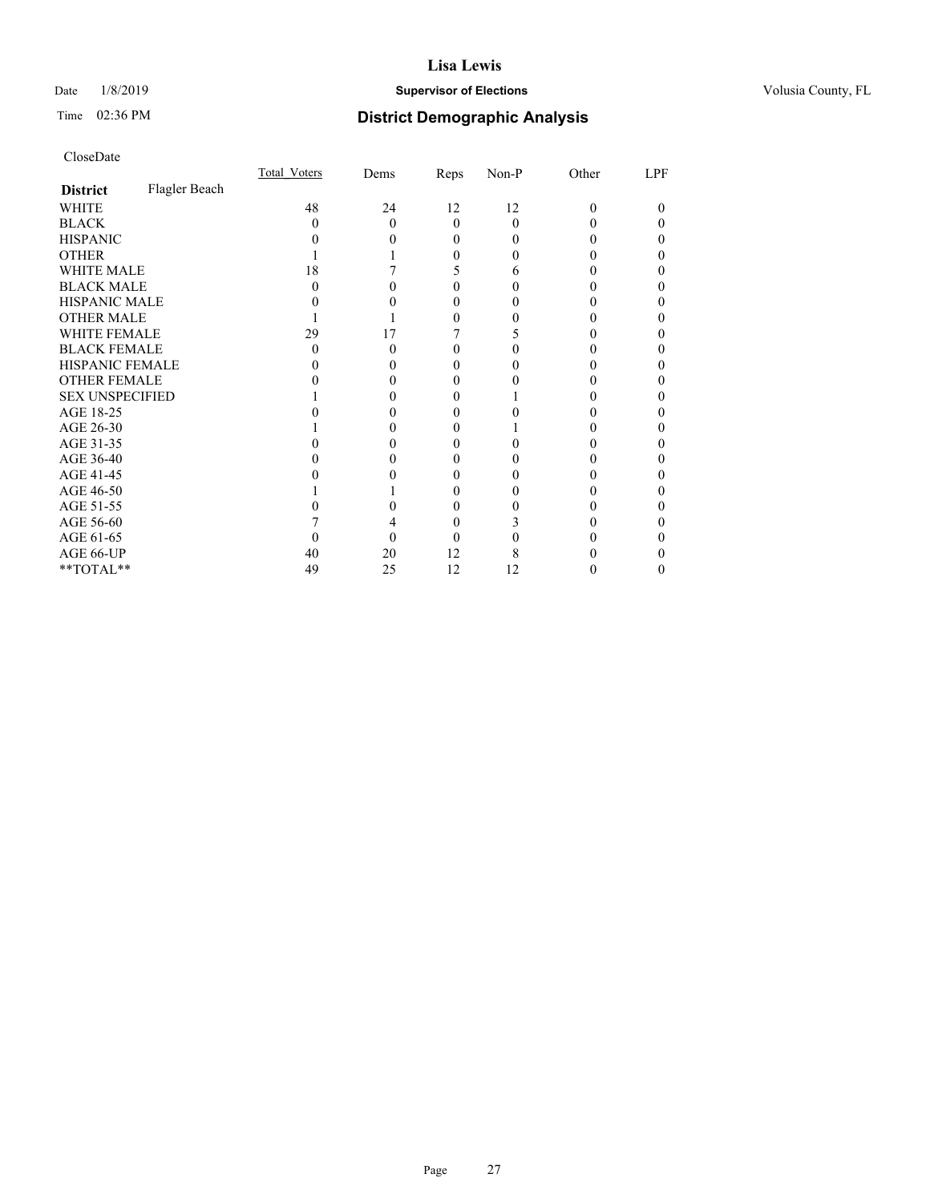# Lisa Lewis

Date 1/8/2019 **Supervisor of Elections** Volusia County, FL

Time 02:36 PM **District Demographic Analysis**

CloseDate

| | Total_Voters | Dems | Reps | Non-P | Other | LPF |
|---|---|---|---|---|---|---|
| **District** Flagler Beach | | | | | | |
| WHITE | 48 | 24 | 12 | 12 | 0 | 0 |
| BLACK | 0 | 0 | 0 | 0 | 0 | 0 |
| HISPANIC | 0 | 0 | 0 | 0 | 0 | 0 |
| OTHER | 1 | 1 | 0 | 0 | 0 | 0 |
| WHITE MALE | 18 | 7 | 5 | 6 | 0 | 0 |
| BLACK MALE | 0 | 0 | 0 | 0 | 0 | 0 |
| HISPANIC MALE | 0 | 0 | 0 | 0 | 0 | 0 |
| OTHER MALE | 1 | 1 | 0 | 0 | 0 | 0 |
| WHITE FEMALE | 29 | 17 | 7 | 5 | 0 | 0 |
| BLACK FEMALE | 0 | 0 | 0 | 0 | 0 | 0 |
| HISPANIC FEMALE | 0 | 0 | 0 | 0 | 0 | 0 |
| OTHER FEMALE | 0 | 0 | 0 | 0 | 0 | 0 |
| SEX UNSPECIFIED | 1 | 0 | 0 | 1 | 0 | 0 |
| AGE 18-25 | 0 | 0 | 0 | 0 | 0 | 0 |
| AGE 26-30 | 1 | 0 | 0 | 1 | 0 | 0 |
| AGE 31-35 | 0 | 0 | 0 | 0 | 0 | 0 |
| AGE 36-40 | 0 | 0 | 0 | 0 | 0 | 0 |
| AGE 41-45 | 0 | 0 | 0 | 0 | 0 | 0 |
| AGE 46-50 | 1 | 1 | 0 | 0 | 0 | 0 |
| AGE 51-55 | 0 | 0 | 0 | 0 | 0 | 0 |
| AGE 56-60 | 7 | 4 | 0 | 3 | 0 | 0 |
| AGE 61-65 | 0 | 0 | 0 | 0 | 0 | 0 |
| AGE 66-UP | 40 | 20 | 12 | 8 | 0 | 0 |
| **TOTAL** | 49 | 25 | 12 | 12 | 0 | 0 |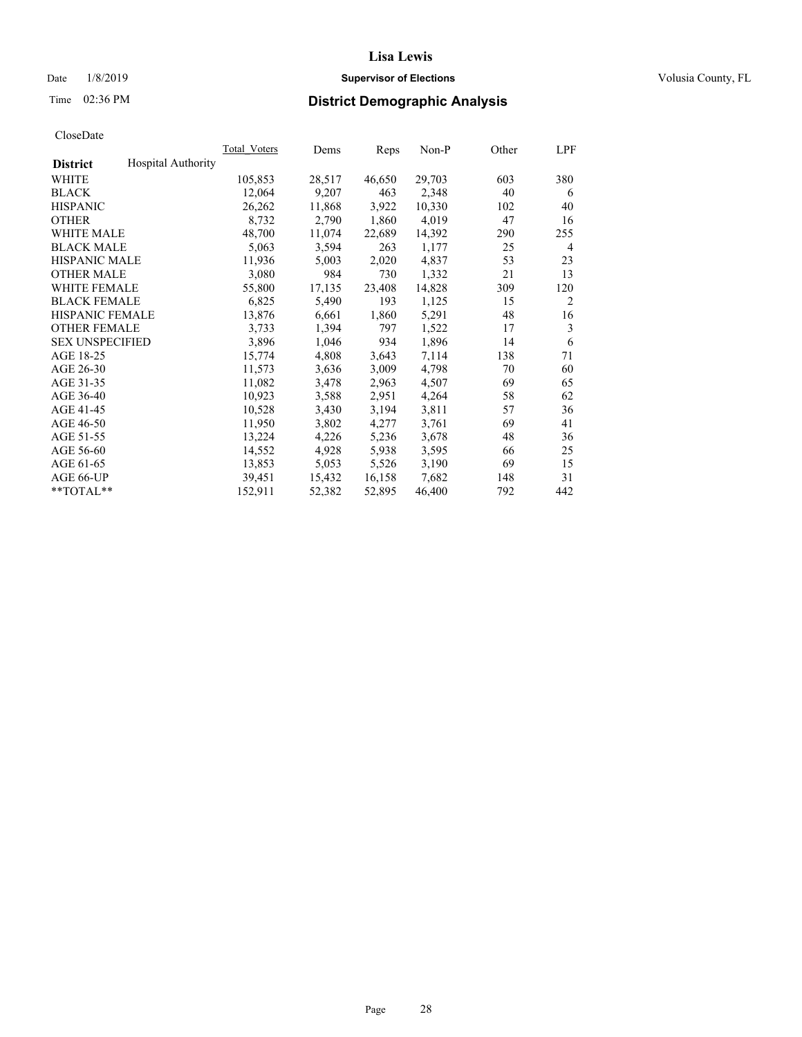# District Demographic Analysis

CloseDate

| District: Hospital Authority | Total_Voters | Dems | Reps | Non-P | Other | LPF |
|---|---|---|---|---|---|---|
| WHITE | 105,853 | 28,517 | 46,650 | 29,703 | 603 | 380 |
| BLACK | 12,064 | 9,207 | 463 | 2,348 | 40 | 6 |
| HISPANIC | 26,262 | 11,868 | 3,922 | 10,330 | 102 | 40 |
| OTHER | 8,732 | 2,790 | 1,860 | 4,019 | 47 | 16 |
| WHITE MALE | 48,700 | 11,074 | 22,689 | 14,392 | 290 | 255 |
| BLACK MALE | 5,063 | 3,594 | 263 | 1,177 | 25 | 4 |
| HISPANIC MALE | 11,936 | 5,003 | 2,020 | 4,837 | 53 | 23 |
| OTHER MALE | 3,080 | 984 | 730 | 1,332 | 21 | 13 |
| WHITE FEMALE | 55,800 | 17,135 | 23,408 | 14,828 | 309 | 120 |
| BLACK FEMALE | 6,825 | 5,490 | 193 | 1,125 | 15 | 2 |
| HISPANIC FEMALE | 13,876 | 6,661 | 1,860 | 5,291 | 48 | 16 |
| OTHER FEMALE | 3,733 | 1,394 | 797 | 1,522 | 17 | 3 |
| SEX UNSPECIFIED | 3,896 | 1,046 | 934 | 1,896 | 14 | 6 |
| AGE 18-25 | 15,774 | 4,808 | 3,643 | 7,114 | 138 | 71 |
| AGE 26-30 | 11,573 | 3,636 | 3,009 | 4,798 | 70 | 60 |
| AGE 31-35 | 11,082 | 3,478 | 2,963 | 4,507 | 69 | 65 |
| AGE 36-40 | 10,923 | 3,588 | 2,951 | 4,264 | 58 | 62 |
| AGE 41-45 | 10,528 | 3,430 | 3,194 | 3,811 | 57 | 36 |
| AGE 46-50 | 11,950 | 3,802 | 4,277 | 3,761 | 69 | 41 |
| AGE 51-55 | 13,224 | 4,226 | 5,236 | 3,678 | 48 | 36 |
| AGE 56-60 | 14,552 | 4,928 | 5,938 | 3,595 | 66 | 25 |
| AGE 61-65 | 13,853 | 5,053 | 5,526 | 3,190 | 69 | 15 |
| AGE 66-UP | 39,451 | 15,432 | 16,158 | 7,682 | 148 | 31 |
| **TOTAL** | 152,911 | 52,382 | 52,895 | 46,400 | 792 | 442 |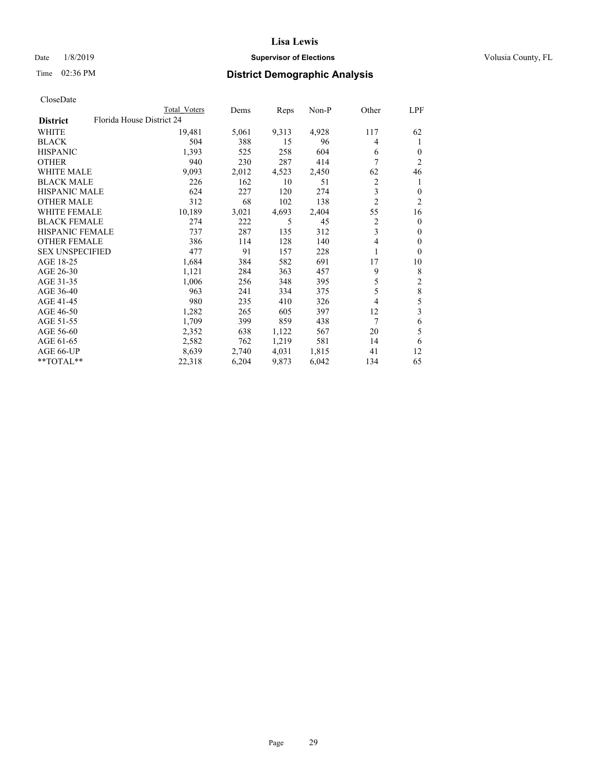# Lisa Lewis

Date 1/8/2019 **Supervisor of Elections** Volusia County, FL

Time 02:36 PM **District Demographic Analysis**

CloseDate

| | Total Voters | Dems | Reps | Non-P | Other | LPF |
|---|---|---|---|---|---|---|
| **District** Florida House District 24 | | | | | | |
| WHITE | 19,481 | 5,061 | 9,313 | 4,928 | 117 | 62 |
| BLACK | 504 | 388 | 15 | 96 | 4 | 1 |
| HISPANIC | 1,393 | 525 | 258 | 604 | 6 | 0 |
| OTHER | 940 | 230 | 287 | 414 | 7 | 2 |
| WHITE MALE | 9,093 | 2,012 | 4,523 | 2,450 | 62 | 46 |
| BLACK MALE | 226 | 162 | 10 | 51 | 2 | 1 |
| HISPANIC MALE | 624 | 227 | 120 | 274 | 3 | 0 |
| OTHER MALE | 312 | 68 | 102 | 138 | 2 | 2 |
| WHITE FEMALE | 10,189 | 3,021 | 4,693 | 2,404 | 55 | 16 |
| BLACK FEMALE | 274 | 222 | 5 | 45 | 2 | 0 |
| HISPANIC FEMALE | 737 | 287 | 135 | 312 | 3 | 0 |
| OTHER FEMALE | 386 | 114 | 128 | 140 | 4 | 0 |
| SEX UNSPECIFIED | 477 | 91 | 157 | 228 | 1 | 0 |
| AGE 18-25 | 1,684 | 384 | 582 | 691 | 17 | 10 |
| AGE 26-30 | 1,121 | 284 | 363 | 457 | 9 | 8 |
| AGE 31-35 | 1,006 | 256 | 348 | 395 | 5 | 2 |
| AGE 36-40 | 963 | 241 | 334 | 375 | 5 | 8 |
| AGE 41-45 | 980 | 235 | 410 | 326 | 4 | 5 |
| AGE 46-50 | 1,282 | 265 | 605 | 397 | 12 | 3 |
| AGE 51-55 | 1,709 | 399 | 859 | 438 | 7 | 6 |
| AGE 56-60 | 2,352 | 638 | 1,122 | 567 | 20 | 5 |
| AGE 61-65 | 2,582 | 762 | 1,219 | 581 | 14 | 6 |
| AGE 66-UP | 8,639 | 2,740 | 4,031 | 1,815 | 41 | 12 |
| **TOTAL** | 22,318 | 6,204 | 9,873 | 6,042 | 134 | 65 |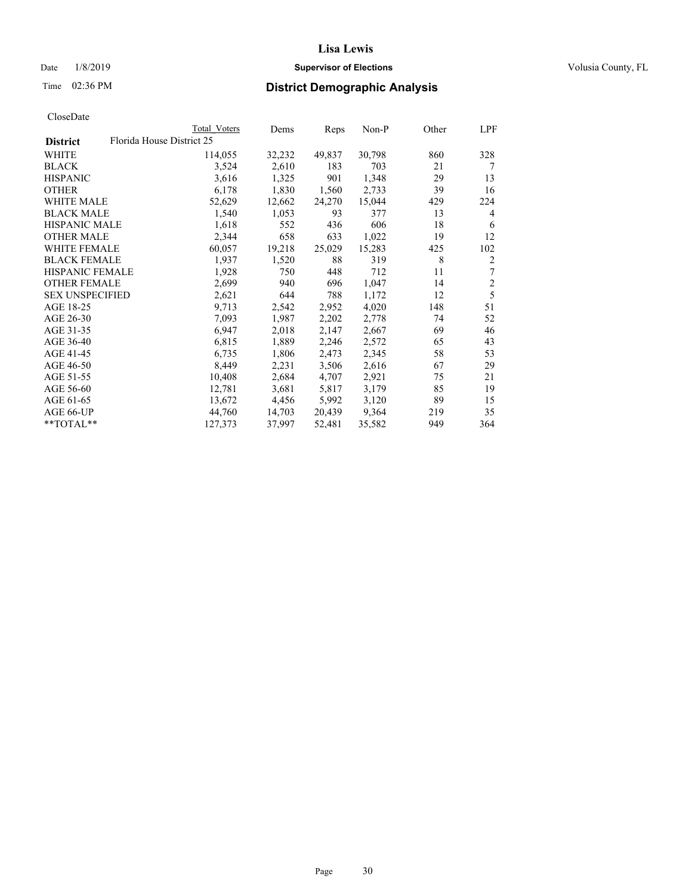# Lisa Lewis

Date 1/8/2019 **Supervisor of Elections** Volusia County, FL

Time 02:36 PM **District Demographic Analysis**

CloseDate

| | Total Voters | Dems | Reps | Non-P | Other | LPF |
|---|---|---|---|---|---|---|
| **District** Florida House District 25 | | | | | | |
| WHITE | 114,055 | 32,232 | 49,837 | 30,798 | 860 | 328 |
| BLACK | 3,524 | 2,610 | 183 | 703 | 21 | 7 |
| HISPANIC | 3,616 | 1,325 | 901 | 1,348 | 29 | 13 |
| OTHER | 6,178 | 1,830 | 1,560 | 2,733 | 39 | 16 |
| WHITE MALE | 52,629 | 12,662 | 24,270 | 15,044 | 429 | 224 |
| BLACK MALE | 1,540 | 1,053 | 93 | 377 | 13 | 4 |
| HISPANIC MALE | 1,618 | 552 | 436 | 606 | 18 | 6 |
| OTHER MALE | 2,344 | 658 | 633 | 1,022 | 19 | 12 |
| WHITE FEMALE | 60,057 | 19,218 | 25,029 | 15,283 | 425 | 102 |
| BLACK FEMALE | 1,937 | 1,520 | 88 | 319 | 8 | 2 |
| HISPANIC FEMALE | 1,928 | 750 | 448 | 712 | 11 | 7 |
| OTHER FEMALE | 2,699 | 940 | 696 | 1,047 | 14 | 2 |
| SEX UNSPECIFIED | 2,621 | 644 | 788 | 1,172 | 12 | 5 |
| AGE 18-25 | 9,713 | 2,542 | 2,952 | 4,020 | 148 | 51 |
| AGE 26-30 | 7,093 | 1,987 | 2,202 | 2,778 | 74 | 52 |
| AGE 31-35 | 6,947 | 2,018 | 2,147 | 2,667 | 69 | 46 |
| AGE 36-40 | 6,815 | 1,889 | 2,246 | 2,572 | 65 | 43 |
| AGE 41-45 | 6,735 | 1,806 | 2,473 | 2,345 | 58 | 53 |
| AGE 46-50 | 8,449 | 2,231 | 3,506 | 2,616 | 67 | 29 |
| AGE 51-55 | 10,408 | 2,684 | 4,707 | 2,921 | 75 | 21 |
| AGE 56-60 | 12,781 | 3,681 | 5,817 | 3,179 | 85 | 19 |
| AGE 61-65 | 13,672 | 4,456 | 5,992 | 3,120 | 89 | 15 |
| AGE 66-UP | 44,760 | 14,703 | 20,439 | 9,364 | 219 | 35 |
| **TOTAL** | 127,373 | 37,997 | 52,481 | 35,582 | 949 | 364 |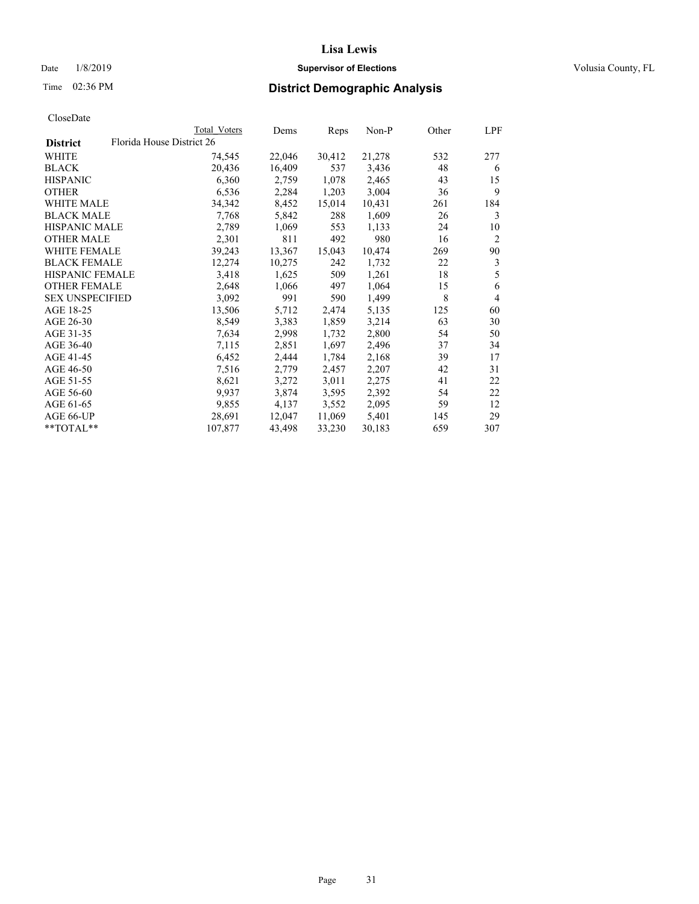**Lisa Lewis**

Date 1/8/2019 **Supervisor of Elections** Volusia County, FL

Time 02:36 PM **District Demographic Analysis**

CloseDate

| District | Total Voters | Dems | Reps | Non-P | Other | LPF |
|---|---|---|---|---|---|---|
| Florida House District 26 | | | | | | |
| WHITE | 74,545 | 22,046 | 30,412 | 21,278 | 532 | 277 |
| BLACK | 20,436 | 16,409 | 537 | 3,436 | 48 | 6 |
| HISPANIC | 6,360 | 2,759 | 1,078 | 2,465 | 43 | 15 |
| OTHER | 6,536 | 2,284 | 1,203 | 3,004 | 36 | 9 |
| WHITE MALE | 34,342 | 8,452 | 15,014 | 10,431 | 261 | 184 |
| BLACK MALE | 7,768 | 5,842 | 288 | 1,609 | 26 | 3 |
| HISPANIC MALE | 2,789 | 1,069 | 553 | 1,133 | 24 | 10 |
| OTHER MALE | 2,301 | 811 | 492 | 980 | 16 | 2 |
| WHITE FEMALE | 39,243 | 13,367 | 15,043 | 10,474 | 269 | 90 |
| BLACK FEMALE | 12,274 | 10,275 | 242 | 1,732 | 22 | 3 |
| HISPANIC FEMALE | 3,418 | 1,625 | 509 | 1,261 | 18 | 5 |
| OTHER FEMALE | 2,648 | 1,066 | 497 | 1,064 | 15 | 6 |
| SEX UNSPECIFIED | 3,092 | 991 | 590 | 1,499 | 8 | 4 |
| AGE 18-25 | 13,506 | 5,712 | 2,474 | 5,135 | 125 | 60 |
| AGE 26-30 | 8,549 | 3,383 | 1,859 | 3,214 | 63 | 30 |
| AGE 31-35 | 7,634 | 2,998 | 1,732 | 2,800 | 54 | 50 |
| AGE 36-40 | 7,115 | 2,851 | 1,697 | 2,496 | 37 | 34 |
| AGE 41-45 | 6,452 | 2,444 | 1,784 | 2,168 | 39 | 17 |
| AGE 46-50 | 7,516 | 2,779 | 2,457 | 2,207 | 42 | 31 |
| AGE 51-55 | 8,621 | 3,272 | 3,011 | 2,275 | 41 | 22 |
| AGE 56-60 | 9,937 | 3,874 | 3,595 | 2,392 | 54 | 22 |
| AGE 61-65 | 9,855 | 4,137 | 3,552 | 2,095 | 59 | 12 |
| AGE 66-UP | 28,691 | 12,047 | 11,069 | 5,401 | 145 | 29 |
| **TOTAL** | 107,877 | 43,498 | 33,230 | 30,183 | 659 | 307 |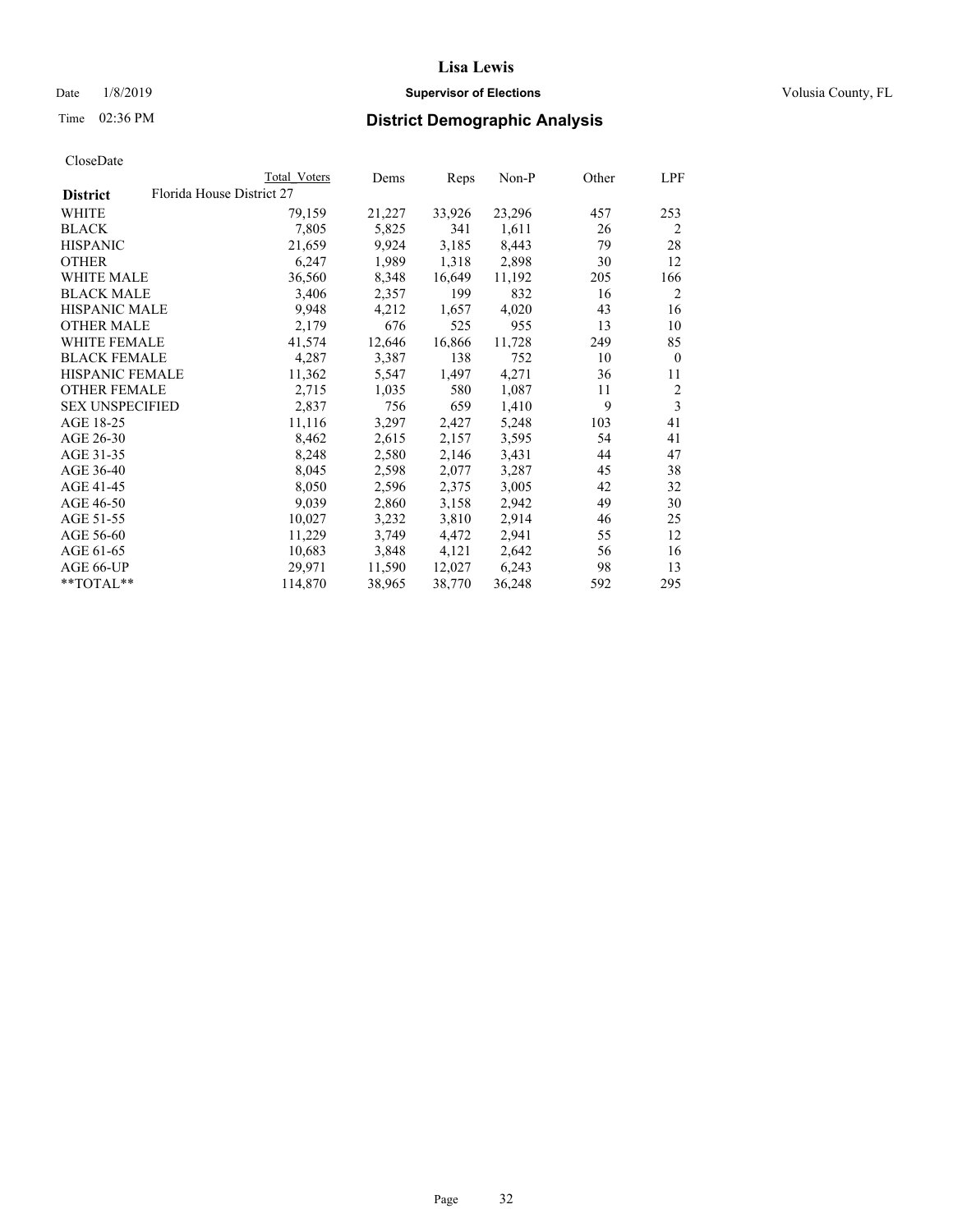# Lisa Lewis

Date 1/8/2019 **Supervisor of Elections** Volusia County, FL

Time 02:36 PM **District Demographic Analysis**

CloseDate

| District | Total Voters | Dems | Reps | Non-P | Other | LPF |
|---|---|---|---|---|---|---|
| Florida House District 27 | | | | | | |
| WHITE | 79,159 | 21,227 | 33,926 | 23,296 | 457 | 253 |
| BLACK | 7,805 | 5,825 | 341 | 1,611 | 26 | 2 |
| HISPANIC | 21,659 | 9,924 | 3,185 | 8,443 | 79 | 28 |
| OTHER | 6,247 | 1,989 | 1,318 | 2,898 | 30 | 12 |
| WHITE MALE | 36,560 | 8,348 | 16,649 | 11,192 | 205 | 166 |
| BLACK MALE | 3,406 | 2,357 | 199 | 832 | 16 | 2 |
| HISPANIC MALE | 9,948 | 4,212 | 1,657 | 4,020 | 43 | 16 |
| OTHER MALE | 2,179 | 676 | 525 | 955 | 13 | 10 |
| WHITE FEMALE | 41,574 | 12,646 | 16,866 | 11,728 | 249 | 85 |
| BLACK FEMALE | 4,287 | 3,387 | 138 | 752 | 10 | 0 |
| HISPANIC FEMALE | 11,362 | 5,547 | 1,497 | 4,271 | 36 | 11 |
| OTHER FEMALE | 2,715 | 1,035 | 580 | 1,087 | 11 | 2 |
| SEX UNSPECIFIED | 2,837 | 756 | 659 | 1,410 | 9 | 3 |
| AGE 18-25 | 11,116 | 3,297 | 2,427 | 5,248 | 103 | 41 |
| AGE 26-30 | 8,462 | 2,615 | 2,157 | 3,595 | 54 | 41 |
| AGE 31-35 | 8,248 | 2,580 | 2,146 | 3,431 | 44 | 47 |
| AGE 36-40 | 8,045 | 2,598 | 2,077 | 3,287 | 45 | 38 |
| AGE 41-45 | 8,050 | 2,596 | 2,375 | 3,005 | 42 | 32 |
| AGE 46-50 | 9,039 | 2,860 | 3,158 | 2,942 | 49 | 30 |
| AGE 51-55 | 10,027 | 3,232 | 3,810 | 2,914 | 46 | 25 |
| AGE 56-60 | 11,229 | 3,749 | 4,472 | 2,941 | 55 | 12 |
| AGE 61-65 | 10,683 | 3,848 | 4,121 | 2,642 | 56 | 16 |
| AGE 66-UP | 29,971 | 11,590 | 12,027 | 6,243 | 98 | 13 |
| **TOTAL** | 114,870 | 38,965 | 38,770 | 36,248 | 592 | 295 |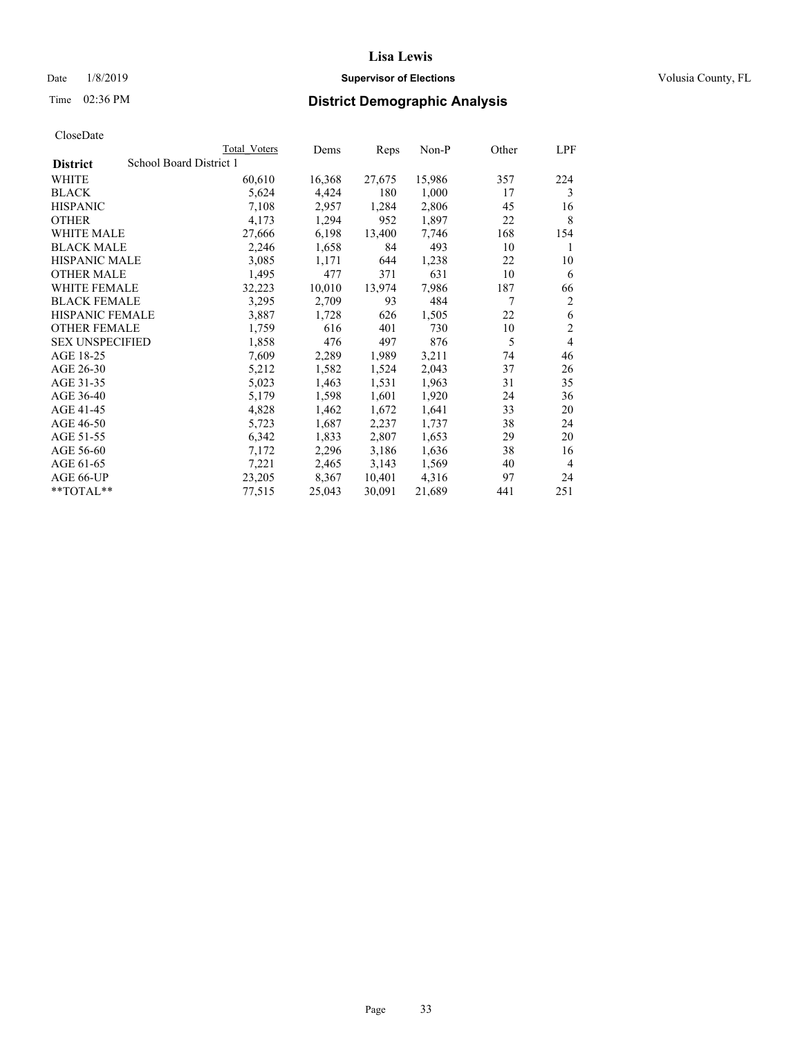# Lisa Lewis

Date 1/8/2019 **Supervisor of Elections** Volusia County, FL

Time 02:36 PM **District Demographic Analysis**

CloseDate

| | Total Voters | Dems | Reps | Non-P | Other | LPF |
|---|---|---|---|---|---|---|
| **District** School Board District 1 | | | | | | |
| WHITE | 60,610 | 16,368 | 27,675 | 15,986 | 357 | 224 |
| BLACK | 5,624 | 4,424 | 180 | 1,000 | 17 | 3 |
| HISPANIC | 7,108 | 2,957 | 1,284 | 2,806 | 45 | 16 |
| OTHER | 4,173 | 1,294 | 952 | 1,897 | 22 | 8 |
| WHITE MALE | 27,666 | 6,198 | 13,400 | 7,746 | 168 | 154 |
| BLACK MALE | 2,246 | 1,658 | 84 | 493 | 10 | 1 |
| HISPANIC MALE | 3,085 | 1,171 | 644 | 1,238 | 22 | 10 |
| OTHER MALE | 1,495 | 477 | 371 | 631 | 10 | 6 |
| WHITE FEMALE | 32,223 | 10,010 | 13,974 | 7,986 | 187 | 66 |
| BLACK FEMALE | 3,295 | 2,709 | 93 | 484 | 7 | 2 |
| HISPANIC FEMALE | 3,887 | 1,728 | 626 | 1,505 | 22 | 6 |
| OTHER FEMALE | 1,759 | 616 | 401 | 730 | 10 | 2 |
| SEX UNSPECIFIED | 1,858 | 476 | 497 | 876 | 5 | 4 |
| AGE 18-25 | 7,609 | 2,289 | 1,989 | 3,211 | 74 | 46 |
| AGE 26-30 | 5,212 | 1,582 | 1,524 | 2,043 | 37 | 26 |
| AGE 31-35 | 5,023 | 1,463 | 1,531 | 1,963 | 31 | 35 |
| AGE 36-40 | 5,179 | 1,598 | 1,601 | 1,920 | 24 | 36 |
| AGE 41-45 | 4,828 | 1,462 | 1,672 | 1,641 | 33 | 20 |
| AGE 46-50 | 5,723 | 1,687 | 2,237 | 1,737 | 38 | 24 |
| AGE 51-55 | 6,342 | 1,833 | 2,807 | 1,653 | 29 | 20 |
| AGE 56-60 | 7,172 | 2,296 | 3,186 | 1,636 | 38 | 16 |
| AGE 61-65 | 7,221 | 2,465 | 3,143 | 1,569 | 40 | 4 |
| AGE 66-UP | 23,205 | 8,367 | 10,401 | 4,316 | 97 | 24 |
| **TOTAL** | 77,515 | 25,043 | 30,091 | 21,689 | 441 | 251 |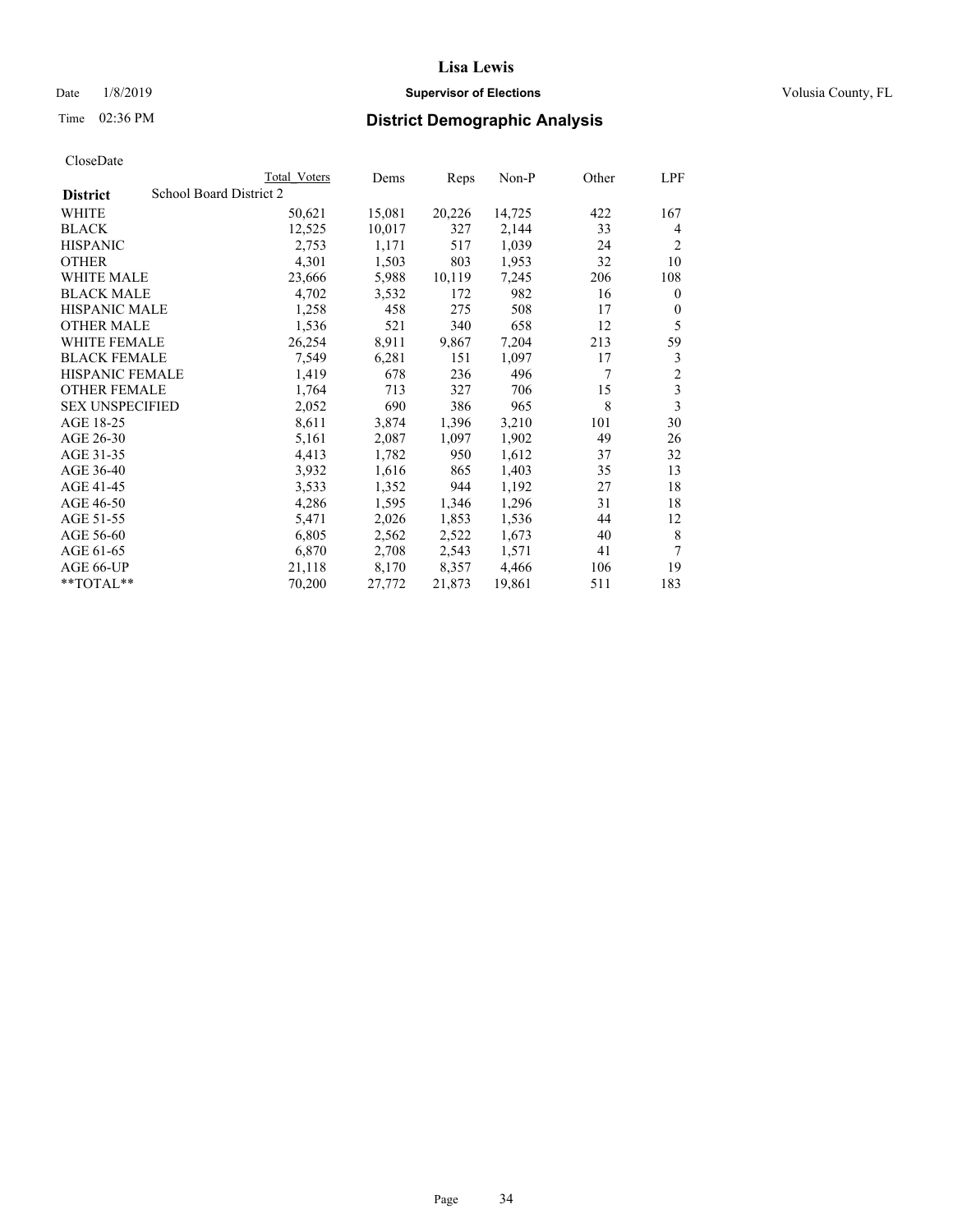# Lisa Lewis

Date 1/8/2019 **Supervisor of Elections** Volusia County, FL

Time 02:36 PM **District Demographic Analysis**

CloseDate

| | Total Voters | Dems | Reps | Non-P | Other | LPF |
|---|---|---|---|---|---|---|
| **District** School Board District 2 | | | | | | |
| WHITE | 50,621 | 15,081 | 20,226 | 14,725 | 422 | 167 |
| BLACK | 12,525 | 10,017 | 327 | 2,144 | 33 | 4 |
| HISPANIC | 2,753 | 1,171 | 517 | 1,039 | 24 | 2 |
| OTHER | 4,301 | 1,503 | 803 | 1,953 | 32 | 10 |
| WHITE MALE | 23,666 | 5,988 | 10,119 | 7,245 | 206 | 108 |
| BLACK MALE | 4,702 | 3,532 | 172 | 982 | 16 | 0 |
| HISPANIC MALE | 1,258 | 458 | 275 | 508 | 17 | 0 |
| OTHER MALE | 1,536 | 521 | 340 | 658 | 12 | 5 |
| WHITE FEMALE | 26,254 | 8,911 | 9,867 | 7,204 | 213 | 59 |
| BLACK FEMALE | 7,549 | 6,281 | 151 | 1,097 | 17 | 3 |
| HISPANIC FEMALE | 1,419 | 678 | 236 | 496 | 7 | 2 |
| OTHER FEMALE | 1,764 | 713 | 327 | 706 | 15 | 3 |
| SEX UNSPECIFIED | 2,052 | 690 | 386 | 965 | 8 | 3 |
| AGE 18-25 | 8,611 | 3,874 | 1,396 | 3,210 | 101 | 30 |
| AGE 26-30 | 5,161 | 2,087 | 1,097 | 1,902 | 49 | 26 |
| AGE 31-35 | 4,413 | 1,782 | 950 | 1,612 | 37 | 32 |
| AGE 36-40 | 3,932 | 1,616 | 865 | 1,403 | 35 | 13 |
| AGE 41-45 | 3,533 | 1,352 | 944 | 1,192 | 27 | 18 |
| AGE 46-50 | 4,286 | 1,595 | 1,346 | 1,296 | 31 | 18 |
| AGE 51-55 | 5,471 | 2,026 | 1,853 | 1,536 | 44 | 12 |
| AGE 56-60 | 6,805 | 2,562 | 2,522 | 1,673 | 40 | 8 |
| AGE 61-65 | 6,870 | 2,708 | 2,543 | 1,571 | 41 | 7 |
| AGE 66-UP | 21,118 | 8,170 | 8,357 | 4,466 | 106 | 19 |
| **TOTAL** | 70,200 | 27,772 | 21,873 | 19,861 | 511 | 183 |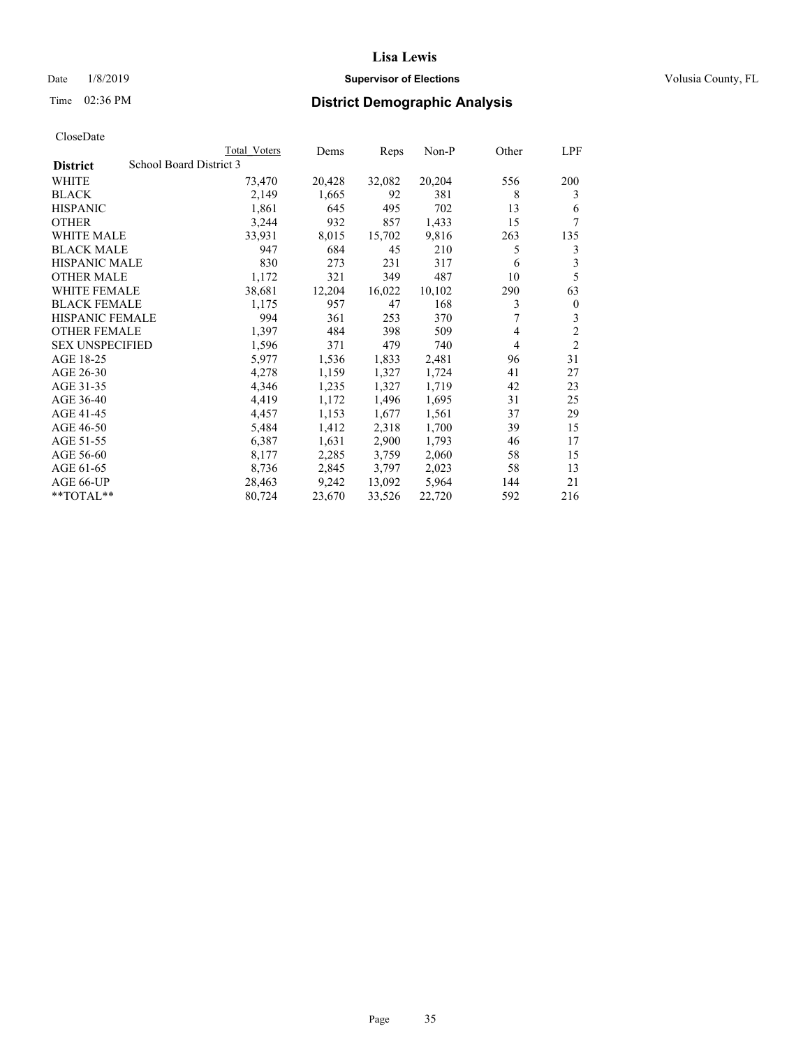# Lisa Lewis

Date 1/8/2019 **Supervisor of Elections** Volusia County, FL

Time 02:36 PM **District Demographic Analysis**

CloseDate

| District | Total Voters | Dems | Reps | Non-P | Other | LPF |
|---|---|---|---|---|---|---|
| School Board District 3 | | | | | | |
| WHITE | 73,470 | 20,428 | 32,082 | 20,204 | 556 | 200 |
| BLACK | 2,149 | 1,665 | 92 | 381 | 8 | 3 |
| HISPANIC | 1,861 | 645 | 495 | 702 | 13 | 6 |
| OTHER | 3,244 | 932 | 857 | 1,433 | 15 | 7 |
| WHITE MALE | 33,931 | 8,015 | 15,702 | 9,816 | 263 | 135 |
| BLACK MALE | 947 | 684 | 45 | 210 | 5 | 3 |
| HISPANIC MALE | 830 | 273 | 231 | 317 | 6 | 3 |
| OTHER MALE | 1,172 | 321 | 349 | 487 | 10 | 5 |
| WHITE FEMALE | 38,681 | 12,204 | 16,022 | 10,102 | 290 | 63 |
| BLACK FEMALE | 1,175 | 957 | 47 | 168 | 3 | 0 |
| HISPANIC FEMALE | 994 | 361 | 253 | 370 | 7 | 3 |
| OTHER FEMALE | 1,397 | 484 | 398 | 509 | 4 | 2 |
| SEX UNSPECIFIED | 1,596 | 371 | 479 | 740 | 4 | 2 |
| AGE 18-25 | 5,977 | 1,536 | 1,833 | 2,481 | 96 | 31 |
| AGE 26-30 | 4,278 | 1,159 | 1,327 | 1,724 | 41 | 27 |
| AGE 31-35 | 4,346 | 1,235 | 1,327 | 1,719 | 42 | 23 |
| AGE 36-40 | 4,419 | 1,172 | 1,496 | 1,695 | 31 | 25 |
| AGE 41-45 | 4,457 | 1,153 | 1,677 | 1,561 | 37 | 29 |
| AGE 46-50 | 5,484 | 1,412 | 2,318 | 1,700 | 39 | 15 |
| AGE 51-55 | 6,387 | 1,631 | 2,900 | 1,793 | 46 | 17 |
| AGE 56-60 | 8,177 | 2,285 | 3,759 | 2,060 | 58 | 15 |
| AGE 61-65 | 8,736 | 2,845 | 3,797 | 2,023 | 58 | 13 |
| AGE 66-UP | 28,463 | 9,242 | 13,092 | 5,964 | 144 | 21 |
| **TOTAL** | 80,724 | 23,670 | 33,526 | 22,720 | 592 | 216 |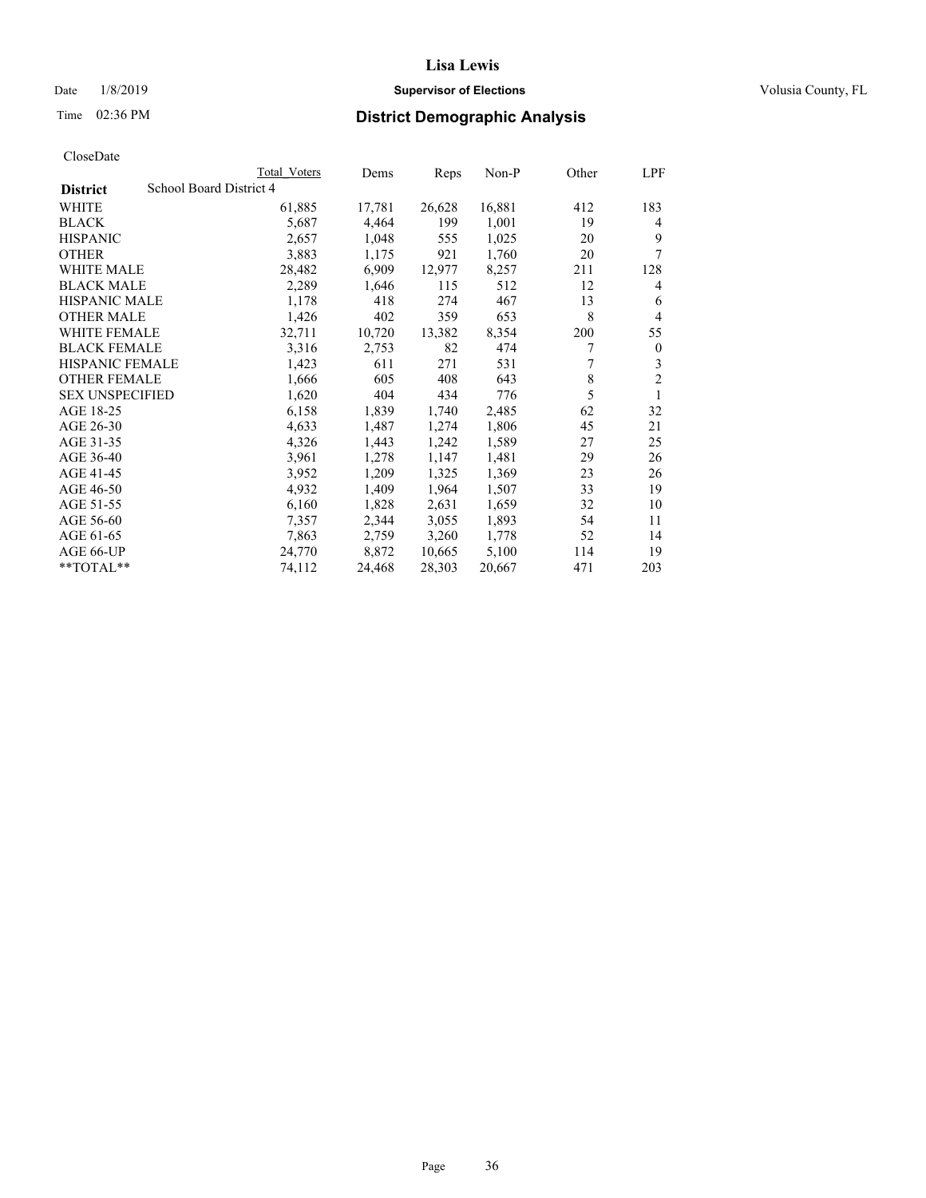CloseDate

| District | School Board District 4 | Total Voters | Dems | Reps | Non-P | Other | LPF |
|---|---|---|---|---|---|---|---|
| WHITE | | 61,885 | 17,781 | 26,628 | 16,881 | 412 | 183 |
| BLACK | | 5,687 | 4,464 | 199 | 1,001 | 19 | 4 |
| HISPANIC | | 2,657 | 1,048 | 555 | 1,025 | 20 | 9 |
| OTHER | | 3,883 | 1,175 | 921 | 1,760 | 20 | 7 |
| WHITE MALE | | 28,482 | 6,909 | 12,977 | 8,257 | 211 | 128 |
| BLACK MALE | | 2,289 | 1,646 | 115 | 512 | 12 | 4 |
| HISPANIC MALE | | 1,178 | 418 | 274 | 467 | 13 | 6 |
| OTHER MALE | | 1,426 | 402 | 359 | 653 | 8 | 4 |
| WHITE FEMALE | | 32,711 | 10,720 | 13,382 | 8,354 | 200 | 55 |
| BLACK FEMALE | | 3,316 | 2,753 | 82 | 474 | 7 | 0 |
| HISPANIC FEMALE | | 1,423 | 611 | 271 | 531 | 7 | 3 |
| OTHER FEMALE | | 1,666 | 605 | 408 | 643 | 8 | 2 |
| SEX UNSPECIFIED | | 1,620 | 404 | 434 | 776 | 5 | 1 |
| AGE 18-25 | | 6,158 | 1,839 | 1,740 | 2,485 | 62 | 32 |
| AGE 26-30 | | 4,633 | 1,487 | 1,274 | 1,806 | 45 | 21 |
| AGE 31-35 | | 4,326 | 1,443 | 1,242 | 1,589 | 27 | 25 |
| AGE 36-40 | | 3,961 | 1,278 | 1,147 | 1,481 | 29 | 26 |
| AGE 41-45 | | 3,952 | 1,209 | 1,325 | 1,369 | 23 | 26 |
| AGE 46-50 | | 4,932 | 1,409 | 1,964 | 1,507 | 33 | 19 |
| AGE 51-55 | | 6,160 | 1,828 | 2,631 | 1,659 | 32 | 10 |
| AGE 56-60 | | 7,357 | 2,344 | 3,055 | 1,893 | 54 | 11 |
| AGE 61-65 | | 7,863 | 2,759 | 3,260 | 1,778 | 52 | 14 |
| AGE 66-UP | | 24,770 | 8,872 | 10,665 | 5,100 | 114 | 19 |
| **TOTAL** | | 74,112 | 24,468 | 28,303 | 20,667 | 471 | 203 |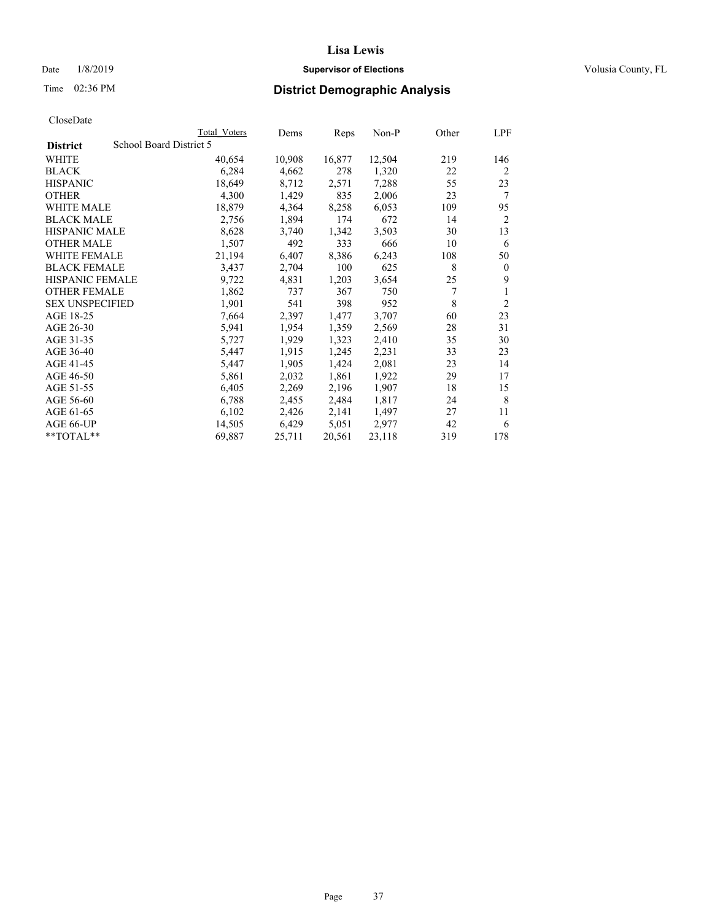Date 1/8/2019 **Supervisor of Elections** Volusia County, FL

Time 02:36 PM

## District Demographic Analysis

CloseDate

| District | Total Voters | Dems | Reps | Non-P | Other | LPF |
|---|---|---|---|---|---|---|
| School Board District 5 | | | | | | |
| WHITE | 40,654 | 10,908 | 16,877 | 12,504 | 219 | 146 |
| BLACK | 6,284 | 4,662 | 278 | 1,320 | 22 | 2 |
| HISPANIC | 18,649 | 8,712 | 2,571 | 7,288 | 55 | 23 |
| OTHER | 4,300 | 1,429 | 835 | 2,006 | 23 | 7 |
| WHITE MALE | 18,879 | 4,364 | 8,258 | 6,053 | 109 | 95 |
| BLACK MALE | 2,756 | 1,894 | 174 | 672 | 14 | 2 |
| HISPANIC MALE | 8,628 | 3,740 | 1,342 | 3,503 | 30 | 13 |
| OTHER MALE | 1,507 | 492 | 333 | 666 | 10 | 6 |
| WHITE FEMALE | 21,194 | 6,407 | 8,386 | 6,243 | 108 | 50 |
| BLACK FEMALE | 3,437 | 2,704 | 100 | 625 | 8 | 0 |
| HISPANIC FEMALE | 9,722 | 4,831 | 1,203 | 3,654 | 25 | 9 |
| OTHER FEMALE | 1,862 | 737 | 367 | 750 | 7 | 1 |
| SEX UNSPECIFIED | 1,901 | 541 | 398 | 952 | 8 | 2 |
| AGE 18-25 | 7,664 | 2,397 | 1,477 | 3,707 | 60 | 23 |
| AGE 26-30 | 5,941 | 1,954 | 1,359 | 2,569 | 28 | 31 |
| AGE 31-35 | 5,727 | 1,929 | 1,323 | 2,410 | 35 | 30 |
| AGE 36-40 | 5,447 | 1,915 | 1,245 | 2,231 | 33 | 23 |
| AGE 41-45 | 5,447 | 1,905 | 1,424 | 2,081 | 23 | 14 |
| AGE 46-50 | 5,861 | 2,032 | 1,861 | 1,922 | 29 | 17 |
| AGE 51-55 | 6,405 | 2,269 | 2,196 | 1,907 | 18 | 15 |
| AGE 56-60 | 6,788 | 2,455 | 2,484 | 1,817 | 24 | 8 |
| AGE 61-65 | 6,102 | 2,426 | 2,141 | 1,497 | 27 | 11 |
| AGE 66-UP | 14,505 | 6,429 | 5,051 | 2,977 | 42 | 6 |
| **TOTAL** | 69,887 | 25,711 | 20,561 | 23,118 | 319 | 178 |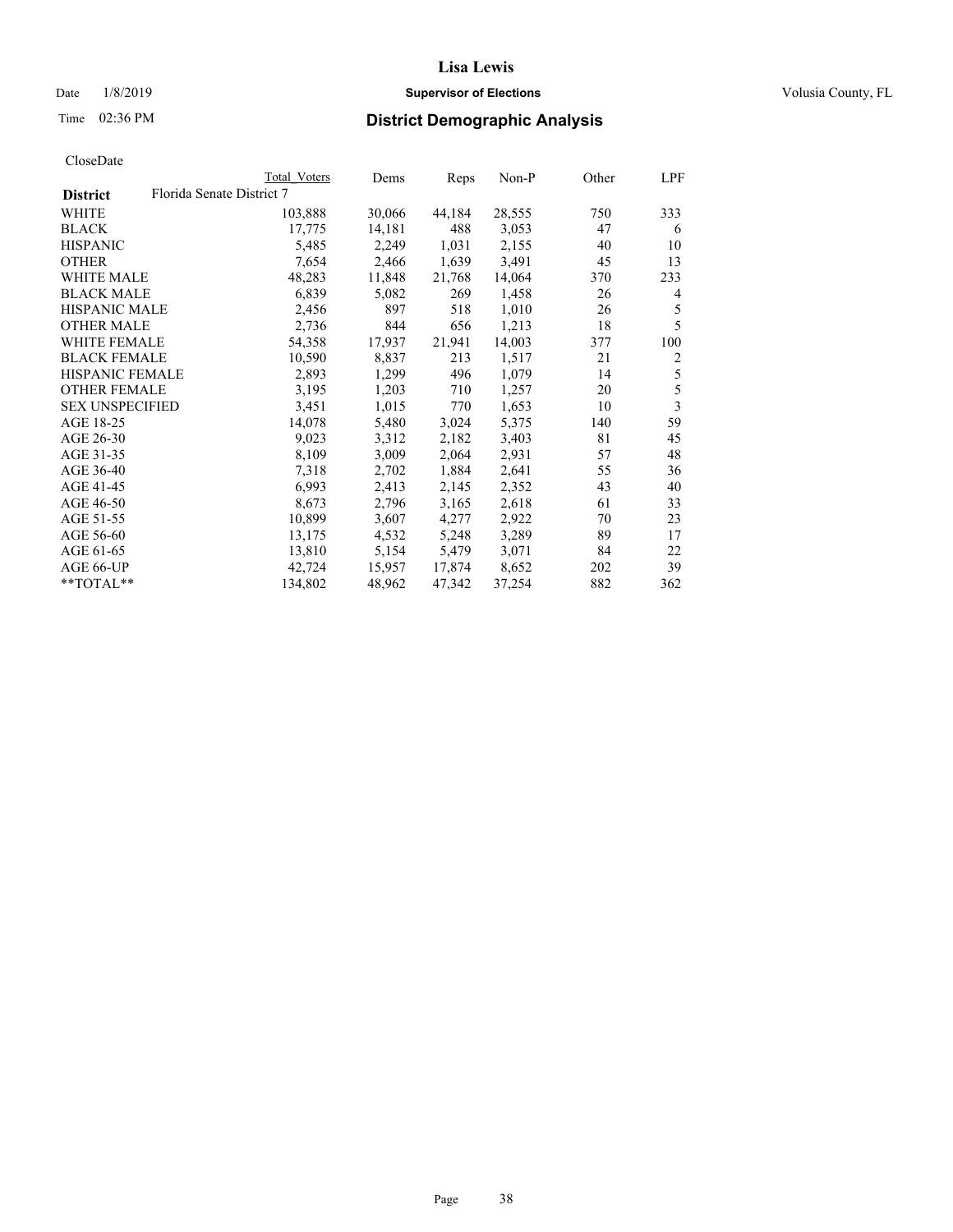**Lisa Lewis**

Date 1/8/2019 **Supervisor of Elections** Volusia County, FL

Time 02:36 PM **District Demographic Analysis**

CloseDate

| | Total Voters | Dems | Reps | Non-P | Other | LPF |
|---|---|---|---|---|---|---|
| **District** Florida Senate District 7 | | | | | | |
| WHITE | 103,888 | 30,066 | 44,184 | 28,555 | 750 | 333 |
| BLACK | 17,775 | 14,181 | 488 | 3,053 | 47 | 6 |
| HISPANIC | 5,485 | 2,249 | 1,031 | 2,155 | 40 | 10 |
| OTHER | 7,654 | 2,466 | 1,639 | 3,491 | 45 | 13 |
| WHITE MALE | 48,283 | 11,848 | 21,768 | 14,064 | 370 | 233 |
| BLACK MALE | 6,839 | 5,082 | 269 | 1,458 | 26 | 4 |
| HISPANIC MALE | 2,456 | 897 | 518 | 1,010 | 26 | 5 |
| OTHER MALE | 2,736 | 844 | 656 | 1,213 | 18 | 5 |
| WHITE FEMALE | 54,358 | 17,937 | 21,941 | 14,003 | 377 | 100 |
| BLACK FEMALE | 10,590 | 8,837 | 213 | 1,517 | 21 | 2 |
| HISPANIC FEMALE | 2,893 | 1,299 | 496 | 1,079 | 14 | 5 |
| OTHER FEMALE | 3,195 | 1,203 | 710 | 1,257 | 20 | 5 |
| SEX UNSPECIFIED | 3,451 | 1,015 | 770 | 1,653 | 10 | 3 |
| AGE 18-25 | 14,078 | 5,480 | 3,024 | 5,375 | 140 | 59 |
| AGE 26-30 | 9,023 | 3,312 | 2,182 | 3,403 | 81 | 45 |
| AGE 31-35 | 8,109 | 3,009 | 2,064 | 2,931 | 57 | 48 |
| AGE 36-40 | 7,318 | 2,702 | 1,884 | 2,641 | 55 | 36 |
| AGE 41-45 | 6,993 | 2,413 | 2,145 | 2,352 | 43 | 40 |
| AGE 46-50 | 8,673 | 2,796 | 3,165 | 2,618 | 61 | 33 |
| AGE 51-55 | 10,899 | 3,607 | 4,277 | 2,922 | 70 | 23 |
| AGE 56-60 | 13,175 | 4,532 | 5,248 | 3,289 | 89 | 17 |
| AGE 61-65 | 13,810 | 5,154 | 5,479 | 3,071 | 84 | 22 |
| AGE 66-UP | 42,724 | 15,957 | 17,874 | 8,652 | 202 | 39 |
| **TOTAL** | 134,802 | 48,962 | 47,342 | 37,254 | 882 | 362 |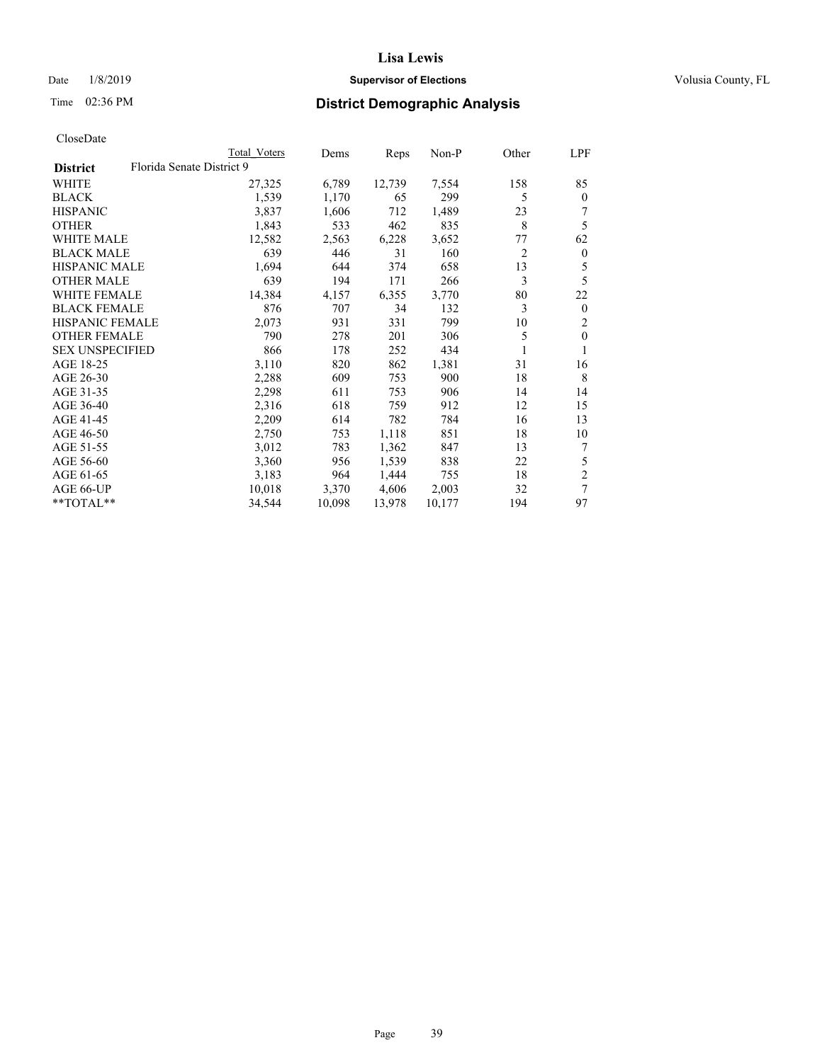# Lisa Lewis

Date 1/8/2019 **Supervisor of Elections** Volusia County, FL

Time 02:36 PM **District Demographic Analysis**

CloseDate

| | Total Voters | Dems | Reps | Non-P | Other | LPF |
|---|---|---|---|---|---|---|
| **District** Florida Senate District 9 | | | | | | |
| WHITE | 27,325 | 6,789 | 12,739 | 7,554 | 158 | 85 |
| BLACK | 1,539 | 1,170 | 65 | 299 | 5 | 0 |
| HISPANIC | 3,837 | 1,606 | 712 | 1,489 | 23 | 7 |
| OTHER | 1,843 | 533 | 462 | 835 | 8 | 5 |
| WHITE MALE | 12,582 | 2,563 | 6,228 | 3,652 | 77 | 62 |
| BLACK MALE | 639 | 446 | 31 | 160 | 2 | 0 |
| HISPANIC MALE | 1,694 | 644 | 374 | 658 | 13 | 5 |
| OTHER MALE | 639 | 194 | 171 | 266 | 3 | 5 |
| WHITE FEMALE | 14,384 | 4,157 | 6,355 | 3,770 | 80 | 22 |
| BLACK FEMALE | 876 | 707 | 34 | 132 | 3 | 0 |
| HISPANIC FEMALE | 2,073 | 931 | 331 | 799 | 10 | 2 |
| OTHER FEMALE | 790 | 278 | 201 | 306 | 5 | 0 |
| SEX UNSPECIFIED | 866 | 178 | 252 | 434 | 1 | 1 |
| AGE 18-25 | 3,110 | 820 | 862 | 1,381 | 31 | 16 |
| AGE 26-30 | 2,288 | 609 | 753 | 900 | 18 | 8 |
| AGE 31-35 | 2,298 | 611 | 753 | 906 | 14 | 14 |
| AGE 36-40 | 2,316 | 618 | 759 | 912 | 12 | 15 |
| AGE 41-45 | 2,209 | 614 | 782 | 784 | 16 | 13 |
| AGE 46-50 | 2,750 | 753 | 1,118 | 851 | 18 | 10 |
| AGE 51-55 | 3,012 | 783 | 1,362 | 847 | 13 | 7 |
| AGE 56-60 | 3,360 | 956 | 1,539 | 838 | 22 | 5 |
| AGE 61-65 | 3,183 | 964 | 1,444 | 755 | 18 | 2 |
| AGE 66-UP | 10,018 | 3,370 | 4,606 | 2,003 | 32 | 7 |
| **TOTAL** | 34,544 | 10,098 | 13,978 | 10,177 | 194 | 97 |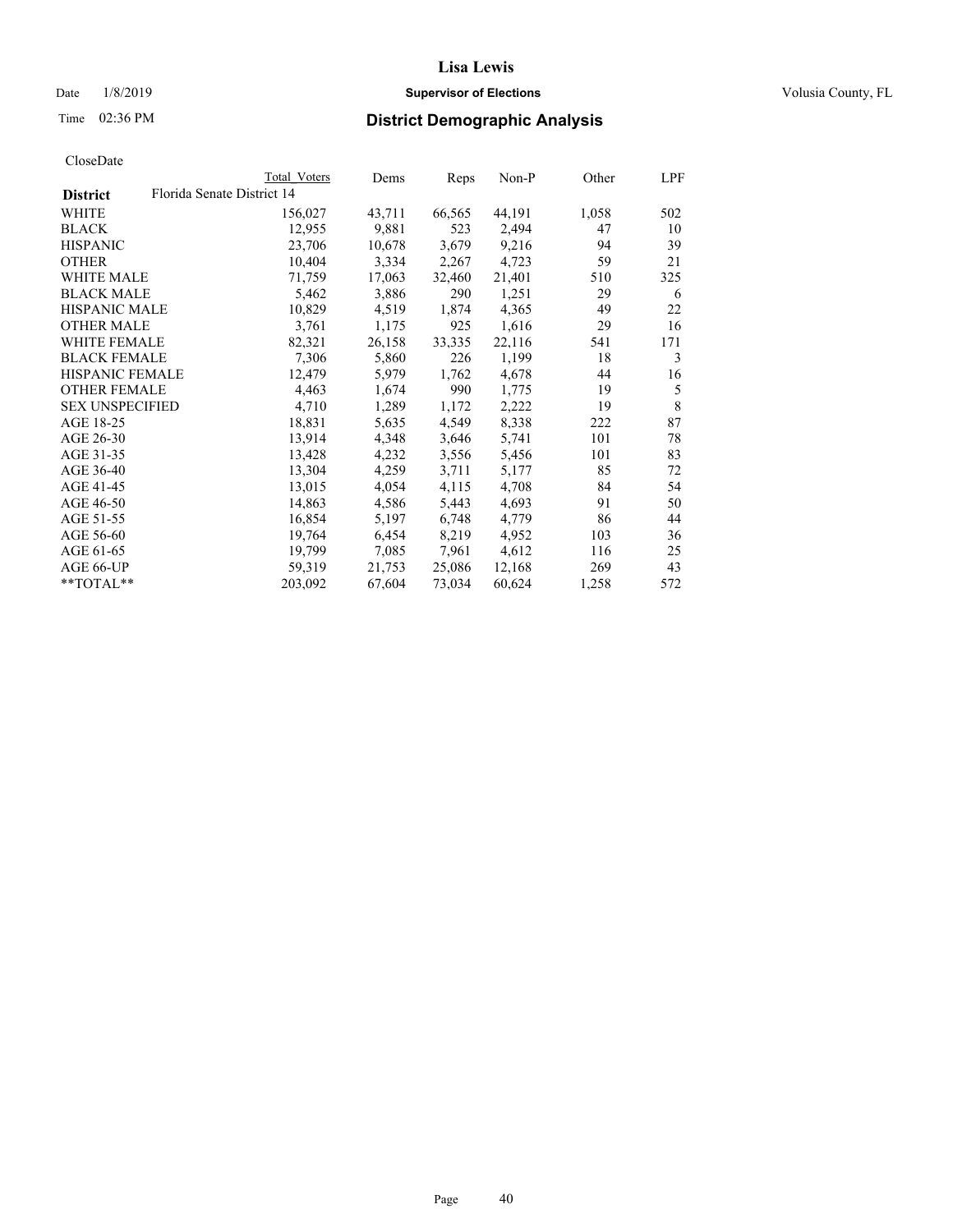# Lisa Lewis

Date 1/8/2019 **Supervisor of Elections** Volusia County, FL

Time 02:36 PM **District Demographic Analysis**

CloseDate

| | Total Voters | Dems | Reps | Non-P | Other | LPF |
|---|---|---|---|---|---|---|
| **District** Florida Senate District 14 | | | | | | |
| WHITE | 156,027 | 43,711 | 66,565 | 44,191 | 1,058 | 502 |
| BLACK | 12,955 | 9,881 | 523 | 2,494 | 47 | 10 |
| HISPANIC | 23,706 | 10,678 | 3,679 | 9,216 | 94 | 39 |
| OTHER | 10,404 | 3,334 | 2,267 | 4,723 | 59 | 21 |
| WHITE MALE | 71,759 | 17,063 | 32,460 | 21,401 | 510 | 325 |
| BLACK MALE | 5,462 | 3,886 | 290 | 1,251 | 29 | 6 |
| HISPANIC MALE | 10,829 | 4,519 | 1,874 | 4,365 | 49 | 22 |
| OTHER MALE | 3,761 | 1,175 | 925 | 1,616 | 29 | 16 |
| WHITE FEMALE | 82,321 | 26,158 | 33,335 | 22,116 | 541 | 171 |
| BLACK FEMALE | 7,306 | 5,860 | 226 | 1,199 | 18 | 3 |
| HISPANIC FEMALE | 12,479 | 5,979 | 1,762 | 4,678 | 44 | 16 |
| OTHER FEMALE | 4,463 | 1,674 | 990 | 1,775 | 19 | 5 |
| SEX UNSPECIFIED | 4,710 | 1,289 | 1,172 | 2,222 | 19 | 8 |
| AGE 18-25 | 18,831 | 5,635 | 4,549 | 8,338 | 222 | 87 |
| AGE 26-30 | 13,914 | 4,348 | 3,646 | 5,741 | 101 | 78 |
| AGE 31-35 | 13,428 | 4,232 | 3,556 | 5,456 | 101 | 83 |
| AGE 36-40 | 13,304 | 4,259 | 3,711 | 5,177 | 85 | 72 |
| AGE 41-45 | 13,015 | 4,054 | 4,115 | 4,708 | 84 | 54 |
| AGE 46-50 | 14,863 | 4,586 | 5,443 | 4,693 | 91 | 50 |
| AGE 51-55 | 16,854 | 5,197 | 6,748 | 4,779 | 86 | 44 |
| AGE 56-60 | 19,764 | 6,454 | 8,219 | 4,952 | 103 | 36 |
| AGE 61-65 | 19,799 | 7,085 | 7,961 | 4,612 | 116 | 25 |
| AGE 66-UP | 59,319 | 21,753 | 25,086 | 12,168 | 269 | 43 |
| **TOTAL** | 203,092 | 67,604 | 73,034 | 60,624 | 1,258 | 572 |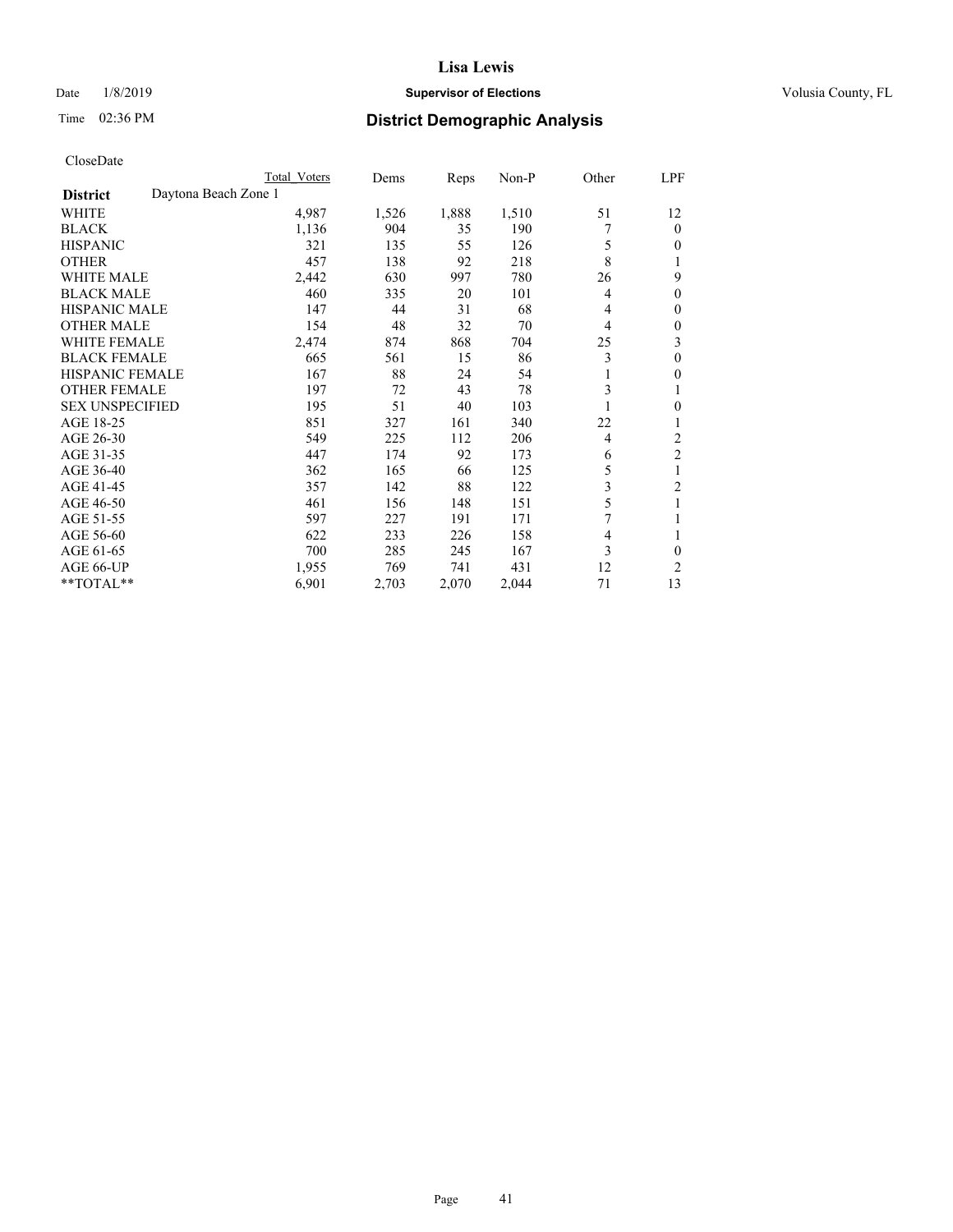**Lisa Lewis**

Date 1/8/2019 **Supervisor of Elections** Volusia County, FL

Time 02:36 PM **District Demographic Analysis**

CloseDate

| | Total Voters | Dems | Reps | Non-P | Other | LPF |
|---|---|---|---|---|---|---|
| **District** Daytona Beach Zone 1 | | | | | | |
| WHITE | 4,987 | 1,526 | 1,888 | 1,510 | 51 | 12 |
| BLACK | 1,136 | 904 | 35 | 190 | 7 | 0 |
| HISPANIC | 321 | 135 | 55 | 126 | 5 | 0 |
| OTHER | 457 | 138 | 92 | 218 | 8 | 1 |
| WHITE MALE | 2,442 | 630 | 997 | 780 | 26 | 9 |
| BLACK MALE | 460 | 335 | 20 | 101 | 4 | 0 |
| HISPANIC MALE | 147 | 44 | 31 | 68 | 4 | 0 |
| OTHER MALE | 154 | 48 | 32 | 70 | 4 | 0 |
| WHITE FEMALE | 2,474 | 874 | 868 | 704 | 25 | 3 |
| BLACK FEMALE | 665 | 561 | 15 | 86 | 3 | 0 |
| HISPANIC FEMALE | 167 | 88 | 24 | 54 | 1 | 0 |
| OTHER FEMALE | 197 | 72 | 43 | 78 | 3 | 1 |
| SEX UNSPECIFIED | 195 | 51 | 40 | 103 | 1 | 0 |
| AGE 18-25 | 851 | 327 | 161 | 340 | 22 | 1 |
| AGE 26-30 | 549 | 225 | 112 | 206 | 4 | 2 |
| AGE 31-35 | 447 | 174 | 92 | 173 | 6 | 2 |
| AGE 36-40 | 362 | 165 | 66 | 125 | 5 | 1 |
| AGE 41-45 | 357 | 142 | 88 | 122 | 3 | 2 |
| AGE 46-50 | 461 | 156 | 148 | 151 | 5 | 1 |
| AGE 51-55 | 597 | 227 | 191 | 171 | 7 | 1 |
| AGE 56-60 | 622 | 233 | 226 | 158 | 4 | 1 |
| AGE 61-65 | 700 | 285 | 245 | 167 | 3 | 0 |
| AGE 66-UP | 1,955 | 769 | 741 | 431 | 12 | 2 |
| **TOTAL** | 6,901 | 2,703 | 2,070 | 2,044 | 71 | 13 |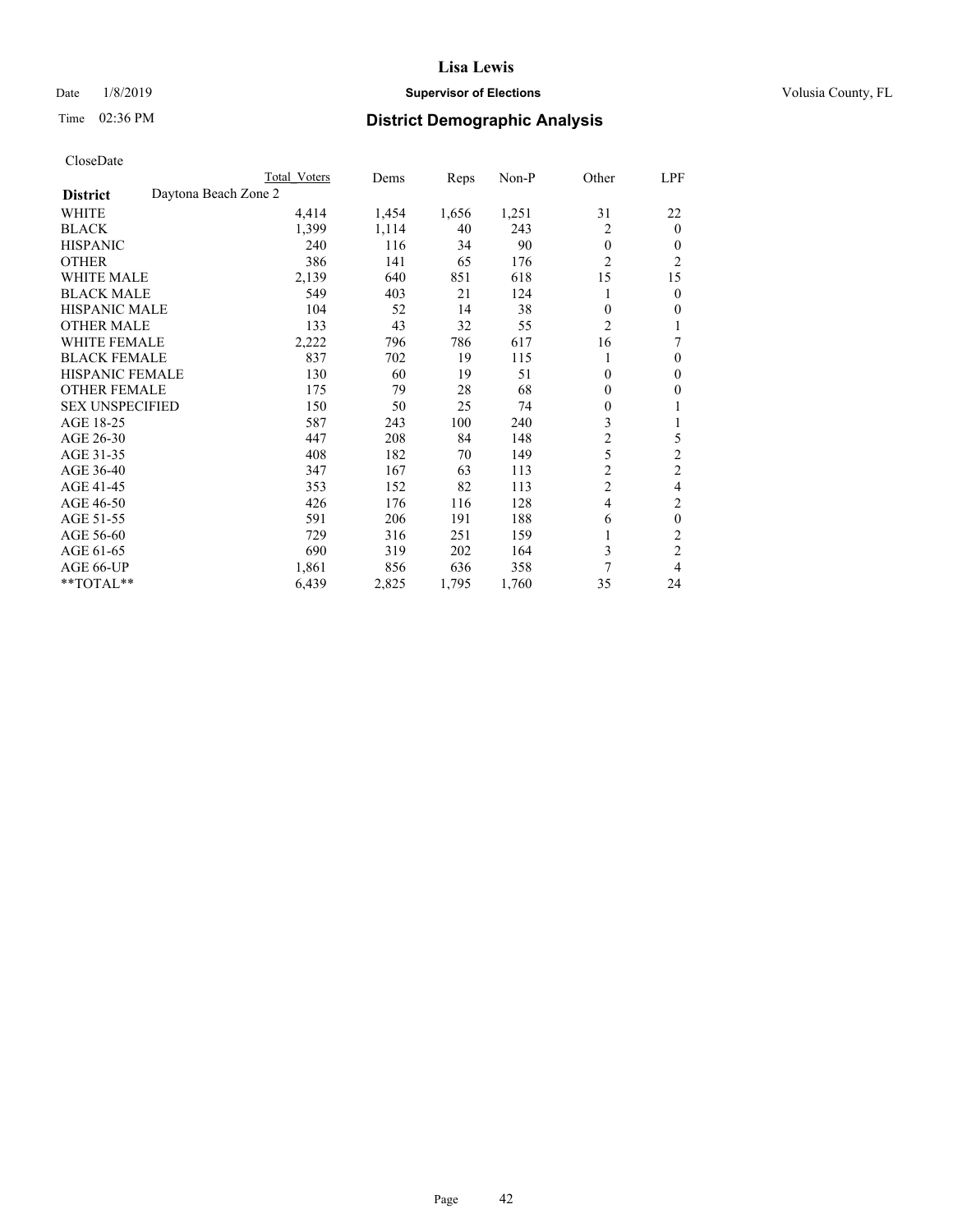# Lisa Lewis

Date 1/8/2019 **Supervisor of Elections** Volusia County, FL

Time 02:36 PM **District Demographic Analysis**

CloseDate

| **District** | Daytona Beach Zone 2 | Total Voters | Dems | Reps | Non-P | Other | LPF |
|---|---|---|---|---|---|---|---|
| WHITE | | 4,414 | 1,454 | 1,656 | 1,251 | 31 | 22 |
| BLACK | | 1,399 | 1,114 | 40 | 243 | 2 | 0 |
| HISPANIC | | 240 | 116 | 34 | 90 | 0 | 0 |
| OTHER | | 386 | 141 | 65 | 176 | 2 | 2 |
| WHITE MALE | | 2,139 | 640 | 851 | 618 | 15 | 15 |
| BLACK MALE | | 549 | 403 | 21 | 124 | 1 | 0 |
| HISPANIC MALE | | 104 | 52 | 14 | 38 | 0 | 0 |
| OTHER MALE | | 133 | 43 | 32 | 55 | 2 | 1 |
| WHITE FEMALE | | 2,222 | 796 | 786 | 617 | 16 | 7 |
| BLACK FEMALE | | 837 | 702 | 19 | 115 | 1 | 0 |
| HISPANIC FEMALE | | 130 | 60 | 19 | 51 | 0 | 0 |
| OTHER FEMALE | | 175 | 79 | 28 | 68 | 0 | 0 |
| SEX UNSPECIFIED | | 150 | 50 | 25 | 74 | 0 | 1 |
| AGE 18-25 | | 587 | 243 | 100 | 240 | 3 | 1 |
| AGE 26-30 | | 447 | 208 | 84 | 148 | 2 | 5 |
| AGE 31-35 | | 408 | 182 | 70 | 149 | 5 | 2 |
| AGE 36-40 | | 347 | 167 | 63 | 113 | 2 | 2 |
| AGE 41-45 | | 353 | 152 | 82 | 113 | 2 | 4 |
| AGE 46-50 | | 426 | 176 | 116 | 128 | 4 | 2 |
| AGE 51-55 | | 591 | 206 | 191 | 188 | 6 | 0 |
| AGE 56-60 | | 729 | 316 | 251 | 159 | 1 | 2 |
| AGE 61-65 | | 690 | 319 | 202 | 164 | 3 | 2 |
| AGE 66-UP | | 1,861 | 856 | 636 | 358 | 7 | 4 |
| **TOTAL** | | 6,439 | 2,825 | 1,795 | 1,760 | 35 | 24 |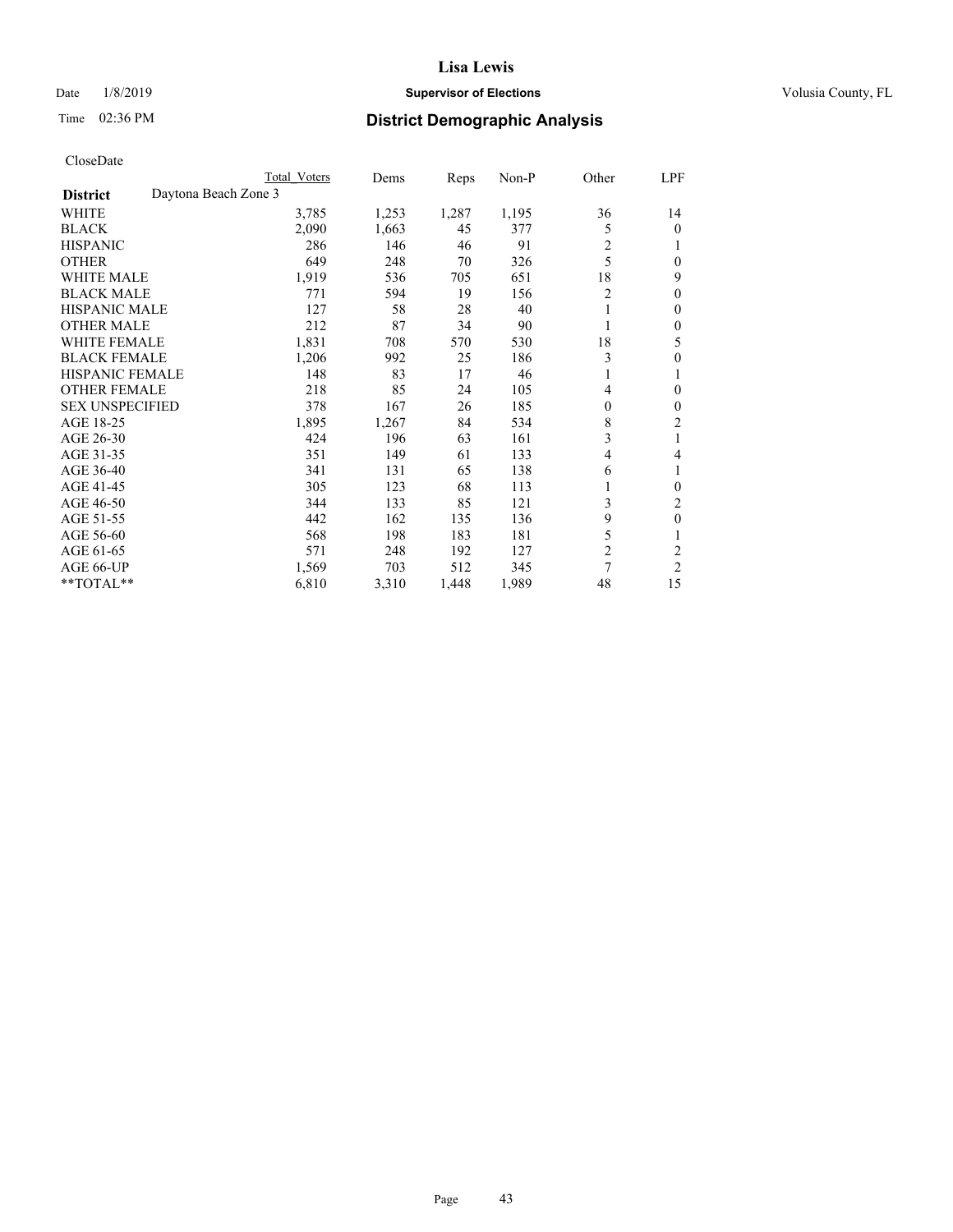Date 1/8/2019

Time 02:36 PM

# Lisa Lewis

## Supervisor of Elections

Volusia County, FL

## District Demographic Analysis

CloseDate

| | Total Voters | Dems | Reps | Non-P | Other | LPF |
|---|---|---|---|---|---|---|
| **District** Daytona Beach Zone 3 | | | | | | |
| WHITE | 3,785 | 1,253 | 1,287 | 1,195 | 36 | 14 |
| BLACK | 2,090 | 1,663 | 45 | 377 | 5 | 0 |
| HISPANIC | 286 | 146 | 46 | 91 | 2 | 1 |
| OTHER | 649 | 248 | 70 | 326 | 5 | 0 |
| WHITE MALE | 1,919 | 536 | 705 | 651 | 18 | 9 |
| BLACK MALE | 771 | 594 | 19 | 156 | 2 | 0 |
| HISPANIC MALE | 127 | 58 | 28 | 40 | 1 | 0 |
| OTHER MALE | 212 | 87 | 34 | 90 | 1 | 0 |
| WHITE FEMALE | 1,831 | 708 | 570 | 530 | 18 | 5 |
| BLACK FEMALE | 1,206 | 992 | 25 | 186 | 3 | 0 |
| HISPANIC FEMALE | 148 | 83 | 17 | 46 | 1 | 1 |
| OTHER FEMALE | 218 | 85 | 24 | 105 | 4 | 0 |
| SEX UNSPECIFIED | 378 | 167 | 26 | 185 | 0 | 0 |
| AGE 18-25 | 1,895 | 1,267 | 84 | 534 | 8 | 2 |
| AGE 26-30 | 424 | 196 | 63 | 161 | 3 | 1 |
| AGE 31-35 | 351 | 149 | 61 | 133 | 4 | 4 |
| AGE 36-40 | 341 | 131 | 65 | 138 | 6 | 1 |
| AGE 41-45 | 305 | 123 | 68 | 113 | 1 | 0 |
| AGE 46-50 | 344 | 133 | 85 | 121 | 3 | 2 |
| AGE 51-55 | 442 | 162 | 135 | 136 | 9 | 0 |
| AGE 56-60 | 568 | 198 | 183 | 181 | 5 | 1 |
| AGE 61-65 | 571 | 248 | 192 | 127 | 2 | 2 |
| AGE 66-UP | 1,569 | 703 | 512 | 345 | 7 | 2 |
| **TOTAL** | 6,810 | 3,310 | 1,448 | 1,989 | 48 | 15 |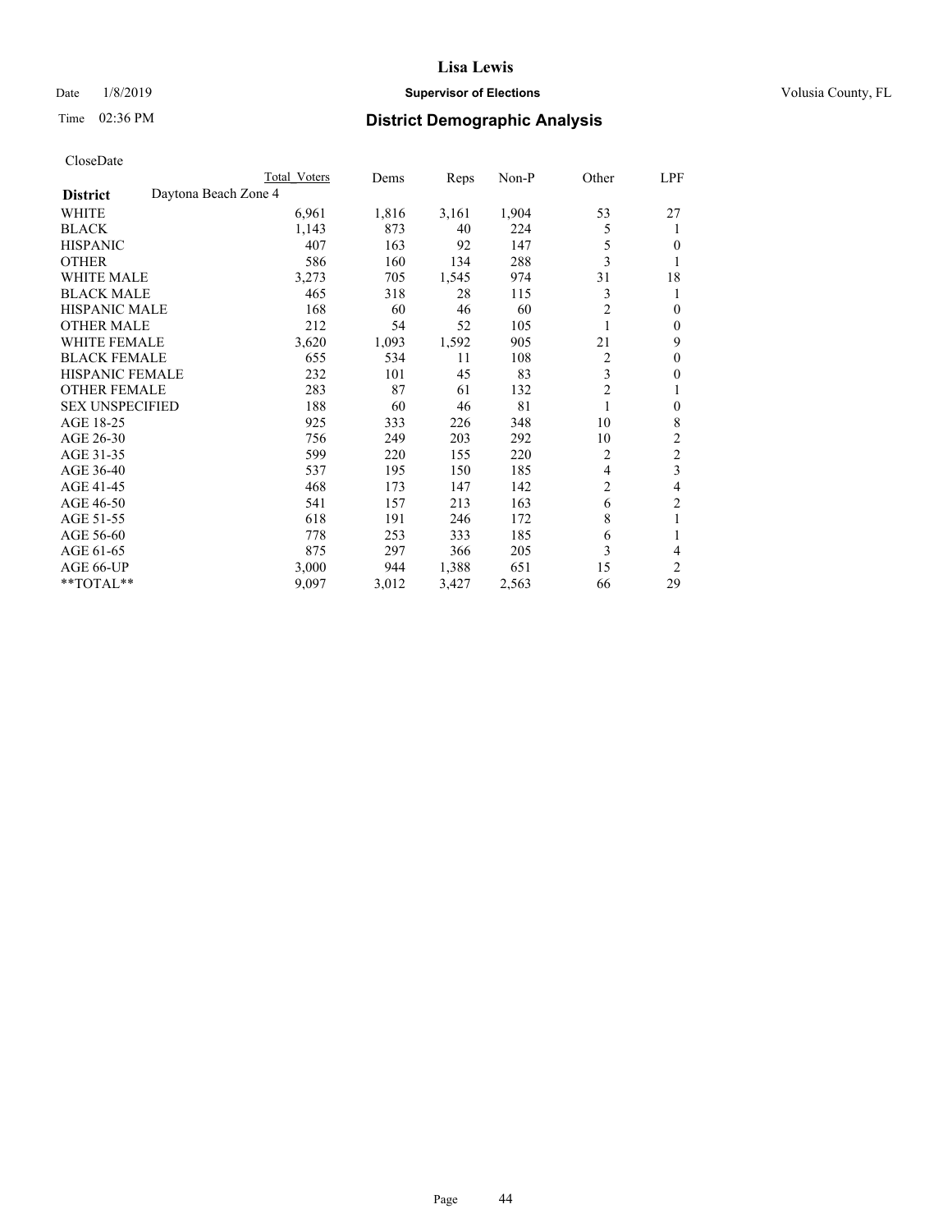**Lisa Lewis**

Date 1/8/2019 **Supervisor of Elections** Volusia County, FL

Time 02:36 PM **District Demographic Analysis**

CloseDate

| **District** Daytona Beach Zone 4 | Total Voters | Dems | Reps | Non-P | Other | LPF |
|---|---|---|---|---|---|---|
| WHITE | 6,961 | 1,816 | 3,161 | 1,904 | 53 | 27 |
| BLACK | 1,143 | 873 | 40 | 224 | 5 | 1 |
| HISPANIC | 407 | 163 | 92 | 147 | 5 | 0 |
| OTHER | 586 | 160 | 134 | 288 | 3 | 1 |
| WHITE MALE | 3,273 | 705 | 1,545 | 974 | 31 | 18 |
| BLACK MALE | 465 | 318 | 28 | 115 | 3 | 1 |
| HISPANIC MALE | 168 | 60 | 46 | 60 | 2 | 0 |
| OTHER MALE | 212 | 54 | 52 | 105 | 1 | 0 |
| WHITE FEMALE | 3,620 | 1,093 | 1,592 | 905 | 21 | 9 |
| BLACK FEMALE | 655 | 534 | 11 | 108 | 2 | 0 |
| HISPANIC FEMALE | 232 | 101 | 45 | 83 | 3 | 0 |
| OTHER FEMALE | 283 | 87 | 61 | 132 | 2 | 1 |
| SEX UNSPECIFIED | 188 | 60 | 46 | 81 | 1 | 0 |
| AGE 18-25 | 925 | 333 | 226 | 348 | 10 | 8 |
| AGE 26-30 | 756 | 249 | 203 | 292 | 10 | 2 |
| AGE 31-35 | 599 | 220 | 155 | 220 | 2 | 2 |
| AGE 36-40 | 537 | 195 | 150 | 185 | 4 | 3 |
| AGE 41-45 | 468 | 173 | 147 | 142 | 2 | 4 |
| AGE 46-50 | 541 | 157 | 213 | 163 | 6 | 2 |
| AGE 51-55 | 618 | 191 | 246 | 172 | 8 | 1 |
| AGE 56-60 | 778 | 253 | 333 | 185 | 6 | 1 |
| AGE 61-65 | 875 | 297 | 366 | 205 | 3 | 4 |
| AGE 66-UP | 3,000 | 944 | 1,388 | 651 | 15 | 2 |
| **TOTAL** | 9,097 | 3,012 | 3,427 | 2,563 | 66 | 29 |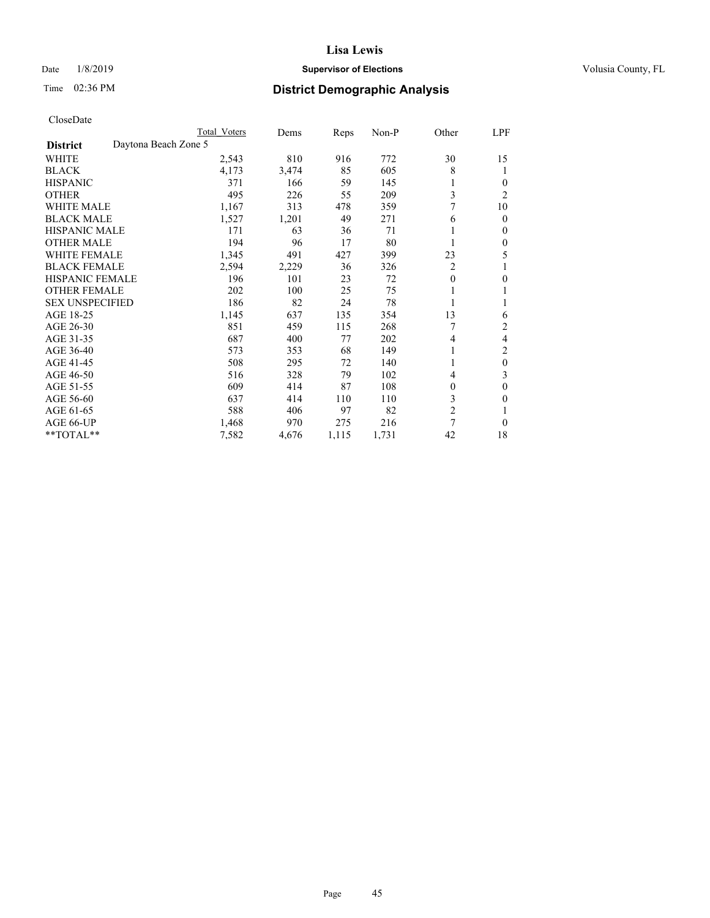**Lisa Lewis**

Date 1/8/2019 **Supervisor of Elections** Volusia County, FL

Time 02:36 PM **District Demographic Analysis**

CloseDate

| **District** Daytona Beach Zone 5 | Total Voters | Dems | Reps | Non-P | Other | LPF |
|---|---|---|---|---|---|---|
| WHITE | 2,543 | 810 | 916 | 772 | 30 | 15 |
| BLACK | 4,173 | 3,474 | 85 | 605 | 8 | 1 |
| HISPANIC | 371 | 166 | 59 | 145 | 1 | 0 |
| OTHER | 495 | 226 | 55 | 209 | 3 | 2 |
| WHITE MALE | 1,167 | 313 | 478 | 359 | 7 | 10 |
| BLACK MALE | 1,527 | 1,201 | 49 | 271 | 6 | 0 |
| HISPANIC MALE | 171 | 63 | 36 | 71 | 1 | 0 |
| OTHER MALE | 194 | 96 | 17 | 80 | 1 | 0 |
| WHITE FEMALE | 1,345 | 491 | 427 | 399 | 23 | 5 |
| BLACK FEMALE | 2,594 | 2,229 | 36 | 326 | 2 | 1 |
| HISPANIC FEMALE | 196 | 101 | 23 | 72 | 0 | 0 |
| OTHER FEMALE | 202 | 100 | 25 | 75 | 1 | 1 |
| SEX UNSPECIFIED | 186 | 82 | 24 | 78 | 1 | 1 |
| AGE 18-25 | 1,145 | 637 | 135 | 354 | 13 | 6 |
| AGE 26-30 | 851 | 459 | 115 | 268 | 7 | 2 |
| AGE 31-35 | 687 | 400 | 77 | 202 | 4 | 4 |
| AGE 36-40 | 573 | 353 | 68 | 149 | 1 | 2 |
| AGE 41-45 | 508 | 295 | 72 | 140 | 1 | 0 |
| AGE 46-50 | 516 | 328 | 79 | 102 | 4 | 3 |
| AGE 51-55 | 609 | 414 | 87 | 108 | 0 | 0 |
| AGE 56-60 | 637 | 414 | 110 | 110 | 3 | 0 |
| AGE 61-65 | 588 | 406 | 97 | 82 | 2 | 1 |
| AGE 66-UP | 1,468 | 970 | 275 | 216 | 7 | 0 |
| **TOTAL** | 7,582 | 4,676 | 1,115 | 1,731 | 42 | 18 |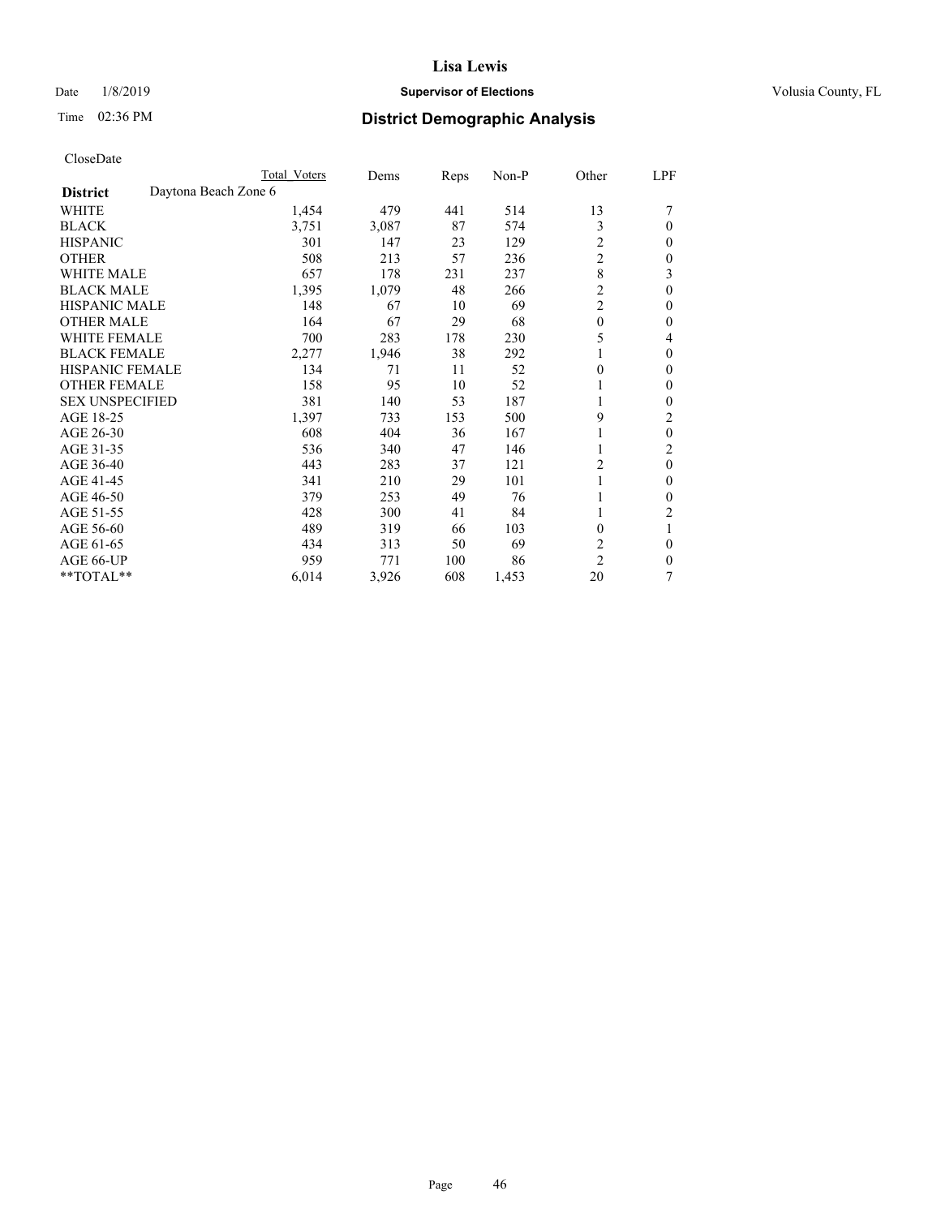# Lisa Lewis

Date 1/8/2019 **Supervisor of Elections** Volusia County, FL

Time 02:36 PM **District Demographic Analysis**

CloseDate

| District | Daytona Beach Zone 6 | Total Voters | Dems | Reps | Non-P | Other | LPF |
|---|---|---|---|---|---|---|---|
| WHITE | | 1,454 | 479 | 441 | 514 | 13 | 7 |
| BLACK | | 3,751 | 3,087 | 87 | 574 | 3 | 0 |
| HISPANIC | | 301 | 147 | 23 | 129 | 2 | 0 |
| OTHER | | 508 | 213 | 57 | 236 | 2 | 0 |
| WHITE MALE | | 657 | 178 | 231 | 237 | 8 | 3 |
| BLACK MALE | | 1,395 | 1,079 | 48 | 266 | 2 | 0 |
| HISPANIC MALE | | 148 | 67 | 10 | 69 | 2 | 0 |
| OTHER MALE | | 164 | 67 | 29 | 68 | 0 | 0 |
| WHITE FEMALE | | 700 | 283 | 178 | 230 | 5 | 4 |
| BLACK FEMALE | | 2,277 | 1,946 | 38 | 292 | 1 | 0 |
| HISPANIC FEMALE | | 134 | 71 | 11 | 52 | 0 | 0 |
| OTHER FEMALE | | 158 | 95 | 10 | 52 | 1 | 0 |
| SEX UNSPECIFIED | | 381 | 140 | 53 | 187 | 1 | 0 |
| AGE 18-25 | | 1,397 | 733 | 153 | 500 | 9 | 2 |
| AGE 26-30 | | 608 | 404 | 36 | 167 | 1 | 0 |
| AGE 31-35 | | 536 | 340 | 47 | 146 | 1 | 2 |
| AGE 36-40 | | 443 | 283 | 37 | 121 | 2 | 0 |
| AGE 41-45 | | 341 | 210 | 29 | 101 | 1 | 0 |
| AGE 46-50 | | 379 | 253 | 49 | 76 | 1 | 0 |
| AGE 51-55 | | 428 | 300 | 41 | 84 | 1 | 2 |
| AGE 56-60 | | 489 | 319 | 66 | 103 | 0 | 1 |
| AGE 61-65 | | 434 | 313 | 50 | 69 | 2 | 0 |
| AGE 66-UP | | 959 | 771 | 100 | 86 | 2 | 0 |
| **TOTAL** | | 6,014 | 3,926 | 608 | 1,453 | 20 | 7 |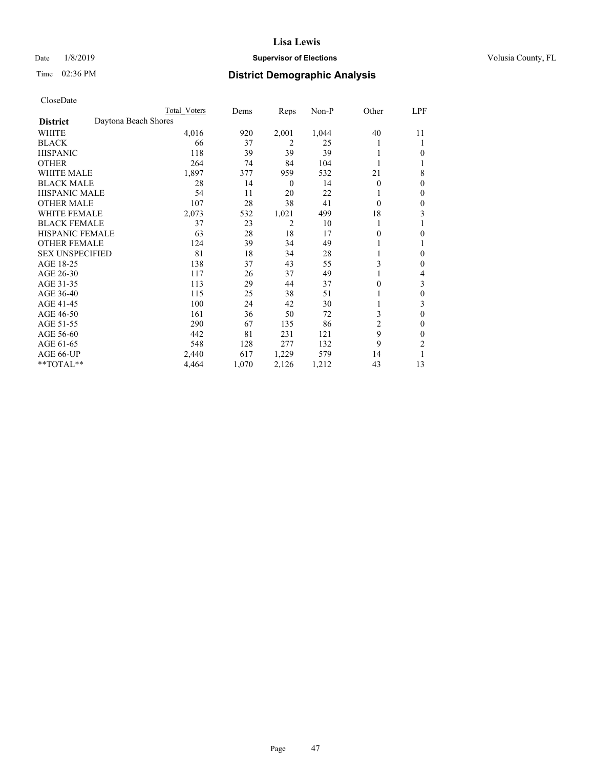# Lisa Lewis

Date 1/8/2019 **Supervisor of Elections** Volusia County, FL

Time 02:36 PM **District Demographic Analysis**

CloseDate

| | Total Voters | Dems | Reps | Non-P | Other | LPF |
|---|---|---|---|---|---|---|
| **District** Daytona Beach Shores | | | | | | |
| WHITE | 4,016 | 920 | 2,001 | 1,044 | 40 | 11 |
| BLACK | 66 | 37 | 2 | 25 | 1 | 1 |
| HISPANIC | 118 | 39 | 39 | 39 | 1 | 0 |
| OTHER | 264 | 74 | 84 | 104 | 1 | 1 |
| WHITE MALE | 1,897 | 377 | 959 | 532 | 21 | 8 |
| BLACK MALE | 28 | 14 | 0 | 14 | 0 | 0 |
| HISPANIC MALE | 54 | 11 | 20 | 22 | 1 | 0 |
| OTHER MALE | 107 | 28 | 38 | 41 | 0 | 0 |
| WHITE FEMALE | 2,073 | 532 | 1,021 | 499 | 18 | 3 |
| BLACK FEMALE | 37 | 23 | 2 | 10 | 1 | 1 |
| HISPANIC FEMALE | 63 | 28 | 18 | 17 | 0 | 0 |
| OTHER FEMALE | 124 | 39 | 34 | 49 | 1 | 1 |
| SEX UNSPECIFIED | 81 | 18 | 34 | 28 | 1 | 0 |
| AGE 18-25 | 138 | 37 | 43 | 55 | 3 | 0 |
| AGE 26-30 | 117 | 26 | 37 | 49 | 1 | 4 |
| AGE 31-35 | 113 | 29 | 44 | 37 | 0 | 3 |
| AGE 36-40 | 115 | 25 | 38 | 51 | 1 | 0 |
| AGE 41-45 | 100 | 24 | 42 | 30 | 1 | 3 |
| AGE 46-50 | 161 | 36 | 50 | 72 | 3 | 0 |
| AGE 51-55 | 290 | 67 | 135 | 86 | 2 | 0 |
| AGE 56-60 | 442 | 81 | 231 | 121 | 9 | 0 |
| AGE 61-65 | 548 | 128 | 277 | 132 | 9 | 2 |
| AGE 66-UP | 2,440 | 617 | 1,229 | 579 | 14 | 1 |
| **TOTAL** | 4,464 | 1,070 | 2,126 | 1,212 | 43 | 13 |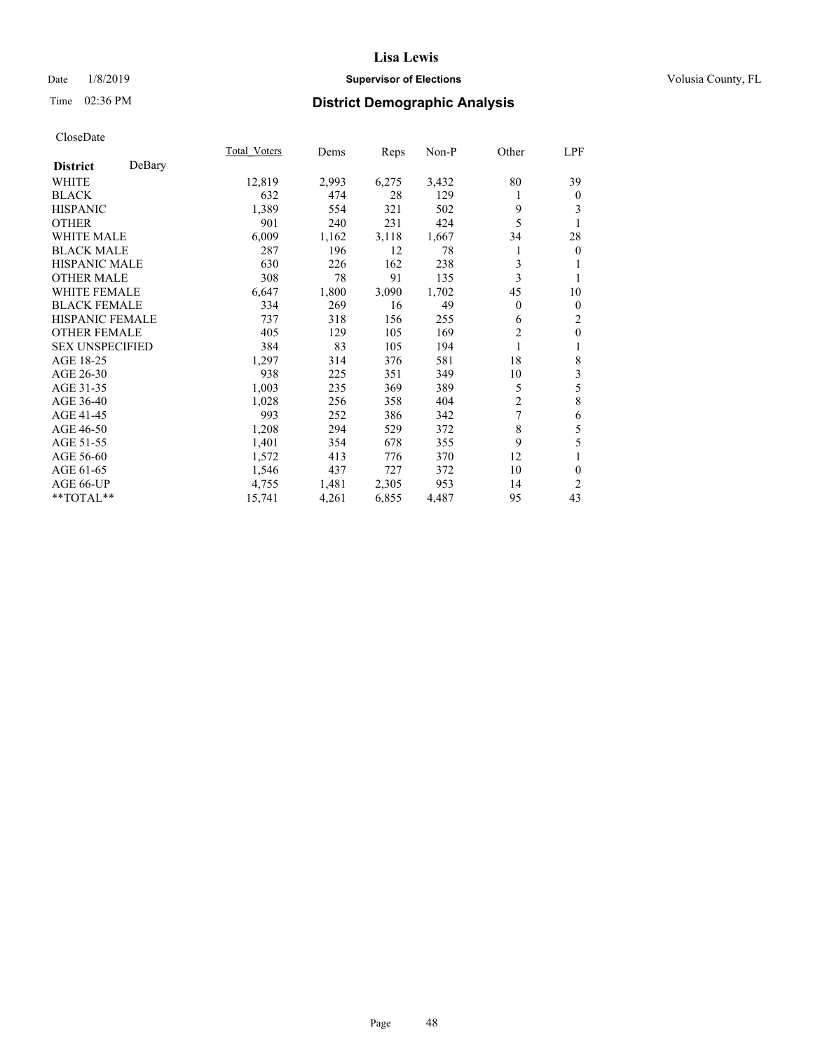**Lisa Lewis**

Date 1/8/2019 **Supervisor of Elections** Volusia County, FL

Time 02:36 PM **District Demographic Analysis**

CloseDate

| **District** DeBary | Total_Voters | Dems | Reps | Non-P | Other | LPF |
|---|---|---|---|---|---|---|
| WHITE | 12,819 | 2,993 | 6,275 | 3,432 | 80 | 39 |
| BLACK | 632 | 474 | 28 | 129 | 1 | 0 |
| HISPANIC | 1,389 | 554 | 321 | 502 | 9 | 3 |
| OTHER | 901 | 240 | 231 | 424 | 5 | 1 |
| WHITE MALE | 6,009 | 1,162 | 3,118 | 1,667 | 34 | 28 |
| BLACK MALE | 287 | 196 | 12 | 78 | 1 | 0 |
| HISPANIC MALE | 630 | 226 | 162 | 238 | 3 | 1 |
| OTHER MALE | 308 | 78 | 91 | 135 | 3 | 1 |
| WHITE FEMALE | 6,647 | 1,800 | 3,090 | 1,702 | 45 | 10 |
| BLACK FEMALE | 334 | 269 | 16 | 49 | 0 | 0 |
| HISPANIC FEMALE | 737 | 318 | 156 | 255 | 6 | 2 |
| OTHER FEMALE | 405 | 129 | 105 | 169 | 2 | 0 |
| SEX UNSPECIFIED | 384 | 83 | 105 | 194 | 1 | 1 |
| AGE 18-25 | 1,297 | 314 | 376 | 581 | 18 | 8 |
| AGE 26-30 | 938 | 225 | 351 | 349 | 10 | 3 |
| AGE 31-35 | 1,003 | 235 | 369 | 389 | 5 | 5 |
| AGE 36-40 | 1,028 | 256 | 358 | 404 | 2 | 8 |
| AGE 41-45 | 993 | 252 | 386 | 342 | 7 | 6 |
| AGE 46-50 | 1,208 | 294 | 529 | 372 | 8 | 5 |
| AGE 51-55 | 1,401 | 354 | 678 | 355 | 9 | 5 |
| AGE 56-60 | 1,572 | 413 | 776 | 370 | 12 | 1 |
| AGE 61-65 | 1,546 | 437 | 727 | 372 | 10 | 0 |
| AGE 66-UP | 4,755 | 1,481 | 2,305 | 953 | 14 | 2 |
| **TOTAL** | 15,741 | 4,261 | 6,855 | 4,487 | 95 | 43 |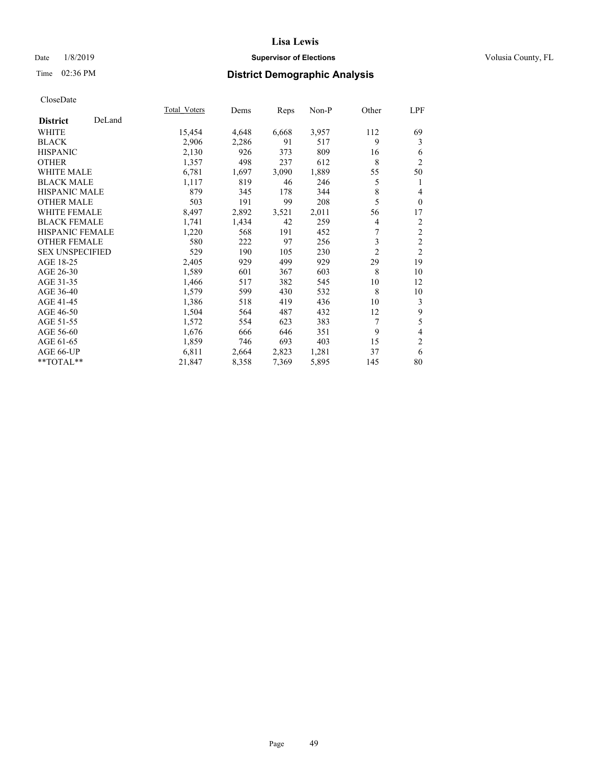# Lisa Lewis

Date 1/8/2019 **Supervisor of Elections** Volusia County, FL

Time 02:36 PM **District Demographic Analysis**

CloseDate

| **District** DeLand | Total_Voters | Dems | Reps | Non-P | Other | LPF |
|---|---|---|---|---|---|---|
| WHITE | 15,454 | 4,648 | 6,668 | 3,957 | 112 | 69 |
| BLACK | 2,906 | 2,286 | 91 | 517 | 9 | 3 |
| HISPANIC | 2,130 | 926 | 373 | 809 | 16 | 6 |
| OTHER | 1,357 | 498 | 237 | 612 | 8 | 2 |
| WHITE MALE | 6,781 | 1,697 | 3,090 | 1,889 | 55 | 50 |
| BLACK MALE | 1,117 | 819 | 46 | 246 | 5 | 1 |
| HISPANIC MALE | 879 | 345 | 178 | 344 | 8 | 4 |
| OTHER MALE | 503 | 191 | 99 | 208 | 5 | 0 |
| WHITE FEMALE | 8,497 | 2,892 | 3,521 | 2,011 | 56 | 17 |
| BLACK FEMALE | 1,741 | 1,434 | 42 | 259 | 4 | 2 |
| HISPANIC FEMALE | 1,220 | 568 | 191 | 452 | 7 | 2 |
| OTHER FEMALE | 580 | 222 | 97 | 256 | 3 | 2 |
| SEX UNSPECIFIED | 529 | 190 | 105 | 230 | 2 | 2 |
| AGE 18-25 | 2,405 | 929 | 499 | 929 | 29 | 19 |
| AGE 26-30 | 1,589 | 601 | 367 | 603 | 8 | 10 |
| AGE 31-35 | 1,466 | 517 | 382 | 545 | 10 | 12 |
| AGE 36-40 | 1,579 | 599 | 430 | 532 | 8 | 10 |
| AGE 41-45 | 1,386 | 518 | 419 | 436 | 10 | 3 |
| AGE 46-50 | 1,504 | 564 | 487 | 432 | 12 | 9 |
| AGE 51-55 | 1,572 | 554 | 623 | 383 | 7 | 5 |
| AGE 56-60 | 1,676 | 666 | 646 | 351 | 9 | 4 |
| AGE 61-65 | 1,859 | 746 | 693 | 403 | 15 | 2 |
| AGE 66-UP | 6,811 | 2,664 | 2,823 | 1,281 | 37 | 6 |
| **TOTAL** | 21,847 | 8,358 | 7,369 | 5,895 | 145 | 80 |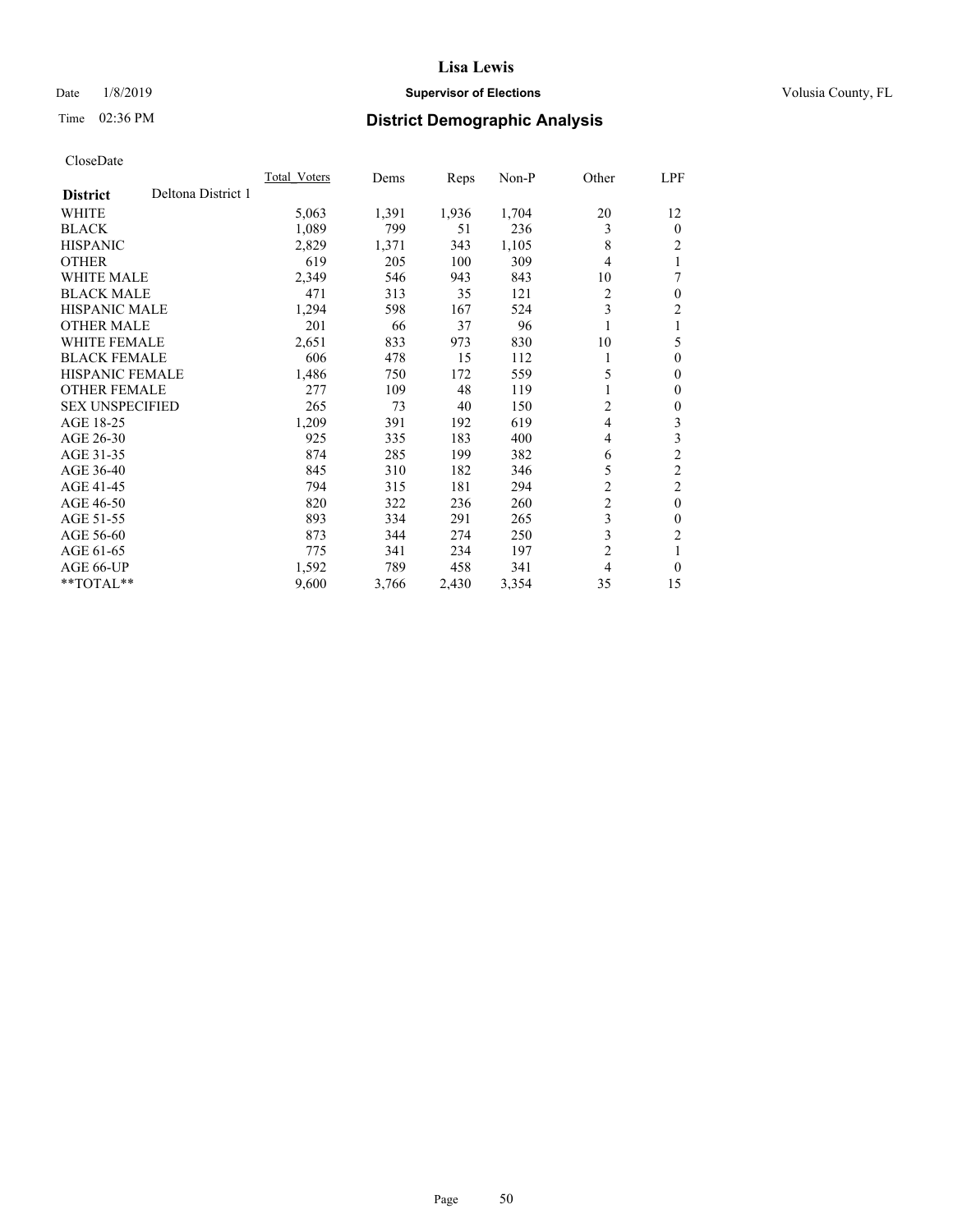CloseDate

| District | Deltona District 1 | Total_Voters | Dems | Reps | Non-P | Other | LPF |
|---|---|---|---|---|---|---|---|
| WHITE | | 5,063 | 1,391 | 1,936 | 1,704 | 20 | 12 |
| BLACK | | 1,089 | 799 | 51 | 236 | 3 | 0 |
| HISPANIC | | 2,829 | 1,371 | 343 | 1,105 | 8 | 2 |
| OTHER | | 619 | 205 | 100 | 309 | 4 | 1 |
| WHITE MALE | | 2,349 | 546 | 943 | 843 | 10 | 7 |
| BLACK MALE | | 471 | 313 | 35 | 121 | 2 | 0 |
| HISPANIC MALE | | 1,294 | 598 | 167 | 524 | 3 | 2 |
| OTHER MALE | | 201 | 66 | 37 | 96 | 1 | 1 |
| WHITE FEMALE | | 2,651 | 833 | 973 | 830 | 10 | 5 |
| BLACK FEMALE | | 606 | 478 | 15 | 112 | 1 | 0 |
| HISPANIC FEMALE | | 1,486 | 750 | 172 | 559 | 5 | 0 |
| OTHER FEMALE | | 277 | 109 | 48 | 119 | 1 | 0 |
| SEX UNSPECIFIED | | 265 | 73 | 40 | 150 | 2 | 0 |
| AGE 18-25 | | 1,209 | 391 | 192 | 619 | 4 | 3 |
| AGE 26-30 | | 925 | 335 | 183 | 400 | 4 | 3 |
| AGE 31-35 | | 874 | 285 | 199 | 382 | 6 | 2 |
| AGE 36-40 | | 845 | 310 | 182 | 346 | 5 | 2 |
| AGE 41-45 | | 794 | 315 | 181 | 294 | 2 | 2 |
| AGE 46-50 | | 820 | 322 | 236 | 260 | 2 | 0 |
| AGE 51-55 | | 893 | 334 | 291 | 265 | 3 | 0 |
| AGE 56-60 | | 873 | 344 | 274 | 250 | 3 | 2 |
| AGE 61-65 | | 775 | 341 | 234 | 197 | 2 | 1 |
| AGE 66-UP | | 1,592 | 789 | 458 | 341 | 4 | 0 |
| **TOTAL** | | 9,600 | 3,766 | 2,430 | 3,354 | 35 | 15 |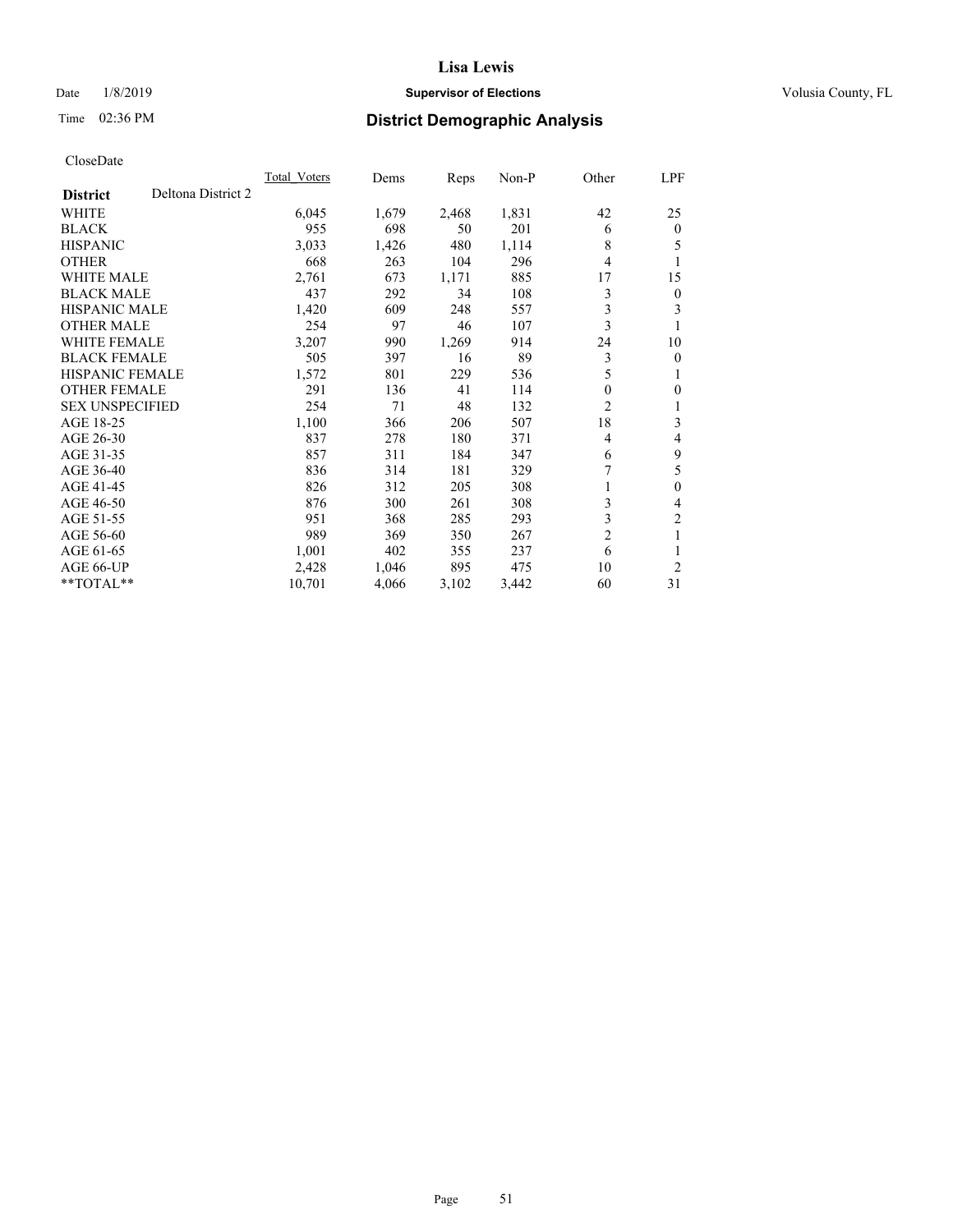# Lisa Lewis

Date 1/8/2019 **Supervisor of Elections** Volusia County, FL

Time 02:36 PM **District Demographic Analysis**

CloseDate

| District | Deltona District 2 | Total_Voters | Dems | Reps | Non-P | Other | LPF |
|---|---|---|---|---|---|---|---|
| WHITE | | 6,045 | 1,679 | 2,468 | 1,831 | 42 | 25 |
| BLACK | | 955 | 698 | 50 | 201 | 6 | 0 |
| HISPANIC | | 3,033 | 1,426 | 480 | 1,114 | 8 | 5 |
| OTHER | | 668 | 263 | 104 | 296 | 4 | 1 |
| WHITE MALE | | 2,761 | 673 | 1,171 | 885 | 17 | 15 |
| BLACK MALE | | 437 | 292 | 34 | 108 | 3 | 0 |
| HISPANIC MALE | | 1,420 | 609 | 248 | 557 | 3 | 3 |
| OTHER MALE | | 254 | 97 | 46 | 107 | 3 | 1 |
| WHITE FEMALE | | 3,207 | 990 | 1,269 | 914 | 24 | 10 |
| BLACK FEMALE | | 505 | 397 | 16 | 89 | 3 | 0 |
| HISPANIC FEMALE | | 1,572 | 801 | 229 | 536 | 5 | 1 |
| OTHER FEMALE | | 291 | 136 | 41 | 114 | 0 | 0 |
| SEX UNSPECIFIED | | 254 | 71 | 48 | 132 | 2 | 1 |
| AGE 18-25 | | 1,100 | 366 | 206 | 507 | 18 | 3 |
| AGE 26-30 | | 837 | 278 | 180 | 371 | 4 | 4 |
| AGE 31-35 | | 857 | 311 | 184 | 347 | 6 | 9 |
| AGE 36-40 | | 836 | 314 | 181 | 329 | 7 | 5 |
| AGE 41-45 | | 826 | 312 | 205 | 308 | 1 | 0 |
| AGE 46-50 | | 876 | 300 | 261 | 308 | 3 | 4 |
| AGE 51-55 | | 951 | 368 | 285 | 293 | 3 | 2 |
| AGE 56-60 | | 989 | 369 | 350 | 267 | 2 | 1 |
| AGE 61-65 | | 1,001 | 402 | 355 | 237 | 6 | 1 |
| AGE 66-UP | | 2,428 | 1,046 | 895 | 475 | 10 | 2 |
| **TOTAL** | | 10,701 | 4,066 | 3,102 | 3,442 | 60 | 31 |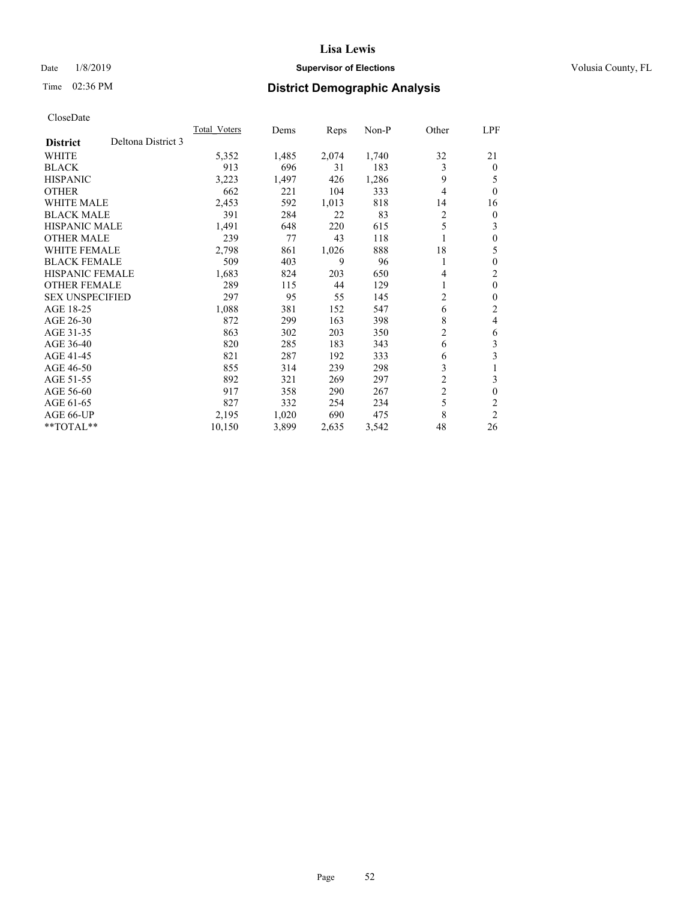# District Demographic Analysis

CloseDate

| District | Deltona District 3 | Total_Voters | Dems | Reps | Non-P | Other | LPF |
|---|---|---|---|---|---|---|---|
| WHITE | | 5,352 | 1,485 | 2,074 | 1,740 | 32 | 21 |
| BLACK | | 913 | 696 | 31 | 183 | 3 | 0 |
| HISPANIC | | 3,223 | 1,497 | 426 | 1,286 | 9 | 5 |
| OTHER | | 662 | 221 | 104 | 333 | 4 | 0 |
| WHITE MALE | | 2,453 | 592 | 1,013 | 818 | 14 | 16 |
| BLACK MALE | | 391 | 284 | 22 | 83 | 2 | 0 |
| HISPANIC MALE | | 1,491 | 648 | 220 | 615 | 5 | 3 |
| OTHER MALE | | 239 | 77 | 43 | 118 | 1 | 0 |
| WHITE FEMALE | | 2,798 | 861 | 1,026 | 888 | 18 | 5 |
| BLACK FEMALE | | 509 | 403 | 9 | 96 | 1 | 0 |
| HISPANIC FEMALE | | 1,683 | 824 | 203 | 650 | 4 | 2 |
| OTHER FEMALE | | 289 | 115 | 44 | 129 | 1 | 0 |
| SEX UNSPECIFIED | | 297 | 95 | 55 | 145 | 2 | 0 |
| AGE 18-25 | | 1,088 | 381 | 152 | 547 | 6 | 2 |
| AGE 26-30 | | 872 | 299 | 163 | 398 | 8 | 4 |
| AGE 31-35 | | 863 | 302 | 203 | 350 | 2 | 6 |
| AGE 36-40 | | 820 | 285 | 183 | 343 | 6 | 3 |
| AGE 41-45 | | 821 | 287 | 192 | 333 | 6 | 3 |
| AGE 46-50 | | 855 | 314 | 239 | 298 | 3 | 1 |
| AGE 51-55 | | 892 | 321 | 269 | 297 | 2 | 3 |
| AGE 56-60 | | 917 | 358 | 290 | 267 | 2 | 0 |
| AGE 61-65 | | 827 | 332 | 254 | 234 | 5 | 2 |
| AGE 66-UP | | 2,195 | 1,020 | 690 | 475 | 8 | 2 |
| **TOTAL** | | 10,150 | 3,899 | 2,635 | 3,542 | 48 | 26 |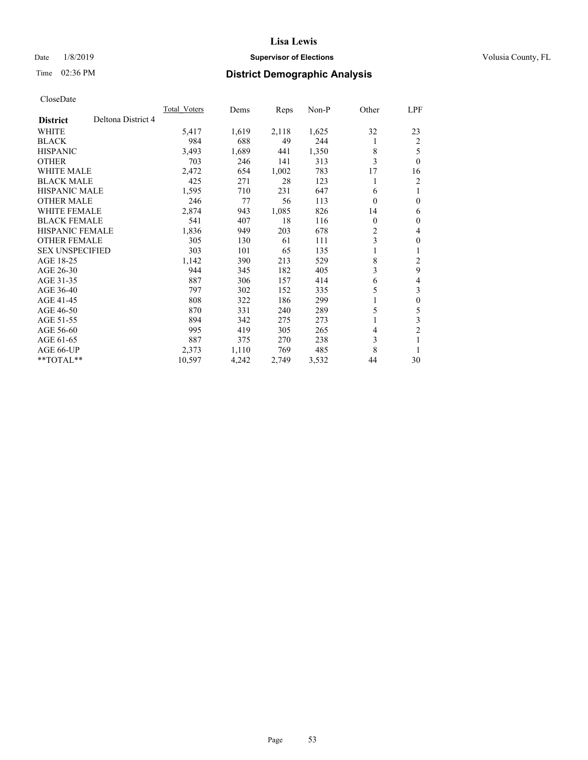# Lisa Lewis

Date 1/8/2019 **Supervisor of Elections** Volusia County, FL

Time 02:36 PM **District Demographic Analysis**

CloseDate

| District: Deltona District 4 | Total_Voters | Dems | Reps | Non-P | Other | LPF |
|---|---|---|---|---|---|---|
| WHITE | 5,417 | 1,619 | 2,118 | 1,625 | 32 | 23 |
| BLACK | 984 | 688 | 49 | 244 | 1 | 2 |
| HISPANIC | 3,493 | 1,689 | 441 | 1,350 | 8 | 5 |
| OTHER | 703 | 246 | 141 | 313 | 3 | 0 |
| WHITE MALE | 2,472 | 654 | 1,002 | 783 | 17 | 16 |
| BLACK MALE | 425 | 271 | 28 | 123 | 1 | 2 |
| HISPANIC MALE | 1,595 | 710 | 231 | 647 | 6 | 1 |
| OTHER MALE | 246 | 77 | 56 | 113 | 0 | 0 |
| WHITE FEMALE | 2,874 | 943 | 1,085 | 826 | 14 | 6 |
| BLACK FEMALE | 541 | 407 | 18 | 116 | 0 | 0 |
| HISPANIC FEMALE | 1,836 | 949 | 203 | 678 | 2 | 4 |
| OTHER FEMALE | 305 | 130 | 61 | 111 | 3 | 0 |
| SEX UNSPECIFIED | 303 | 101 | 65 | 135 | 1 | 1 |
| AGE 18-25 | 1,142 | 390 | 213 | 529 | 8 | 2 |
| AGE 26-30 | 944 | 345 | 182 | 405 | 3 | 9 |
| AGE 31-35 | 887 | 306 | 157 | 414 | 6 | 4 |
| AGE 36-40 | 797 | 302 | 152 | 335 | 5 | 3 |
| AGE 41-45 | 808 | 322 | 186 | 299 | 1 | 0 |
| AGE 46-50 | 870 | 331 | 240 | 289 | 5 | 5 |
| AGE 51-55 | 894 | 342 | 275 | 273 | 1 | 3 |
| AGE 56-60 | 995 | 419 | 305 | 265 | 4 | 2 |
| AGE 61-65 | 887 | 375 | 270 | 238 | 3 | 1 |
| AGE 66-UP | 2,373 | 1,110 | 769 | 485 | 8 | 1 |
| **TOTAL** | 10,597 | 4,242 | 2,749 | 3,532 | 44 | 30 |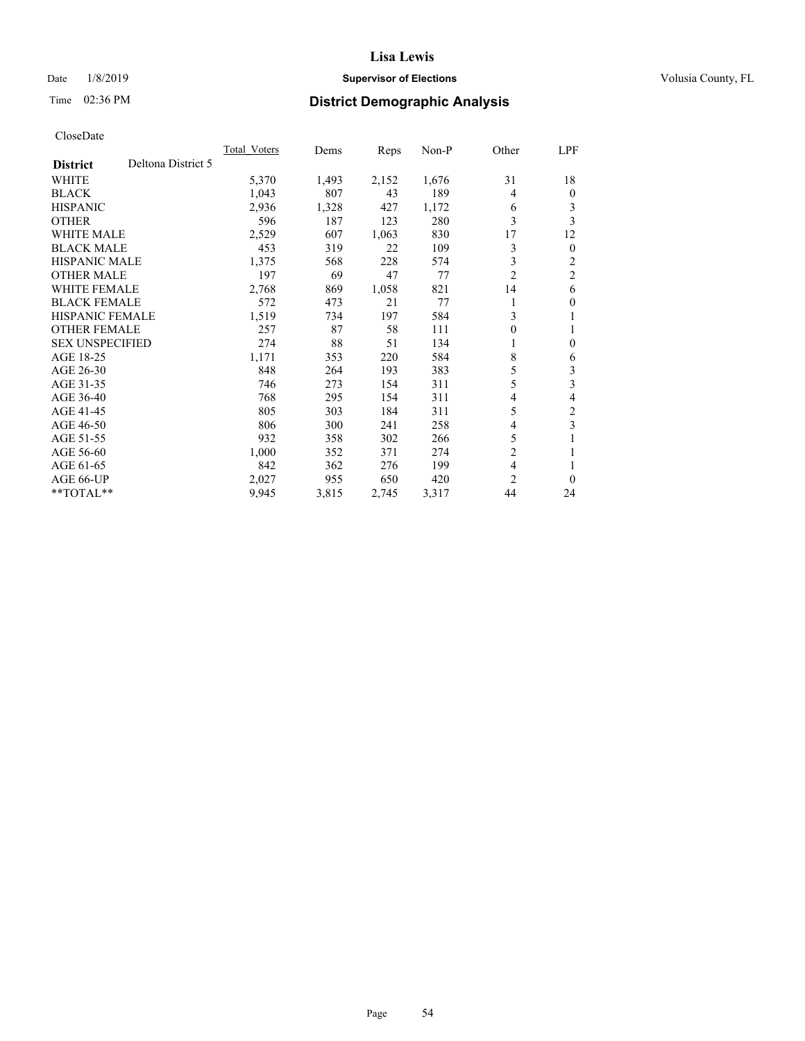# Lisa Lewis

Date 1/8/2019 **Supervisor of Elections** Volusia County, FL

Time 02:36 PM **District Demographic Analysis**

CloseDate

| District | Deltona District 5 | Total_Voters | Dems | Reps | Non-P | Other | LPF |
|---|---|---|---|---|---|---|---|
| WHITE | | 5,370 | 1,493 | 2,152 | 1,676 | 31 | 18 |
| BLACK | | 1,043 | 807 | 43 | 189 | 4 | 0 |
| HISPANIC | | 2,936 | 1,328 | 427 | 1,172 | 6 | 3 |
| OTHER | | 596 | 187 | 123 | 280 | 3 | 3 |
| WHITE MALE | | 2,529 | 607 | 1,063 | 830 | 17 | 12 |
| BLACK MALE | | 453 | 319 | 22 | 109 | 3 | 0 |
| HISPANIC MALE | | 1,375 | 568 | 228 | 574 | 3 | 2 |
| OTHER MALE | | 197 | 69 | 47 | 77 | 2 | 2 |
| WHITE FEMALE | | 2,768 | 869 | 1,058 | 821 | 14 | 6 |
| BLACK FEMALE | | 572 | 473 | 21 | 77 | 1 | 0 |
| HISPANIC FEMALE | | 1,519 | 734 | 197 | 584 | 3 | 1 |
| OTHER FEMALE | | 257 | 87 | 58 | 111 | 0 | 1 |
| SEX UNSPECIFIED | | 274 | 88 | 51 | 134 | 1 | 0 |
| AGE 18-25 | | 1,171 | 353 | 220 | 584 | 8 | 6 |
| AGE 26-30 | | 848 | 264 | 193 | 383 | 5 | 3 |
| AGE 31-35 | | 746 | 273 | 154 | 311 | 5 | 3 |
| AGE 36-40 | | 768 | 295 | 154 | 311 | 4 | 4 |
| AGE 41-45 | | 805 | 303 | 184 | 311 | 5 | 2 |
| AGE 46-50 | | 806 | 300 | 241 | 258 | 4 | 3 |
| AGE 51-55 | | 932 | 358 | 302 | 266 | 5 | 1 |
| AGE 56-60 | | 1,000 | 352 | 371 | 274 | 2 | 1 |
| AGE 61-65 | | 842 | 362 | 276 | 199 | 4 | 1 |
| AGE 66-UP | | 2,027 | 955 | 650 | 420 | 2 | 0 |
| **TOTAL** | | 9,945 | 3,815 | 2,745 | 3,317 | 44 | 24 |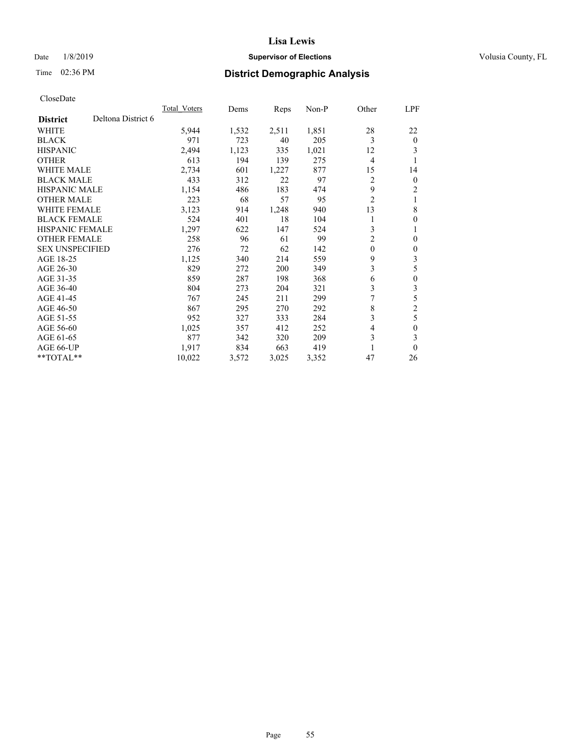# Lisa Lewis

Date 1/8/2019 **Supervisor of Elections** Volusia County, FL

Time 02:36 PM **District Demographic Analysis**

CloseDate

| District | Deltona District 6 | Total_Voters | Dems | Reps | Non-P | Other | LPF |
|---|---|---|---|---|---|---|---|
| WHITE | | 5,944 | 1,532 | 2,511 | 1,851 | 28 | 22 |
| BLACK | | 971 | 723 | 40 | 205 | 3 | 0 |
| HISPANIC | | 2,494 | 1,123 | 335 | 1,021 | 12 | 3 |
| OTHER | | 613 | 194 | 139 | 275 | 4 | 1 |
| WHITE MALE | | 2,734 | 601 | 1,227 | 877 | 15 | 14 |
| BLACK MALE | | 433 | 312 | 22 | 97 | 2 | 0 |
| HISPANIC MALE | | 1,154 | 486 | 183 | 474 | 9 | 2 |
| OTHER MALE | | 223 | 68 | 57 | 95 | 2 | 1 |
| WHITE FEMALE | | 3,123 | 914 | 1,248 | 940 | 13 | 8 |
| BLACK FEMALE | | 524 | 401 | 18 | 104 | 1 | 0 |
| HISPANIC FEMALE | | 1,297 | 622 | 147 | 524 | 3 | 1 |
| OTHER FEMALE | | 258 | 96 | 61 | 99 | 2 | 0 |
| SEX UNSPECIFIED | | 276 | 72 | 62 | 142 | 0 | 0 |
| AGE 18-25 | | 1,125 | 340 | 214 | 559 | 9 | 3 |
| AGE 26-30 | | 829 | 272 | 200 | 349 | 3 | 5 |
| AGE 31-35 | | 859 | 287 | 198 | 368 | 6 | 0 |
| AGE 36-40 | | 804 | 273 | 204 | 321 | 3 | 3 |
| AGE 41-45 | | 767 | 245 | 211 | 299 | 7 | 5 |
| AGE 46-50 | | 867 | 295 | 270 | 292 | 8 | 2 |
| AGE 51-55 | | 952 | 327 | 333 | 284 | 3 | 5 |
| AGE 56-60 | | 1,025 | 357 | 412 | 252 | 4 | 0 |
| AGE 61-65 | | 877 | 342 | 320 | 209 | 3 | 3 |
| AGE 66-UP | | 1,917 | 834 | 663 | 419 | 1 | 0 |
| **TOTAL** | | 10,022 | 3,572 | 3,025 | 3,352 | 47 | 26 |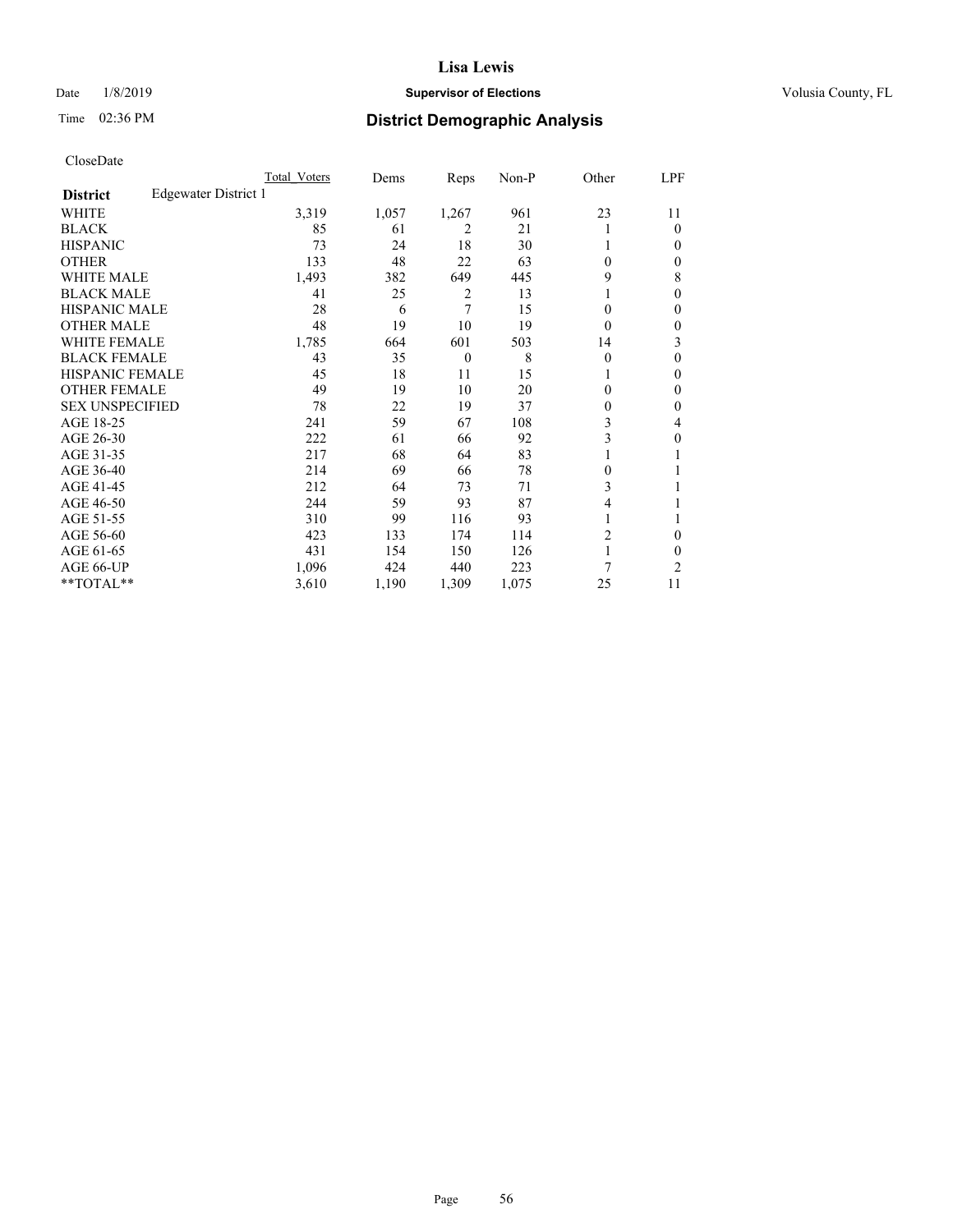# Lisa Lewis

Date 1/8/2019 **Supervisor of Elections** Volusia County, FL

Time 02:36 PM **District Demographic Analysis**

CloseDate

| | Total_Voters | Dems | Reps | Non-P | Other | LPF |
|---|---|---|---|---|---|---|
| **District** Edgewater District 1 | | | | | | |
| WHITE | 3,319 | 1,057 | 1,267 | 961 | 23 | 11 |
| BLACK | 85 | 61 | 2 | 21 | 1 | 0 |
| HISPANIC | 73 | 24 | 18 | 30 | 1 | 0 |
| OTHER | 133 | 48 | 22 | 63 | 0 | 0 |
| WHITE MALE | 1,493 | 382 | 649 | 445 | 9 | 8 |
| BLACK MALE | 41 | 25 | 2 | 13 | 1 | 0 |
| HISPANIC MALE | 28 | 6 | 7 | 15 | 0 | 0 |
| OTHER MALE | 48 | 19 | 10 | 19 | 0 | 0 |
| WHITE FEMALE | 1,785 | 664 | 601 | 503 | 14 | 3 |
| BLACK FEMALE | 43 | 35 | 0 | 8 | 0 | 0 |
| HISPANIC FEMALE | 45 | 18 | 11 | 15 | 1 | 0 |
| OTHER FEMALE | 49 | 19 | 10 | 20 | 0 | 0 |
| SEX UNSPECIFIED | 78 | 22 | 19 | 37 | 0 | 0 |
| AGE 18-25 | 241 | 59 | 67 | 108 | 3 | 4 |
| AGE 26-30 | 222 | 61 | 66 | 92 | 3 | 0 |
| AGE 31-35 | 217 | 68 | 64 | 83 | 1 | 1 |
| AGE 36-40 | 214 | 69 | 66 | 78 | 0 | 1 |
| AGE 41-45 | 212 | 64 | 73 | 71 | 3 | 1 |
| AGE 46-50 | 244 | 59 | 93 | 87 | 4 | 1 |
| AGE 51-55 | 310 | 99 | 116 | 93 | 1 | 1 |
| AGE 56-60 | 423 | 133 | 174 | 114 | 2 | 0 |
| AGE 61-65 | 431 | 154 | 150 | 126 | 1 | 0 |
| AGE 66-UP | 1,096 | 424 | 440 | 223 | 7 | 2 |
| **TOTAL** | 3,610 | 1,190 | 1,309 | 1,075 | 25 | 11 |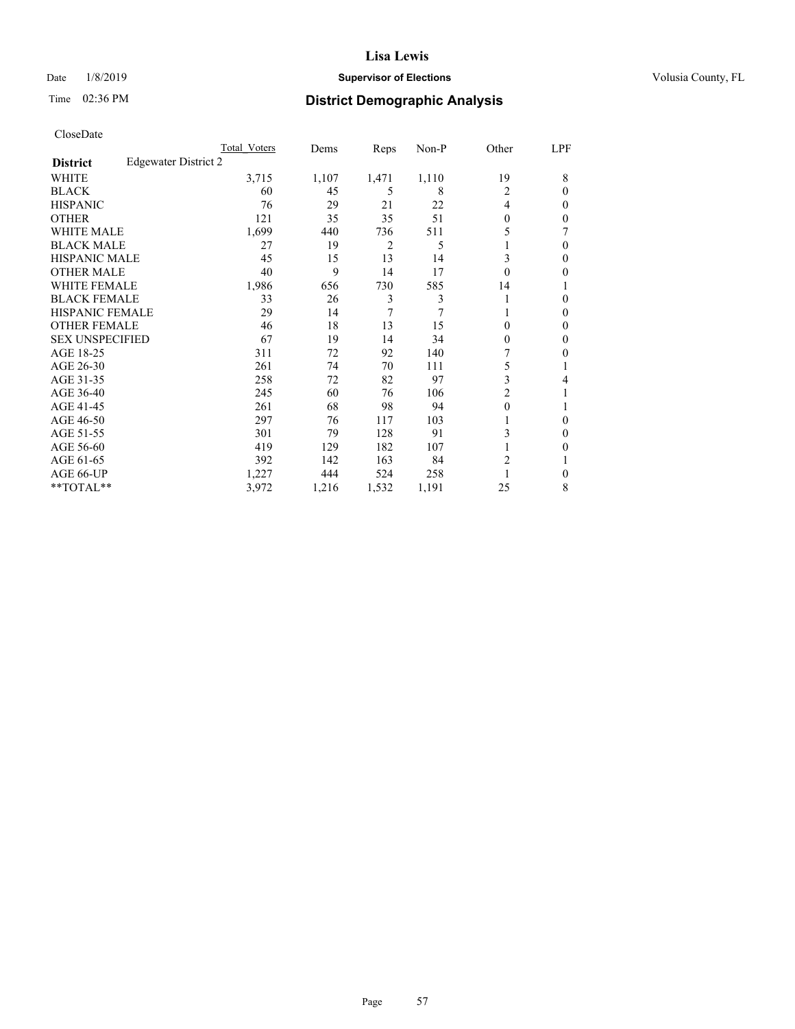# Lisa Lewis

Date 1/8/2019 **Supervisor of Elections** Volusia County, FL

Time 02:36 PM **District Demographic Analysis**

CloseDate

| | Total Voters | Dems | Reps | Non-P | Other | LPF |
|---|---|---|---|---|---|---|
| **District** Edgewater District 2 | | | | | | |
| WHITE | 3,715 | 1,107 | 1,471 | 1,110 | 19 | 8 |
| BLACK | 60 | 45 | 5 | 8 | 2 | 0 |
| HISPANIC | 76 | 29 | 21 | 22 | 4 | 0 |
| OTHER | 121 | 35 | 35 | 51 | 0 | 0 |
| WHITE MALE | 1,699 | 440 | 736 | 511 | 5 | 7 |
| BLACK MALE | 27 | 19 | 2 | 5 | 1 | 0 |
| HISPANIC MALE | 45 | 15 | 13 | 14 | 3 | 0 |
| OTHER MALE | 40 | 9 | 14 | 17 | 0 | 0 |
| WHITE FEMALE | 1,986 | 656 | 730 | 585 | 14 | 1 |
| BLACK FEMALE | 33 | 26 | 3 | 3 | 1 | 0 |
| HISPANIC FEMALE | 29 | 14 | 7 | 7 | 1 | 0 |
| OTHER FEMALE | 46 | 18 | 13 | 15 | 0 | 0 |
| SEX UNSPECIFIED | 67 | 19 | 14 | 34 | 0 | 0 |
| AGE 18-25 | 311 | 72 | 92 | 140 | 7 | 0 |
| AGE 26-30 | 261 | 74 | 70 | 111 | 5 | 1 |
| AGE 31-35 | 258 | 72 | 82 | 97 | 3 | 4 |
| AGE 36-40 | 245 | 60 | 76 | 106 | 2 | 1 |
| AGE 41-45 | 261 | 68 | 98 | 94 | 0 | 1 |
| AGE 46-50 | 297 | 76 | 117 | 103 | 1 | 0 |
| AGE 51-55 | 301 | 79 | 128 | 91 | 3 | 0 |
| AGE 56-60 | 419 | 129 | 182 | 107 | 1 | 0 |
| AGE 61-65 | 392 | 142 | 163 | 84 | 2 | 1 |
| AGE 66-UP | 1,227 | 444 | 524 | 258 | 1 | 0 |
| **TOTAL** | 3,972 | 1,216 | 1,532 | 1,191 | 25 | 8 |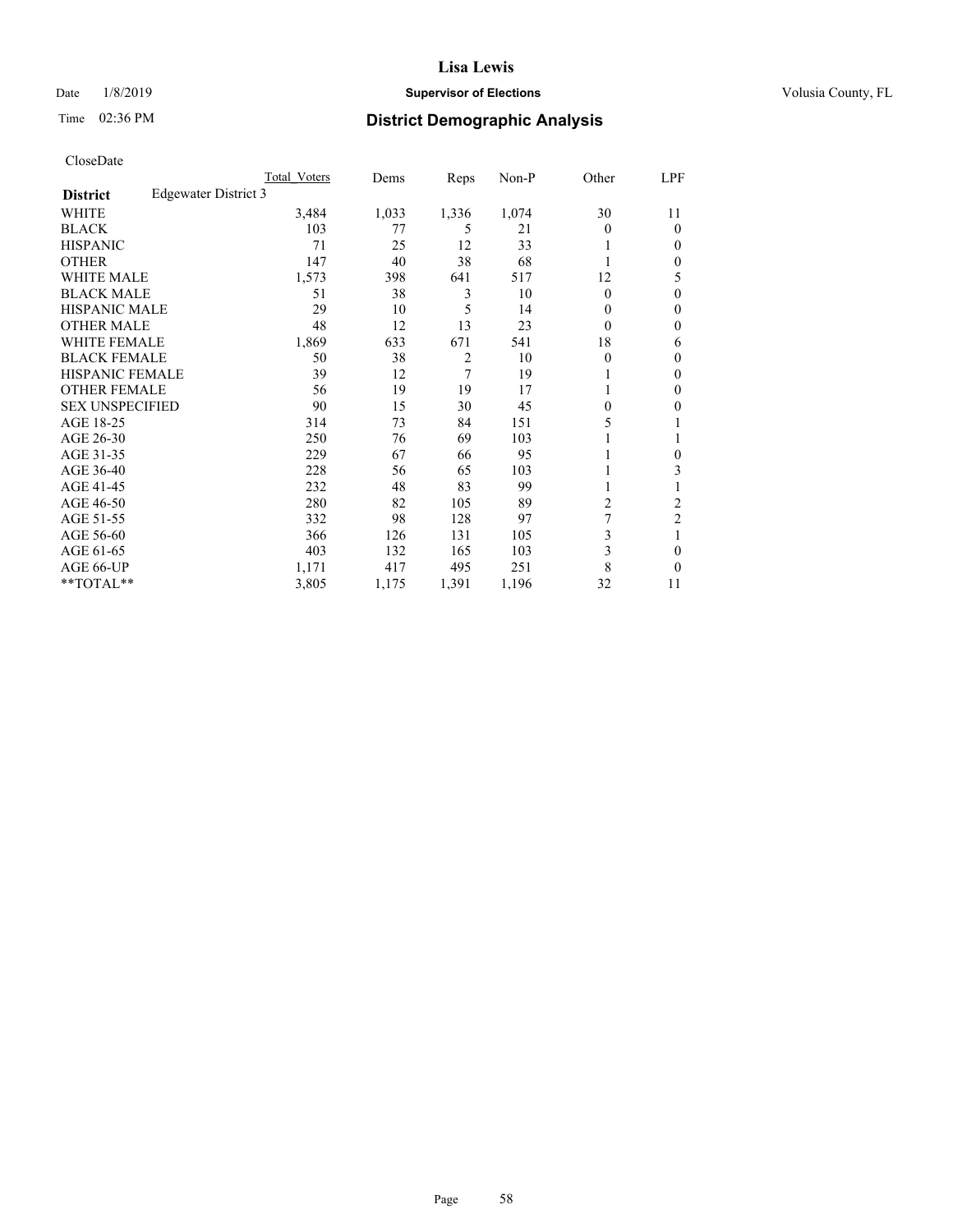# Lisa Lewis

Date 1/8/2019 **Supervisor of Elections** Volusia County, FL

Time 02:36 PM **District Demographic Analysis**

CloseDate

| | Total Voters | Dems | Reps | Non-P | Other | LPF |
|---|---|---|---|---|---|---|
| **District** Edgewater District 3 | | | | | | |
| WHITE | 3,484 | 1,033 | 1,336 | 1,074 | 30 | 11 |
| BLACK | 103 | 77 | 5 | 21 | 0 | 0 |
| HISPANIC | 71 | 25 | 12 | 33 | 1 | 0 |
| OTHER | 147 | 40 | 38 | 68 | 1 | 0 |
| WHITE MALE | 1,573 | 398 | 641 | 517 | 12 | 5 |
| BLACK MALE | 51 | 38 | 3 | 10 | 0 | 0 |
| HISPANIC MALE | 29 | 10 | 5 | 14 | 0 | 0 |
| OTHER MALE | 48 | 12 | 13 | 23 | 0 | 0 |
| WHITE FEMALE | 1,869 | 633 | 671 | 541 | 18 | 6 |
| BLACK FEMALE | 50 | 38 | 2 | 10 | 0 | 0 |
| HISPANIC FEMALE | 39 | 12 | 7 | 19 | 1 | 0 |
| OTHER FEMALE | 56 | 19 | 19 | 17 | 1 | 0 |
| SEX UNSPECIFIED | 90 | 15 | 30 | 45 | 0 | 0 |
| AGE 18-25 | 314 | 73 | 84 | 151 | 5 | 1 |
| AGE 26-30 | 250 | 76 | 69 | 103 | 1 | 1 |
| AGE 31-35 | 229 | 67 | 66 | 95 | 1 | 0 |
| AGE 36-40 | 228 | 56 | 65 | 103 | 1 | 3 |
| AGE 41-45 | 232 | 48 | 83 | 99 | 1 | 1 |
| AGE 46-50 | 280 | 82 | 105 | 89 | 2 | 2 |
| AGE 51-55 | 332 | 98 | 128 | 97 | 7 | 2 |
| AGE 56-60 | 366 | 126 | 131 | 105 | 3 | 1 |
| AGE 61-65 | 403 | 132 | 165 | 103 | 3 | 0 |
| AGE 66-UP | 1,171 | 417 | 495 | 251 | 8 | 0 |
| **TOTAL** | 3,805 | 1,175 | 1,391 | 1,196 | 32 | 11 |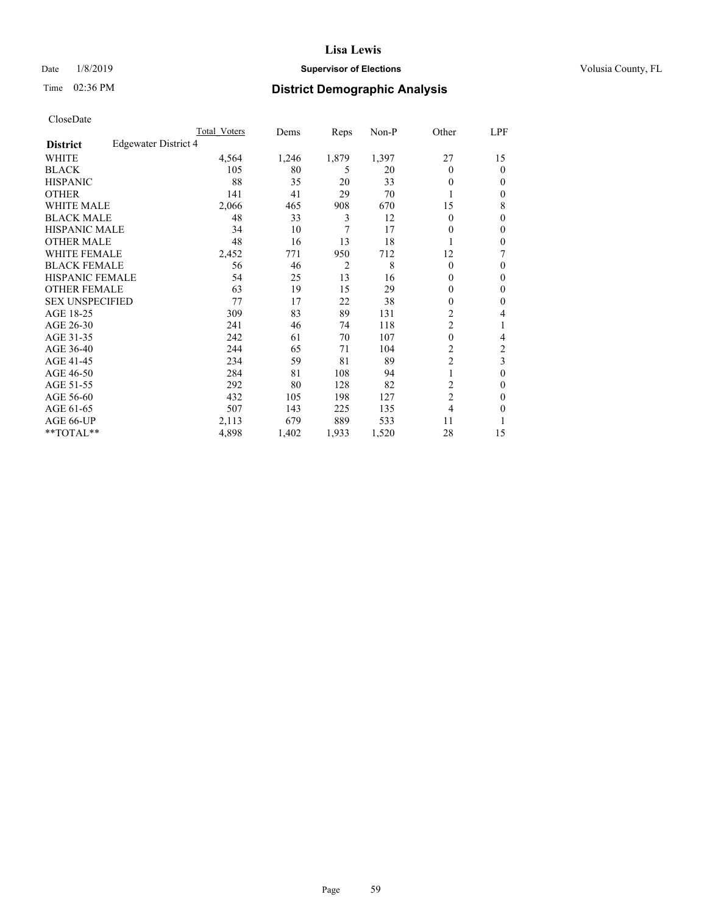# Lisa Lewis

Date 1/8/2019 **Supervisor of Elections** Volusia County, FL

Time 02:36 PM **District Demographic Analysis**

CloseDate

| | Total Voters | Dems | Reps | Non-P | Other | LPF |
|---|---|---|---|---|---|---|
| **District** Edgewater District 4 | | | | | | |
| WHITE | 4,564 | 1,246 | 1,879 | 1,397 | 27 | 15 |
| BLACK | 105 | 80 | 5 | 20 | 0 | 0 |
| HISPANIC | 88 | 35 | 20 | 33 | 0 | 0 |
| OTHER | 141 | 41 | 29 | 70 | 1 | 0 |
| WHITE MALE | 2,066 | 465 | 908 | 670 | 15 | 8 |
| BLACK MALE | 48 | 33 | 3 | 12 | 0 | 0 |
| HISPANIC MALE | 34 | 10 | 7 | 17 | 0 | 0 |
| OTHER MALE | 48 | 16 | 13 | 18 | 1 | 0 |
| WHITE FEMALE | 2,452 | 771 | 950 | 712 | 12 | 7 |
| BLACK FEMALE | 56 | 46 | 2 | 8 | 0 | 0 |
| HISPANIC FEMALE | 54 | 25 | 13 | 16 | 0 | 0 |
| OTHER FEMALE | 63 | 19 | 15 | 29 | 0 | 0 |
| SEX UNSPECIFIED | 77 | 17 | 22 | 38 | 0 | 0 |
| AGE 18-25 | 309 | 83 | 89 | 131 | 2 | 4 |
| AGE 26-30 | 241 | 46 | 74 | 118 | 2 | 1 |
| AGE 31-35 | 242 | 61 | 70 | 107 | 0 | 4 |
| AGE 36-40 | 244 | 65 | 71 | 104 | 2 | 2 |
| AGE 41-45 | 234 | 59 | 81 | 89 | 2 | 3 |
| AGE 46-50 | 284 | 81 | 108 | 94 | 1 | 0 |
| AGE 51-55 | 292 | 80 | 128 | 82 | 2 | 0 |
| AGE 56-60 | 432 | 105 | 198 | 127 | 2 | 0 |
| AGE 61-65 | 507 | 143 | 225 | 135 | 4 | 0 |
| AGE 66-UP | 2,113 | 679 | 889 | 533 | 11 | 1 |
| **TOTAL** | 4,898 | 1,402 | 1,933 | 1,520 | 28 | 15 |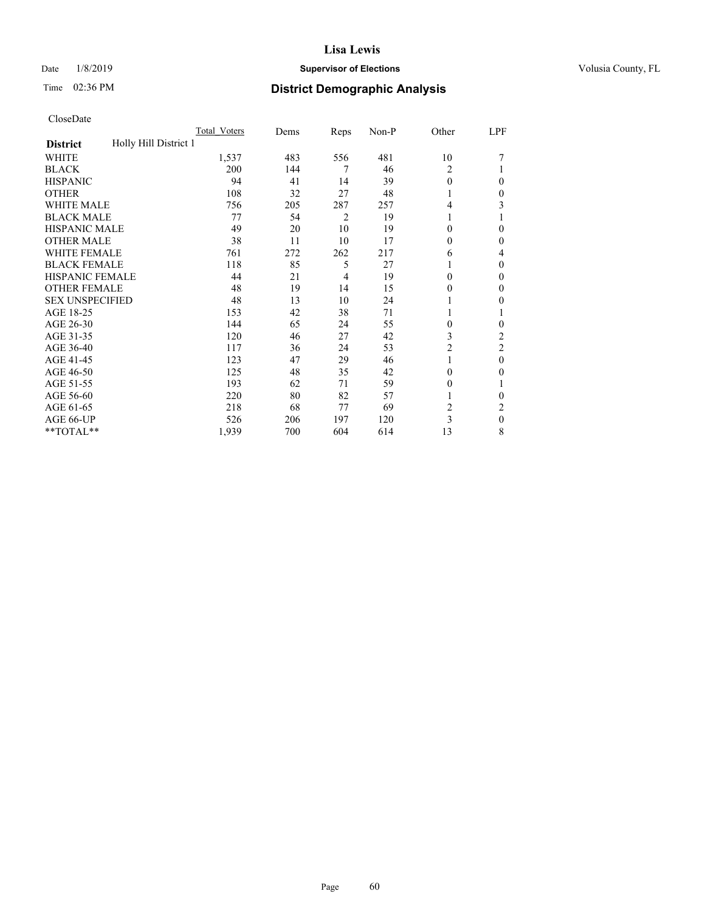# Lisa Lewis

Date 1/8/2019 **Supervisor of Elections** Volusia County, FL

Time 02:36 PM **District Demographic Analysis**

CloseDate

| **District** Holly Hill District 1 | Total Voters | Dems | Reps | Non-P | Other | LPF |
|---|---|---|---|---|---|---|
| WHITE | 1,537 | 483 | 556 | 481 | 10 | 7 |
| BLACK | 200 | 144 | 7 | 46 | 2 | 1 |
| HISPANIC | 94 | 41 | 14 | 39 | 0 | 0 |
| OTHER | 108 | 32 | 27 | 48 | 1 | 0 |
| WHITE MALE | 756 | 205 | 287 | 257 | 4 | 3 |
| BLACK MALE | 77 | 54 | 2 | 19 | 1 | 1 |
| HISPANIC MALE | 49 | 20 | 10 | 19 | 0 | 0 |
| OTHER MALE | 38 | 11 | 10 | 17 | 0 | 0 |
| WHITE FEMALE | 761 | 272 | 262 | 217 | 6 | 4 |
| BLACK FEMALE | 118 | 85 | 5 | 27 | 1 | 0 |
| HISPANIC FEMALE | 44 | 21 | 4 | 19 | 0 | 0 |
| OTHER FEMALE | 48 | 19 | 14 | 15 | 0 | 0 |
| SEX UNSPECIFIED | 48 | 13 | 10 | 24 | 1 | 0 |
| AGE 18-25 | 153 | 42 | 38 | 71 | 1 | 1 |
| AGE 26-30 | 144 | 65 | 24 | 55 | 0 | 0 |
| AGE 31-35 | 120 | 46 | 27 | 42 | 3 | 2 |
| AGE 36-40 | 117 | 36 | 24 | 53 | 2 | 2 |
| AGE 41-45 | 123 | 47 | 29 | 46 | 1 | 0 |
| AGE 46-50 | 125 | 48 | 35 | 42 | 0 | 0 |
| AGE 51-55 | 193 | 62 | 71 | 59 | 0 | 1 |
| AGE 56-60 | 220 | 80 | 82 | 57 | 1 | 0 |
| AGE 61-65 | 218 | 68 | 77 | 69 | 2 | 2 |
| AGE 66-UP | 526 | 206 | 197 | 120 | 3 | 0 |
| **TOTAL** | 1,939 | 700 | 604 | 614 | 13 | 8 |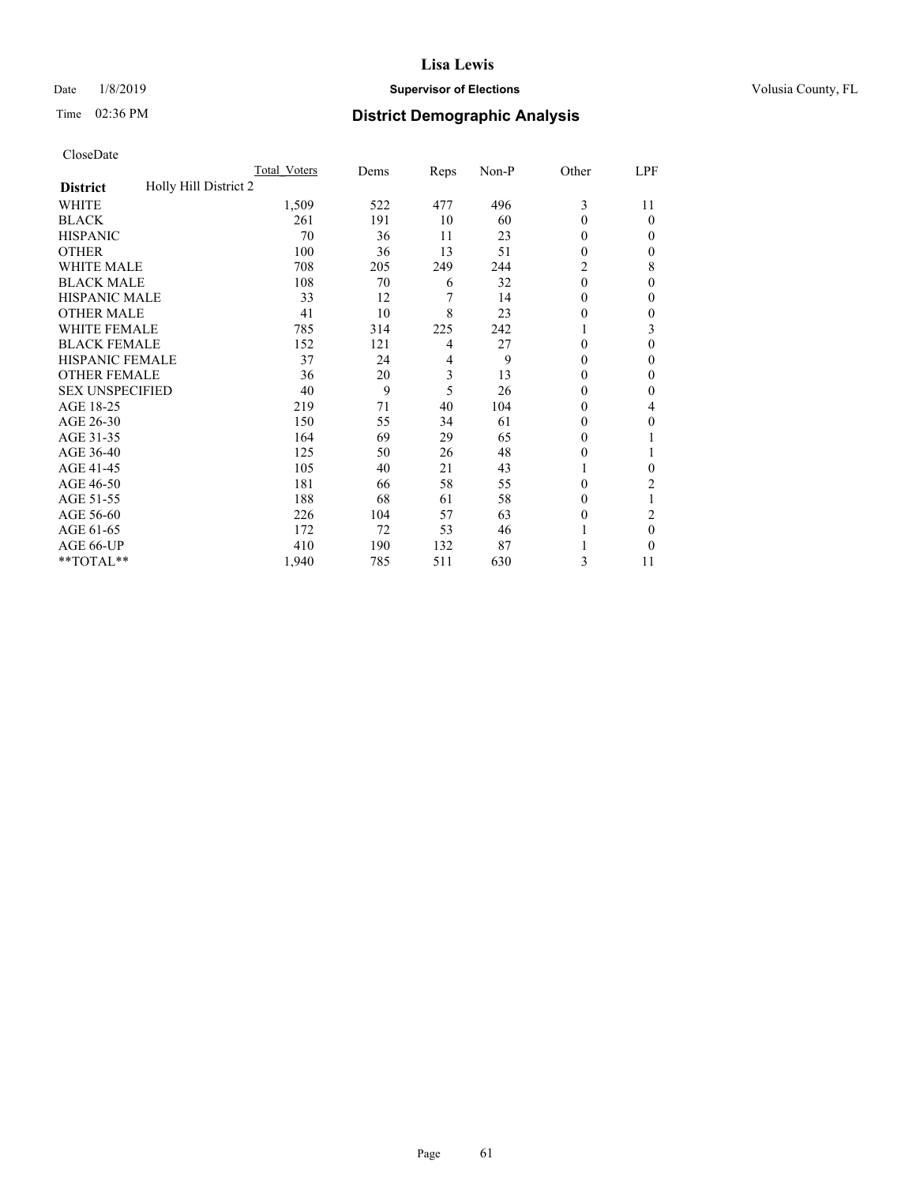# Lisa Lewis

Date 1/8/2019 **Supervisor of Elections** Volusia County, FL

Time 02:36 PM **District Demographic Analysis**

CloseDate

| **District** Holly Hill District 2 | Total Voters | Dems | Reps | Non-P | Other | LPF |
|---|---|---|---|---|---|---|
| WHITE | 1,509 | 522 | 477 | 496 | 3 | 11 |
| BLACK | 261 | 191 | 10 | 60 | 0 | 0 |
| HISPANIC | 70 | 36 | 11 | 23 | 0 | 0 |
| OTHER | 100 | 36 | 13 | 51 | 0 | 0 |
| WHITE MALE | 708 | 205 | 249 | 244 | 2 | 8 |
| BLACK MALE | 108 | 70 | 6 | 32 | 0 | 0 |
| HISPANIC MALE | 33 | 12 | 7 | 14 | 0 | 0 |
| OTHER MALE | 41 | 10 | 8 | 23 | 0 | 0 |
| WHITE FEMALE | 785 | 314 | 225 | 242 | 1 | 3 |
| BLACK FEMALE | 152 | 121 | 4 | 27 | 0 | 0 |
| HISPANIC FEMALE | 37 | 24 | 4 | 9 | 0 | 0 |
| OTHER FEMALE | 36 | 20 | 3 | 13 | 0 | 0 |
| SEX UNSPECIFIED | 40 | 9 | 5 | 26 | 0 | 0 |
| AGE 18-25 | 219 | 71 | 40 | 104 | 0 | 4 |
| AGE 26-30 | 150 | 55 | 34 | 61 | 0 | 0 |
| AGE 31-35 | 164 | 69 | 29 | 65 | 0 | 1 |
| AGE 36-40 | 125 | 50 | 26 | 48 | 0 | 1 |
| AGE 41-45 | 105 | 40 | 21 | 43 | 1 | 0 |
| AGE 46-50 | 181 | 66 | 58 | 55 | 0 | 2 |
| AGE 51-55 | 188 | 68 | 61 | 58 | 0 | 1 |
| AGE 56-60 | 226 | 104 | 57 | 63 | 0 | 2 |
| AGE 61-65 | 172 | 72 | 53 | 46 | 1 | 0 |
| AGE 66-UP | 410 | 190 | 132 | 87 | 1 | 0 |
| **TOTAL** | 1,940 | 785 | 511 | 630 | 3 | 11 |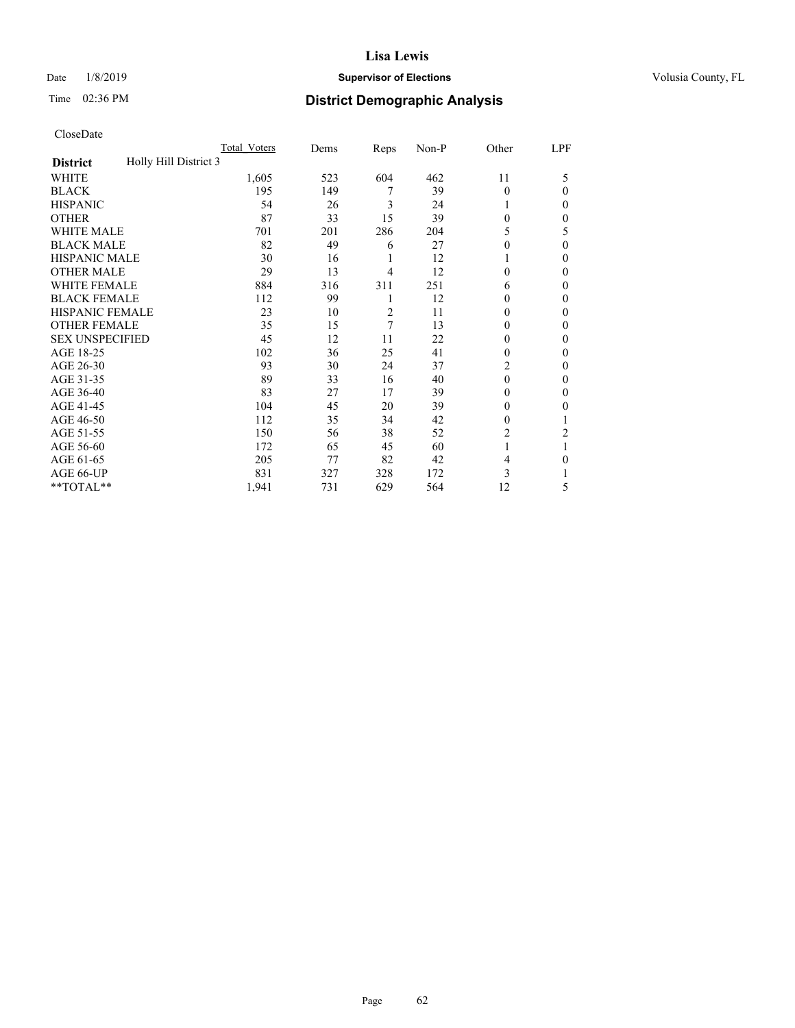# Lisa Lewis

Date 1/8/2019 **Supervisor of Elections** Volusia County, FL

Time 02:36 PM **District Demographic Analysis**

CloseDate

| District | Holly Hill District 3 | Total_Voters | Dems | Reps | Non-P | Other | LPF |
|---|---|---|---|---|---|---|---|
| WHITE | | 1,605 | 523 | 604 | 462 | 11 | 5 |
| BLACK | | 195 | 149 | 7 | 39 | 0 | 0 |
| HISPANIC | | 54 | 26 | 3 | 24 | 1 | 0 |
| OTHER | | 87 | 33 | 15 | 39 | 0 | 0 |
| WHITE MALE | | 701 | 201 | 286 | 204 | 5 | 5 |
| BLACK MALE | | 82 | 49 | 6 | 27 | 0 | 0 |
| HISPANIC MALE | | 30 | 16 | 1 | 12 | 1 | 0 |
| OTHER MALE | | 29 | 13 | 4 | 12 | 0 | 0 |
| WHITE FEMALE | | 884 | 316 | 311 | 251 | 6 | 0 |
| BLACK FEMALE | | 112 | 99 | 1 | 12 | 0 | 0 |
| HISPANIC FEMALE | | 23 | 10 | 2 | 11 | 0 | 0 |
| OTHER FEMALE | | 35 | 15 | 7 | 13 | 0 | 0 |
| SEX UNSPECIFIED | | 45 | 12 | 11 | 22 | 0 | 0 |
| AGE 18-25 | | 102 | 36 | 25 | 41 | 0 | 0 |
| AGE 26-30 | | 93 | 30 | 24 | 37 | 2 | 0 |
| AGE 31-35 | | 89 | 33 | 16 | 40 | 0 | 0 |
| AGE 36-40 | | 83 | 27 | 17 | 39 | 0 | 0 |
| AGE 41-45 | | 104 | 45 | 20 | 39 | 0 | 0 |
| AGE 46-50 | | 112 | 35 | 34 | 42 | 0 | 1 |
| AGE 51-55 | | 150 | 56 | 38 | 52 | 2 | 2 |
| AGE 56-60 | | 172 | 65 | 45 | 60 | 1 | 1 |
| AGE 61-65 | | 205 | 77 | 82 | 42 | 4 | 0 |
| AGE 66-UP | | 831 | 327 | 328 | 172 | 3 | 1 |
| **TOTAL** | | 1,941 | 731 | 629 | 564 | 12 | 5 |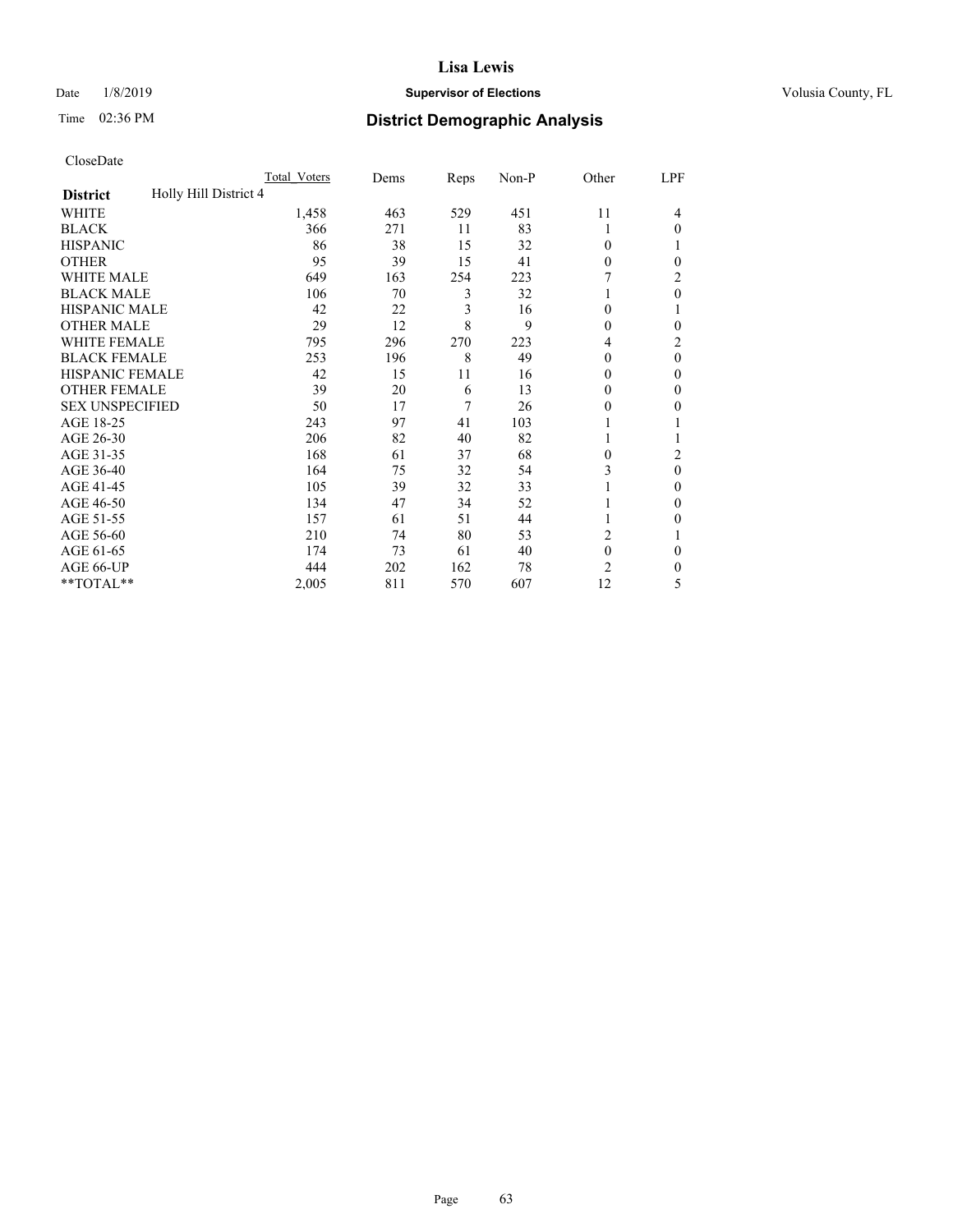# Lisa Lewis

Date 1/8/2019 **Supervisor of Elections** Volusia County, FL

Time 02:36 PM **District Demographic Analysis**

CloseDate

| District | Holly Hill District 4 | Total_Voters | Dems | Reps | Non-P | Other | LPF |
|---|---|---|---|---|---|---|---|
| WHITE | | 1,458 | 463 | 529 | 451 | 11 | 4 |
| BLACK | | 366 | 271 | 11 | 83 | 1 | 0 |
| HISPANIC | | 86 | 38 | 15 | 32 | 0 | 1 |
| OTHER | | 95 | 39 | 15 | 41 | 0 | 0 |
| WHITE MALE | | 649 | 163 | 254 | 223 | 7 | 2 |
| BLACK MALE | | 106 | 70 | 3 | 32 | 1 | 0 |
| HISPANIC MALE | | 42 | 22 | 3 | 16 | 0 | 1 |
| OTHER MALE | | 29 | 12 | 8 | 9 | 0 | 0 |
| WHITE FEMALE | | 795 | 296 | 270 | 223 | 4 | 2 |
| BLACK FEMALE | | 253 | 196 | 8 | 49 | 0 | 0 |
| HISPANIC FEMALE | | 42 | 15 | 11 | 16 | 0 | 0 |
| OTHER FEMALE | | 39 | 20 | 6 | 13 | 0 | 0 |
| SEX UNSPECIFIED | | 50 | 17 | 7 | 26 | 0 | 0 |
| AGE 18-25 | | 243 | 97 | 41 | 103 | 1 | 1 |
| AGE 26-30 | | 206 | 82 | 40 | 82 | 1 | 1 |
| AGE 31-35 | | 168 | 61 | 37 | 68 | 0 | 2 |
| AGE 36-40 | | 164 | 75 | 32 | 54 | 3 | 0 |
| AGE 41-45 | | 105 | 39 | 32 | 33 | 1 | 0 |
| AGE 46-50 | | 134 | 47 | 34 | 52 | 1 | 0 |
| AGE 51-55 | | 157 | 61 | 51 | 44 | 1 | 0 |
| AGE 56-60 | | 210 | 74 | 80 | 53 | 2 | 1 |
| AGE 61-65 | | 174 | 73 | 61 | 40 | 0 | 0 |
| AGE 66-UP | | 444 | 202 | 162 | 78 | 2 | 0 |
| **TOTAL** | | 2,005 | 811 | 570 | 607 | 12 | 5 |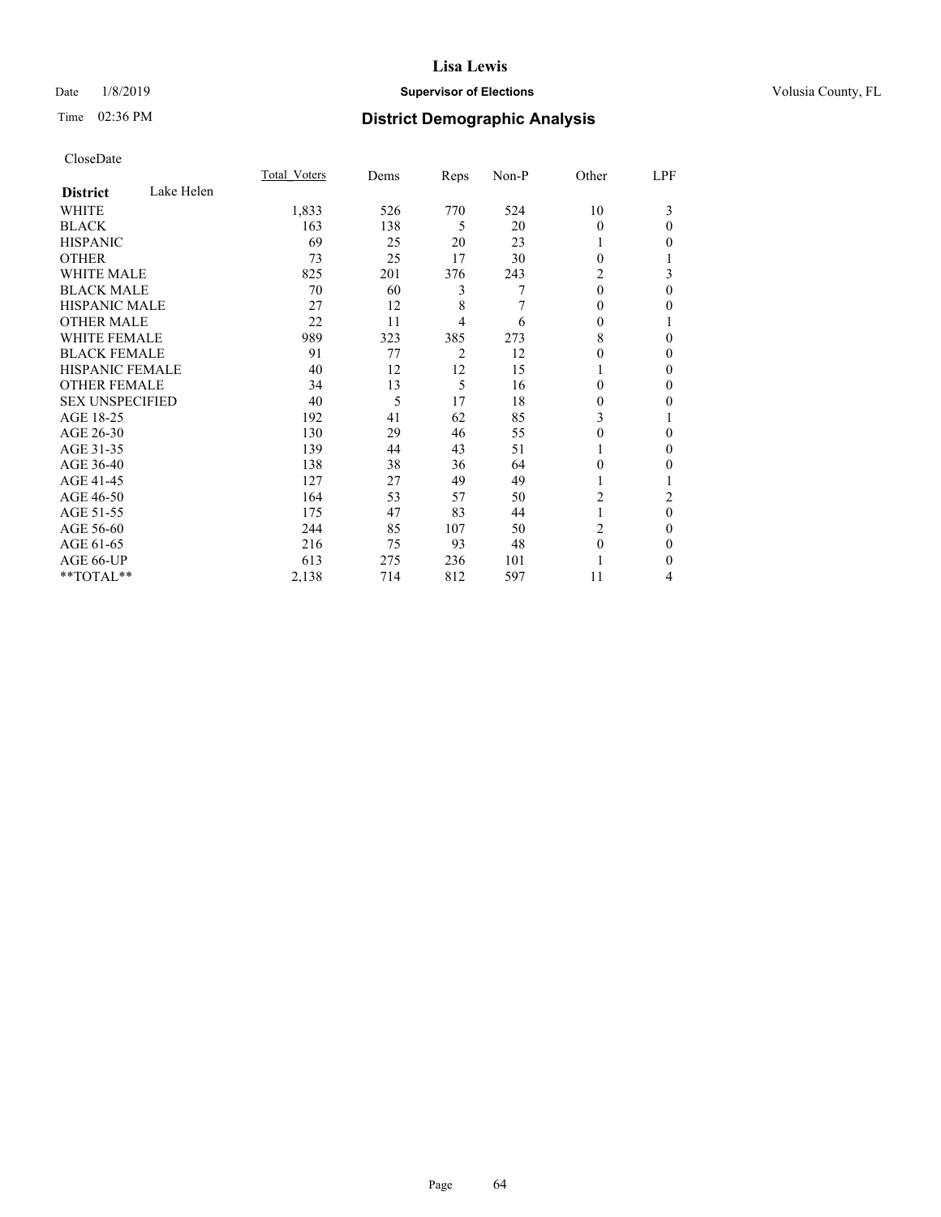# Lisa Lewis

Date 1/8/2019 **Supervisor of Elections** Volusia County, FL

Time 02:36 PM **District Demographic Analysis**

CloseDate

| **District** Lake Helen | Total_Voters | Dems | Reps | Non-P | Other | LPF |
|---|---|---|---|---|---|---|
| WHITE | 1,833 | 526 | 770 | 524 | 10 | 3 |
| BLACK | 163 | 138 | 5 | 20 | 0 | 0 |
| HISPANIC | 69 | 25 | 20 | 23 | 1 | 0 |
| OTHER | 73 | 25 | 17 | 30 | 0 | 1 |
| WHITE MALE | 825 | 201 | 376 | 243 | 2 | 3 |
| BLACK MALE | 70 | 60 | 3 | 7 | 0 | 0 |
| HISPANIC MALE | 27 | 12 | 8 | 7 | 0 | 0 |
| OTHER MALE | 22 | 11 | 4 | 6 | 0 | 1 |
| WHITE FEMALE | 989 | 323 | 385 | 273 | 8 | 0 |
| BLACK FEMALE | 91 | 77 | 2 | 12 | 0 | 0 |
| HISPANIC FEMALE | 40 | 12 | 12 | 15 | 1 | 0 |
| OTHER FEMALE | 34 | 13 | 5 | 16 | 0 | 0 |
| SEX UNSPECIFIED | 40 | 5 | 17 | 18 | 0 | 0 |
| AGE 18-25 | 192 | 41 | 62 | 85 | 3 | 1 |
| AGE 26-30 | 130 | 29 | 46 | 55 | 0 | 0 |
| AGE 31-35 | 139 | 44 | 43 | 51 | 1 | 0 |
| AGE 36-40 | 138 | 38 | 36 | 64 | 0 | 0 |
| AGE 41-45 | 127 | 27 | 49 | 49 | 1 | 1 |
| AGE 46-50 | 164 | 53 | 57 | 50 | 2 | 2 |
| AGE 51-55 | 175 | 47 | 83 | 44 | 1 | 0 |
| AGE 56-60 | 244 | 85 | 107 | 50 | 2 | 0 |
| AGE 61-65 | 216 | 75 | 93 | 48 | 0 | 0 |
| AGE 66-UP | 613 | 275 | 236 | 101 | 1 | 0 |
| **TOTAL** | 2,138 | 714 | 812 | 597 | 11 | 4 |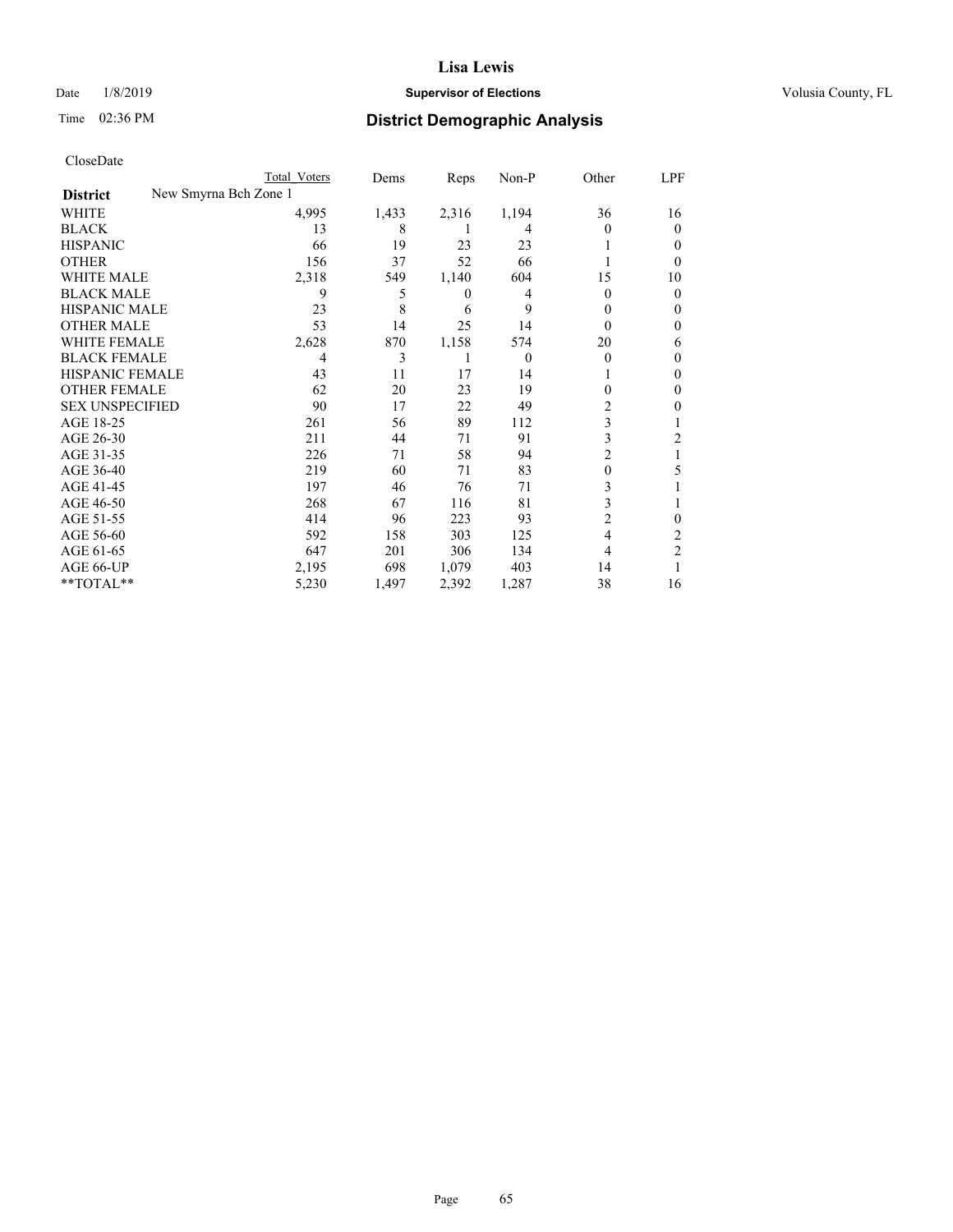# Lisa Lewis

Date 1/8/2019 **Supervisor of Elections** Volusia County, FL

Time 02:36 PM **District Demographic Analysis**

CloseDate

| | Total Voters | Dems | Reps | Non-P | Other | LPF |
|---|---|---|---|---|---|---|
| **District** New Smyrna Bch Zone 1 | | | | | | |
| WHITE | 4,995 | 1,433 | 2,316 | 1,194 | 36 | 16 |
| BLACK | 13 | 8 | 1 | 4 | 0 | 0 |
| HISPANIC | 66 | 19 | 23 | 23 | 1 | 0 |
| OTHER | 156 | 37 | 52 | 66 | 1 | 0 |
| WHITE MALE | 2,318 | 549 | 1,140 | 604 | 15 | 10 |
| BLACK MALE | 9 | 5 | 0 | 4 | 0 | 0 |
| HISPANIC MALE | 23 | 8 | 6 | 9 | 0 | 0 |
| OTHER MALE | 53 | 14 | 25 | 14 | 0 | 0 |
| WHITE FEMALE | 2,628 | 870 | 1,158 | 574 | 20 | 6 |
| BLACK FEMALE | 4 | 3 | 1 | 0 | 0 | 0 |
| HISPANIC FEMALE | 43 | 11 | 17 | 14 | 1 | 0 |
| OTHER FEMALE | 62 | 20 | 23 | 19 | 0 | 0 |
| SEX UNSPECIFIED | 90 | 17 | 22 | 49 | 2 | 0 |
| AGE 18-25 | 261 | 56 | 89 | 112 | 3 | 1 |
| AGE 26-30 | 211 | 44 | 71 | 91 | 3 | 2 |
| AGE 31-35 | 226 | 71 | 58 | 94 | 2 | 1 |
| AGE 36-40 | 219 | 60 | 71 | 83 | 0 | 5 |
| AGE 41-45 | 197 | 46 | 76 | 71 | 3 | 1 |
| AGE 46-50 | 268 | 67 | 116 | 81 | 3 | 1 |
| AGE 51-55 | 414 | 96 | 223 | 93 | 2 | 0 |
| AGE 56-60 | 592 | 158 | 303 | 125 | 4 | 2 |
| AGE 61-65 | 647 | 201 | 306 | 134 | 4 | 2 |
| AGE 66-UP | 2,195 | 698 | 1,079 | 403 | 14 | 1 |
| **TOTAL** | 5,230 | 1,497 | 2,392 | 1,287 | 38 | 16 |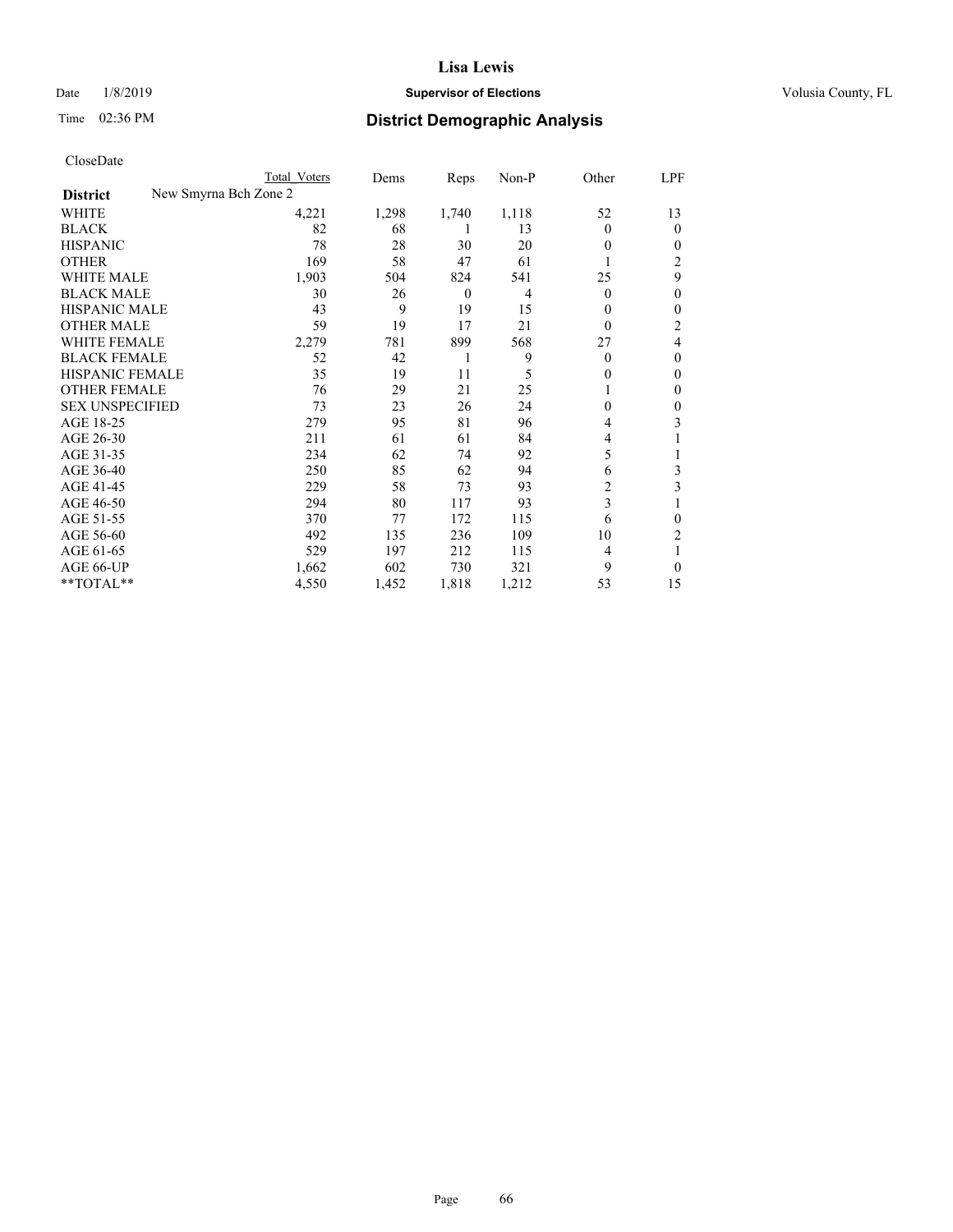# Lisa Lewis

Date 1/8/2019 **Supervisor of Elections** Volusia County, FL

Time 02:36 PM **District Demographic Analysis**

CloseDate

| | Total Voters | Dems | Reps | Non-P | Other | LPF |
|---|---|---|---|---|---|---|
| **District** New Smyrna Bch Zone 2 | | | | | | |
| WHITE | 4,221 | 1,298 | 1,740 | 1,118 | 52 | 13 |
| BLACK | 82 | 68 | 1 | 13 | 0 | 0 |
| HISPANIC | 78 | 28 | 30 | 20 | 0 | 0 |
| OTHER | 169 | 58 | 47 | 61 | 1 | 2 |
| WHITE MALE | 1,903 | 504 | 824 | 541 | 25 | 9 |
| BLACK MALE | 30 | 26 | 0 | 4 | 0 | 0 |
| HISPANIC MALE | 43 | 9 | 19 | 15 | 0 | 0 |
| OTHER MALE | 59 | 19 | 17 | 21 | 0 | 2 |
| WHITE FEMALE | 2,279 | 781 | 899 | 568 | 27 | 4 |
| BLACK FEMALE | 52 | 42 | 1 | 9 | 0 | 0 |
| HISPANIC FEMALE | 35 | 19 | 11 | 5 | 0 | 0 |
| OTHER FEMALE | 76 | 29 | 21 | 25 | 1 | 0 |
| SEX UNSPECIFIED | 73 | 23 | 26 | 24 | 0 | 0 |
| AGE 18-25 | 279 | 95 | 81 | 96 | 4 | 3 |
| AGE 26-30 | 211 | 61 | 61 | 84 | 4 | 1 |
| AGE 31-35 | 234 | 62 | 74 | 92 | 5 | 1 |
| AGE 36-40 | 250 | 85 | 62 | 94 | 6 | 3 |
| AGE 41-45 | 229 | 58 | 73 | 93 | 2 | 3 |
| AGE 46-50 | 294 | 80 | 117 | 93 | 3 | 1 |
| AGE 51-55 | 370 | 77 | 172 | 115 | 6 | 0 |
| AGE 56-60 | 492 | 135 | 236 | 109 | 10 | 2 |
| AGE 61-65 | 529 | 197 | 212 | 115 | 4 | 1 |
| AGE 66-UP | 1,662 | 602 | 730 | 321 | 9 | 0 |
| **TOTAL** | 4,550 | 1,452 | 1,818 | 1,212 | 53 | 15 |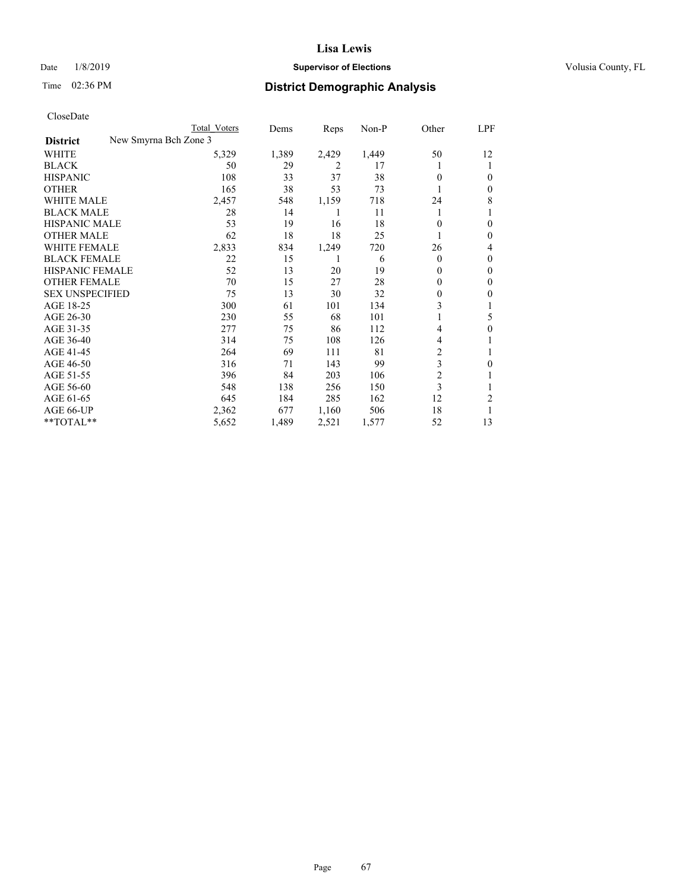# Lisa Lewis

Date 1/8/2019 **Supervisor of Elections** Volusia County, FL

Time 02:36 PM **District Demographic Analysis**

CloseDate

| | Total Voters | Dems | Reps | Non-P | Other | LPF |
|---|---|---|---|---|---|---|
| **District** New Smyrna Bch Zone 3 | | | | | | |
| WHITE | 5,329 | 1,389 | 2,429 | 1,449 | 50 | 12 |
| BLACK | 50 | 29 | 2 | 17 | 1 | 1 |
| HISPANIC | 108 | 33 | 37 | 38 | 0 | 0 |
| OTHER | 165 | 38 | 53 | 73 | 1 | 0 |
| WHITE MALE | 2,457 | 548 | 1,159 | 718 | 24 | 8 |
| BLACK MALE | 28 | 14 | 1 | 11 | 1 | 1 |
| HISPANIC MALE | 53 | 19 | 16 | 18 | 0 | 0 |
| OTHER MALE | 62 | 18 | 18 | 25 | 1 | 0 |
| WHITE FEMALE | 2,833 | 834 | 1,249 | 720 | 26 | 4 |
| BLACK FEMALE | 22 | 15 | 1 | 6 | 0 | 0 |
| HISPANIC FEMALE | 52 | 13 | 20 | 19 | 0 | 0 |
| OTHER FEMALE | 70 | 15 | 27 | 28 | 0 | 0 |
| SEX UNSPECIFIED | 75 | 13 | 30 | 32 | 0 | 0 |
| AGE 18-25 | 300 | 61 | 101 | 134 | 3 | 1 |
| AGE 26-30 | 230 | 55 | 68 | 101 | 1 | 5 |
| AGE 31-35 | 277 | 75 | 86 | 112 | 4 | 0 |
| AGE 36-40 | 314 | 75 | 108 | 126 | 4 | 1 |
| AGE 41-45 | 264 | 69 | 111 | 81 | 2 | 1 |
| AGE 46-50 | 316 | 71 | 143 | 99 | 3 | 0 |
| AGE 51-55 | 396 | 84 | 203 | 106 | 2 | 1 |
| AGE 56-60 | 548 | 138 | 256 | 150 | 3 | 1 |
| AGE 61-65 | 645 | 184 | 285 | 162 | 12 | 2 |
| AGE 66-UP | 2,362 | 677 | 1,160 | 506 | 18 | 1 |
| **TOTAL** | 5,652 | 1,489 | 2,521 | 1,577 | 52 | 13 |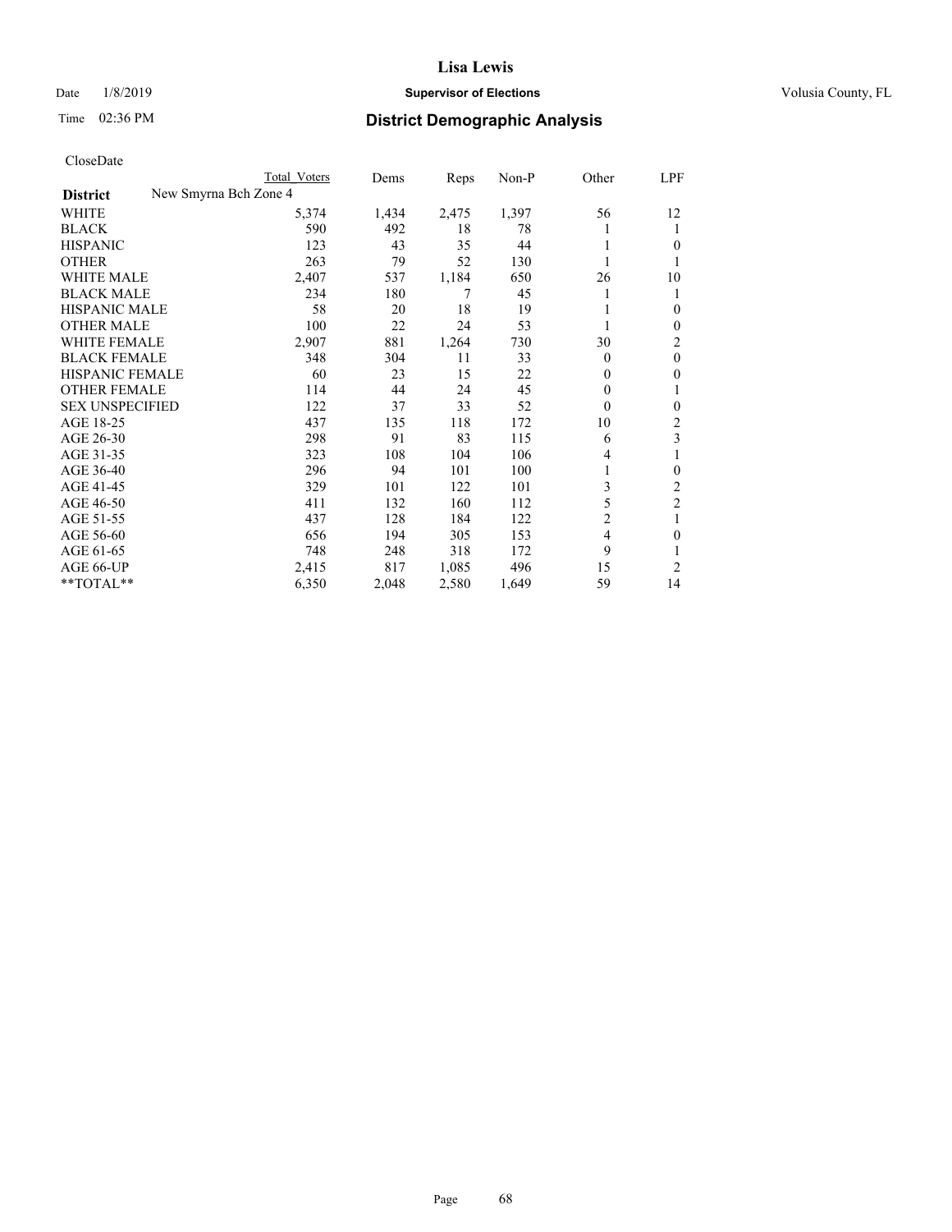# Lisa Lewis

Date 1/8/2019 **Supervisor of Elections** Volusia County, FL

Time 02:36 PM **District Demographic Analysis**

CloseDate

| District | Total Voters | Dems | Reps | Non-P | Other | LPF |
|---|---|---|---|---|---|---|
| New Smyrna Bch Zone 4 | | | | | | |
| WHITE | 5,374 | 1,434 | 2,475 | 1,397 | 56 | 12 |
| BLACK | 590 | 492 | 18 | 78 | 1 | 1 |
| HISPANIC | 123 | 43 | 35 | 44 | 1 | 0 |
| OTHER | 263 | 79 | 52 | 130 | 1 | 1 |
| WHITE MALE | 2,407 | 537 | 1,184 | 650 | 26 | 10 |
| BLACK MALE | 234 | 180 | 7 | 45 | 1 | 1 |
| HISPANIC MALE | 58 | 20 | 18 | 19 | 1 | 0 |
| OTHER MALE | 100 | 22 | 24 | 53 | 1 | 0 |
| WHITE FEMALE | 2,907 | 881 | 1,264 | 730 | 30 | 2 |
| BLACK FEMALE | 348 | 304 | 11 | 33 | 0 | 0 |
| HISPANIC FEMALE | 60 | 23 | 15 | 22 | 0 | 0 |
| OTHER FEMALE | 114 | 44 | 24 | 45 | 0 | 1 |
| SEX UNSPECIFIED | 122 | 37 | 33 | 52 | 0 | 0 |
| AGE 18-25 | 437 | 135 | 118 | 172 | 10 | 2 |
| AGE 26-30 | 298 | 91 | 83 | 115 | 6 | 3 |
| AGE 31-35 | 323 | 108 | 104 | 106 | 4 | 1 |
| AGE 36-40 | 296 | 94 | 101 | 100 | 1 | 0 |
| AGE 41-45 | 329 | 101 | 122 | 101 | 3 | 2 |
| AGE 46-50 | 411 | 132 | 160 | 112 | 5 | 2 |
| AGE 51-55 | 437 | 128 | 184 | 122 | 2 | 1 |
| AGE 56-60 | 656 | 194 | 305 | 153 | 4 | 0 |
| AGE 61-65 | 748 | 248 | 318 | 172 | 9 | 1 |
| AGE 66-UP | 2,415 | 817 | 1,085 | 496 | 15 | 2 |
| **TOTAL** | 6,350 | 2,048 | 2,580 | 1,649 | 59 | 14 |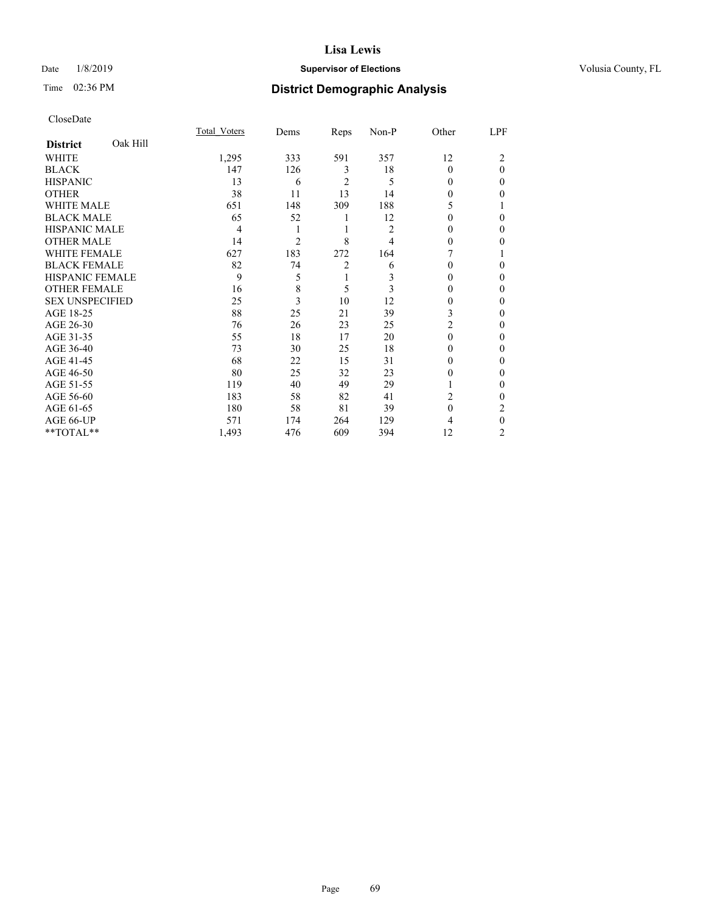# Lisa Lewis

Date 1/8/2019 **Supervisor of Elections** Volusia County, FL

Time 02:36 PM **District Demographic Analysis**

CloseDate

| **District** Oak Hill | Total_Voters | Dems | Reps | Non-P | Other | LPF |
|---|---|---|---|---|---|---|
| WHITE | 1,295 | 333 | 591 | 357 | 12 | 2 |
| BLACK | 147 | 126 | 3 | 18 | 0 | 0 |
| HISPANIC | 13 | 6 | 2 | 5 | 0 | 0 |
| OTHER | 38 | 11 | 13 | 14 | 0 | 0 |
| WHITE MALE | 651 | 148 | 309 | 188 | 5 | 1 |
| BLACK MALE | 65 | 52 | 1 | 12 | 0 | 0 |
| HISPANIC MALE | 4 | 1 | 1 | 2 | 0 | 0 |
| OTHER MALE | 14 | 2 | 8 | 4 | 0 | 0 |
| WHITE FEMALE | 627 | 183 | 272 | 164 | 7 | 1 |
| BLACK FEMALE | 82 | 74 | 2 | 6 | 0 | 0 |
| HISPANIC FEMALE | 9 | 5 | 1 | 3 | 0 | 0 |
| OTHER FEMALE | 16 | 8 | 5 | 3 | 0 | 0 |
| SEX UNSPECIFIED | 25 | 3 | 10 | 12 | 0 | 0 |
| AGE 18-25 | 88 | 25 | 21 | 39 | 3 | 0 |
| AGE 26-30 | 76 | 26 | 23 | 25 | 2 | 0 |
| AGE 31-35 | 55 | 18 | 17 | 20 | 0 | 0 |
| AGE 36-40 | 73 | 30 | 25 | 18 | 0 | 0 |
| AGE 41-45 | 68 | 22 | 15 | 31 | 0 | 0 |
| AGE 46-50 | 80 | 25 | 32 | 23 | 0 | 0 |
| AGE 51-55 | 119 | 40 | 49 | 29 | 1 | 0 |
| AGE 56-60 | 183 | 58 | 82 | 41 | 2 | 0 |
| AGE 61-65 | 180 | 58 | 81 | 39 | 0 | 2 |
| AGE 66-UP | 571 | 174 | 264 | 129 | 4 | 0 |
| **TOTAL** | 1,493 | 476 | 609 | 394 | 12 | 2 |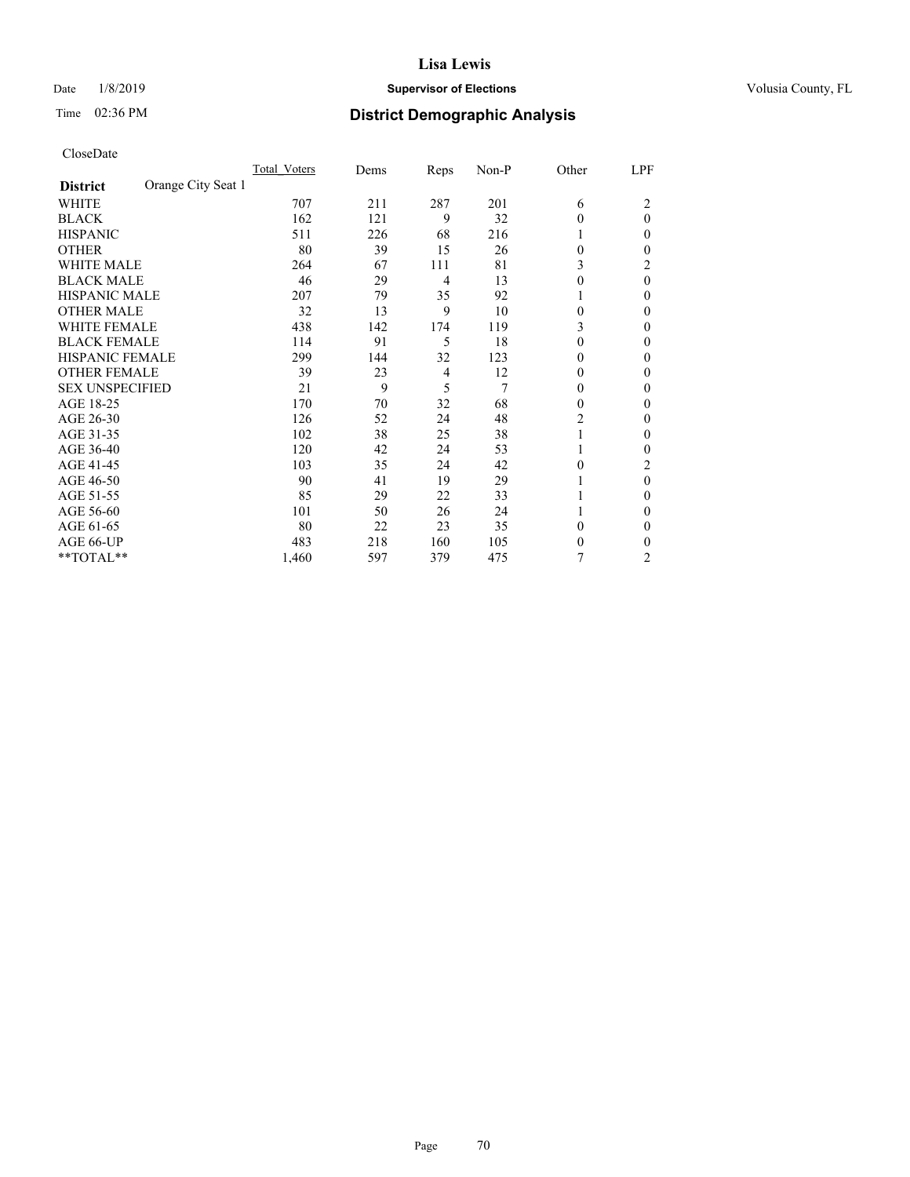**Lisa Lewis**

Date 1/8/2019 **Supervisor of Elections** Volusia County, FL

Time 02:36 PM **District Demographic Analysis**

CloseDate

| District: Orange City Seat 1 | Total_Voters | Dems | Reps | Non-P | Other | LPF |
|---|---|---|---|---|---|---|
| WHITE | 707 | 211 | 287 | 201 | 6 | 2 |
| BLACK | 162 | 121 | 9 | 32 | 0 | 0 |
| HISPANIC | 511 | 226 | 68 | 216 | 1 | 0 |
| OTHER | 80 | 39 | 15 | 26 | 0 | 0 |
| WHITE MALE | 264 | 67 | 111 | 81 | 3 | 2 |
| BLACK MALE | 46 | 29 | 4 | 13 | 0 | 0 |
| HISPANIC MALE | 207 | 79 | 35 | 92 | 1 | 0 |
| OTHER MALE | 32 | 13 | 9 | 10 | 0 | 0 |
| WHITE FEMALE | 438 | 142 | 174 | 119 | 3 | 0 |
| BLACK FEMALE | 114 | 91 | 5 | 18 | 0 | 0 |
| HISPANIC FEMALE | 299 | 144 | 32 | 123 | 0 | 0 |
| OTHER FEMALE | 39 | 23 | 4 | 12 | 0 | 0 |
| SEX UNSPECIFIED | 21 | 9 | 5 | 7 | 0 | 0 |
| AGE 18-25 | 170 | 70 | 32 | 68 | 0 | 0 |
| AGE 26-30 | 126 | 52 | 24 | 48 | 2 | 0 |
| AGE 31-35 | 102 | 38 | 25 | 38 | 1 | 0 |
| AGE 36-40 | 120 | 42 | 24 | 53 | 1 | 0 |
| AGE 41-45 | 103 | 35 | 24 | 42 | 0 | 2 |
| AGE 46-50 | 90 | 41 | 19 | 29 | 1 | 0 |
| AGE 51-55 | 85 | 29 | 22 | 33 | 1 | 0 |
| AGE 56-60 | 101 | 50 | 26 | 24 | 1 | 0 |
| AGE 61-65 | 80 | 22 | 23 | 35 | 0 | 0 |
| AGE 66-UP | 483 | 218 | 160 | 105 | 0 | 0 |
| **TOTAL** | 1,460 | 597 | 379 | 475 | 7 | 2 |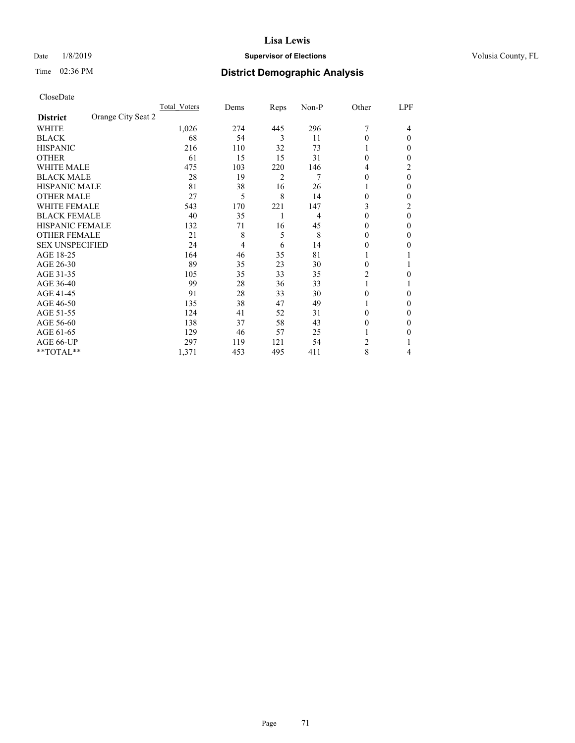# District Demographic Analysis

CloseDate

| District: Orange City Seat 2 | Total_Voters | Dems | Reps | Non-P | Other | LPF |
|---|---|---|---|---|---|---|
| WHITE | 1,026 | 274 | 445 | 296 | 7 | 4 |
| BLACK | 68 | 54 | 3 | 11 | 0 | 0 |
| HISPANIC | 216 | 110 | 32 | 73 | 1 | 0 |
| OTHER | 61 | 15 | 15 | 31 | 0 | 0 |
| WHITE MALE | 475 | 103 | 220 | 146 | 4 | 2 |
| BLACK MALE | 28 | 19 | 2 | 7 | 0 | 0 |
| HISPANIC MALE | 81 | 38 | 16 | 26 | 1 | 0 |
| OTHER MALE | 27 | 5 | 8 | 14 | 0 | 0 |
| WHITE FEMALE | 543 | 170 | 221 | 147 | 3 | 2 |
| BLACK FEMALE | 40 | 35 | 1 | 4 | 0 | 0 |
| HISPANIC FEMALE | 132 | 71 | 16 | 45 | 0 | 0 |
| OTHER FEMALE | 21 | 8 | 5 | 8 | 0 | 0 |
| SEX UNSPECIFIED | 24 | 4 | 6 | 14 | 0 | 0 |
| AGE 18-25 | 164 | 46 | 35 | 81 | 1 | 1 |
| AGE 26-30 | 89 | 35 | 23 | 30 | 0 | 1 |
| AGE 31-35 | 105 | 35 | 33 | 35 | 2 | 0 |
| AGE 36-40 | 99 | 28 | 36 | 33 | 1 | 1 |
| AGE 41-45 | 91 | 28 | 33 | 30 | 0 | 0 |
| AGE 46-50 | 135 | 38 | 47 | 49 | 1 | 0 |
| AGE 51-55 | 124 | 41 | 52 | 31 | 0 | 0 |
| AGE 56-60 | 138 | 37 | 58 | 43 | 0 | 0 |
| AGE 61-65 | 129 | 46 | 57 | 25 | 1 | 0 |
| AGE 66-UP | 297 | 119 | 121 | 54 | 2 | 1 |
| **TOTAL** | 1,371 | 453 | 495 | 411 | 8 | 4 |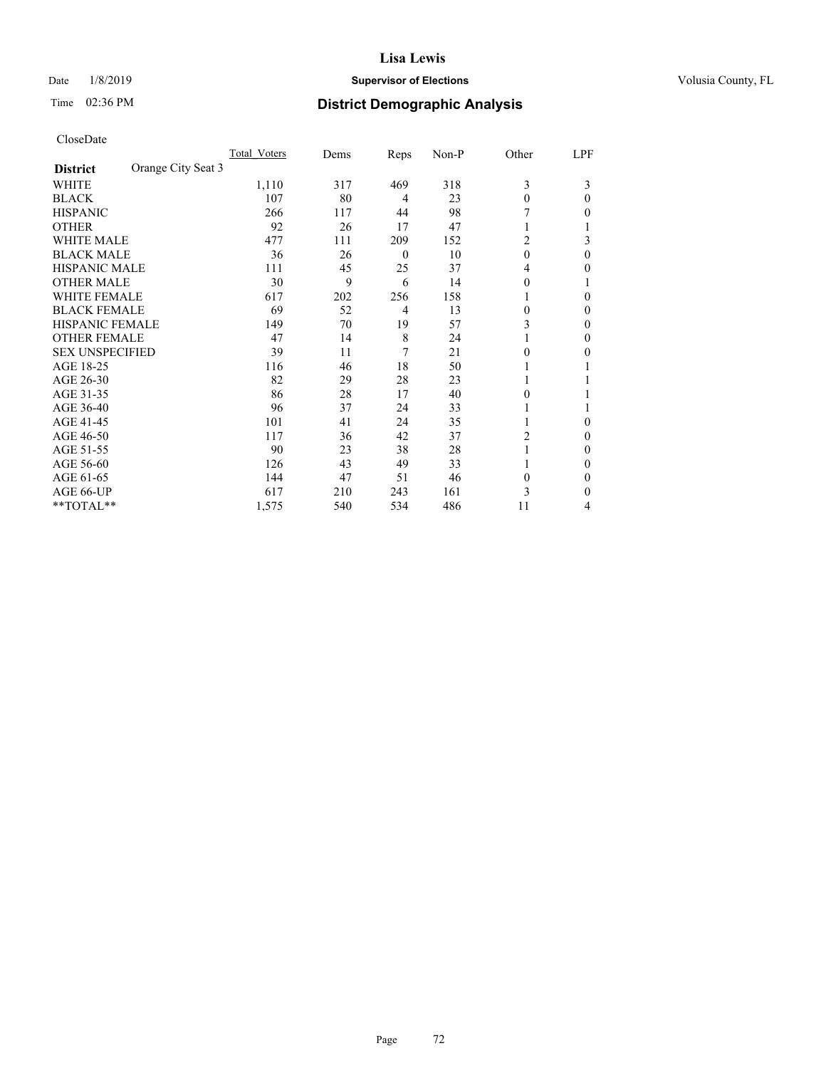# Lisa Lewis

Date 1/8/2019 **Supervisor of Elections** Volusia County, FL

Time 02:36 PM **District Demographic Analysis**

CloseDate

| **District** Orange City Seat 3 | Total Voters | Dems | Reps | Non-P | Other | LPF |
|---|---|---|---|---|---|---|
| WHITE | 1,110 | 317 | 469 | 318 | 3 | 3 |
| BLACK | 107 | 80 | 4 | 23 | 0 | 0 |
| HISPANIC | 266 | 117 | 44 | 98 | 7 | 0 |
| OTHER | 92 | 26 | 17 | 47 | 1 | 1 |
| WHITE MALE | 477 | 111 | 209 | 152 | 2 | 3 |
| BLACK MALE | 36 | 26 | 0 | 10 | 0 | 0 |
| HISPANIC MALE | 111 | 45 | 25 | 37 | 4 | 0 |
| OTHER MALE | 30 | 9 | 6 | 14 | 0 | 1 |
| WHITE FEMALE | 617 | 202 | 256 | 158 | 1 | 0 |
| BLACK FEMALE | 69 | 52 | 4 | 13 | 0 | 0 |
| HISPANIC FEMALE | 149 | 70 | 19 | 57 | 3 | 0 |
| OTHER FEMALE | 47 | 14 | 8 | 24 | 1 | 0 |
| SEX UNSPECIFIED | 39 | 11 | 7 | 21 | 0 | 0 |
| AGE 18-25 | 116 | 46 | 18 | 50 | 1 | 1 |
| AGE 26-30 | 82 | 29 | 28 | 23 | 1 | 1 |
| AGE 31-35 | 86 | 28 | 17 | 40 | 0 | 1 |
| AGE 36-40 | 96 | 37 | 24 | 33 | 1 | 1 |
| AGE 41-45 | 101 | 41 | 24 | 35 | 1 | 0 |
| AGE 46-50 | 117 | 36 | 42 | 37 | 2 | 0 |
| AGE 51-55 | 90 | 23 | 38 | 28 | 1 | 0 |
| AGE 56-60 | 126 | 43 | 49 | 33 | 1 | 0 |
| AGE 61-65 | 144 | 47 | 51 | 46 | 0 | 0 |
| AGE 66-UP | 617 | 210 | 243 | 161 | 3 | 0 |
| **TOTAL** | 1,575 | 540 | 534 | 486 | 11 | 4 |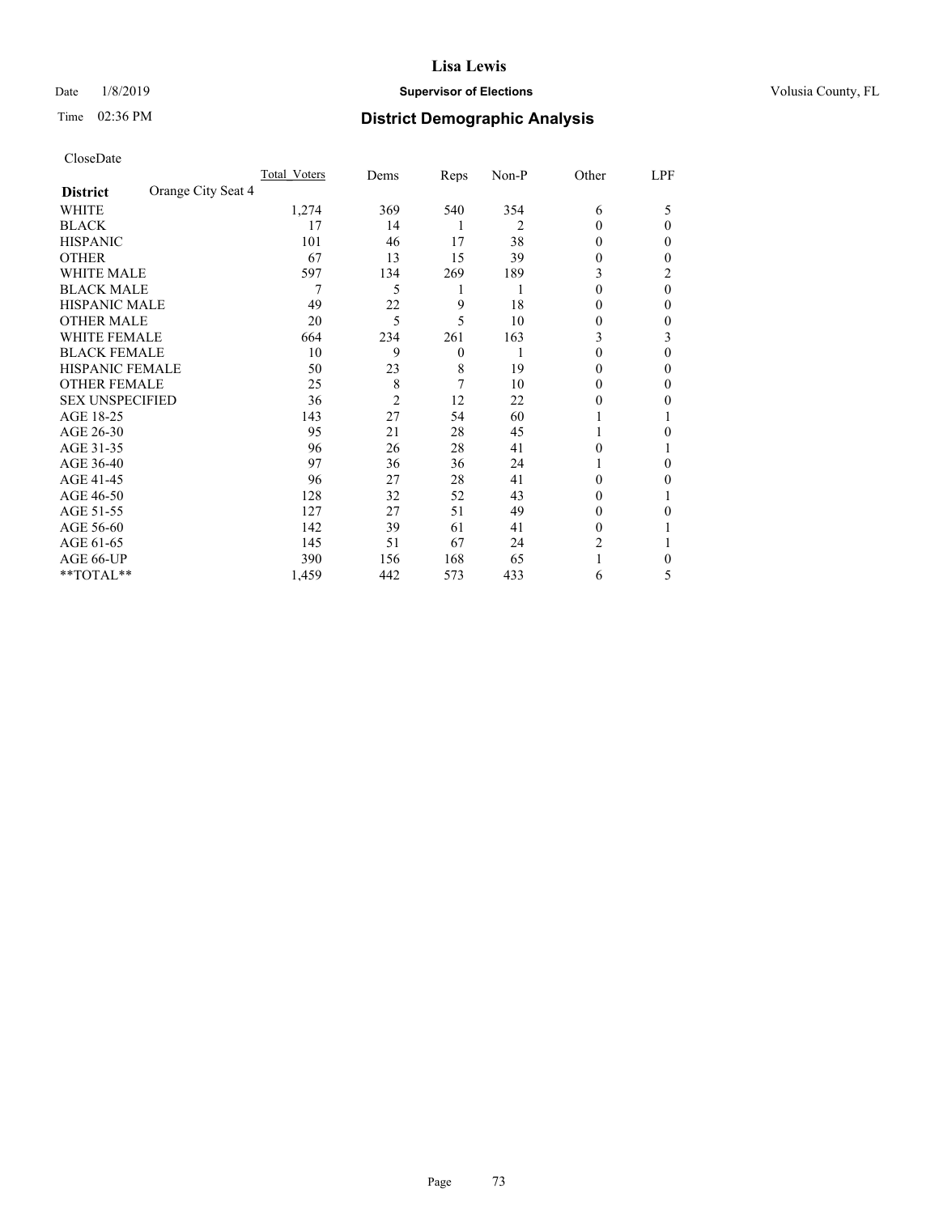Lisa Lewis

Date 1/8/2019 **Supervisor of Elections** Volusia County, FL

Time 02:36 PM **District Demographic Analysis**

CloseDate

| **District** Orange City Seat 4 | Total_Voters | Dems | Reps | Non-P | Other | LPF |
|---|---|---|---|---|---|---|
| WHITE | 1,274 | 369 | 540 | 354 | 6 | 5 |
| BLACK | 17 | 14 | 1 | 2 | 0 | 0 |
| HISPANIC | 101 | 46 | 17 | 38 | 0 | 0 |
| OTHER | 67 | 13 | 15 | 39 | 0 | 0 |
| WHITE MALE | 597 | 134 | 269 | 189 | 3 | 2 |
| BLACK MALE | 7 | 5 | 1 | 1 | 0 | 0 |
| HISPANIC MALE | 49 | 22 | 9 | 18 | 0 | 0 |
| OTHER MALE | 20 | 5 | 5 | 10 | 0 | 0 |
| WHITE FEMALE | 664 | 234 | 261 | 163 | 3 | 3 |
| BLACK FEMALE | 10 | 9 | 0 | 1 | 0 | 0 |
| HISPANIC FEMALE | 50 | 23 | 8 | 19 | 0 | 0 |
| OTHER FEMALE | 25 | 8 | 7 | 10 | 0 | 0 |
| SEX UNSPECIFIED | 36 | 2 | 12 | 22 | 0 | 0 |
| AGE 18-25 | 143 | 27 | 54 | 60 | 1 | 1 |
| AGE 26-30 | 95 | 21 | 28 | 45 | 1 | 0 |
| AGE 31-35 | 96 | 26 | 28 | 41 | 0 | 1 |
| AGE 36-40 | 97 | 36 | 36 | 24 | 1 | 0 |
| AGE 41-45 | 96 | 27 | 28 | 41 | 0 | 0 |
| AGE 46-50 | 128 | 32 | 52 | 43 | 0 | 1 |
| AGE 51-55 | 127 | 27 | 51 | 49 | 0 | 0 |
| AGE 56-60 | 142 | 39 | 61 | 41 | 0 | 1 |
| AGE 61-65 | 145 | 51 | 67 | 24 | 2 | 1 |
| AGE 66-UP | 390 | 156 | 168 | 65 | 1 | 0 |
| **TOTAL** | 1,459 | 442 | 573 | 433 | 6 | 5 |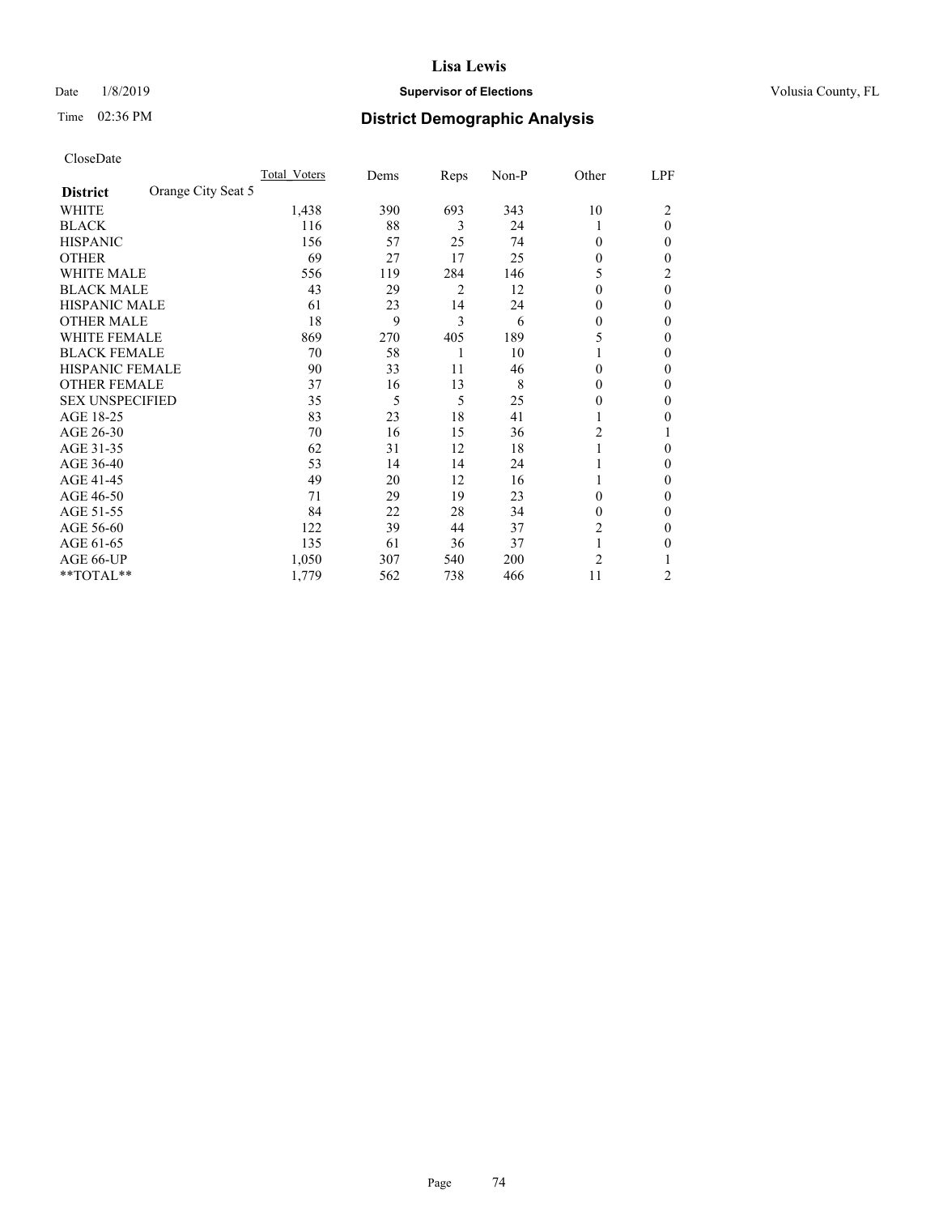# Lisa Lewis

Date 1/8/2019 **Supervisor of Elections** Volusia County, FL

Time 02:36 PM **District Demographic Analysis**

CloseDate

| **District** Orange City Seat 5 | Total_Voters | Dems | Reps | Non-P | Other | LPF |
|---|---|---|---|---|---|---|
| WHITE | 1,438 | 390 | 693 | 343 | 10 | 2 |
| BLACK | 116 | 88 | 3 | 24 | 1 | 0 |
| HISPANIC | 156 | 57 | 25 | 74 | 0 | 0 |
| OTHER | 69 | 27 | 17 | 25 | 0 | 0 |
| WHITE MALE | 556 | 119 | 284 | 146 | 5 | 2 |
| BLACK MALE | 43 | 29 | 2 | 12 | 0 | 0 |
| HISPANIC MALE | 61 | 23 | 14 | 24 | 0 | 0 |
| OTHER MALE | 18 | 9 | 3 | 6 | 0 | 0 |
| WHITE FEMALE | 869 | 270 | 405 | 189 | 5 | 0 |
| BLACK FEMALE | 70 | 58 | 1 | 10 | 1 | 0 |
| HISPANIC FEMALE | 90 | 33 | 11 | 46 | 0 | 0 |
| OTHER FEMALE | 37 | 16 | 13 | 8 | 0 | 0 |
| SEX UNSPECIFIED | 35 | 5 | 5 | 25 | 0 | 0 |
| AGE 18-25 | 83 | 23 | 18 | 41 | 1 | 0 |
| AGE 26-30 | 70 | 16 | 15 | 36 | 2 | 1 |
| AGE 31-35 | 62 | 31 | 12 | 18 | 1 | 0 |
| AGE 36-40 | 53 | 14 | 14 | 24 | 1 | 0 |
| AGE 41-45 | 49 | 20 | 12 | 16 | 1 | 0 |
| AGE 46-50 | 71 | 29 | 19 | 23 | 0 | 0 |
| AGE 51-55 | 84 | 22 | 28 | 34 | 0 | 0 |
| AGE 56-60 | 122 | 39 | 44 | 37 | 2 | 0 |
| AGE 61-65 | 135 | 61 | 36 | 37 | 1 | 0 |
| AGE 66-UP | 1,050 | 307 | 540 | 200 | 2 | 1 |
| **TOTAL** | 1,779 | 562 | 738 | 466 | 11 | 2 |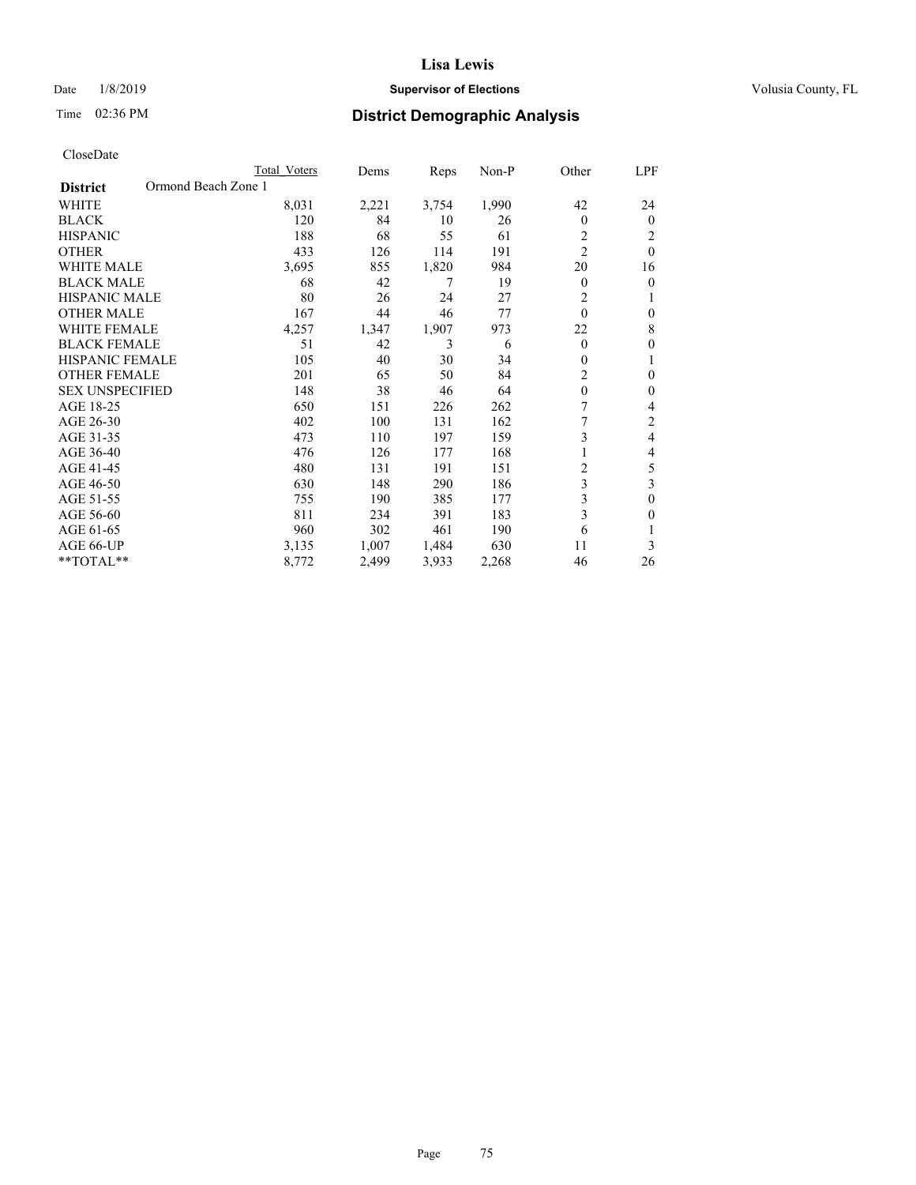# Lisa Lewis

Date 1/8/2019 **Supervisor of Elections** Volusia County, FL

Time 02:36 PM **District Demographic Analysis**

CloseDate

| | Total Voters | Dems | Reps | Non-P | Other | LPF |
|---|---|---|---|---|---|---|
| **District** Ormond Beach Zone 1 | | | | | | |
| WHITE | 8,031 | 2,221 | 3,754 | 1,990 | 42 | 24 |
| BLACK | 120 | 84 | 10 | 26 | 0 | 0 |
| HISPANIC | 188 | 68 | 55 | 61 | 2 | 2 |
| OTHER | 433 | 126 | 114 | 191 | 2 | 0 |
| WHITE MALE | 3,695 | 855 | 1,820 | 984 | 20 | 16 |
| BLACK MALE | 68 | 42 | 7 | 19 | 0 | 0 |
| HISPANIC MALE | 80 | 26 | 24 | 27 | 2 | 1 |
| OTHER MALE | 167 | 44 | 46 | 77 | 0 | 0 |
| WHITE FEMALE | 4,257 | 1,347 | 1,907 | 973 | 22 | 8 |
| BLACK FEMALE | 51 | 42 | 3 | 6 | 0 | 0 |
| HISPANIC FEMALE | 105 | 40 | 30 | 34 | 0 | 1 |
| OTHER FEMALE | 201 | 65 | 50 | 84 | 2 | 0 |
| SEX UNSPECIFIED | 148 | 38 | 46 | 64 | 0 | 0 |
| AGE 18-25 | 650 | 151 | 226 | 262 | 7 | 4 |
| AGE 26-30 | 402 | 100 | 131 | 162 | 7 | 2 |
| AGE 31-35 | 473 | 110 | 197 | 159 | 3 | 4 |
| AGE 36-40 | 476 | 126 | 177 | 168 | 1 | 4 |
| AGE 41-45 | 480 | 131 | 191 | 151 | 2 | 5 |
| AGE 46-50 | 630 | 148 | 290 | 186 | 3 | 3 |
| AGE 51-55 | 755 | 190 | 385 | 177 | 3 | 0 |
| AGE 56-60 | 811 | 234 | 391 | 183 | 3 | 0 |
| AGE 61-65 | 960 | 302 | 461 | 190 | 6 | 1 |
| AGE 66-UP | 3,135 | 1,007 | 1,484 | 630 | 11 | 3 |
| **TOTAL** | 8,772 | 2,499 | 3,933 | 2,268 | 46 | 26 |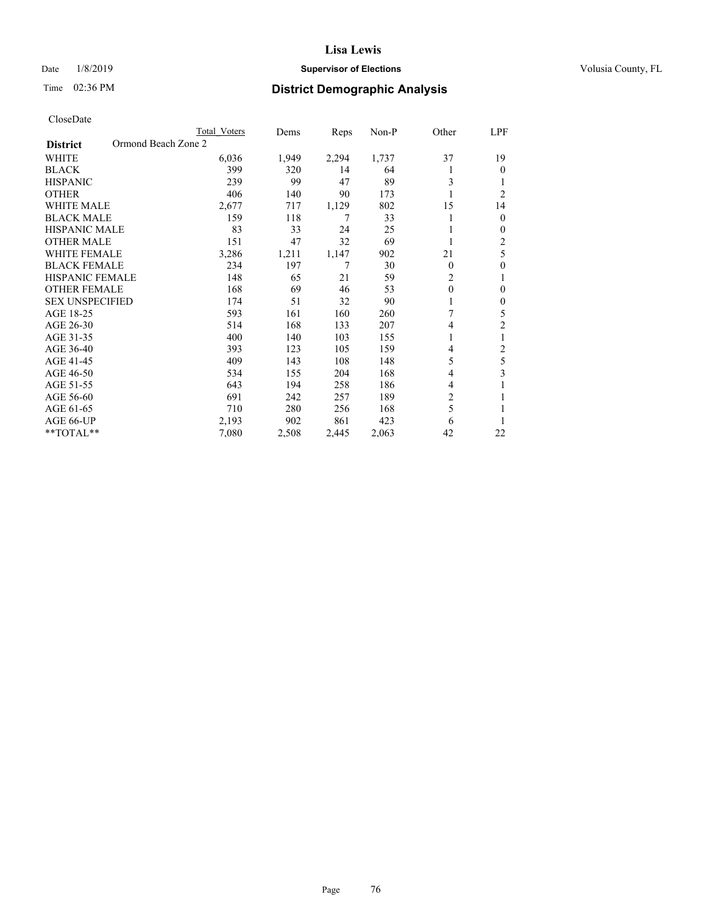# Lisa Lewis

Date 1/8/2019 **Supervisor of Elections** Volusia County, FL

Time 02:36 PM **District Demographic Analysis**

CloseDate

| | Total Voters | Dems | Reps | Non-P | Other | LPF |
|---|---|---|---|---|---|---|
| **District** Ormond Beach Zone 2 | | | | | | |
| WHITE | 6,036 | 1,949 | 2,294 | 1,737 | 37 | 19 |
| BLACK | 399 | 320 | 14 | 64 | 1 | 0 |
| HISPANIC | 239 | 99 | 47 | 89 | 3 | 1 |
| OTHER | 406 | 140 | 90 | 173 | 1 | 2 |
| WHITE MALE | 2,677 | 717 | 1,129 | 802 | 15 | 14 |
| BLACK MALE | 159 | 118 | 7 | 33 | 1 | 0 |
| HISPANIC MALE | 83 | 33 | 24 | 25 | 1 | 0 |
| OTHER MALE | 151 | 47 | 32 | 69 | 1 | 2 |
| WHITE FEMALE | 3,286 | 1,211 | 1,147 | 902 | 21 | 5 |
| BLACK FEMALE | 234 | 197 | 7 | 30 | 0 | 0 |
| HISPANIC FEMALE | 148 | 65 | 21 | 59 | 2 | 1 |
| OTHER FEMALE | 168 | 69 | 46 | 53 | 0 | 0 |
| SEX UNSPECIFIED | 174 | 51 | 32 | 90 | 1 | 0 |
| AGE 18-25 | 593 | 161 | 160 | 260 | 7 | 5 |
| AGE 26-30 | 514 | 168 | 133 | 207 | 4 | 2 |
| AGE 31-35 | 400 | 140 | 103 | 155 | 1 | 1 |
| AGE 36-40 | 393 | 123 | 105 | 159 | 4 | 2 |
| AGE 41-45 | 409 | 143 | 108 | 148 | 5 | 5 |
| AGE 46-50 | 534 | 155 | 204 | 168 | 4 | 3 |
| AGE 51-55 | 643 | 194 | 258 | 186 | 4 | 1 |
| AGE 56-60 | 691 | 242 | 257 | 189 | 2 | 1 |
| AGE 61-65 | 710 | 280 | 256 | 168 | 5 | 1 |
| AGE 66-UP | 2,193 | 902 | 861 | 423 | 6 | 1 |
| **TOTAL** | 7,080 | 2,508 | 2,445 | 2,063 | 42 | 22 |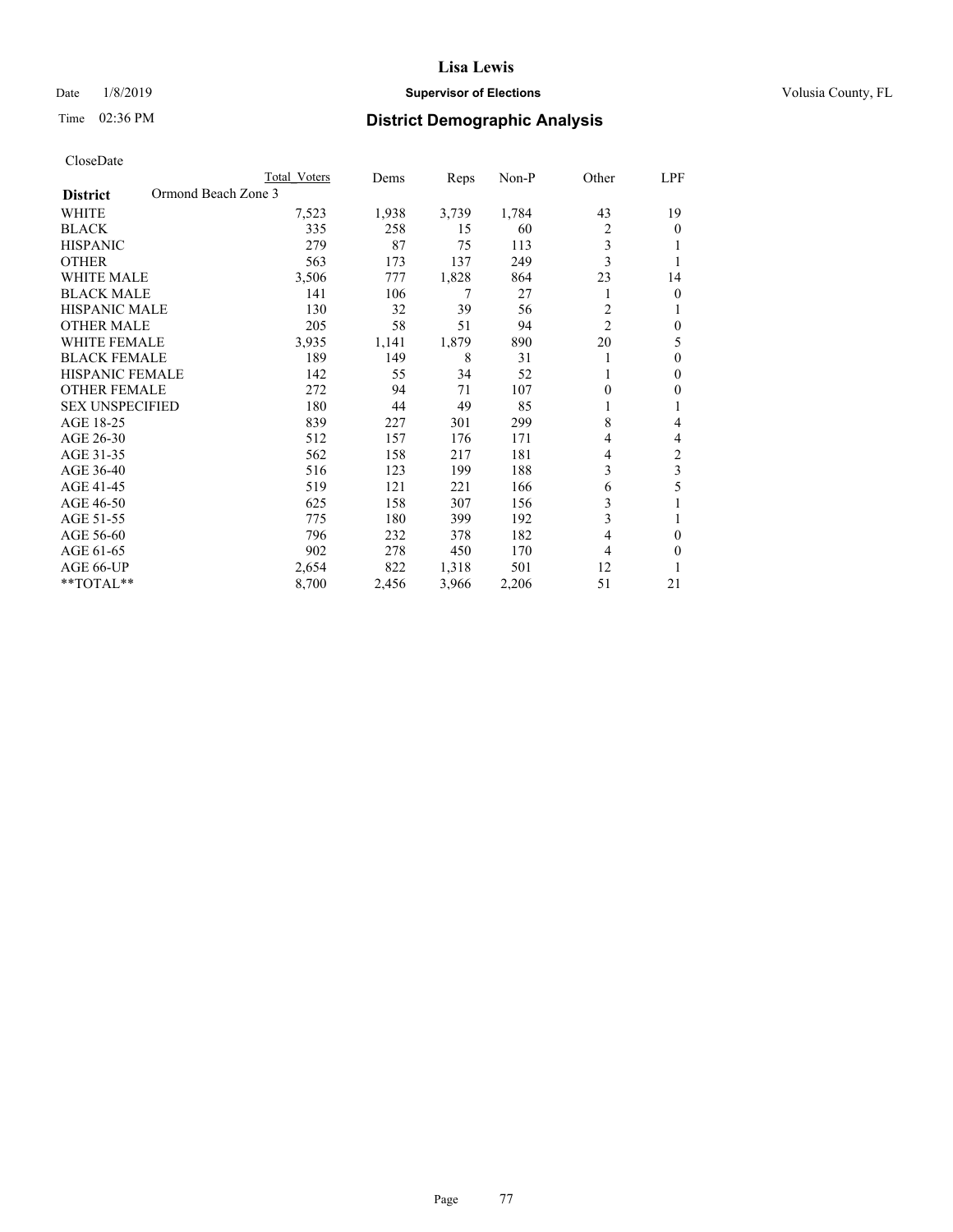**Lisa Lewis**

Date 1/8/2019 **Supervisor of Elections** Volusia County, FL

Time 02:36 PM **District Demographic Analysis**

CloseDate

| District | Ormond Beach Zone 3 | Total Voters | Dems | Reps | Non-P | Other | LPF |
|---|---|---|---|---|---|---|---|
| WHITE | | 7,523 | 1,938 | 3,739 | 1,784 | 43 | 19 |
| BLACK | | 335 | 258 | 15 | 60 | 2 | 0 |
| HISPANIC | | 279 | 87 | 75 | 113 | 3 | 1 |
| OTHER | | 563 | 173 | 137 | 249 | 3 | 1 |
| WHITE MALE | | 3,506 | 777 | 1,828 | 864 | 23 | 14 |
| BLACK MALE | | 141 | 106 | 7 | 27 | 1 | 0 |
| HISPANIC MALE | | 130 | 32 | 39 | 56 | 2 | 1 |
| OTHER MALE | | 205 | 58 | 51 | 94 | 2 | 0 |
| WHITE FEMALE | | 3,935 | 1,141 | 1,879 | 890 | 20 | 5 |
| BLACK FEMALE | | 189 | 149 | 8 | 31 | 1 | 0 |
| HISPANIC FEMALE | | 142 | 55 | 34 | 52 | 1 | 0 |
| OTHER FEMALE | | 272 | 94 | 71 | 107 | 0 | 0 |
| SEX UNSPECIFIED | | 180 | 44 | 49 | 85 | 1 | 1 |
| AGE 18-25 | | 839 | 227 | 301 | 299 | 8 | 4 |
| AGE 26-30 | | 512 | 157 | 176 | 171 | 4 | 4 |
| AGE 31-35 | | 562 | 158 | 217 | 181 | 4 | 2 |
| AGE 36-40 | | 516 | 123 | 199 | 188 | 3 | 3 |
| AGE 41-45 | | 519 | 121 | 221 | 166 | 6 | 5 |
| AGE 46-50 | | 625 | 158 | 307 | 156 | 3 | 1 |
| AGE 51-55 | | 775 | 180 | 399 | 192 | 3 | 1 |
| AGE 56-60 | | 796 | 232 | 378 | 182 | 4 | 0 |
| AGE 61-65 | | 902 | 278 | 450 | 170 | 4 | 0 |
| AGE 66-UP | | 2,654 | 822 | 1,318 | 501 | 12 | 1 |
| **TOTAL** | | 8,700 | 2,456 | 3,966 | 2,206 | 51 | 21 |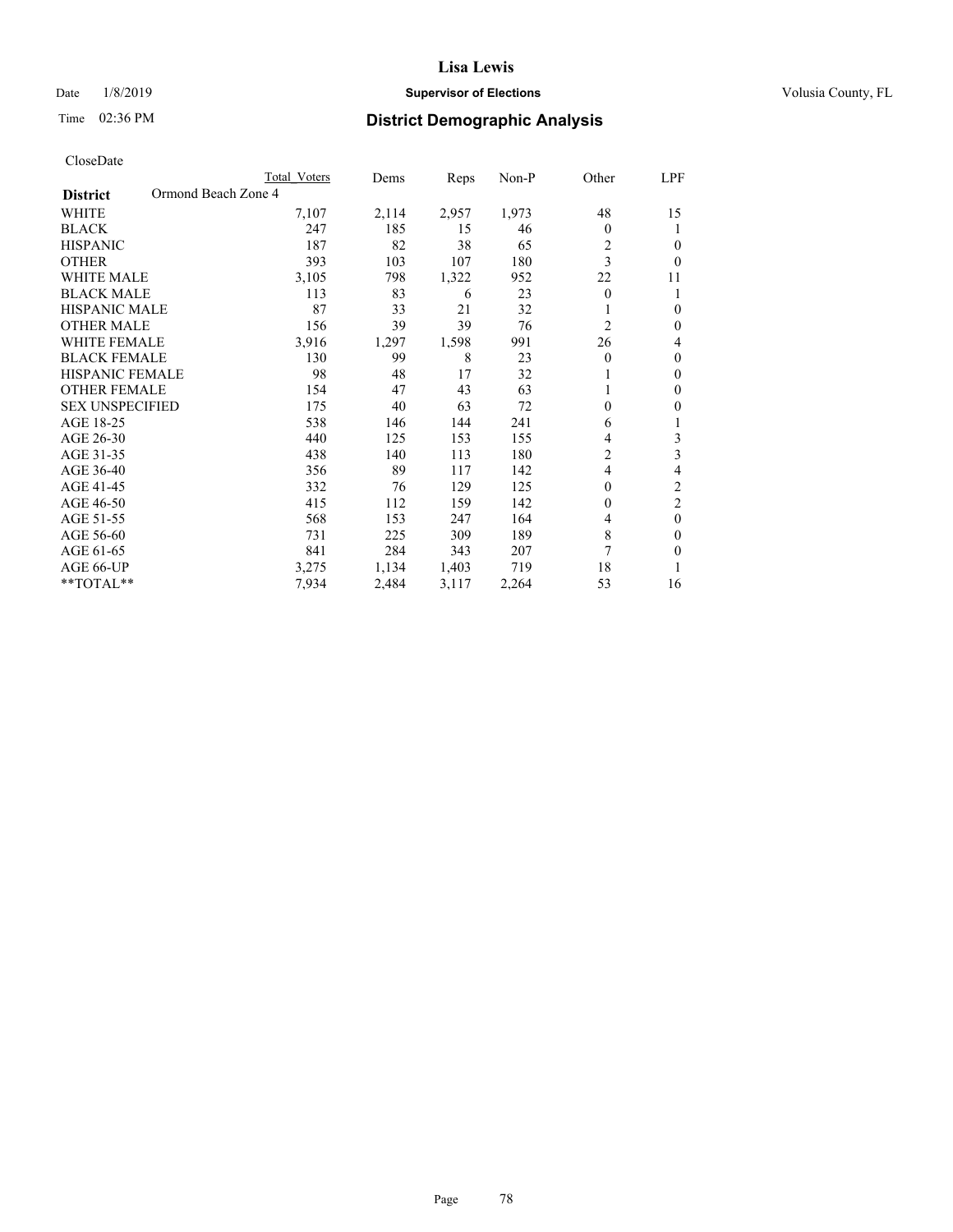**Lisa Lewis**

Date 1/8/2019 **Supervisor of Elections** Volusia County, FL

Time 02:36 PM **District Demographic Analysis**

CloseDate

| District | Ormond Beach Zone 4 | Total Voters | Dems | Reps | Non-P | Other | LPF |
|---|---|---|---|---|---|---|---|
| WHITE | | 7,107 | 2,114 | 2,957 | 1,973 | 48 | 15 |
| BLACK | | 247 | 185 | 15 | 46 | 0 | 1 |
| HISPANIC | | 187 | 82 | 38 | 65 | 2 | 0 |
| OTHER | | 393 | 103 | 107 | 180 | 3 | 0 |
| WHITE MALE | | 3,105 | 798 | 1,322 | 952 | 22 | 11 |
| BLACK MALE | | 113 | 83 | 6 | 23 | 0 | 1 |
| HISPANIC MALE | | 87 | 33 | 21 | 32 | 1 | 0 |
| OTHER MALE | | 156 | 39 | 39 | 76 | 2 | 0 |
| WHITE FEMALE | | 3,916 | 1,297 | 1,598 | 991 | 26 | 4 |
| BLACK FEMALE | | 130 | 99 | 8 | 23 | 0 | 0 |
| HISPANIC FEMALE | | 98 | 48 | 17 | 32 | 1 | 0 |
| OTHER FEMALE | | 154 | 47 | 43 | 63 | 1 | 0 |
| SEX UNSPECIFIED | | 175 | 40 | 63 | 72 | 0 | 0 |
| AGE 18-25 | | 538 | 146 | 144 | 241 | 6 | 1 |
| AGE 26-30 | | 440 | 125 | 153 | 155 | 4 | 3 |
| AGE 31-35 | | 438 | 140 | 113 | 180 | 2 | 3 |
| AGE 36-40 | | 356 | 89 | 117 | 142 | 4 | 4 |
| AGE 41-45 | | 332 | 76 | 129 | 125 | 0 | 2 |
| AGE 46-50 | | 415 | 112 | 159 | 142 | 0 | 2 |
| AGE 51-55 | | 568 | 153 | 247 | 164 | 4 | 0 |
| AGE 56-60 | | 731 | 225 | 309 | 189 | 8 | 0 |
| AGE 61-65 | | 841 | 284 | 343 | 207 | 7 | 0 |
| AGE 66-UP | | 3,275 | 1,134 | 1,403 | 719 | 18 | 1 |
| **TOTAL** | | 7,934 | 2,484 | 3,117 | 2,264 | 53 | 16 |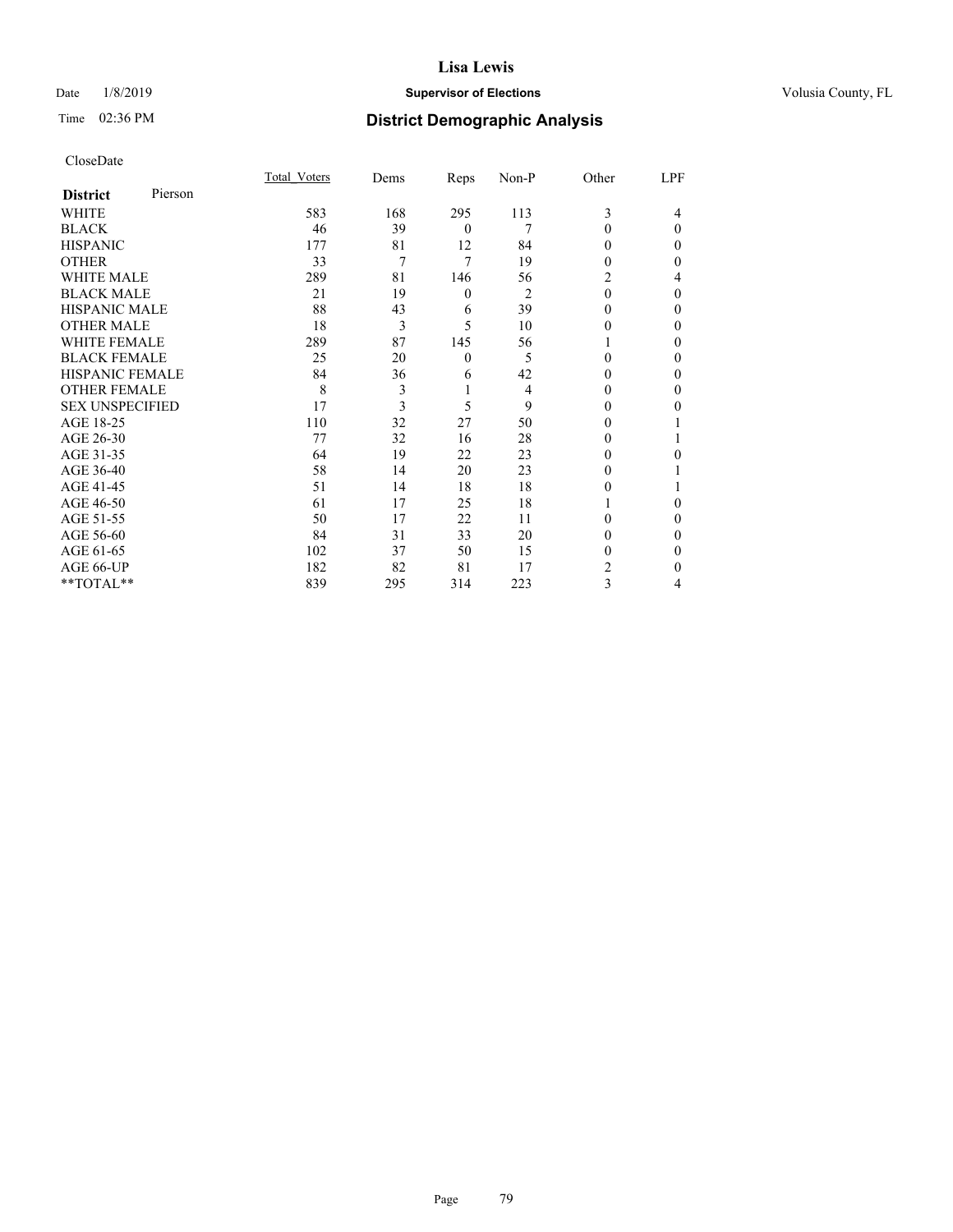# Lisa Lewis

Date 1/8/2019 **Supervisor of Elections** Volusia County, FL

Time 02:36 PM **District Demographic Analysis**

CloseDate

| **District** Pierson | Total_Voters | Dems | Reps | Non-P | Other | LPF |
|---|---|---|---|---|---|---|
| WHITE | 583 | 168 | 295 | 113 | 3 | 4 |
| BLACK | 46 | 39 | 0 | 7 | 0 | 0 |
| HISPANIC | 177 | 81 | 12 | 84 | 0 | 0 |
| OTHER | 33 | 7 | 7 | 19 | 0 | 0 |
| WHITE MALE | 289 | 81 | 146 | 56 | 2 | 4 |
| BLACK MALE | 21 | 19 | 0 | 2 | 0 | 0 |
| HISPANIC MALE | 88 | 43 | 6 | 39 | 0 | 0 |
| OTHER MALE | 18 | 3 | 5 | 10 | 0 | 0 |
| WHITE FEMALE | 289 | 87 | 145 | 56 | 1 | 0 |
| BLACK FEMALE | 25 | 20 | 0 | 5 | 0 | 0 |
| HISPANIC FEMALE | 84 | 36 | 6 | 42 | 0 | 0 |
| OTHER FEMALE | 8 | 3 | 1 | 4 | 0 | 0 |
| SEX UNSPECIFIED | 17 | 3 | 5 | 9 | 0 | 0 |
| AGE 18-25 | 110 | 32 | 27 | 50 | 0 | 1 |
| AGE 26-30 | 77 | 32 | 16 | 28 | 0 | 1 |
| AGE 31-35 | 64 | 19 | 22 | 23 | 0 | 0 |
| AGE 36-40 | 58 | 14 | 20 | 23 | 0 | 1 |
| AGE 41-45 | 51 | 14 | 18 | 18 | 0 | 1 |
| AGE 46-50 | 61 | 17 | 25 | 18 | 1 | 0 |
| AGE 51-55 | 50 | 17 | 22 | 11 | 0 | 0 |
| AGE 56-60 | 84 | 31 | 33 | 20 | 0 | 0 |
| AGE 61-65 | 102 | 37 | 50 | 15 | 0 | 0 |
| AGE 66-UP | 182 | 82 | 81 | 17 | 2 | 0 |
| **TOTAL** | 839 | 295 | 314 | 223 | 3 | 4 |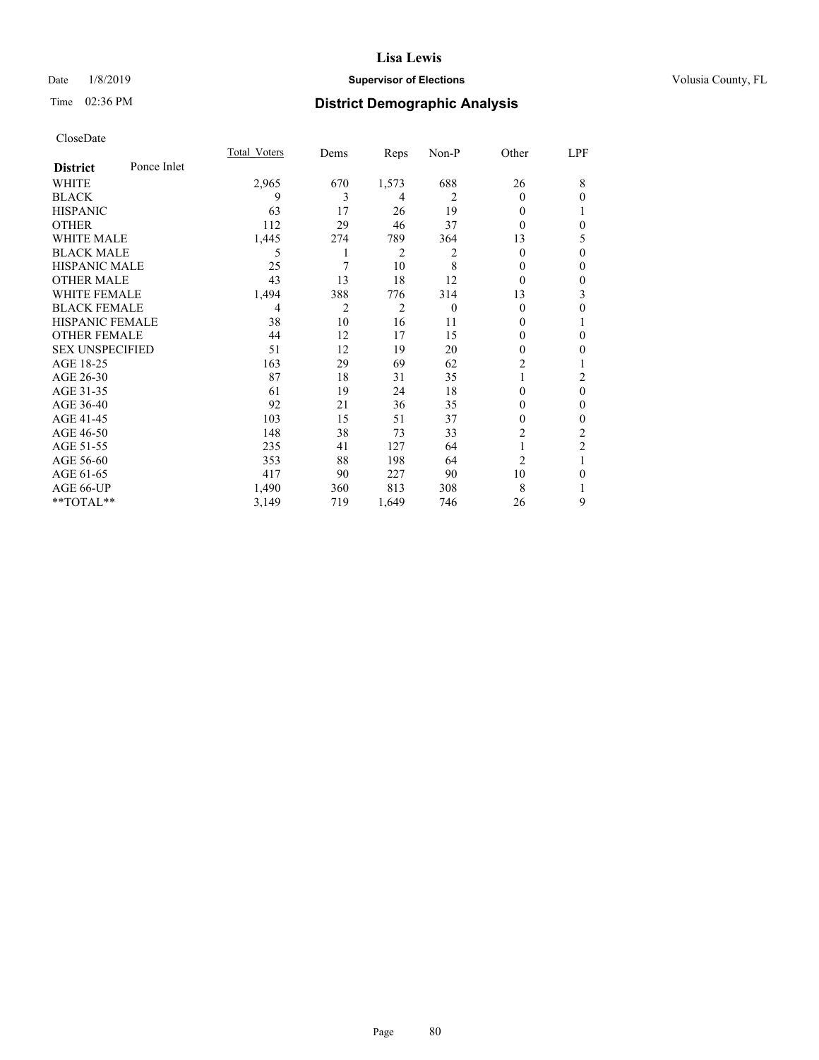# Lisa Lewis

Date 1/8/2019 **Supervisor of Elections** Volusia County, FL

Time 02:36 PM **District Demographic Analysis**

CloseDate

| **District** Ponce Inlet | Total_Voters | Dems | Reps | Non-P | Other | LPF |
|---|---|---|---|---|---|---|
| WHITE | 2,965 | 670 | 1,573 | 688 | 26 | 8 |
| BLACK | 9 | 3 | 4 | 2 | 0 | 0 |
| HISPANIC | 63 | 17 | 26 | 19 | 0 | 1 |
| OTHER | 112 | 29 | 46 | 37 | 0 | 0 |
| WHITE MALE | 1,445 | 274 | 789 | 364 | 13 | 5 |
| BLACK MALE | 5 | 1 | 2 | 2 | 0 | 0 |
| HISPANIC MALE | 25 | 7 | 10 | 8 | 0 | 0 |
| OTHER MALE | 43 | 13 | 18 | 12 | 0 | 0 |
| WHITE FEMALE | 1,494 | 388 | 776 | 314 | 13 | 3 |
| BLACK FEMALE | 4 | 2 | 2 | 0 | 0 | 0 |
| HISPANIC FEMALE | 38 | 10 | 16 | 11 | 0 | 1 |
| OTHER FEMALE | 44 | 12 | 17 | 15 | 0 | 0 |
| SEX UNSPECIFIED | 51 | 12 | 19 | 20 | 0 | 0 |
| AGE 18-25 | 163 | 29 | 69 | 62 | 2 | 1 |
| AGE 26-30 | 87 | 18 | 31 | 35 | 1 | 2 |
| AGE 31-35 | 61 | 19 | 24 | 18 | 0 | 0 |
| AGE 36-40 | 92 | 21 | 36 | 35 | 0 | 0 |
| AGE 41-45 | 103 | 15 | 51 | 37 | 0 | 0 |
| AGE 46-50 | 148 | 38 | 73 | 33 | 2 | 2 |
| AGE 51-55 | 235 | 41 | 127 | 64 | 1 | 2 |
| AGE 56-60 | 353 | 88 | 198 | 64 | 2 | 1 |
| AGE 61-65 | 417 | 90 | 227 | 90 | 10 | 0 |
| AGE 66-UP | 1,490 | 360 | 813 | 308 | 8 | 1 |
| **TOTAL** | 3,149 | 719 | 1,649 | 746 | 26 | 9 |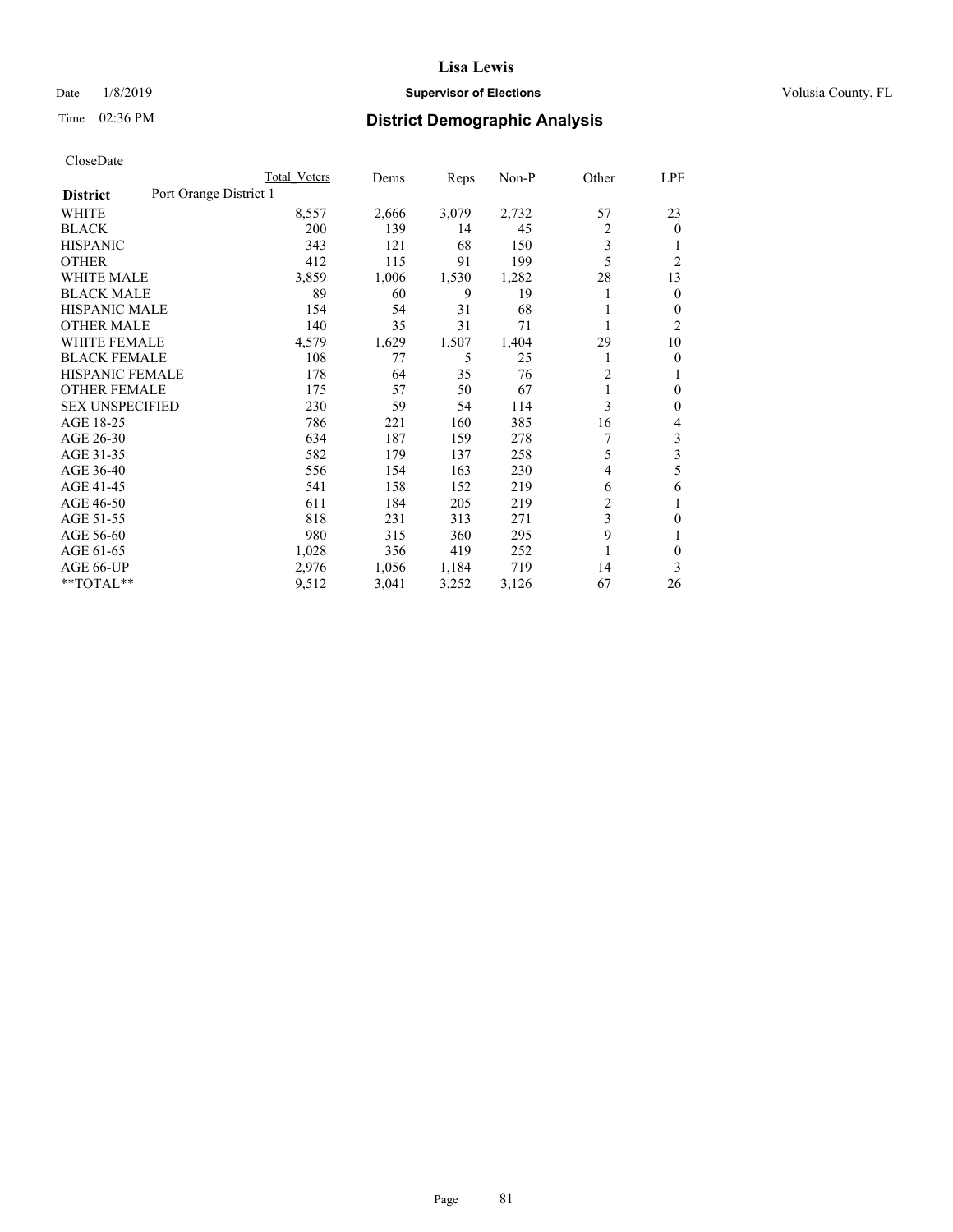**Lisa Lewis**

Date 1/8/2019 **Supervisor of Elections** Volusia County, FL

Time 02:36 PM **District Demographic Analysis**

CloseDate

| District: Port Orange District 1 | Total Voters | Dems | Reps | Non-P | Other | LPF |
|---|---|---|---|---|---|---|
| WHITE | 8,557 | 2,666 | 3,079 | 2,732 | 57 | 23 |
| BLACK | 200 | 139 | 14 | 45 | 2 | 0 |
| HISPANIC | 343 | 121 | 68 | 150 | 3 | 1 |
| OTHER | 412 | 115 | 91 | 199 | 5 | 2 |
| WHITE MALE | 3,859 | 1,006 | 1,530 | 1,282 | 28 | 13 |
| BLACK MALE | 89 | 60 | 9 | 19 | 1 | 0 |
| HISPANIC MALE | 154 | 54 | 31 | 68 | 1 | 0 |
| OTHER MALE | 140 | 35 | 31 | 71 | 1 | 2 |
| WHITE FEMALE | 4,579 | 1,629 | 1,507 | 1,404 | 29 | 10 |
| BLACK FEMALE | 108 | 77 | 5 | 25 | 1 | 0 |
| HISPANIC FEMALE | 178 | 64 | 35 | 76 | 2 | 1 |
| OTHER FEMALE | 175 | 57 | 50 | 67 | 1 | 0 |
| SEX UNSPECIFIED | 230 | 59 | 54 | 114 | 3 | 0 |
| AGE 18-25 | 786 | 221 | 160 | 385 | 16 | 4 |
| AGE 26-30 | 634 | 187 | 159 | 278 | 7 | 3 |
| AGE 31-35 | 582 | 179 | 137 | 258 | 5 | 3 |
| AGE 36-40 | 556 | 154 | 163 | 230 | 4 | 5 |
| AGE 41-45 | 541 | 158 | 152 | 219 | 6 | 6 |
| AGE 46-50 | 611 | 184 | 205 | 219 | 2 | 1 |
| AGE 51-55 | 818 | 231 | 313 | 271 | 3 | 0 |
| AGE 56-60 | 980 | 315 | 360 | 295 | 9 | 1 |
| AGE 61-65 | 1,028 | 356 | 419 | 252 | 1 | 0 |
| AGE 66-UP | 2,976 | 1,056 | 1,184 | 719 | 14 | 3 |
| **TOTAL** | 9,512 | 3,041 | 3,252 | 3,126 | 67 | 26 |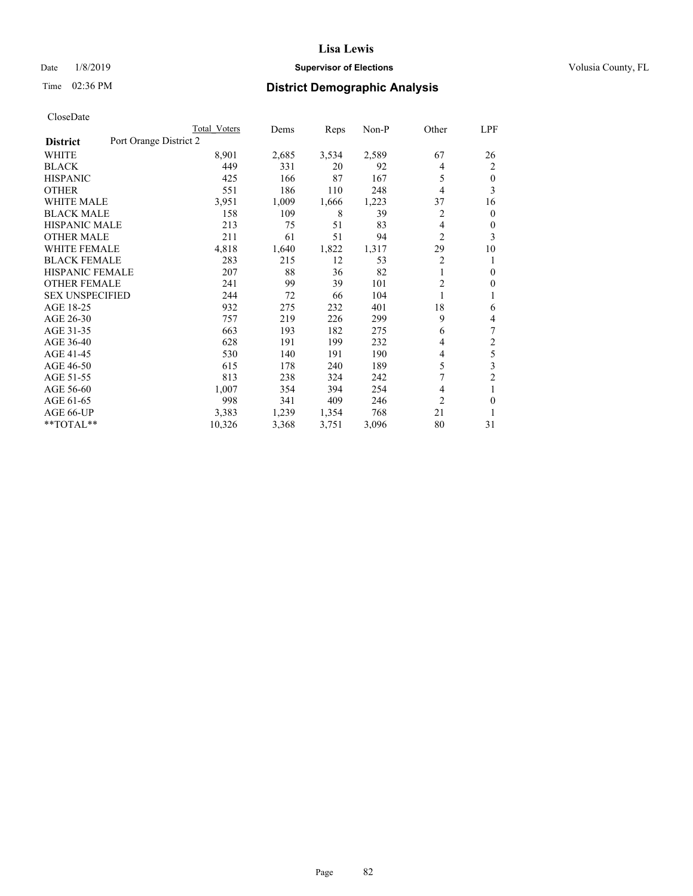# Lisa Lewis

Date 1/8/2019 **Supervisor of Elections** Volusia County, FL

Time 02:36 PM **District Demographic Analysis**

CloseDate

| District | Port Orange District 2 | Total Voters | Dems | Reps | Non-P | Other | LPF |
|---|---|---|---|---|---|---|---|
| WHITE | | 8,901 | 2,685 | 3,534 | 2,589 | 67 | 26 |
| BLACK | | 449 | 331 | 20 | 92 | 4 | 2 |
| HISPANIC | | 425 | 166 | 87 | 167 | 5 | 0 |
| OTHER | | 551 | 186 | 110 | 248 | 4 | 3 |
| WHITE MALE | | 3,951 | 1,009 | 1,666 | 1,223 | 37 | 16 |
| BLACK MALE | | 158 | 109 | 8 | 39 | 2 | 0 |
| HISPANIC MALE | | 213 | 75 | 51 | 83 | 4 | 0 |
| OTHER MALE | | 211 | 61 | 51 | 94 | 2 | 3 |
| WHITE FEMALE | | 4,818 | 1,640 | 1,822 | 1,317 | 29 | 10 |
| BLACK FEMALE | | 283 | 215 | 12 | 53 | 2 | 1 |
| HISPANIC FEMALE | | 207 | 88 | 36 | 82 | 1 | 0 |
| OTHER FEMALE | | 241 | 99 | 39 | 101 | 2 | 0 |
| SEX UNSPECIFIED | | 244 | 72 | 66 | 104 | 1 | 1 |
| AGE 18-25 | | 932 | 275 | 232 | 401 | 18 | 6 |
| AGE 26-30 | | 757 | 219 | 226 | 299 | 9 | 4 |
| AGE 31-35 | | 663 | 193 | 182 | 275 | 6 | 7 |
| AGE 36-40 | | 628 | 191 | 199 | 232 | 4 | 2 |
| AGE 41-45 | | 530 | 140 | 191 | 190 | 4 | 5 |
| AGE 46-50 | | 615 | 178 | 240 | 189 | 5 | 3 |
| AGE 51-55 | | 813 | 238 | 324 | 242 | 7 | 2 |
| AGE 56-60 | | 1,007 | 354 | 394 | 254 | 4 | 1 |
| AGE 61-65 | | 998 | 341 | 409 | 246 | 2 | 0 |
| AGE 66-UP | | 3,383 | 1,239 | 1,354 | 768 | 21 | 1 |
| **TOTAL** | | 10,326 | 3,368 | 3,751 | 3,096 | 80 | 31 |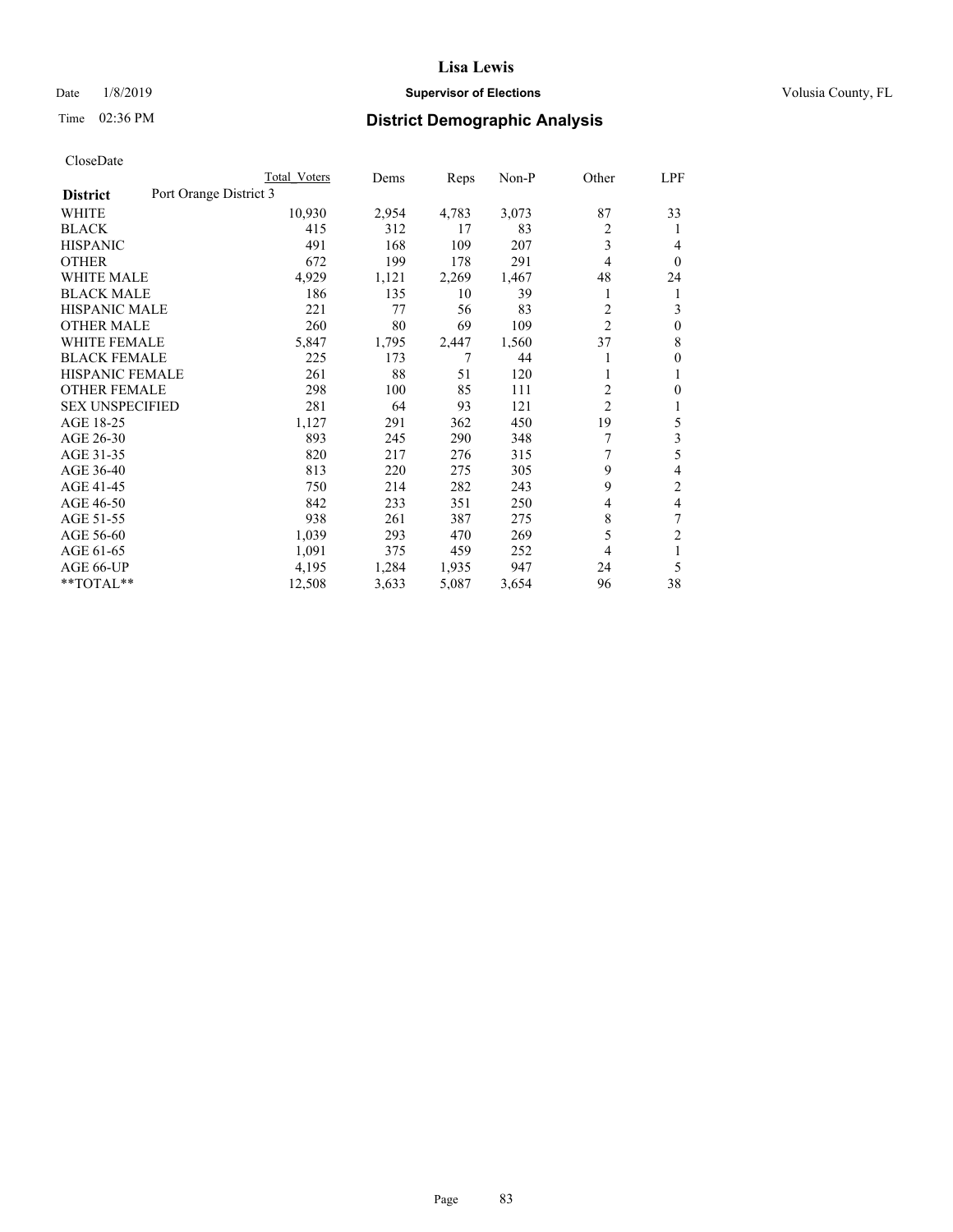# Lisa Lewis

Date 1/8/2019 **Supervisor of Elections** Volusia County, FL

Time 02:36 PM **District Demographic Analysis**

CloseDate

| District | Port Orange District 3 Total Voters | Dems | Reps | Non-P | Other | LPF |
|---|---|---|---|---|---|---|
| WHITE | 10,930 | 2,954 | 4,783 | 3,073 | 87 | 33 |
| BLACK | 415 | 312 | 17 | 83 | 2 | 1 |
| HISPANIC | 491 | 168 | 109 | 207 | 3 | 4 |
| OTHER | 672 | 199 | 178 | 291 | 4 | 0 |
| WHITE MALE | 4,929 | 1,121 | 2,269 | 1,467 | 48 | 24 |
| BLACK MALE | 186 | 135 | 10 | 39 | 1 | 1 |
| HISPANIC MALE | 221 | 77 | 56 | 83 | 2 | 3 |
| OTHER MALE | 260 | 80 | 69 | 109 | 2 | 0 |
| WHITE FEMALE | 5,847 | 1,795 | 2,447 | 1,560 | 37 | 8 |
| BLACK FEMALE | 225 | 173 | 7 | 44 | 1 | 0 |
| HISPANIC FEMALE | 261 | 88 | 51 | 120 | 1 | 1 |
| OTHER FEMALE | 298 | 100 | 85 | 111 | 2 | 0 |
| SEX UNSPECIFIED | 281 | 64 | 93 | 121 | 2 | 1 |
| AGE 18-25 | 1,127 | 291 | 362 | 450 | 19 | 5 |
| AGE 26-30 | 893 | 245 | 290 | 348 | 7 | 3 |
| AGE 31-35 | 820 | 217 | 276 | 315 | 7 | 5 |
| AGE 36-40 | 813 | 220 | 275 | 305 | 9 | 4 |
| AGE 41-45 | 750 | 214 | 282 | 243 | 9 | 2 |
| AGE 46-50 | 842 | 233 | 351 | 250 | 4 | 4 |
| AGE 51-55 | 938 | 261 | 387 | 275 | 8 | 7 |
| AGE 56-60 | 1,039 | 293 | 470 | 269 | 5 | 2 |
| AGE 61-65 | 1,091 | 375 | 459 | 252 | 4 | 1 |
| AGE 66-UP | 4,195 | 1,284 | 1,935 | 947 | 24 | 5 |
| **TOTAL** | 12,508 | 3,633 | 5,087 | 3,654 | 96 | 38 |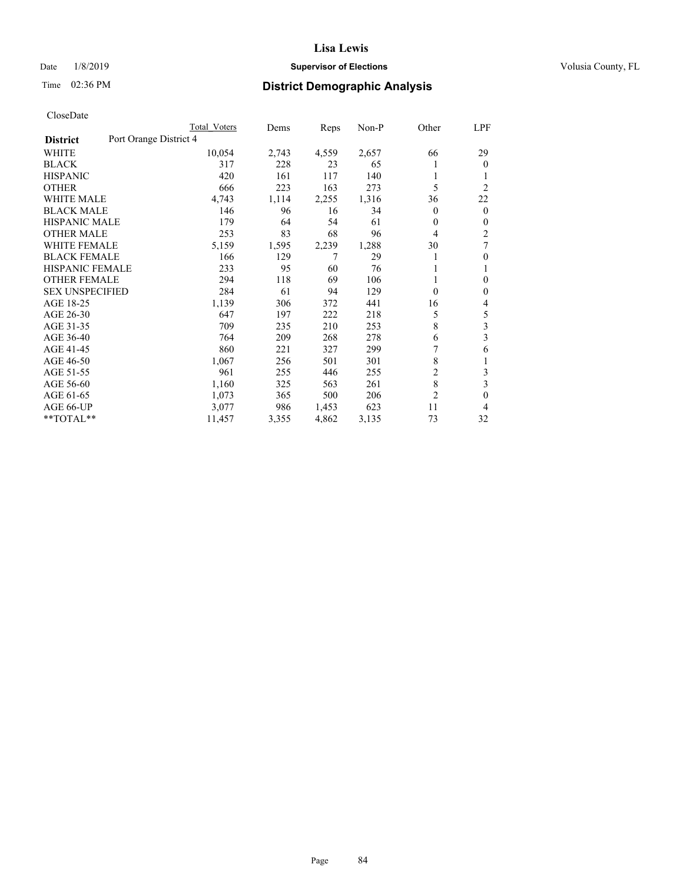CloseDate

| District | Port Orange District 4 | Total Voters | Dems | Reps | Non-P | Other | LPF |
|---|---|---|---|---|---|---|---|
| WHITE | | 10,054 | 2,743 | 4,559 | 2,657 | 66 | 29 |
| BLACK | | 317 | 228 | 23 | 65 | 1 | 0 |
| HISPANIC | | 420 | 161 | 117 | 140 | 1 | 1 |
| OTHER | | 666 | 223 | 163 | 273 | 5 | 2 |
| WHITE MALE | | 4,743 | 1,114 | 2,255 | 1,316 | 36 | 22 |
| BLACK MALE | | 146 | 96 | 16 | 34 | 0 | 0 |
| HISPANIC MALE | | 179 | 64 | 54 | 61 | 0 | 0 |
| OTHER MALE | | 253 | 83 | 68 | 96 | 4 | 2 |
| WHITE FEMALE | | 5,159 | 1,595 | 2,239 | 1,288 | 30 | 7 |
| BLACK FEMALE | | 166 | 129 | 7 | 29 | 1 | 0 |
| HISPANIC FEMALE | | 233 | 95 | 60 | 76 | 1 | 1 |
| OTHER FEMALE | | 294 | 118 | 69 | 106 | 1 | 0 |
| SEX UNSPECIFIED | | 284 | 61 | 94 | 129 | 0 | 0 |
| AGE 18-25 | | 1,139 | 306 | 372 | 441 | 16 | 4 |
| AGE 26-30 | | 647 | 197 | 222 | 218 | 5 | 5 |
| AGE 31-35 | | 709 | 235 | 210 | 253 | 8 | 3 |
| AGE 36-40 | | 764 | 209 | 268 | 278 | 6 | 3 |
| AGE 41-45 | | 860 | 221 | 327 | 299 | 7 | 6 |
| AGE 46-50 | | 1,067 | 256 | 501 | 301 | 8 | 1 |
| AGE 51-55 | | 961 | 255 | 446 | 255 | 2 | 3 |
| AGE 56-60 | | 1,160 | 325 | 563 | 261 | 8 | 3 |
| AGE 61-65 | | 1,073 | 365 | 500 | 206 | 2 | 0 |
| AGE 66-UP | | 3,077 | 986 | 1,453 | 623 | 11 | 4 |
| **TOTAL** | | 11,457 | 3,355 | 4,862 | 3,135 | 73 | 32 |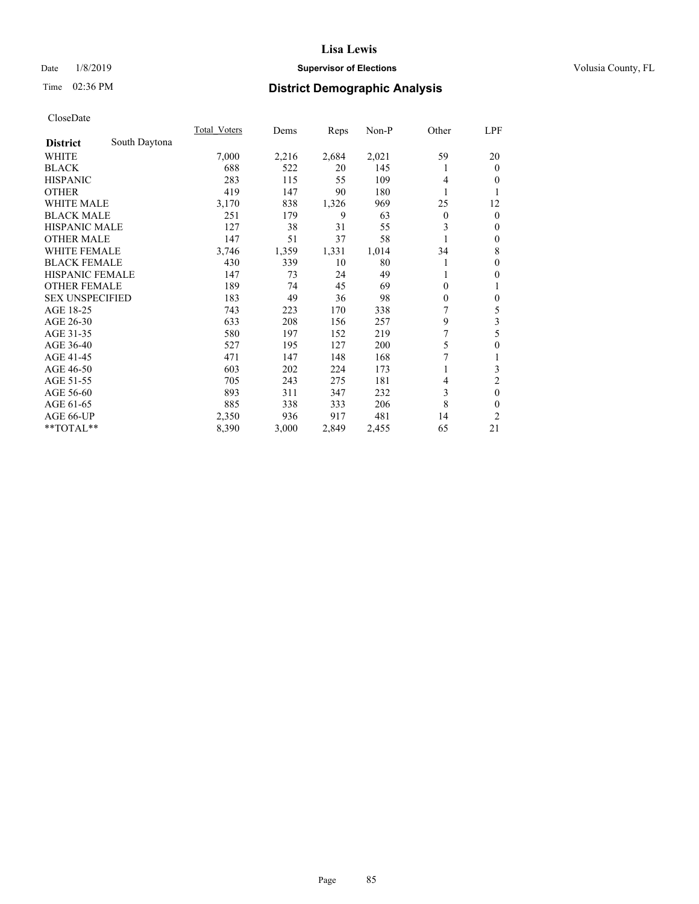# District Demographic Analysis

CloseDate

| District | South Daytona | Total_Voters | Dems | Reps | Non-P | Other | LPF |
|---|---|---|---|---|---|---|---|
| WHITE | | 7,000 | 2,216 | 2,684 | 2,021 | 59 | 20 |
| BLACK | | 688 | 522 | 20 | 145 | 1 | 0 |
| HISPANIC | | 283 | 115 | 55 | 109 | 4 | 0 |
| OTHER | | 419 | 147 | 90 | 180 | 1 | 1 |
| WHITE MALE | | 3,170 | 838 | 1,326 | 969 | 25 | 12 |
| BLACK MALE | | 251 | 179 | 9 | 63 | 0 | 0 |
| HISPANIC MALE | | 127 | 38 | 31 | 55 | 3 | 0 |
| OTHER MALE | | 147 | 51 | 37 | 58 | 1 | 0 |
| WHITE FEMALE | | 3,746 | 1,359 | 1,331 | 1,014 | 34 | 8 |
| BLACK FEMALE | | 430 | 339 | 10 | 80 | 1 | 0 |
| HISPANIC FEMALE | | 147 | 73 | 24 | 49 | 1 | 0 |
| OTHER FEMALE | | 189 | 74 | 45 | 69 | 0 | 1 |
| SEX UNSPECIFIED | | 183 | 49 | 36 | 98 | 0 | 0 |
| AGE 18-25 | | 743 | 223 | 170 | 338 | 7 | 5 |
| AGE 26-30 | | 633 | 208 | 156 | 257 | 9 | 3 |
| AGE 31-35 | | 580 | 197 | 152 | 219 | 7 | 5 |
| AGE 36-40 | | 527 | 195 | 127 | 200 | 5 | 0 |
| AGE 41-45 | | 471 | 147 | 148 | 168 | 7 | 1 |
| AGE 46-50 | | 603 | 202 | 224 | 173 | 1 | 3 |
| AGE 51-55 | | 705 | 243 | 275 | 181 | 4 | 2 |
| AGE 56-60 | | 893 | 311 | 347 | 232 | 3 | 0 |
| AGE 61-65 | | 885 | 338 | 333 | 206 | 8 | 0 |
| AGE 66-UP | | 2,350 | 936 | 917 | 481 | 14 | 2 |
| **TOTAL** | | 8,390 | 3,000 | 2,849 | 2,455 | 65 | 21 |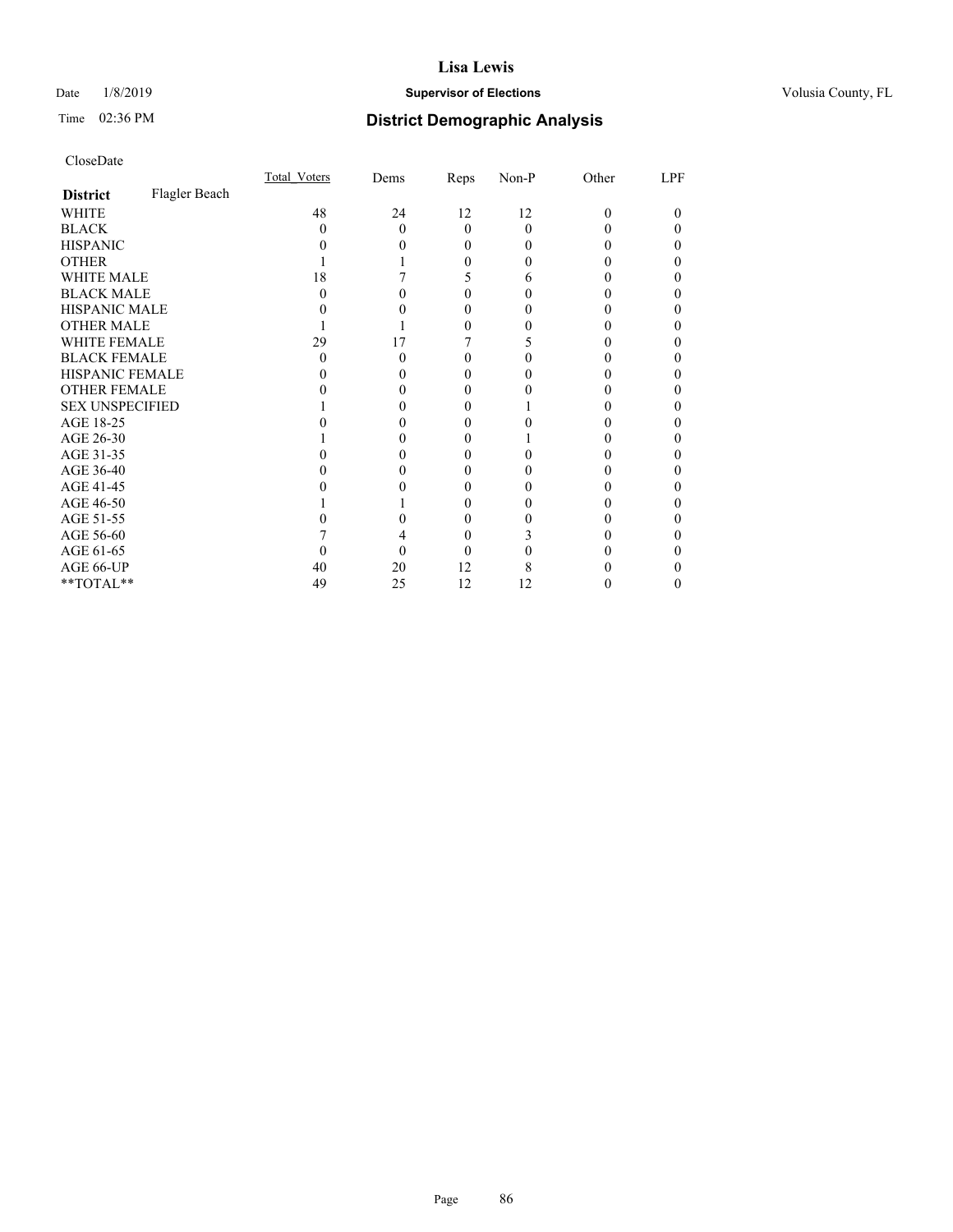**Lisa Lewis**

Date 1/8/2019 **Supervisor of Elections** Volusia County, FL

Time 02:36 PM **District Demographic Analysis**

CloseDate

| **District** Flagler Beach | Total_Voters | Dems | Reps | Non-P | Other | LPF |
|---|---|---|---|---|---|---|
| WHITE | 48 | 24 | 12 | 12 | 0 | 0 |
| BLACK | 0 | 0 | 0 | 0 | 0 | 0 |
| HISPANIC | 0 | 0 | 0 | 0 | 0 | 0 |
| OTHER | 1 | 1 | 0 | 0 | 0 | 0 |
| WHITE MALE | 18 | 7 | 5 | 6 | 0 | 0 |
| BLACK MALE | 0 | 0 | 0 | 0 | 0 | 0 |
| HISPANIC MALE | 0 | 0 | 0 | 0 | 0 | 0 |
| OTHER MALE | 1 | 1 | 0 | 0 | 0 | 0 |
| WHITE FEMALE | 29 | 17 | 7 | 5 | 0 | 0 |
| BLACK FEMALE | 0 | 0 | 0 | 0 | 0 | 0 |
| HISPANIC FEMALE | 0 | 0 | 0 | 0 | 0 | 0 |
| OTHER FEMALE | 0 | 0 | 0 | 0 | 0 | 0 |
| SEX UNSPECIFIED | 1 | 0 | 0 | 1 | 0 | 0 |
| AGE 18-25 | 0 | 0 | 0 | 0 | 0 | 0 |
| AGE 26-30 | 1 | 0 | 0 | 1 | 0 | 0 |
| AGE 31-35 | 0 | 0 | 0 | 0 | 0 | 0 |
| AGE 36-40 | 0 | 0 | 0 | 0 | 0 | 0 |
| AGE 41-45 | 0 | 0 | 0 | 0 | 0 | 0 |
| AGE 46-50 | 1 | 1 | 0 | 0 | 0 | 0 |
| AGE 51-55 | 0 | 0 | 0 | 0 | 0 | 0 |
| AGE 56-60 | 7 | 4 | 0 | 3 | 0 | 0 |
| AGE 61-65 | 0 | 0 | 0 | 0 | 0 | 0 |
| AGE 66-UP | 40 | 20 | 12 | 8 | 0 | 0 |
| **TOTAL** | 49 | 25 | 12 | 12 | 0 | 0 |